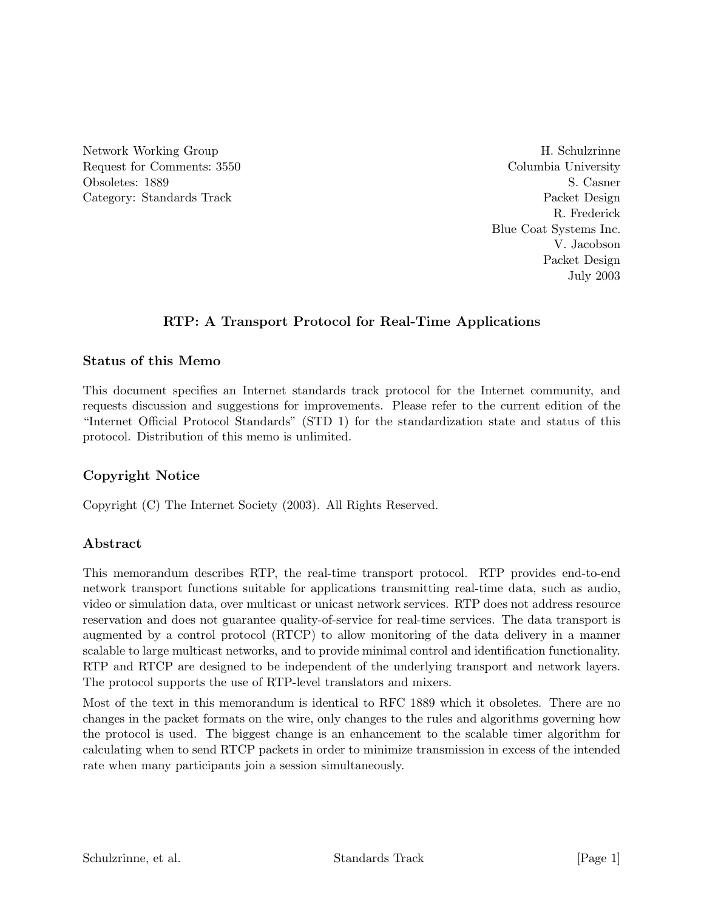Network Working Group
Request for Comments: 3550
Obsoletes: 1889
Category: Standards Track

H. Schulzrinne
Columbia University
S. Casner
Packet Design
R. Frederick
Blue Coat Systems Inc.
V. Jacobson
Packet Design
July 2003

# RTP: A Transport Protocol for Real-Time Applications

## Status of this Memo

This document specifies an Internet standards track protocol for the Internet community, and requests discussion and suggestions for improvements. Please refer to the current edition of the "Internet Official Protocol Standards" (STD 1) for the standardization state and status of this protocol. Distribution of this memo is unlimited.

## Copyright Notice

Copyright (C) The Internet Society (2003). All Rights Reserved.

## Abstract

This memorandum describes RTP, the real-time transport protocol. RTP provides end-to-end network transport functions suitable for applications transmitting real-time data, such as audio, video or simulation data, over multicast or unicast network services. RTP does not address resource reservation and does not guarantee quality-of-service for real-time services. The data transport is augmented by a control protocol (RTCP) to allow monitoring of the data delivery in a manner scalable to large multicast networks, and to provide minimal control and identification functionality. RTP and RTCP are designed to be independent of the underlying transport and network layers. The protocol supports the use of RTP-level translators and mixers.

Most of the text in this memorandum is identical to RFC 1889 which it obsoletes. There are no changes in the packet formats on the wire, only changes to the rules and algorithms governing how the protocol is used. The biggest change is an enhancement to the scalable timer algorithm for calculating when to send RTCP packets in order to minimize transmission in excess of the intended rate when many participants join a session simultaneously.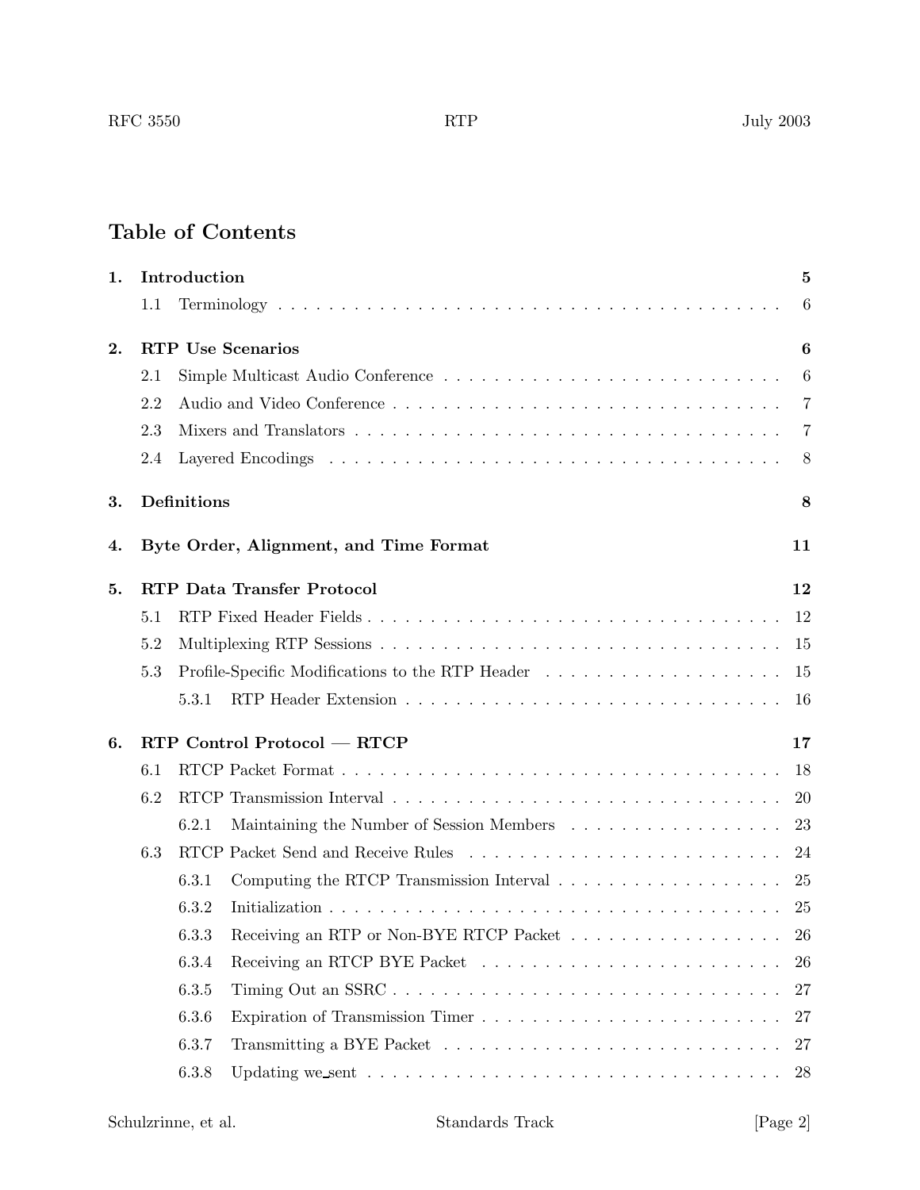## Table of Contents

**1. Introduction** 5

- 1.1 Terminology . . . . . 6

**2. RTP Use Scenarios** 6

- 2.1 Simple Multicast Audio Conference . . . . . 6
- 2.2 Audio and Video Conference . . . . . 7
- 2.3 Mixers and Translators . . . . . 7
- 2.4 Layered Encodings . . . . . 8

**3. Definitions** 8

**4. Byte Order, Alignment, and Time Format** 11

**5. RTP Data Transfer Protocol** 12

- 5.1 RTP Fixed Header Fields . . . . . 12
- 5.2 Multiplexing RTP Sessions . . . . . 15
- 5.3 Profile-Specific Modifications to the RTP Header . . . . . 15
  - 5.3.1 RTP Header Extension . . . . . 16

**6. RTP Control Protocol — RTCP** 17

- 6.1 RTCP Packet Format . . . . . 18
- 6.2 RTCP Transmission Interval . . . . . 20
  - 6.2.1 Maintaining the Number of Session Members . . . . . 23
- 6.3 RTCP Packet Send and Receive Rules . . . . . 24
  - 6.3.1 Computing the RTCP Transmission Interval . . . . . 25
  - 6.3.2 Initialization . . . . . 25
  - 6.3.3 Receiving an RTP or Non-BYE RTCP Packet . . . . . 26
  - 6.3.4 Receiving an RTCP BYE Packet . . . . . 26
  - 6.3.5 Timing Out an SSRC . . . . . 27
  - 6.3.6 Expiration of Transmission Timer . . . . . 27
  - 6.3.7 Transmitting a BYE Packet . . . . . 27
  - 6.3.8 Updating we_sent . . . . . 28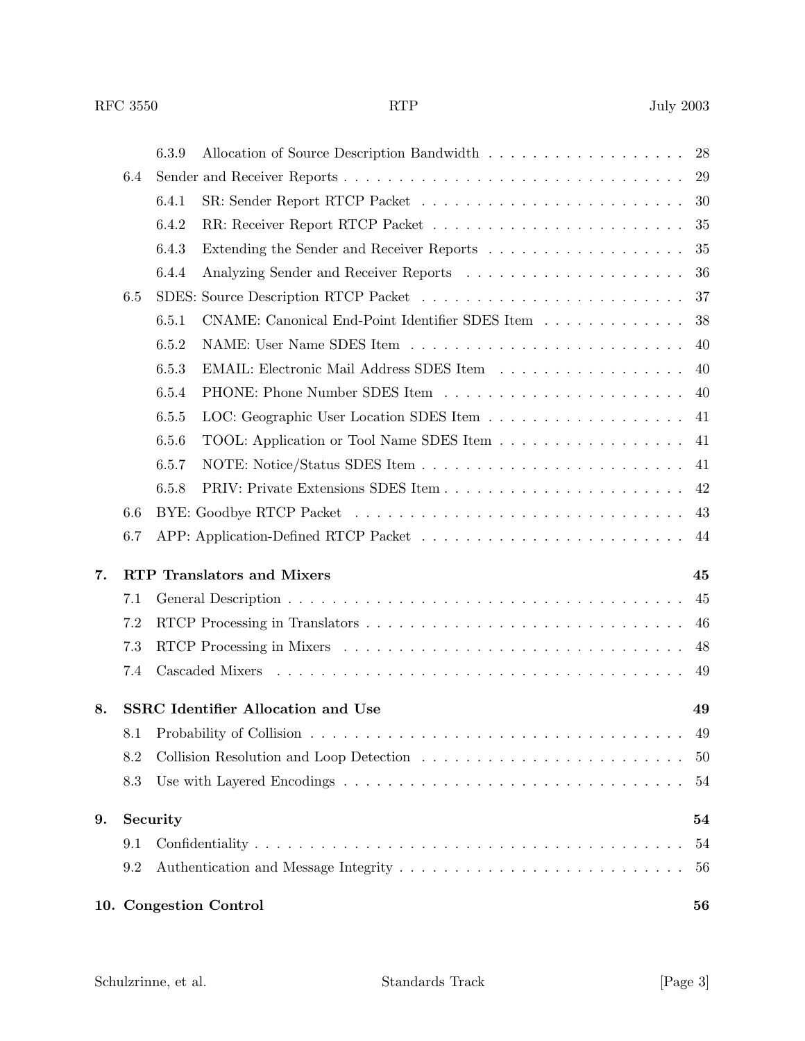- 6.3.9 Allocation of Source Description Bandwidth . . . . . . . . . . . . . . . . . . . 28
- 6.4 Sender and Receiver Reports . . . . . . . . . . . . . . . . . . . . . . . . . . . . . . . . 29
  - 6.4.1 SR: Sender Report RTCP Packet . . . . . . . . . . . . . . . . . . . . . . . . 30
  - 6.4.2 RR: Receiver Report RTCP Packet . . . . . . . . . . . . . . . . . . . . . . . 35
  - 6.4.3 Extending the Sender and Receiver Reports . . . . . . . . . . . . . . . . . . . 35
  - 6.4.4 Analyzing Sender and Receiver Reports . . . . . . . . . . . . . . . . . . . . 36
- 6.5 SDES: Source Description RTCP Packet . . . . . . . . . . . . . . . . . . . . . . . . 37
  - 6.5.1 CNAME: Canonical End-Point Identifier SDES Item . . . . . . . . . . . . . 38
  - 6.5.2 NAME: User Name SDES Item . . . . . . . . . . . . . . . . . . . . . . . . . 40
  - 6.5.3 EMAIL: Electronic Mail Address SDES Item . . . . . . . . . . . . . . . . . 40
  - 6.5.4 PHONE: Phone Number SDES Item . . . . . . . . . . . . . . . . . . . . . . 40
  - 6.5.5 LOC: Geographic User Location SDES Item . . . . . . . . . . . . . . . . . . 41
  - 6.5.6 TOOL: Application or Tool Name SDES Item . . . . . . . . . . . . . . . . . 41
  - 6.5.7 NOTE: Notice/Status SDES Item . . . . . . . . . . . . . . . . . . . . . . . . 41
  - 6.5.8 PRIV: Private Extensions SDES Item . . . . . . . . . . . . . . . . . . . . . 42
- 6.6 BYE: Goodbye RTCP Packet . . . . . . . . . . . . . . . . . . . . . . . . . . . . . . 43
- 6.7 APP: Application-Defined RTCP Packet . . . . . . . . . . . . . . . . . . . . . . . . 44

**7. RTP Translators and Mixers** 45

- 7.1 General Description . . . . . . . . . . . . . . . . . . . . . . . . . . . . . . . . . . . . 45
- 7.2 RTCP Processing in Translators . . . . . . . . . . . . . . . . . . . . . . . . . . . . . 46
- 7.3 RTCP Processing in Mixers . . . . . . . . . . . . . . . . . . . . . . . . . . . . . . . 48
- 7.4 Cascaded Mixers . . . . . . . . . . . . . . . . . . . . . . . . . . . . . . . . . . . . . 49

**8. SSRC Identifier Allocation and Use** 49

- 8.1 Probability of Collision . . . . . . . . . . . . . . . . . . . . . . . . . . . . . . . . . . 49
- 8.2 Collision Resolution and Loop Detection . . . . . . . . . . . . . . . . . . . . . . . . 50
- 8.3 Use with Layered Encodings . . . . . . . . . . . . . . . . . . . . . . . . . . . . . . . 54

**9. Security** 54

- 9.1 Confidentiality . . . . . . . . . . . . . . . . . . . . . . . . . . . . . . . . . . . . . . 54
- 9.2 Authentication and Message Integrity . . . . . . . . . . . . . . . . . . . . . . . . . . 56

**10. Congestion Control** 56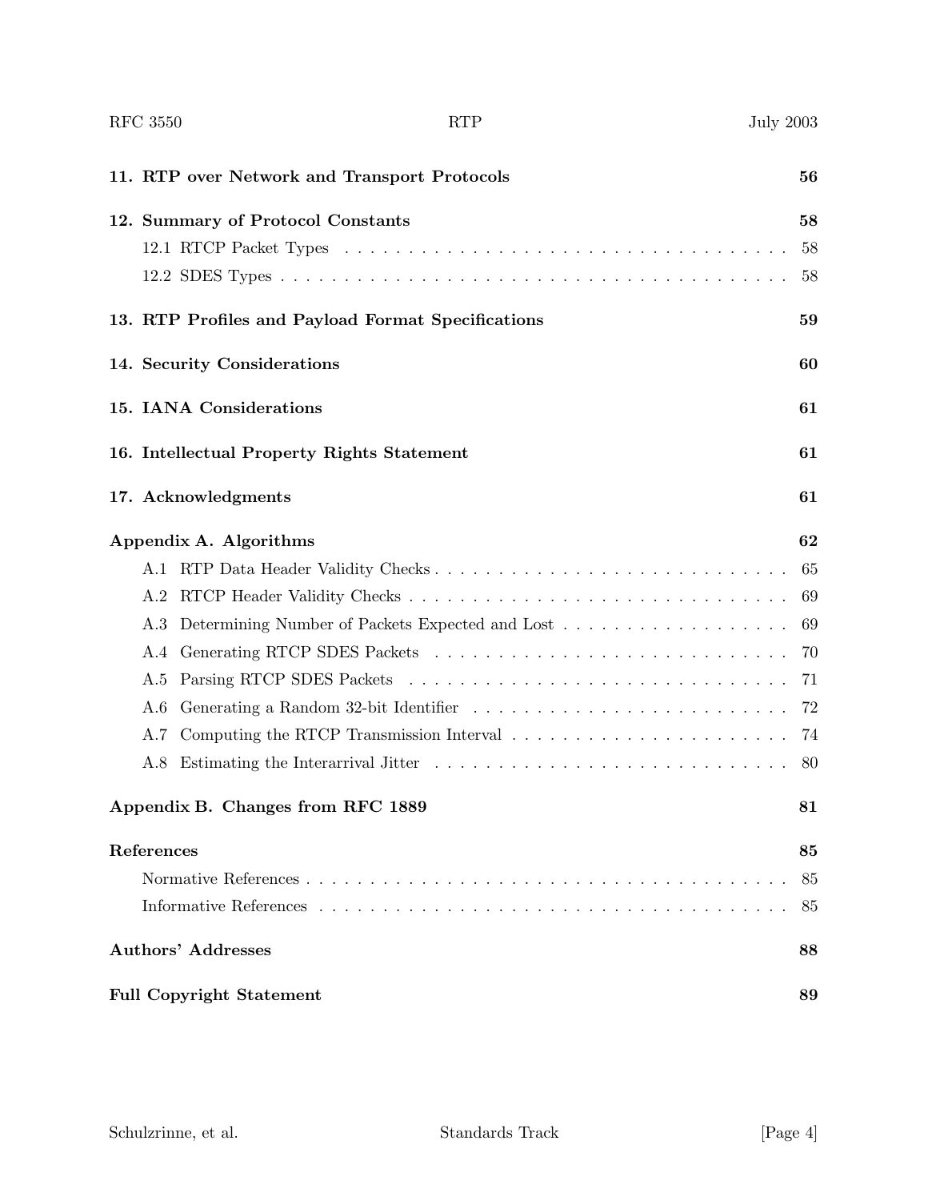**11. RTP over Network and Transport Protocols** 56

**12. Summary of Protocol Constants** 58

- 12.1 RTCP Packet Types . . . . . . . . . . . . . . . . . . . . . . . . . . . . . . . . . . . 58
- 12.2 SDES Types . . . . . . . . . . . . . . . . . . . . . . . . . . . . . . . . . . . . . . . . 58

**13. RTP Profiles and Payload Format Specifications** 59

**14. Security Considerations** 60

**15. IANA Considerations** 61

**16. Intellectual Property Rights Statement** 61

**17. Acknowledgments** 61

**Appendix A. Algorithms** 62

- A.1 RTP Data Header Validity Checks . . . . . . . . . . . . . . . . . . . . . . . . . . . 65
- A.2 RTCP Header Validity Checks . . . . . . . . . . . . . . . . . . . . . . . . . . . . . 69
- A.3 Determining Number of Packets Expected and Lost . . . . . . . . . . . . . . . . . . 69
- A.4 Generating RTCP SDES Packets . . . . . . . . . . . . . . . . . . . . . . . . . . . . 70
- A.5 Parsing RTCP SDES Packets . . . . . . . . . . . . . . . . . . . . . . . . . . . . . . 71
- A.6 Generating a Random 32-bit Identifier . . . . . . . . . . . . . . . . . . . . . . . . . 72
- A.7 Computing the RTCP Transmission Interval . . . . . . . . . . . . . . . . . . . . . . 74
- A.8 Estimating the Interarrival Jitter . . . . . . . . . . . . . . . . . . . . . . . . . . . . 80

**Appendix B. Changes from RFC 1889** 81

**References** 85

- Normative References . . . . . . . . . . . . . . . . . . . . . . . . . . . . . . . . . . . . 85
- Informative References . . . . . . . . . . . . . . . . . . . . . . . . . . . . . . . . . . . 85

**Authors' Addresses** 88

**Full Copyright Statement** 89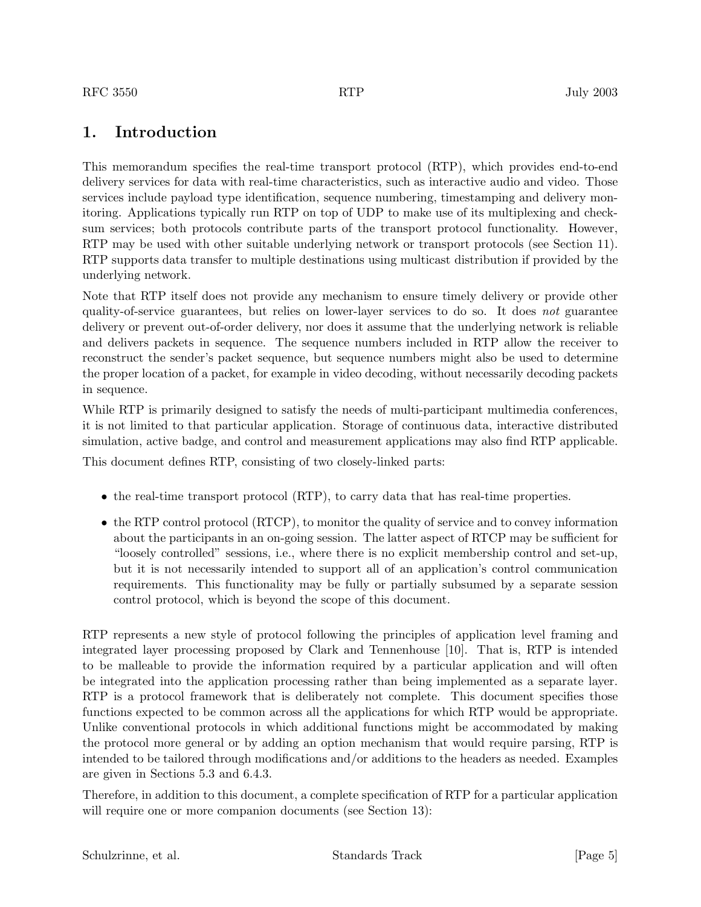# 1. Introduction

This memorandum specifies the real-time transport protocol (RTP), which provides end-to-end delivery services for data with real-time characteristics, such as interactive audio and video. Those services include payload type identification, sequence numbering, timestamping and delivery monitoring. Applications typically run RTP on top of UDP to make use of its multiplexing and checksum services; both protocols contribute parts of the transport protocol functionality. However, RTP may be used with other suitable underlying network or transport protocols (see Section 11). RTP supports data transfer to multiple destinations using multicast distribution if provided by the underlying network.

Note that RTP itself does not provide any mechanism to ensure timely delivery or provide other quality-of-service guarantees, but relies on lower-layer services to do so. It does *not* guarantee delivery or prevent out-of-order delivery, nor does it assume that the underlying network is reliable and delivers packets in sequence. The sequence numbers included in RTP allow the receiver to reconstruct the sender's packet sequence, but sequence numbers might also be used to determine the proper location of a packet, for example in video decoding, without necessarily decoding packets in sequence.

While RTP is primarily designed to satisfy the needs of multi-participant multimedia conferences, it is not limited to that particular application. Storage of continuous data, interactive distributed simulation, active badge, and control and measurement applications may also find RTP applicable.

This document defines RTP, consisting of two closely-linked parts:

- the real-time transport protocol (RTP), to carry data that has real-time properties.
- the RTP control protocol (RTCP), to monitor the quality of service and to convey information about the participants in an on-going session. The latter aspect of RTCP may be sufficient for "loosely controlled" sessions, i.e., where there is no explicit membership control and set-up, but it is not necessarily intended to support all of an application's control communication requirements. This functionality may be fully or partially subsumed by a separate session control protocol, which is beyond the scope of this document.

RTP represents a new style of protocol following the principles of application level framing and integrated layer processing proposed by Clark and Tennenhouse [10]. That is, RTP is intended to be malleable to provide the information required by a particular application and will often be integrated into the application processing rather than being implemented as a separate layer. RTP is a protocol framework that is deliberately not complete. This document specifies those functions expected to be common across all the applications for which RTP would be appropriate. Unlike conventional protocols in which additional functions might be accommodated by making the protocol more general or by adding an option mechanism that would require parsing, RTP is intended to be tailored through modifications and/or additions to the headers as needed. Examples are given in Sections 5.3 and 6.4.3.

Therefore, in addition to this document, a complete specification of RTP for a particular application will require one or more companion documents (see Section 13):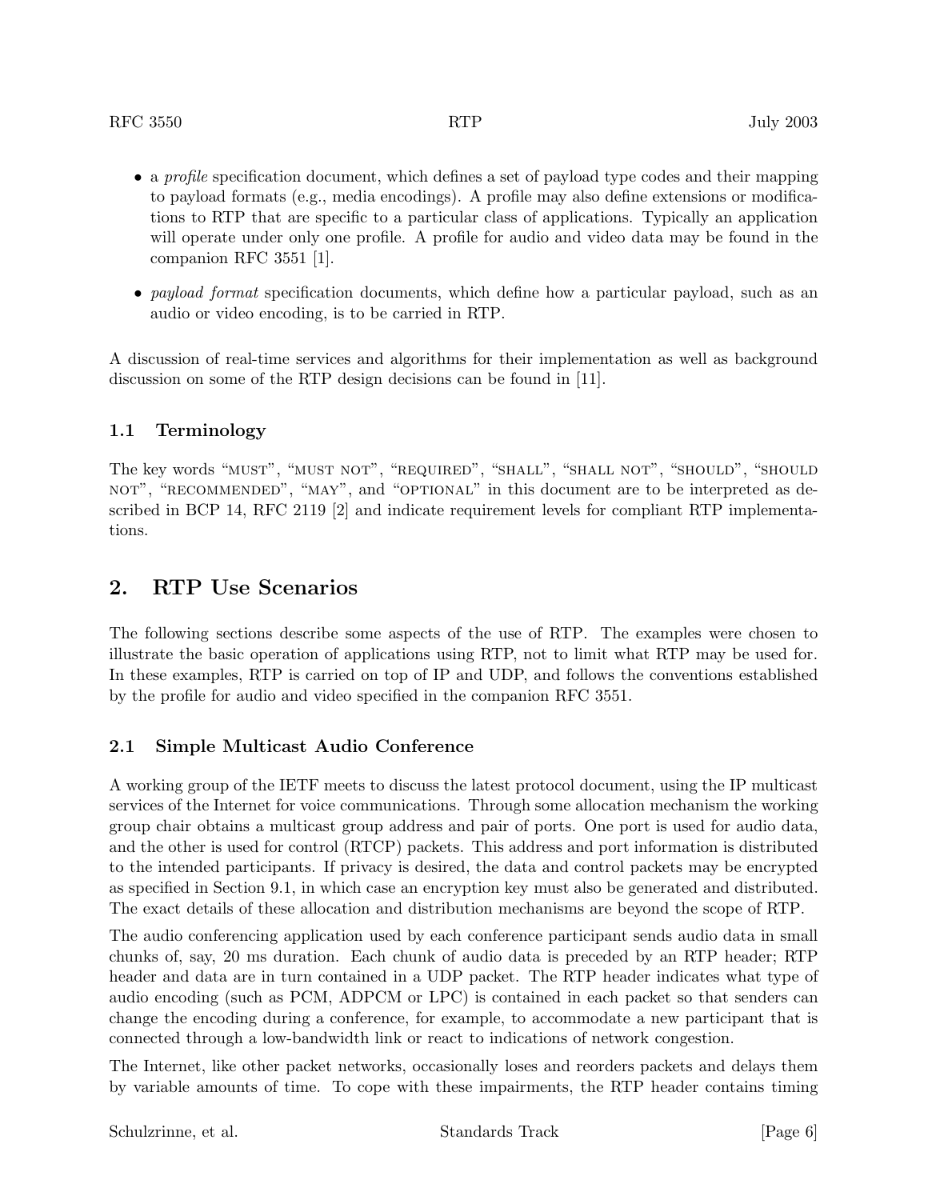- a *profile* specification document, which defines a set of payload type codes and their mapping to payload formats (e.g., media encodings). A profile may also define extensions or modifications to RTP that are specific to a particular class of applications. Typically an application will operate under only one profile. A profile for audio and video data may be found in the companion RFC 3551 [1].
- *payload format* specification documents, which define how a particular payload, such as an audio or video encoding, is to be carried in RTP.

A discussion of real-time services and algorithms for their implementation as well as background discussion on some of the RTP design decisions can be found in [11].

### 1.1 Terminology

The key words "MUST", "MUST NOT", "REQUIRED", "SHALL", "SHALL NOT", "SHOULD", "SHOULD NOT", "RECOMMENDED", "MAY", and "OPTIONAL" in this document are to be interpreted as described in BCP 14, RFC 2119 [2] and indicate requirement levels for compliant RTP implementations.

## 2. RTP Use Scenarios

The following sections describe some aspects of the use of RTP. The examples were chosen to illustrate the basic operation of applications using RTP, not to limit what RTP may be used for. In these examples, RTP is carried on top of IP and UDP, and follows the conventions established by the profile for audio and video specified in the companion RFC 3551.

### 2.1 Simple Multicast Audio Conference

A working group of the IETF meets to discuss the latest protocol document, using the IP multicast services of the Internet for voice communications. Through some allocation mechanism the working group chair obtains a multicast group address and pair of ports. One port is used for audio data, and the other is used for control (RTCP) packets. This address and port information is distributed to the intended participants. If privacy is desired, the data and control packets may be encrypted as specified in Section 9.1, in which case an encryption key must also be generated and distributed. The exact details of these allocation and distribution mechanisms are beyond the scope of RTP.

The audio conferencing application used by each conference participant sends audio data in small chunks of, say, 20 ms duration. Each chunk of audio data is preceded by an RTP header; RTP header and data are in turn contained in a UDP packet. The RTP header indicates what type of audio encoding (such as PCM, ADPCM or LPC) is contained in each packet so that senders can change the encoding during a conference, for example, to accommodate a new participant that is connected through a low-bandwidth link or react to indications of network congestion.

The Internet, like other packet networks, occasionally loses and reorders packets and delays them by variable amounts of time. To cope with these impairments, the RTP header contains timing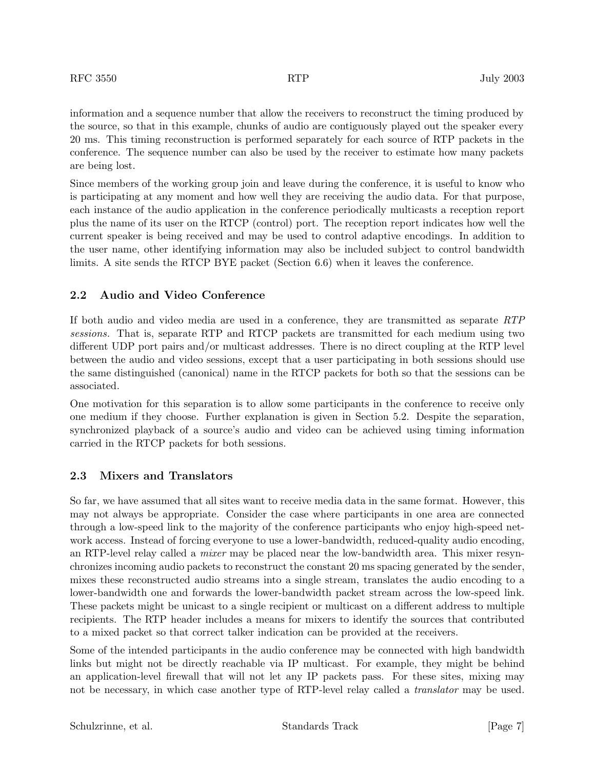information and a sequence number that allow the receivers to reconstruct the timing produced by the source, so that in this example, chunks of audio are contiguously played out the speaker every 20 ms. This timing reconstruction is performed separately for each source of RTP packets in the conference. The sequence number can also be used by the receiver to estimate how many packets are being lost.

Since members of the working group join and leave during the conference, it is useful to know who is participating at any moment and how well they are receiving the audio data. For that purpose, each instance of the audio application in the conference periodically multicasts a reception report plus the name of its user on the RTCP (control) port. The reception report indicates how well the current speaker is being received and may be used to control adaptive encodings. In addition to the user name, other identifying information may also be included subject to control bandwidth limits. A site sends the RTCP BYE packet (Section 6.6) when it leaves the conference.

## 2.2 Audio and Video Conference

If both audio and video media are used in a conference, they are transmitted as separate *RTP sessions.* That is, separate RTP and RTCP packets are transmitted for each medium using two different UDP port pairs and/or multicast addresses. There is no direct coupling at the RTP level between the audio and video sessions, except that a user participating in both sessions should use the same distinguished (canonical) name in the RTCP packets for both so that the sessions can be associated.

One motivation for this separation is to allow some participants in the conference to receive only one medium if they choose. Further explanation is given in Section 5.2. Despite the separation, synchronized playback of a source's audio and video can be achieved using timing information carried in the RTCP packets for both sessions.

## 2.3 Mixers and Translators

So far, we have assumed that all sites want to receive media data in the same format. However, this may not always be appropriate. Consider the case where participants in one area are connected through a low-speed link to the majority of the conference participants who enjoy high-speed network access. Instead of forcing everyone to use a lower-bandwidth, reduced-quality audio encoding, an RTP-level relay called a *mixer* may be placed near the low-bandwidth area. This mixer resynchronizes incoming audio packets to reconstruct the constant 20 ms spacing generated by the sender, mixes these reconstructed audio streams into a single stream, translates the audio encoding to a lower-bandwidth one and forwards the lower-bandwidth packet stream across the low-speed link. These packets might be unicast to a single recipient or multicast on a different address to multiple recipients. The RTP header includes a means for mixers to identify the sources that contributed to a mixed packet so that correct talker indication can be provided at the receivers.

Some of the intended participants in the audio conference may be connected with high bandwidth links but might not be directly reachable via IP multicast. For example, they might be behind an application-level firewall that will not let any IP packets pass. For these sites, mixing may not be necessary, in which case another type of RTP-level relay called a *translator* may be used.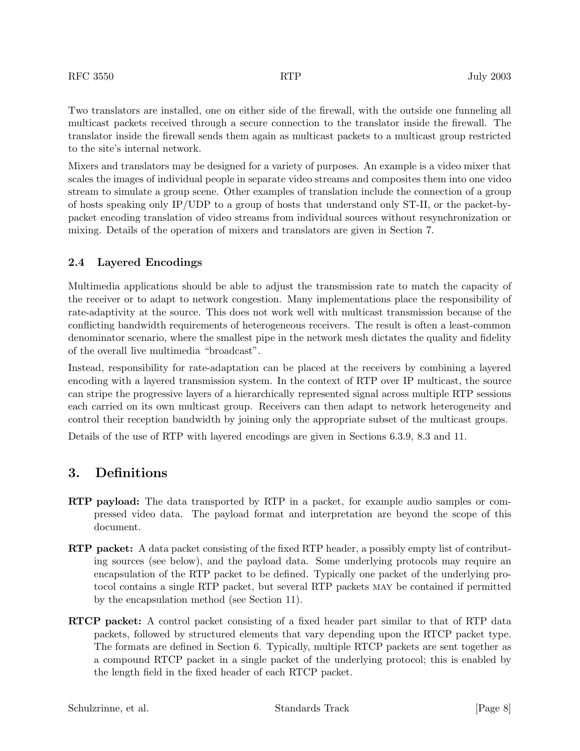Two translators are installed, one on either side of the firewall, with the outside one funneling all multicast packets received through a secure connection to the translator inside the firewall. The translator inside the firewall sends them again as multicast packets to a multicast group restricted to the site's internal network.

Mixers and translators may be designed for a variety of purposes. An example is a video mixer that scales the images of individual people in separate video streams and composites them into one video stream to simulate a group scene. Other examples of translation include the connection of a group of hosts speaking only IP/UDP to a group of hosts that understand only ST-II, or the packet-by-packet encoding translation of video streams from individual sources without resynchronization or mixing. Details of the operation of mixers and translators are given in Section 7.

### 2.4 Layered Encodings

Multimedia applications should be able to adjust the transmission rate to match the capacity of the receiver or to adapt to network congestion. Many implementations place the responsibility of rate-adaptivity at the source. This does not work well with multicast transmission because of the conflicting bandwidth requirements of heterogeneous receivers. The result is often a least-common denominator scenario, where the smallest pipe in the network mesh dictates the quality and fidelity of the overall live multimedia "broadcast".

Instead, responsibility for rate-adaptation can be placed at the receivers by combining a layered encoding with a layered transmission system. In the context of RTP over IP multicast, the source can stripe the progressive layers of a hierarchically represented signal across multiple RTP sessions each carried on its own multicast group. Receivers can then adapt to network heterogeneity and control their reception bandwidth by joining only the appropriate subset of the multicast groups.

Details of the use of RTP with layered encodings are given in Sections 6.3.9, 8.3 and 11.

## 3. Definitions

**RTP payload:** The data transported by RTP in a packet, for example audio samples or compressed video data. The payload format and interpretation are beyond the scope of this document.

**RTP packet:** A data packet consisting of the fixed RTP header, a possibly empty list of contributing sources (see below), and the payload data. Some underlying protocols may require an encapsulation of the RTP packet to be defined. Typically one packet of the underlying protocol contains a single RTP packet, but several RTP packets MAY be contained if permitted by the encapsulation method (see Section 11).

**RTCP packet:** A control packet consisting of a fixed header part similar to that of RTP data packets, followed by structured elements that vary depending upon the RTCP packet type. The formats are defined in Section 6. Typically, multiple RTCP packets are sent together as a compound RTCP packet in a single packet of the underlying protocol; this is enabled by the length field in the fixed header of each RTCP packet.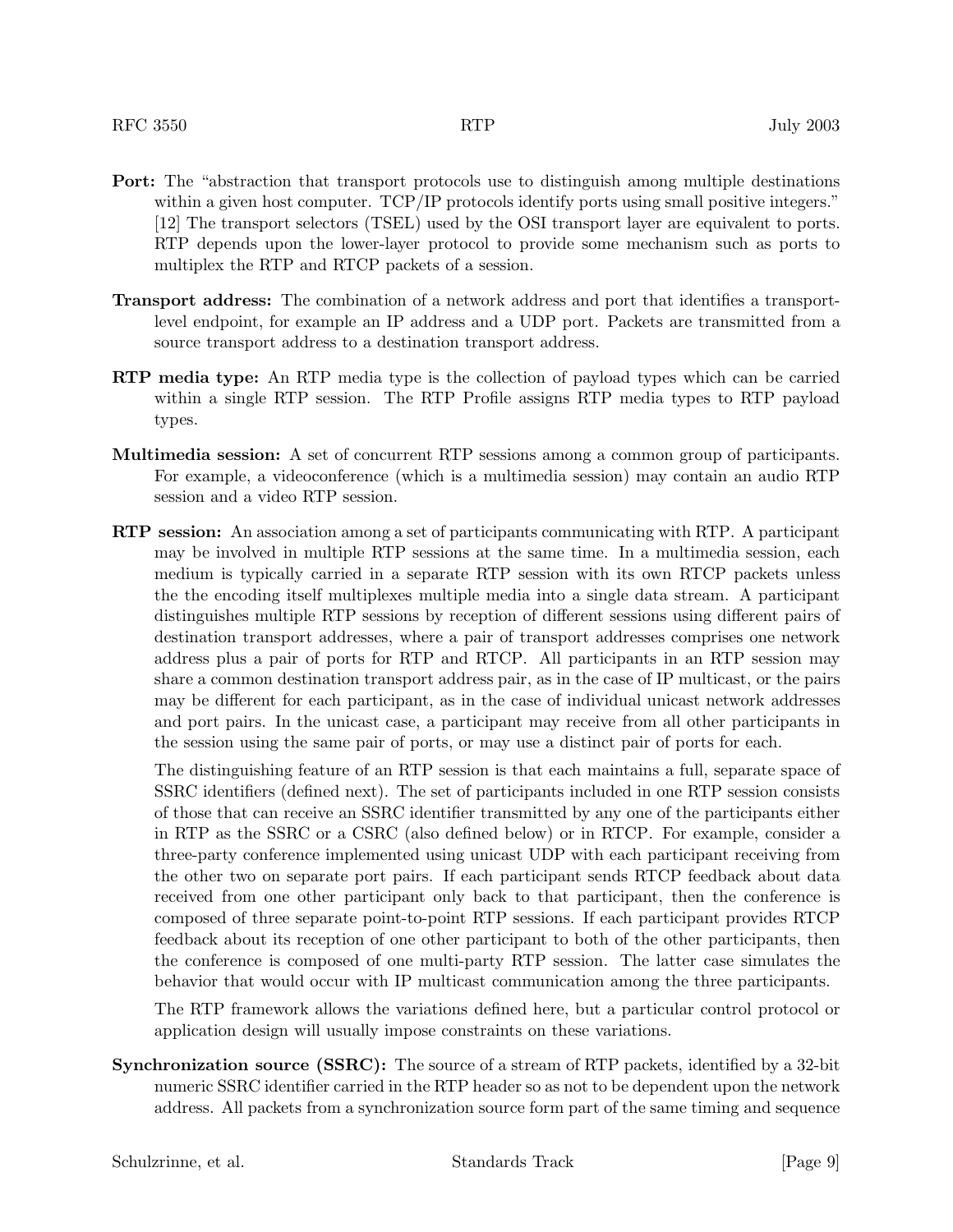**Port:** The "abstraction that transport protocols use to distinguish among multiple destinations within a given host computer. TCP/IP protocols identify ports using small positive integers." [12] The transport selectors (TSEL) used by the OSI transport layer are equivalent to ports. RTP depends upon the lower-layer protocol to provide some mechanism such as ports to multiplex the RTP and RTCP packets of a session.

**Transport address:** The combination of a network address and port that identifies a transport-level endpoint, for example an IP address and a UDP port. Packets are transmitted from a source transport address to a destination transport address.

**RTP media type:** An RTP media type is the collection of payload types which can be carried within a single RTP session. The RTP Profile assigns RTP media types to RTP payload types.

**Multimedia session:** A set of concurrent RTP sessions among a common group of participants. For example, a videoconference (which is a multimedia session) may contain an audio RTP session and a video RTP session.

**RTP session:** An association among a set of participants communicating with RTP. A participant may be involved in multiple RTP sessions at the same time. In a multimedia session, each medium is typically carried in a separate RTP session with its own RTCP packets unless the the encoding itself multiplexes multiple media into a single data stream. A participant distinguishes multiple RTP sessions by reception of different sessions using different pairs of destination transport addresses, where a pair of transport addresses comprises one network address plus a pair of ports for RTP and RTCP. All participants in an RTP session may share a common destination transport address pair, as in the case of IP multicast, or the pairs may be different for each participant, as in the case of individual unicast network addresses and port pairs. In the unicast case, a participant may receive from all other participants in the session using the same pair of ports, or may use a distinct pair of ports for each.

The distinguishing feature of an RTP session is that each maintains a full, separate space of SSRC identifiers (defined next). The set of participants included in one RTP session consists of those that can receive an SSRC identifier transmitted by any one of the participants either in RTP as the SSRC or a CSRC (also defined below) or in RTCP. For example, consider a three-party conference implemented using unicast UDP with each participant receiving from the other two on separate port pairs. If each participant sends RTCP feedback about data received from one other participant only back to that participant, then the conference is composed of three separate point-to-point RTP sessions. If each participant provides RTCP feedback about its reception of one other participant to both of the other participants, then the conference is composed of one multi-party RTP session. The latter case simulates the behavior that would occur with IP multicast communication among the three participants.

The RTP framework allows the variations defined here, but a particular control protocol or application design will usually impose constraints on these variations.

**Synchronization source (SSRC):** The source of a stream of RTP packets, identified by a 32-bit numeric SSRC identifier carried in the RTP header so as not to be dependent upon the network address. All packets from a synchronization source form part of the same timing and sequence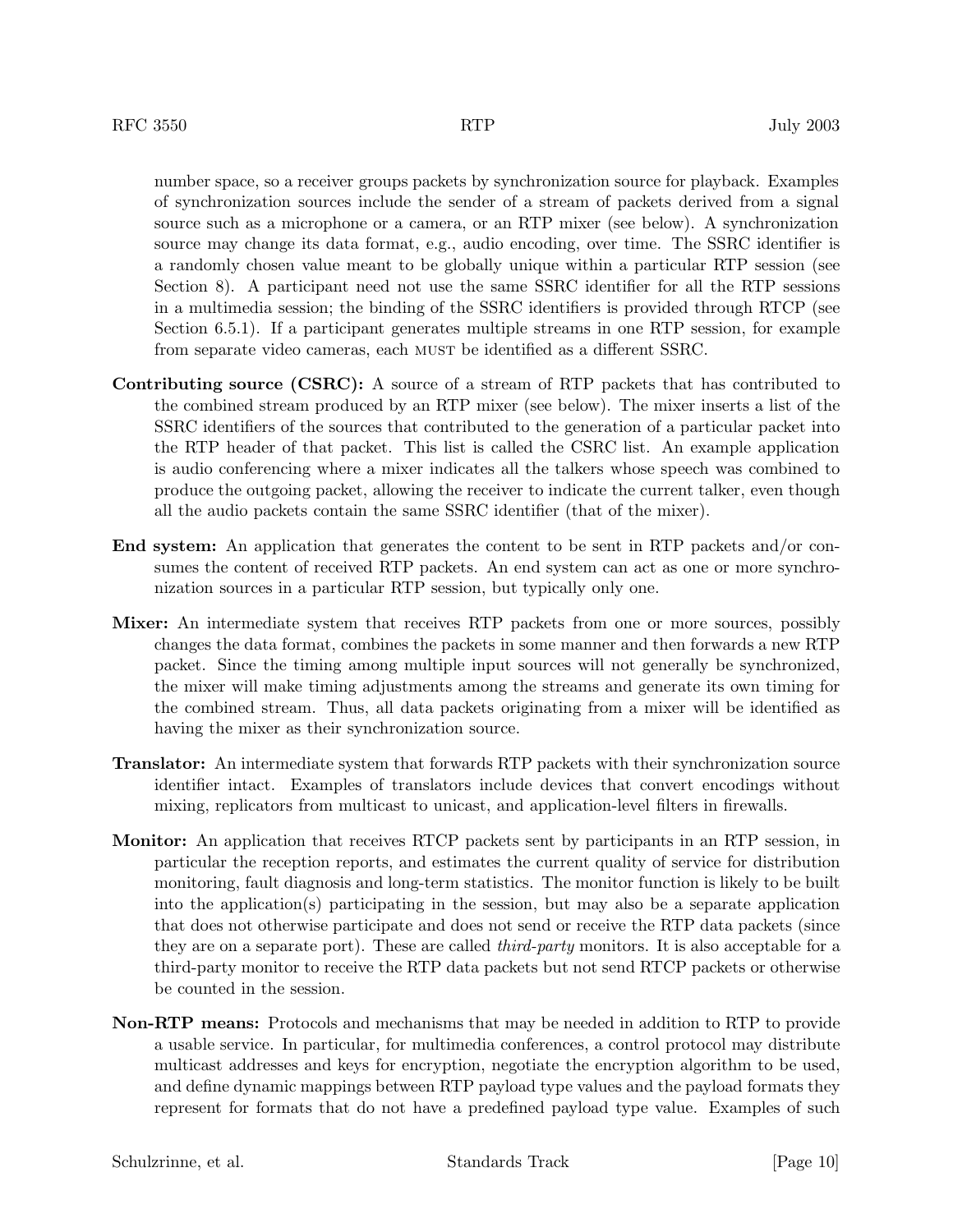number space, so a receiver groups packets by synchronization source for playback. Examples of synchronization sources include the sender of a stream of packets derived from a signal source such as a microphone or a camera, or an RTP mixer (see below). A synchronization source may change its data format, e.g., audio encoding, over time. The SSRC identifier is a randomly chosen value meant to be globally unique within a particular RTP session (see Section 8). A participant need not use the same SSRC identifier for all the RTP sessions in a multimedia session; the binding of the SSRC identifiers is provided through RTCP (see Section 6.5.1). If a participant generates multiple streams in one RTP session, for example from separate video cameras, each MUST be identified as a different SSRC.

**Contributing source (CSRC):** A source of a stream of RTP packets that has contributed to the combined stream produced by an RTP mixer (see below). The mixer inserts a list of the SSRC identifiers of the sources that contributed to the generation of a particular packet into the RTP header of that packet. This list is called the CSRC list. An example application is audio conferencing where a mixer indicates all the talkers whose speech was combined to produce the outgoing packet, allowing the receiver to indicate the current talker, even though all the audio packets contain the same SSRC identifier (that of the mixer).

**End system:** An application that generates the content to be sent in RTP packets and/or consumes the content of received RTP packets. An end system can act as one or more synchronization sources in a particular RTP session, but typically only one.

**Mixer:** An intermediate system that receives RTP packets from one or more sources, possibly changes the data format, combines the packets in some manner and then forwards a new RTP packet. Since the timing among multiple input sources will not generally be synchronized, the mixer will make timing adjustments among the streams and generate its own timing for the combined stream. Thus, all data packets originating from a mixer will be identified as having the mixer as their synchronization source.

**Translator:** An intermediate system that forwards RTP packets with their synchronization source identifier intact. Examples of translators include devices that convert encodings without mixing, replicators from multicast to unicast, and application-level filters in firewalls.

**Monitor:** An application that receives RTCP packets sent by participants in an RTP session, in particular the reception reports, and estimates the current quality of service for distribution monitoring, fault diagnosis and long-term statistics. The monitor function is likely to be built into the application(s) participating in the session, but may also be a separate application that does not otherwise participate and does not send or receive the RTP data packets (since they are on a separate port). These are called *third-party* monitors. It is also acceptable for a third-party monitor to receive the RTP data packets but not send RTCP packets or otherwise be counted in the session.

**Non-RTP means:** Protocols and mechanisms that may be needed in addition to RTP to provide a usable service. In particular, for multimedia conferences, a control protocol may distribute multicast addresses and keys for encryption, negotiate the encryption algorithm to be used, and define dynamic mappings between RTP payload type values and the payload formats they represent for formats that do not have a predefined payload type value. Examples of such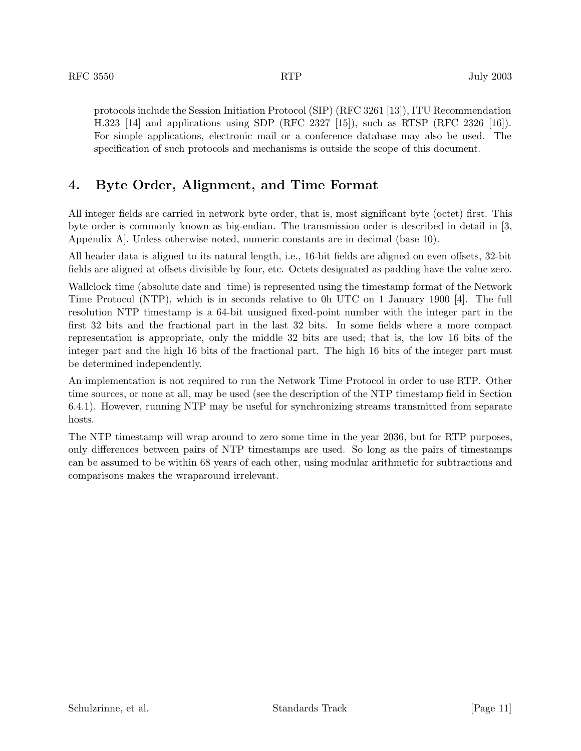protocols include the Session Initiation Protocol (SIP) (RFC 3261 [13]), ITU Recommendation H.323 [14] and applications using SDP (RFC 2327 [15]), such as RTSP (RFC 2326 [16]). For simple applications, electronic mail or a conference database may also be used. The specification of such protocols and mechanisms is outside the scope of this document.

## 4. Byte Order, Alignment, and Time Format

All integer fields are carried in network byte order, that is, most significant byte (octet) first. This byte order is commonly known as big-endian. The transmission order is described in detail in [3, Appendix A]. Unless otherwise noted, numeric constants are in decimal (base 10).

All header data is aligned to its natural length, i.e., 16-bit fields are aligned on even offsets, 32-bit fields are aligned at offsets divisible by four, etc. Octets designated as padding have the value zero.

Wallclock time (absolute date and time) is represented using the timestamp format of the Network Time Protocol (NTP), which is in seconds relative to 0h UTC on 1 January 1900 [4]. The full resolution NTP timestamp is a 64-bit unsigned fixed-point number with the integer part in the first 32 bits and the fractional part in the last 32 bits. In some fields where a more compact representation is appropriate, only the middle 32 bits are used; that is, the low 16 bits of the integer part and the high 16 bits of the fractional part. The high 16 bits of the integer part must be determined independently.

An implementation is not required to run the Network Time Protocol in order to use RTP. Other time sources, or none at all, may be used (see the description of the NTP timestamp field in Section 6.4.1). However, running NTP may be useful for synchronizing streams transmitted from separate hosts.

The NTP timestamp will wrap around to zero some time in the year 2036, but for RTP purposes, only differences between pairs of NTP timestamps are used. So long as the pairs of timestamps can be assumed to be within 68 years of each other, using modular arithmetic for subtractions and comparisons makes the wraparound irrelevant.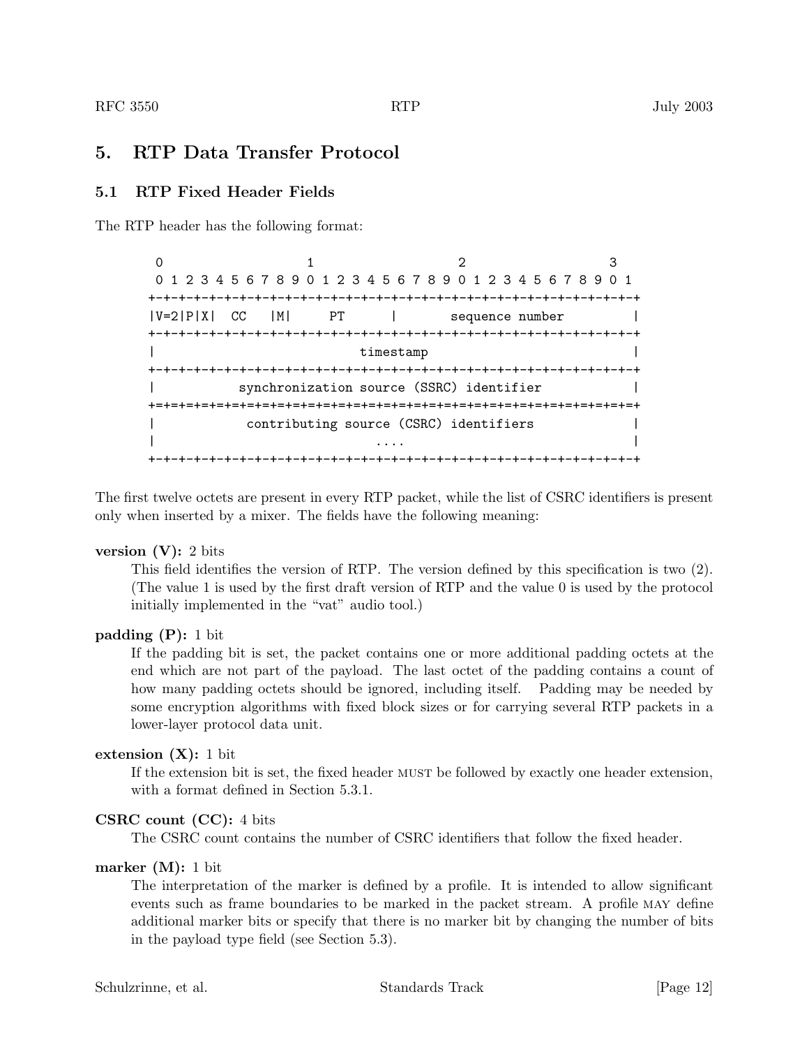## 5. RTP Data Transfer Protocol

### 5.1 RTP Fixed Header Fields

The RTP header has the following format:

```
 0                   1                   2                   3
 0 1 2 3 4 5 6 7 8 9 0 1 2 3 4 5 6 7 8 9 0 1 2 3 4 5 6 7 8 9 0 1
+-+-+-+-+-+-+-+-+-+-+-+-+-+-+-+-+-+-+-+-+-+-+-+-+-+-+-+-+-+-+-+-+
|V=2|P|X|  CC   |M|     PT      |       sequence number         |
+-+-+-+-+-+-+-+-+-+-+-+-+-+-+-+-+-+-+-+-+-+-+-+-+-+-+-+-+-+-+-+-+
|                           timestamp                           |
+-+-+-+-+-+-+-+-+-+-+-+-+-+-+-+-+-+-+-+-+-+-+-+-+-+-+-+-+-+-+-+-+
|           synchronization source (SSRC) identifier            |
+=+=+=+=+=+=+=+=+=+=+=+=+=+=+=+=+=+=+=+=+=+=+=+=+=+=+=+=+=+=+=+=+
|            contributing source (CSRC) identifiers             |
|                             ....                              |
+-+-+-+-+-+-+-+-+-+-+-+-+-+-+-+-+-+-+-+-+-+-+-+-+-+-+-+-+-+-+-+-+
```

The first twelve octets are present in every RTP packet, while the list of CSRC identifiers is present only when inserted by a mixer. The fields have the following meaning:

**version (V):** 2 bits
This field identifies the version of RTP. The version defined by this specification is two (2). (The value 1 is used by the first draft version of RTP and the value 0 is used by the protocol initially implemented in the "vat" audio tool.)

**padding (P):** 1 bit
If the padding bit is set, the packet contains one or more additional padding octets at the end which are not part of the payload. The last octet of the padding contains a count of how many padding octets should be ignored, including itself. Padding may be needed by some encryption algorithms with fixed block sizes or for carrying several RTP packets in a lower-layer protocol data unit.

**extension (X):** 1 bit
If the extension bit is set, the fixed header MUST be followed by exactly one header extension, with a format defined in Section 5.3.1.

**CSRC count (CC):** 4 bits
The CSRC count contains the number of CSRC identifiers that follow the fixed header.

**marker (M):** 1 bit
The interpretation of the marker is defined by a profile. It is intended to allow significant events such as frame boundaries to be marked in the packet stream. A profile MAY define additional marker bits or specify that there is no marker bit by changing the number of bits in the payload type field (see Section 5.3).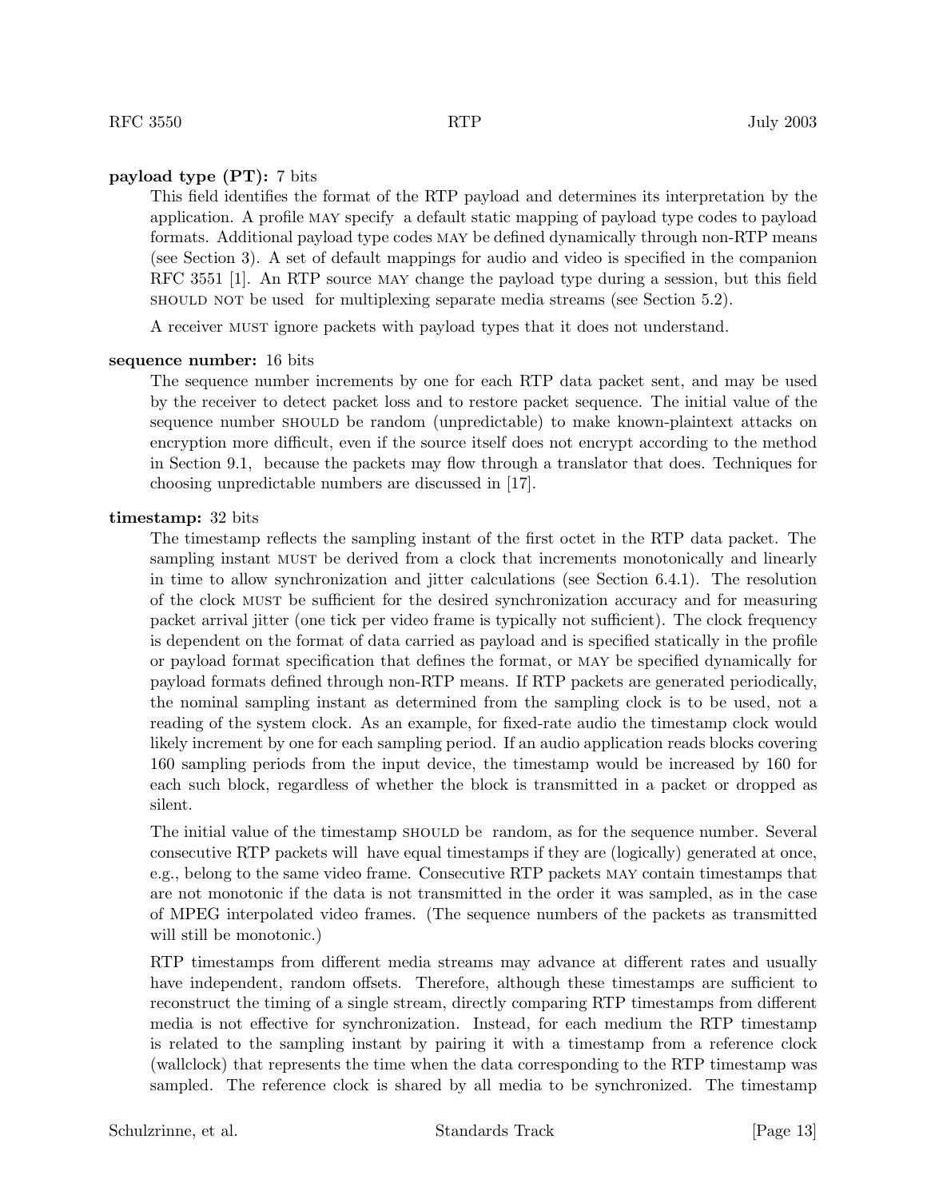**payload type (PT):** 7 bits

This field identifies the format of the RTP payload and determines its interpretation by the application. A profile MAY specify a default static mapping of payload type codes to payload formats. Additional payload type codes MAY be defined dynamically through non-RTP means (see Section 3). A set of default mappings for audio and video is specified in the companion RFC 3551 [1]. An RTP source MAY change the payload type during a session, but this field SHOULD NOT be used for multiplexing separate media streams (see Section 5.2).

A receiver MUST ignore packets with payload types that it does not understand.

**sequence number:** 16 bits

The sequence number increments by one for each RTP data packet sent, and may be used by the receiver to detect packet loss and to restore packet sequence. The initial value of the sequence number SHOULD be random (unpredictable) to make known-plaintext attacks on encryption more difficult, even if the source itself does not encrypt according to the method in Section 9.1, because the packets may flow through a translator that does. Techniques for choosing unpredictable numbers are discussed in [17].

**timestamp:** 32 bits

The timestamp reflects the sampling instant of the first octet in the RTP data packet. The sampling instant MUST be derived from a clock that increments monotonically and linearly in time to allow synchronization and jitter calculations (see Section 6.4.1). The resolution of the clock MUST be sufficient for the desired synchronization accuracy and for measuring packet arrival jitter (one tick per video frame is typically not sufficient). The clock frequency is dependent on the format of data carried as payload and is specified statically in the profile or payload format specification that defines the format, or MAY be specified dynamically for payload formats defined through non-RTP means. If RTP packets are generated periodically, the nominal sampling instant as determined from the sampling clock is to be used, not a reading of the system clock. As an example, for fixed-rate audio the timestamp clock would likely increment by one for each sampling period. If an audio application reads blocks covering 160 sampling periods from the input device, the timestamp would be increased by 160 for each such block, regardless of whether the block is transmitted in a packet or dropped as silent.

The initial value of the timestamp SHOULD be random, as for the sequence number. Several consecutive RTP packets will have equal timestamps if they are (logically) generated at once, e.g., belong to the same video frame. Consecutive RTP packets MAY contain timestamps that are not monotonic if the data is not transmitted in the order it was sampled, as in the case of MPEG interpolated video frames. (The sequence numbers of the packets as transmitted will still be monotonic.)

RTP timestamps from different media streams may advance at different rates and usually have independent, random offsets. Therefore, although these timestamps are sufficient to reconstruct the timing of a single stream, directly comparing RTP timestamps from different media is not effective for synchronization. Instead, for each medium the RTP timestamp is related to the sampling instant by pairing it with a timestamp from a reference clock (wallclock) that represents the time when the data corresponding to the RTP timestamp was sampled. The reference clock is shared by all media to be synchronized. The timestamp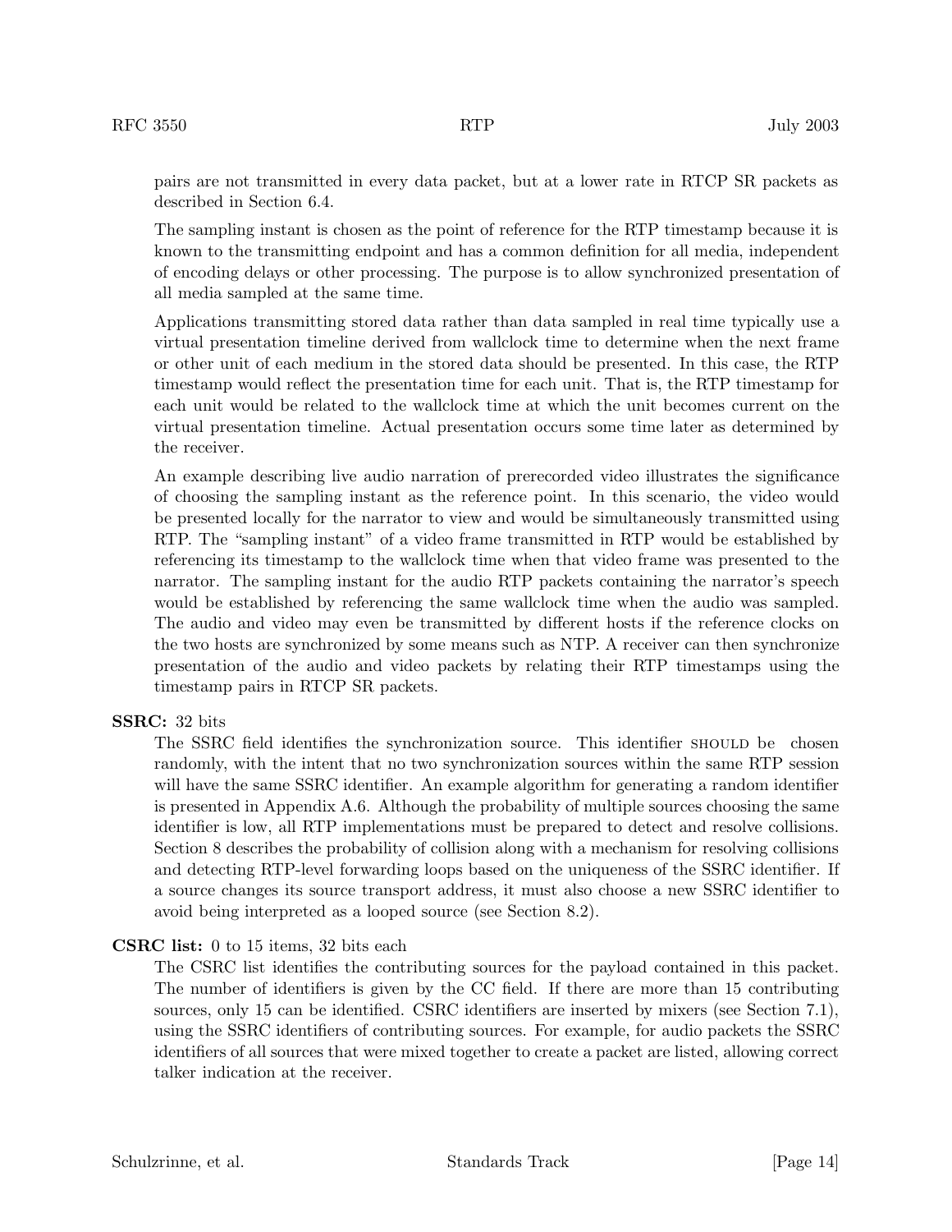pairs are not transmitted in every data packet, but at a lower rate in RTCP SR packets as described in Section 6.4.

The sampling instant is chosen as the point of reference for the RTP timestamp because it is known to the transmitting endpoint and has a common definition for all media, independent of encoding delays or other processing. The purpose is to allow synchronized presentation of all media sampled at the same time.

Applications transmitting stored data rather than data sampled in real time typically use a virtual presentation timeline derived from wallclock time to determine when the next frame or other unit of each medium in the stored data should be presented. In this case, the RTP timestamp would reflect the presentation time for each unit. That is, the RTP timestamp for each unit would be related to the wallclock time at which the unit becomes current on the virtual presentation timeline. Actual presentation occurs some time later as determined by the receiver.

An example describing live audio narration of prerecorded video illustrates the significance of choosing the sampling instant as the reference point. In this scenario, the video would be presented locally for the narrator to view and would be simultaneously transmitted using RTP. The "sampling instant" of a video frame transmitted in RTP would be established by referencing its timestamp to the wallclock time when that video frame was presented to the narrator. The sampling instant for the audio RTP packets containing the narrator's speech would be established by referencing the same wallclock time when the audio was sampled. The audio and video may even be transmitted by different hosts if the reference clocks on the two hosts are synchronized by some means such as NTP. A receiver can then synchronize presentation of the audio and video packets by relating their RTP timestamps using the timestamp pairs in RTCP SR packets.

**SSRC:** 32 bits
The SSRC field identifies the synchronization source. This identifier SHOULD be chosen randomly, with the intent that no two synchronization sources within the same RTP session will have the same SSRC identifier. An example algorithm for generating a random identifier is presented in Appendix A.6. Although the probability of multiple sources choosing the same identifier is low, all RTP implementations must be prepared to detect and resolve collisions. Section 8 describes the probability of collision along with a mechanism for resolving collisions and detecting RTP-level forwarding loops based on the uniqueness of the SSRC identifier. If a source changes its source transport address, it must also choose a new SSRC identifier to avoid being interpreted as a looped source (see Section 8.2).

**CSRC list:** 0 to 15 items, 32 bits each
The CSRC list identifies the contributing sources for the payload contained in this packet. The number of identifiers is given by the CC field. If there are more than 15 contributing sources, only 15 can be identified. CSRC identifiers are inserted by mixers (see Section 7.1), using the SSRC identifiers of contributing sources. For example, for audio packets the SSRC identifiers of all sources that were mixed together to create a packet are listed, allowing correct talker indication at the receiver.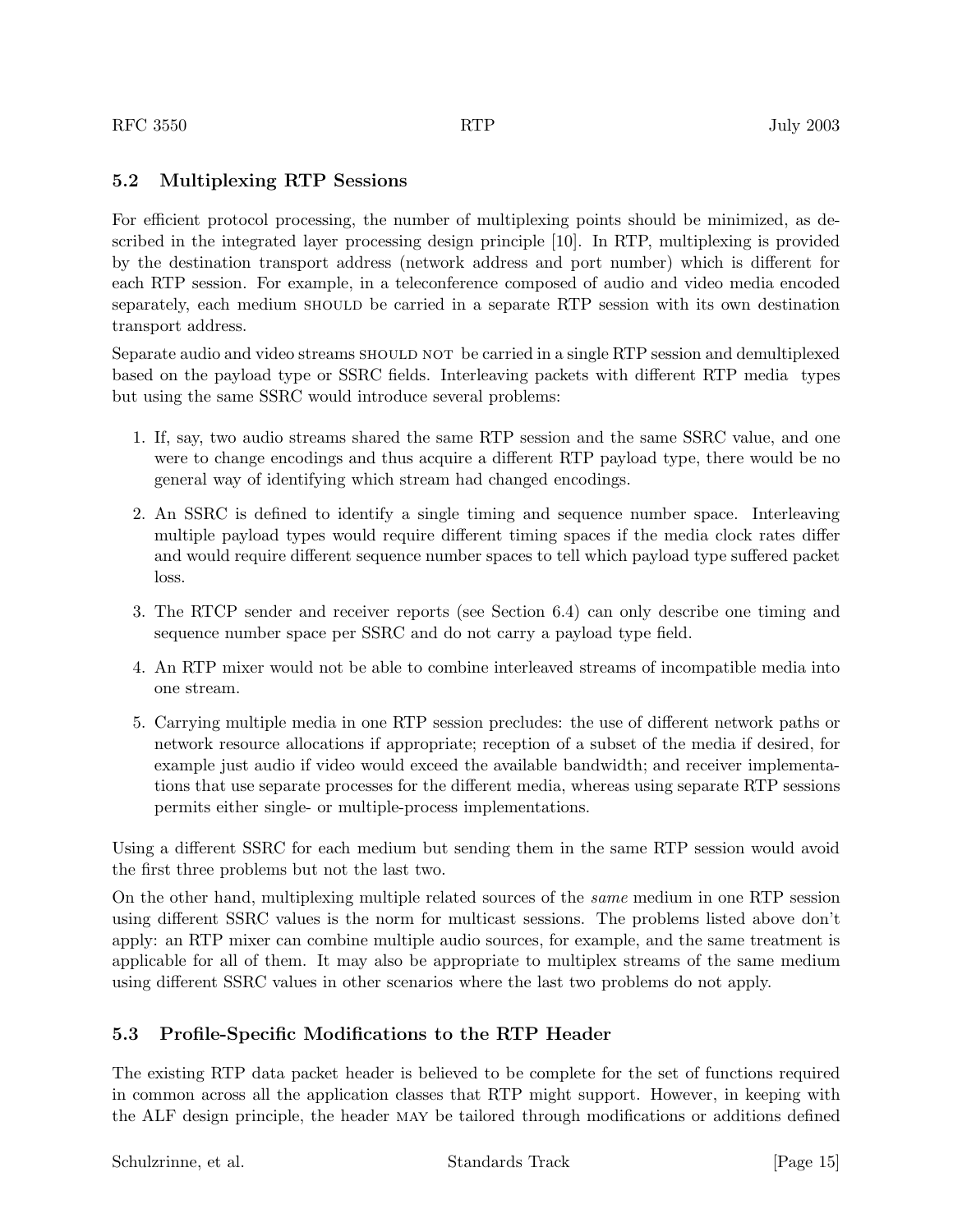## 5.2 Multiplexing RTP Sessions

For efficient protocol processing, the number of multiplexing points should be minimized, as described in the integrated layer processing design principle [10]. In RTP, multiplexing is provided by the destination transport address (network address and port number) which is different for each RTP session. For example, in a teleconference composed of audio and video media encoded separately, each medium SHOULD be carried in a separate RTP session with its own destination transport address.

Separate audio and video streams SHOULD NOT be carried in a single RTP session and demultiplexed based on the payload type or SSRC fields. Interleaving packets with different RTP media types but using the same SSRC would introduce several problems:

1. If, say, two audio streams shared the same RTP session and the same SSRC value, and one were to change encodings and thus acquire a different RTP payload type, there would be no general way of identifying which stream had changed encodings.

2. An SSRC is defined to identify a single timing and sequence number space. Interleaving multiple payload types would require different timing spaces if the media clock rates differ and would require different sequence number spaces to tell which payload type suffered packet loss.

3. The RTCP sender and receiver reports (see Section 6.4) can only describe one timing and sequence number space per SSRC and do not carry a payload type field.

4. An RTP mixer would not be able to combine interleaved streams of incompatible media into one stream.

5. Carrying multiple media in one RTP session precludes: the use of different network paths or network resource allocations if appropriate; reception of a subset of the media if desired, for example just audio if video would exceed the available bandwidth; and receiver implementations that use separate processes for the different media, whereas using separate RTP sessions permits either single- or multiple-process implementations.

Using a different SSRC for each medium but sending them in the same RTP session would avoid the first three problems but not the last two.

On the other hand, multiplexing multiple related sources of the *same* medium in one RTP session using different SSRC values is the norm for multicast sessions. The problems listed above don't apply: an RTP mixer can combine multiple audio sources, for example, and the same treatment is applicable for all of them. It may also be appropriate to multiplex streams of the same medium using different SSRC values in other scenarios where the last two problems do not apply.

## 5.3 Profile-Specific Modifications to the RTP Header

The existing RTP data packet header is believed to be complete for the set of functions required in common across all the application classes that RTP might support. However, in keeping with the ALF design principle, the header MAY be tailored through modifications or additions defined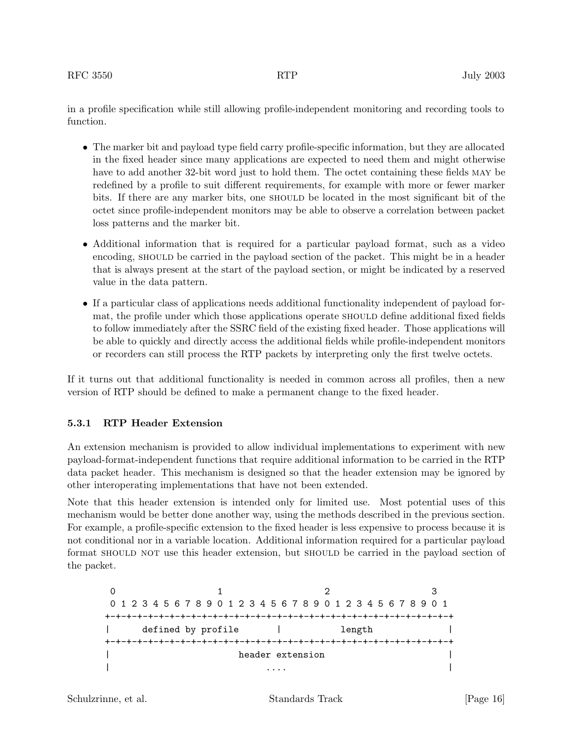in a profile specification while still allowing profile-independent monitoring and recording tools to function.

- The marker bit and payload type field carry profile-specific information, but they are allocated in the fixed header since many applications are expected to need them and might otherwise have to add another 32-bit word just to hold them. The octet containing these fields MAY be redefined by a profile to suit different requirements, for example with more or fewer marker bits. If there are any marker bits, one SHOULD be located in the most significant bit of the octet since profile-independent monitors may be able to observe a correlation between packet loss patterns and the marker bit.
- Additional information that is required for a particular payload format, such as a video encoding, SHOULD be carried in the payload section of the packet. This might be in a header that is always present at the start of the payload section, or might be indicated by a reserved value in the data pattern.
- If a particular class of applications needs additional functionality independent of payload format, the profile under which those applications operate SHOULD define additional fixed fields to follow immediately after the SSRC field of the existing fixed header. Those applications will be able to quickly and directly access the additional fields while profile-independent monitors or recorders can still process the RTP packets by interpreting only the first twelve octets.

If it turns out that additional functionality is needed in common across all profiles, then a new version of RTP should be defined to make a permanent change to the fixed header.

### 5.3.1 RTP Header Extension

An extension mechanism is provided to allow individual implementations to experiment with new payload-format-independent functions that require additional information to be carried in the RTP data packet header. This mechanism is designed so that the header extension may be ignored by other interoperating implementations that have not been extended.

Note that this header extension is intended only for limited use. Most potential uses of this mechanism would be better done another way, using the methods described in the previous section. For example, a profile-specific extension to the fixed header is less expensive to process because it is not conditional nor in a variable location. Additional information required for a particular payload format SHOULD NOT use this header extension, but SHOULD be carried in the payload section of the packet.

```
 0                   1                   2                   3
 0 1 2 3 4 5 6 7 8 9 0 1 2 3 4 5 6 7 8 9 0 1 2 3 4 5 6 7 8 9 0 1
+-+-+-+-+-+-+-+-+-+-+-+-+-+-+-+-+-+-+-+-+-+-+-+-+-+-+-+-+-+-+-+-+
|      defined by profile       |           length              |
+-+-+-+-+-+-+-+-+-+-+-+-+-+-+-+-+-+-+-+-+-+-+-+-+-+-+-+-+-+-+-+-+
|                        header extension                       |
|                             ....                              |
```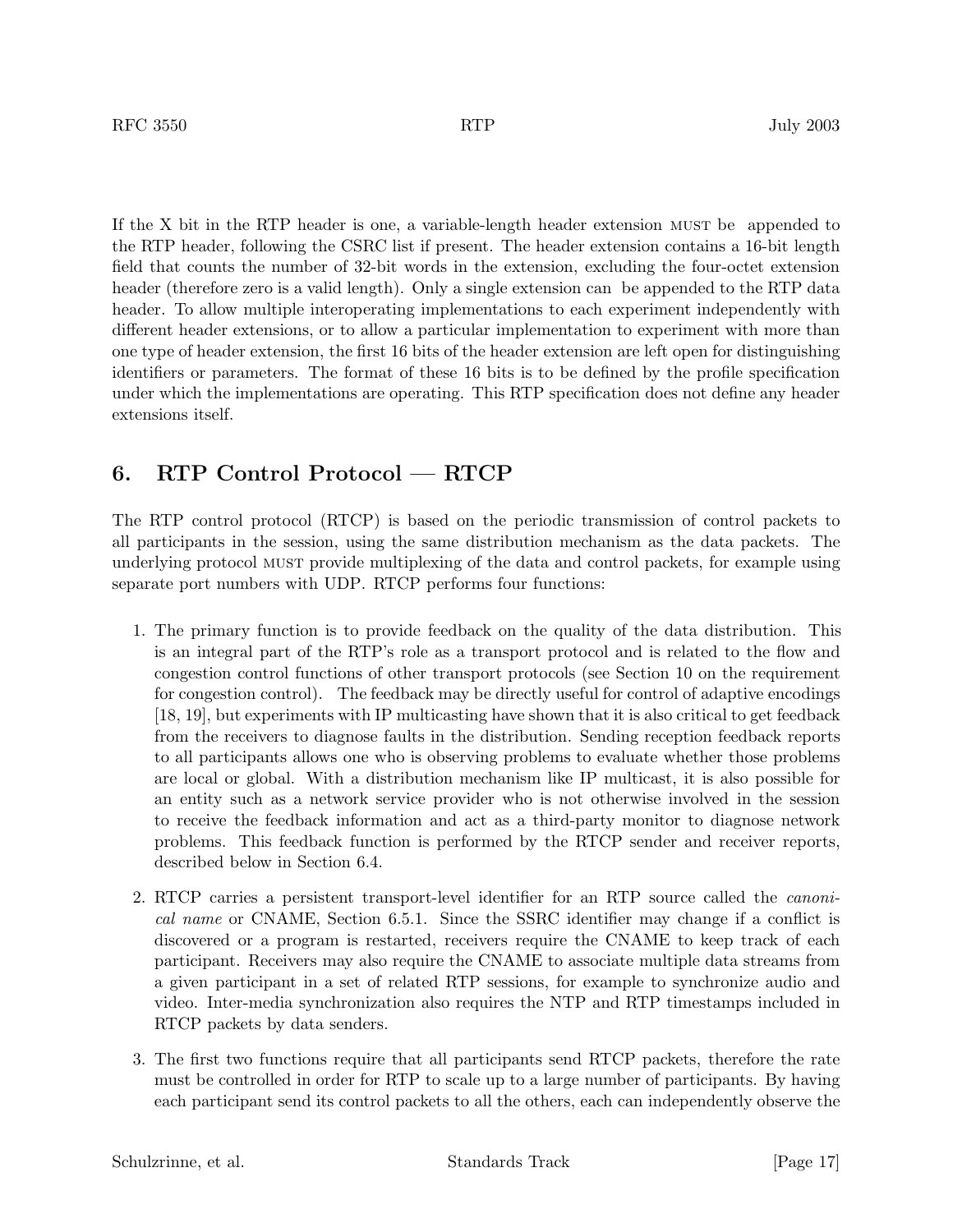If the X bit in the RTP header is one, a variable-length header extension MUST be appended to the RTP header, following the CSRC list if present. The header extension contains a 16-bit length field that counts the number of 32-bit words in the extension, excluding the four-octet extension header (therefore zero is a valid length). Only a single extension can be appended to the RTP data header. To allow multiple interoperating implementations to each experiment independently with different header extensions, or to allow a particular implementation to experiment with more than one type of header extension, the first 16 bits of the header extension are left open for distinguishing identifiers or parameters. The format of these 16 bits is to be defined by the profile specification under which the implementations are operating. This RTP specification does not define any header extensions itself.

## 6. RTP Control Protocol — RTCP

The RTP control protocol (RTCP) is based on the periodic transmission of control packets to all participants in the session, using the same distribution mechanism as the data packets. The underlying protocol MUST provide multiplexing of the data and control packets, for example using separate port numbers with UDP. RTCP performs four functions:

1. The primary function is to provide feedback on the quality of the data distribution. This is an integral part of the RTP's role as a transport protocol and is related to the flow and congestion control functions of other transport protocols (see Section 10 on the requirement for congestion control). The feedback may be directly useful for control of adaptive encodings [18, 19], but experiments with IP multicasting have shown that it is also critical to get feedback from the receivers to diagnose faults in the distribution. Sending reception feedback reports to all participants allows one who is observing problems to evaluate whether those problems are local or global. With a distribution mechanism like IP multicast, it is also possible for an entity such as a network service provider who is not otherwise involved in the session to receive the feedback information and act as a third-party monitor to diagnose network problems. This feedback function is performed by the RTCP sender and receiver reports, described below in Section 6.4.

2. RTCP carries a persistent transport-level identifier for an RTP source called the *canonical name* or CNAME, Section 6.5.1. Since the SSRC identifier may change if a conflict is discovered or a program is restarted, receivers require the CNAME to keep track of each participant. Receivers may also require the CNAME to associate multiple data streams from a given participant in a set of related RTP sessions, for example to synchronize audio and video. Inter-media synchronization also requires the NTP and RTP timestamps included in RTCP packets by data senders.

3. The first two functions require that all participants send RTCP packets, therefore the rate must be controlled in order for RTP to scale up to a large number of participants. By having each participant send its control packets to all the others, each can independently observe the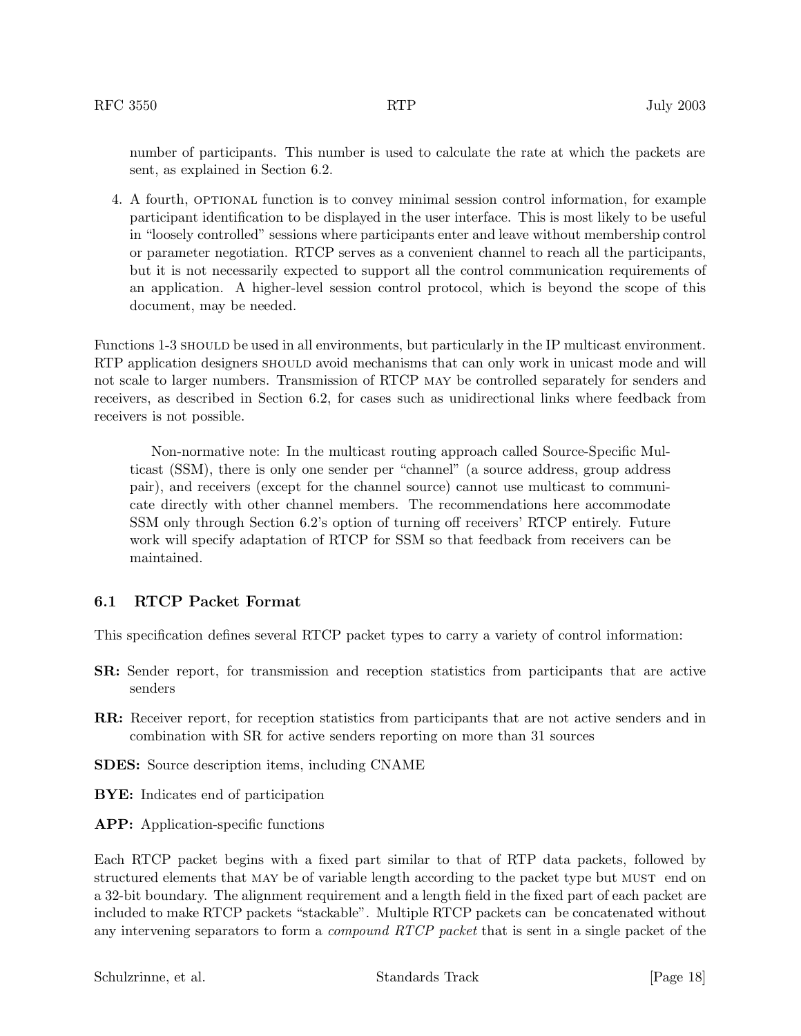number of participants. This number is used to calculate the rate at which the packets are sent, as explained in Section 6.2.

4. A fourth, OPTIONAL function is to convey minimal session control information, for example participant identification to be displayed in the user interface. This is most likely to be useful in "loosely controlled" sessions where participants enter and leave without membership control or parameter negotiation. RTCP serves as a convenient channel to reach all the participants, but it is not necessarily expected to support all the control communication requirements of an application. A higher-level session control protocol, which is beyond the scope of this document, may be needed.

Functions 1-3 SHOULD be used in all environments, but particularly in the IP multicast environment. RTP application designers SHOULD avoid mechanisms that can only work in unicast mode and will not scale to larger numbers. Transmission of RTCP MAY be controlled separately for senders and receivers, as described in Section 6.2, for cases such as unidirectional links where feedback from receivers is not possible.

> Non-normative note: In the multicast routing approach called Source-Specific Multicast (SSM), there is only one sender per "channel" (a source address, group address pair), and receivers (except for the channel source) cannot use multicast to communicate directly with other channel members. The recommendations here accommodate SSM only through Section 6.2's option of turning off receivers' RTCP entirely. Future work will specify adaptation of RTCP for SSM so that feedback from receivers can be maintained.

### 6.1 RTCP Packet Format

This specification defines several RTCP packet types to carry a variety of control information:

**SR:** Sender report, for transmission and reception statistics from participants that are active senders

**RR:** Receiver report, for reception statistics from participants that are not active senders and in combination with SR for active senders reporting on more than 31 sources

**SDES:** Source description items, including CNAME

**BYE:** Indicates end of participation

**APP:** Application-specific functions

Each RTCP packet begins with a fixed part similar to that of RTP data packets, followed by structured elements that MAY be of variable length according to the packet type but MUST end on a 32-bit boundary. The alignment requirement and a length field in the fixed part of each packet are included to make RTCP packets "stackable". Multiple RTCP packets can be concatenated without any intervening separators to form a *compound RTCP packet* that is sent in a single packet of the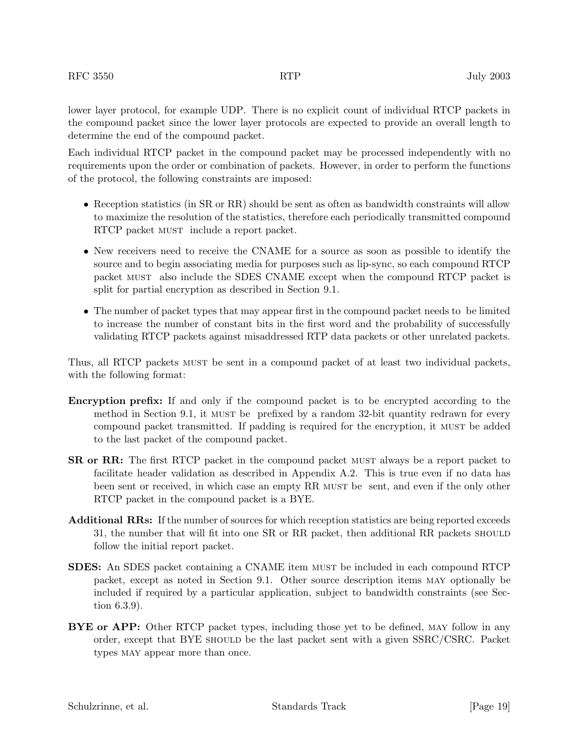lower layer protocol, for example UDP. There is no explicit count of individual RTCP packets in the compound packet since the lower layer protocols are expected to provide an overall length to determine the end of the compound packet.

Each individual RTCP packet in the compound packet may be processed independently with no requirements upon the order or combination of packets. However, in order to perform the functions of the protocol, the following constraints are imposed:

- Reception statistics (in SR or RR) should be sent as often as bandwidth constraints will allow to maximize the resolution of the statistics, therefore each periodically transmitted compound RTCP packet MUST include a report packet.
- New receivers need to receive the CNAME for a source as soon as possible to identify the source and to begin associating media for purposes such as lip-sync, so each compound RTCP packet MUST also include the SDES CNAME except when the compound RTCP packet is split for partial encryption as described in Section 9.1.
- The number of packet types that may appear first in the compound packet needs to be limited to increase the number of constant bits in the first word and the probability of successfully validating RTCP packets against misaddressed RTP data packets or other unrelated packets.

Thus, all RTCP packets MUST be sent in a compound packet of at least two individual packets, with the following format:

**Encryption prefix:** If and only if the compound packet is to be encrypted according to the method in Section 9.1, it MUST be prefixed by a random 32-bit quantity redrawn for every compound packet transmitted. If padding is required for the encryption, it MUST be added to the last packet of the compound packet.

**SR or RR:** The first RTCP packet in the compound packet MUST always be a report packet to facilitate header validation as described in Appendix A.2. This is true even if no data has been sent or received, in which case an empty RR MUST be sent, and even if the only other RTCP packet in the compound packet is a BYE.

**Additional RRs:** If the number of sources for which reception statistics are being reported exceeds 31, the number that will fit into one SR or RR packet, then additional RR packets SHOULD follow the initial report packet.

**SDES:** An SDES packet containing a CNAME item MUST be included in each compound RTCP packet, except as noted in Section 9.1. Other source description items MAY optionally be included if required by a particular application, subject to bandwidth constraints (see Section 6.3.9).

**BYE or APP:** Other RTCP packet types, including those yet to be defined, MAY follow in any order, except that BYE SHOULD be the last packet sent with a given SSRC/CSRC. Packet types MAY appear more than once.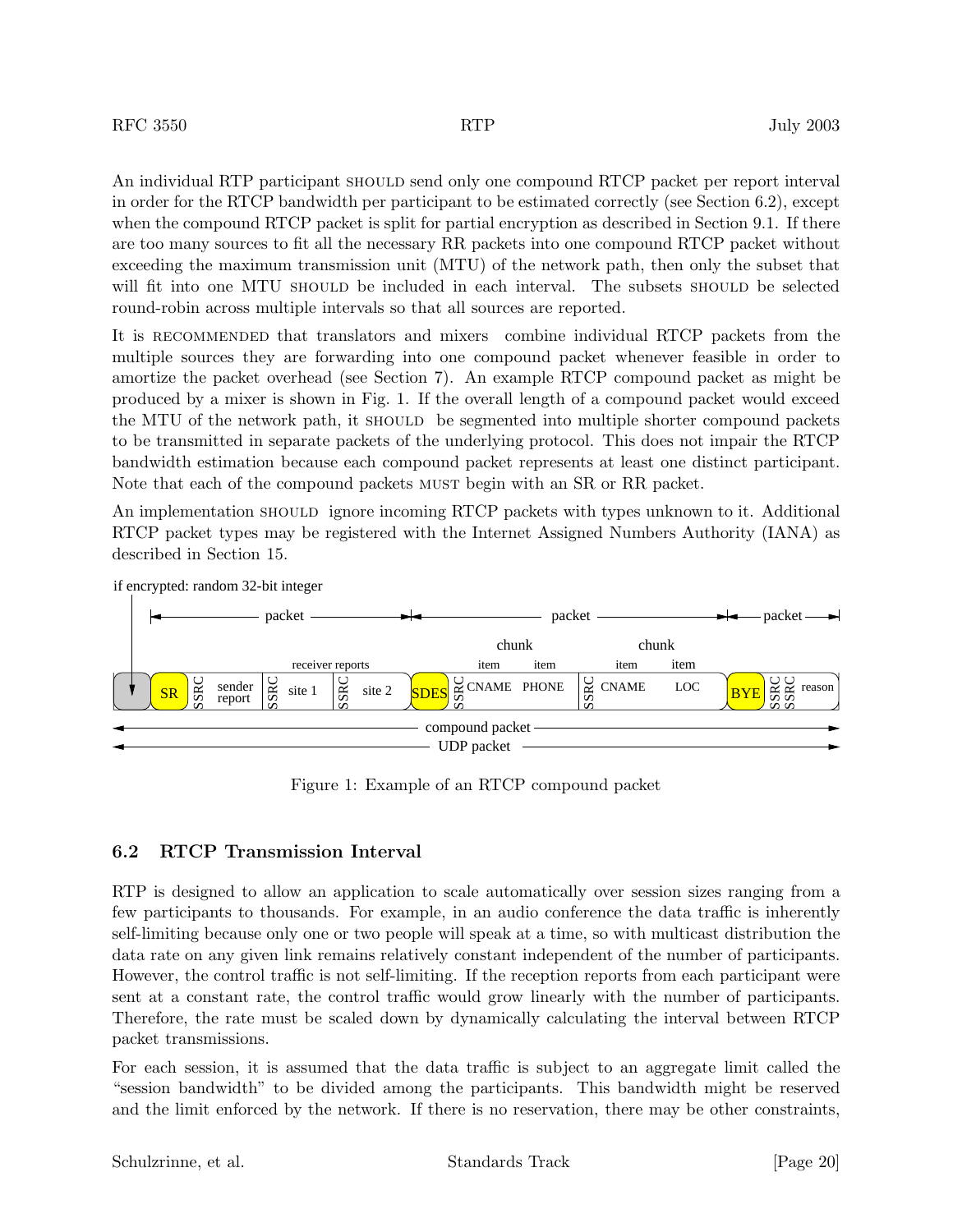An individual RTP participant SHOULD send only one compound RTCP packet per report interval in order for the RTCP bandwidth per participant to be estimated correctly (see Section 6.2), except when the compound RTCP packet is split for partial encryption as described in Section 9.1. If there are too many sources to fit all the necessary RR packets into one compound RTCP packet without exceeding the maximum transmission unit (MTU) of the network path, then only the subset that will fit into one MTU SHOULD be included in each interval. The subsets SHOULD be selected round-robin across multiple intervals so that all sources are reported.

It is RECOMMENDED that translators and mixers combine individual RTCP packets from the multiple sources they are forwarding into one compound packet whenever feasible in order to amortize the packet overhead (see Section 7). An example RTCP compound packet as might be produced by a mixer is shown in Fig. 1. If the overall length of a compound packet would exceed the MTU of the network path, it SHOULD be segmented into multiple shorter compound packets to be transmitted in separate packets of the underlying protocol. This does not impair the RTCP bandwidth estimation because each compound packet represents at least one distinct participant. Note that each of the compound packets MUST begin with an SR or RR packet.

An implementation SHOULD ignore incoming RTCP packets with types unknown to it. Additional RTCP packet types may be registered with the Internet Assigned Numbers Authority (IANA) as described in Section 15.

```
if encrypted: random 32-bit integer
|
|  |<------------ packet ------------>|<-------------- packet -------------->|<-- packet -->|
|                                                chunk              chunk
|                   receiver reports          item    item       item    item
v  +----+------+--------+------+--------+------+------+-------+-------+------+-------+-----+------+------+--------+
   |    | SR   | SSRC   sender | SSRC   site 1 | SSRC   site 2 | SDES | SSRC CNAME PHONE | SSRC CNAME   LOC | BYE | SSRC SSRC reason |
   |    |      |        report |               |               |      |                  |                  |     |                  |
   +----+------+--------+------+--------+------+------+-------+-------+------+-------+-----+------+------+--------+
<------------------------------------------ compound packet ------------------------------------------>
<------------------------------------------ UDP packet ----------------------------------------------->
```

Figure 1: Example of an RTCP compound packet

### 6.2 RTCP Transmission Interval

RTP is designed to allow an application to scale automatically over session sizes ranging from a few participants to thousands. For example, in an audio conference the data traffic is inherently self-limiting because only one or two people will speak at a time, so with multicast distribution the data rate on any given link remains relatively constant independent of the number of participants. However, the control traffic is not self-limiting. If the reception reports from each participant were sent at a constant rate, the control traffic would grow linearly with the number of participants. Therefore, the rate must be scaled down by dynamically calculating the interval between RTCP packet transmissions.

For each session, it is assumed that the data traffic is subject to an aggregate limit called the "session bandwidth" to be divided among the participants. This bandwidth might be reserved and the limit enforced by the network. If there is no reservation, there may be other constraints,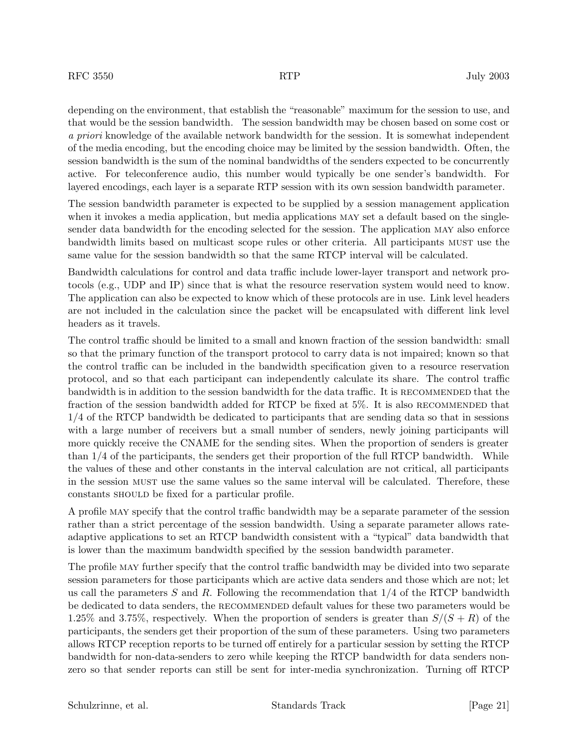depending on the environment, that establish the "reasonable" maximum for the session to use, and that would be the session bandwidth. The session bandwidth may be chosen based on some cost or *a priori* knowledge of the available network bandwidth for the session. It is somewhat independent of the media encoding, but the encoding choice may be limited by the session bandwidth. Often, the session bandwidth is the sum of the nominal bandwidths of the senders expected to be concurrently active. For teleconference audio, this number would typically be one sender's bandwidth. For layered encodings, each layer is a separate RTP session with its own session bandwidth parameter.

The session bandwidth parameter is expected to be supplied by a session management application when it invokes a media application, but media applications MAY set a default based on the single-sender data bandwidth for the encoding selected for the session. The application MAY also enforce bandwidth limits based on multicast scope rules or other criteria. All participants MUST use the same value for the session bandwidth so that the same RTCP interval will be calculated.

Bandwidth calculations for control and data traffic include lower-layer transport and network protocols (e.g., UDP and IP) since that is what the resource reservation system would need to know. The application can also be expected to know which of these protocols are in use. Link level headers are not included in the calculation since the packet will be encapsulated with different link level headers as it travels.

The control traffic should be limited to a small and known fraction of the session bandwidth: small so that the primary function of the transport protocol to carry data is not impaired; known so that the control traffic can be included in the bandwidth specification given to a resource reservation protocol, and so that each participant can independently calculate its share. The control traffic bandwidth is in addition to the session bandwidth for the data traffic. It is RECOMMENDED that the fraction of the session bandwidth added for RTCP be fixed at 5%. It is also RECOMMENDED that 1/4 of the RTCP bandwidth be dedicated to participants that are sending data so that in sessions with a large number of receivers but a small number of senders, newly joining participants will more quickly receive the CNAME for the sending sites. When the proportion of senders is greater than 1/4 of the participants, the senders get their proportion of the full RTCP bandwidth. While the values of these and other constants in the interval calculation are not critical, all participants in the session MUST use the same values so the same interval will be calculated. Therefore, these constants SHOULD be fixed for a particular profile.

A profile MAY specify that the control traffic bandwidth may be a separate parameter of the session rather than a strict percentage of the session bandwidth. Using a separate parameter allows rate-adaptive applications to set an RTCP bandwidth consistent with a "typical" data bandwidth that is lower than the maximum bandwidth specified by the session bandwidth parameter.

The profile MAY further specify that the control traffic bandwidth may be divided into two separate session parameters for those participants which are active data senders and those which are not; let us call the parameters $S$ and $R$. Following the recommendation that 1/4 of the RTCP bandwidth be dedicated to data senders, the RECOMMENDED default values for these two parameters would be 1.25% and 3.75%, respectively. When the proportion of senders is greater than $S/(S+R)$ of the participants, the senders get their proportion of the sum of these parameters. Using two parameters allows RTCP reception reports to be turned off entirely for a particular session by setting the RTCP bandwidth for non-data-senders to zero while keeping the RTCP bandwidth for data senders non-zero so that sender reports can still be sent for inter-media synchronization. Turning off RTCP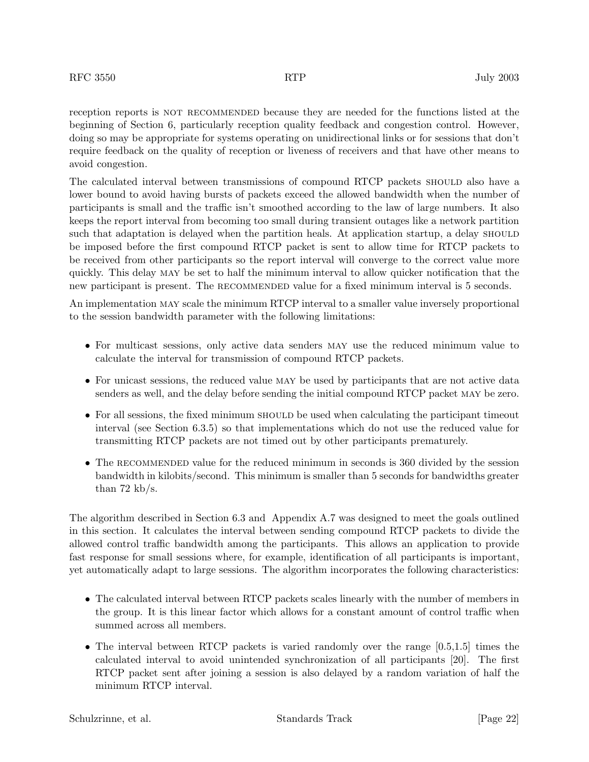reception reports is NOT RECOMMENDED because they are needed for the functions listed at the beginning of Section 6, particularly reception quality feedback and congestion control. However, doing so may be appropriate for systems operating on unidirectional links or for sessions that don't require feedback on the quality of reception or liveness of receivers and that have other means to avoid congestion.

The calculated interval between transmissions of compound RTCP packets SHOULD also have a lower bound to avoid having bursts of packets exceed the allowed bandwidth when the number of participants is small and the traffic isn't smoothed according to the law of large numbers. It also keeps the report interval from becoming too small during transient outages like a network partition such that adaptation is delayed when the partition heals. At application startup, a delay SHOULD be imposed before the first compound RTCP packet is sent to allow time for RTCP packets to be received from other participants so the report interval will converge to the correct value more quickly. This delay MAY be set to half the minimum interval to allow quicker notification that the new participant is present. The RECOMMENDED value for a fixed minimum interval is 5 seconds.

An implementation MAY scale the minimum RTCP interval to a smaller value inversely proportional to the session bandwidth parameter with the following limitations:

- For multicast sessions, only active data senders MAY use the reduced minimum value to calculate the interval for transmission of compound RTCP packets.
- For unicast sessions, the reduced value MAY be used by participants that are not active data senders as well, and the delay before sending the initial compound RTCP packet MAY be zero.
- For all sessions, the fixed minimum SHOULD be used when calculating the participant timeout interval (see Section 6.3.5) so that implementations which do not use the reduced value for transmitting RTCP packets are not timed out by other participants prematurely.
- The RECOMMENDED value for the reduced minimum in seconds is 360 divided by the session bandwidth in kilobits/second. This minimum is smaller than 5 seconds for bandwidths greater than 72 kb/s.

The algorithm described in Section 6.3 and Appendix A.7 was designed to meet the goals outlined in this section. It calculates the interval between sending compound RTCP packets to divide the allowed control traffic bandwidth among the participants. This allows an application to provide fast response for small sessions where, for example, identification of all participants is important, yet automatically adapt to large sessions. The algorithm incorporates the following characteristics:

- The calculated interval between RTCP packets scales linearly with the number of members in the group. It is this linear factor which allows for a constant amount of control traffic when summed across all members.
- The interval between RTCP packets is varied randomly over the range [0.5,1.5] times the calculated interval to avoid unintended synchronization of all participants [20]. The first RTCP packet sent after joining a session is also delayed by a random variation of half the minimum RTCP interval.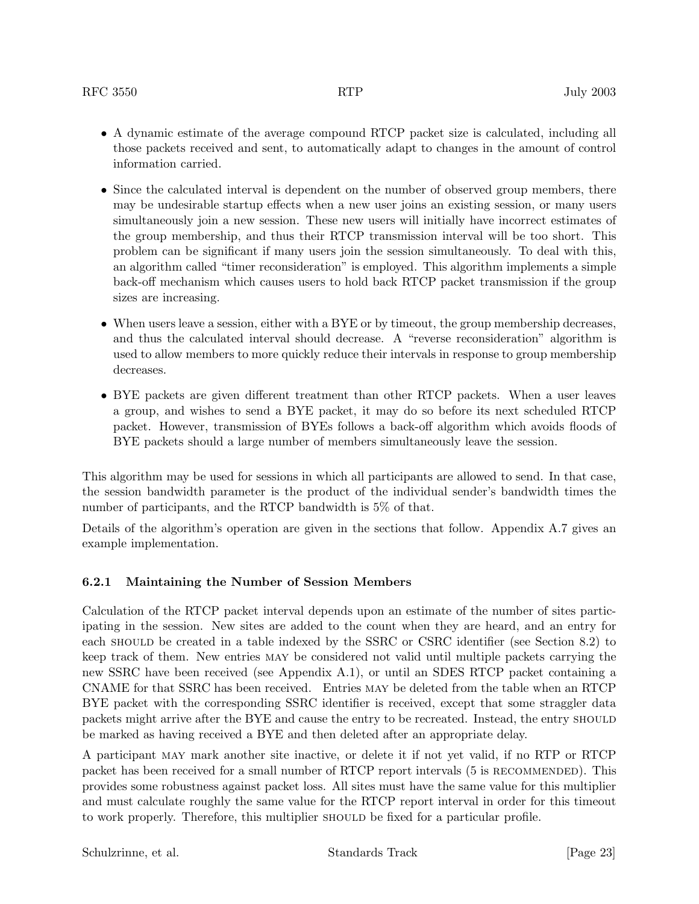- A dynamic estimate of the average compound RTCP packet size is calculated, including all those packets received and sent, to automatically adapt to changes in the amount of control information carried.

- Since the calculated interval is dependent on the number of observed group members, there may be undesirable startup effects when a new user joins an existing session, or many users simultaneously join a new session. These new users will initially have incorrect estimates of the group membership, and thus their RTCP transmission interval will be too short. This problem can be significant if many users join the session simultaneously. To deal with this, an algorithm called "timer reconsideration" is employed. This algorithm implements a simple back-off mechanism which causes users to hold back RTCP packet transmission if the group sizes are increasing.

- When users leave a session, either with a BYE or by timeout, the group membership decreases, and thus the calculated interval should decrease. A "reverse reconsideration" algorithm is used to allow members to more quickly reduce their intervals in response to group membership decreases.

- BYE packets are given different treatment than other RTCP packets. When a user leaves a group, and wishes to send a BYE packet, it may do so before its next scheduled RTCP packet. However, transmission of BYEs follows a back-off algorithm which avoids floods of BYE packets should a large number of members simultaneously leave the session.

This algorithm may be used for sessions in which all participants are allowed to send. In that case, the session bandwidth parameter is the product of the individual sender's bandwidth times the number of participants, and the RTCP bandwidth is 5% of that.

Details of the algorithm's operation are given in the sections that follow. Appendix A.7 gives an example implementation.

### 6.2.1 Maintaining the Number of Session Members

Calculation of the RTCP packet interval depends upon an estimate of the number of sites participating in the session. New sites are added to the count when they are heard, and an entry for each SHOULD be created in a table indexed by the SSRC or CSRC identifier (see Section 8.2) to keep track of them. New entries MAY be considered not valid until multiple packets carrying the new SSRC have been received (see Appendix A.1), or until an SDES RTCP packet containing a CNAME for that SSRC has been received. Entries MAY be deleted from the table when an RTCP BYE packet with the corresponding SSRC identifier is received, except that some straggler data packets might arrive after the BYE and cause the entry to be recreated. Instead, the entry SHOULD be marked as having received a BYE and then deleted after an appropriate delay.

A participant MAY mark another site inactive, or delete it if not yet valid, if no RTP or RTCP packet has been received for a small number of RTCP report intervals (5 is RECOMMENDED). This provides some robustness against packet loss. All sites must have the same value for this multiplier and must calculate roughly the same value for the RTCP report interval in order for this timeout to work properly. Therefore, this multiplier SHOULD be fixed for a particular profile.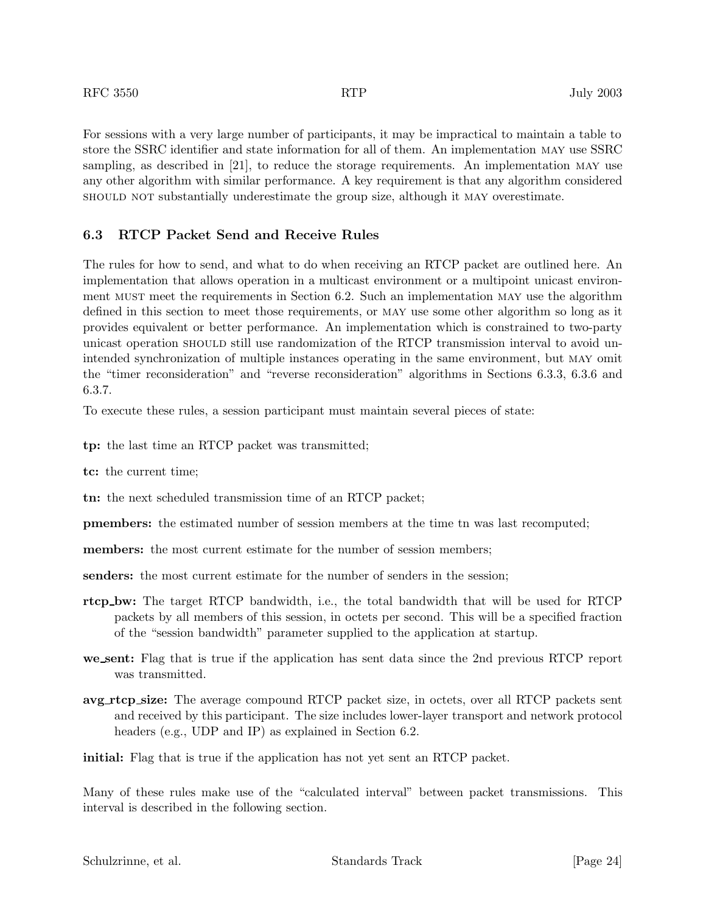For sessions with a very large number of participants, it may be impractical to maintain a table to store the SSRC identifier and state information for all of them. An implementation MAY use SSRC sampling, as described in [21], to reduce the storage requirements. An implementation MAY use any other algorithm with similar performance. A key requirement is that any algorithm considered SHOULD NOT substantially underestimate the group size, although it MAY overestimate.

### 6.3 RTCP Packet Send and Receive Rules

The rules for how to send, and what to do when receiving an RTCP packet are outlined here. An implementation that allows operation in a multicast environment or a multipoint unicast environment MUST meet the requirements in Section 6.2. Such an implementation MAY use the algorithm defined in this section to meet those requirements, or MAY use some other algorithm so long as it provides equivalent or better performance. An implementation which is constrained to two-party unicast operation SHOULD still use randomization of the RTCP transmission interval to avoid unintended synchronization of multiple instances operating in the same environment, but MAY omit the "timer reconsideration" and "reverse reconsideration" algorithms in Sections 6.3.3, 6.3.6 and 6.3.7.

To execute these rules, a session participant must maintain several pieces of state:

**tp:** the last time an RTCP packet was transmitted;

**tc:** the current time;

**tn:** the next scheduled transmission time of an RTCP packet;

**pmembers:** the estimated number of session members at the time tn was last recomputed;

**members:** the most current estimate for the number of session members;

**senders:** the most current estimate for the number of senders in the session;

**rtcp_bw:** The target RTCP bandwidth, i.e., the total bandwidth that will be used for RTCP packets by all members of this session, in octets per second. This will be a specified fraction of the "session bandwidth" parameter supplied to the application at startup.

**we_sent:** Flag that is true if the application has sent data since the 2nd previous RTCP report was transmitted.

**avg_rtcp_size:** The average compound RTCP packet size, in octets, over all RTCP packets sent and received by this participant. The size includes lower-layer transport and network protocol headers (e.g., UDP and IP) as explained in Section 6.2.

**initial:** Flag that is true if the application has not yet sent an RTCP packet.

Many of these rules make use of the "calculated interval" between packet transmissions. This interval is described in the following section.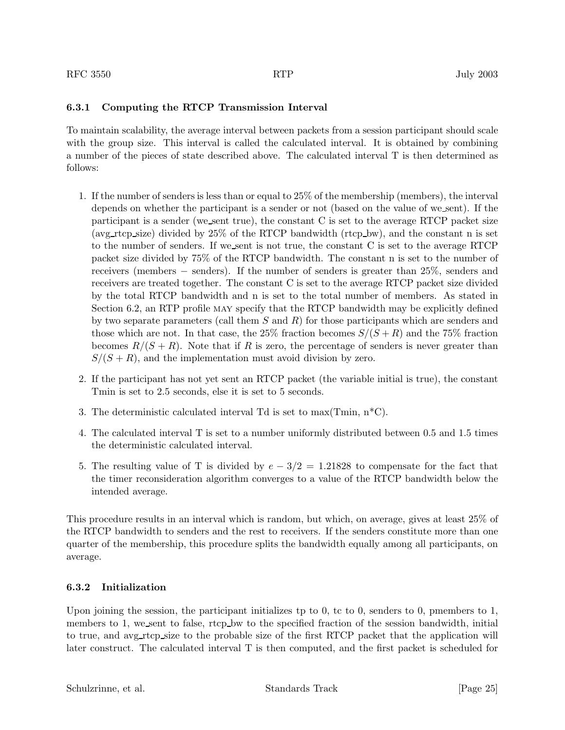### 6.3.1 Computing the RTCP Transmission Interval

To maintain scalability, the average interval between packets from a session participant should scale with the group size. This interval is called the calculated interval. It is obtained by combining a number of the pieces of state described above. The calculated interval T is then determined as follows:

1. If the number of senders is less than or equal to 25% of the membership (members), the interval depends on whether the participant is a sender or not (based on the value of we_sent). If the participant is a sender (we_sent true), the constant C is set to the average RTCP packet size (avg_rtcp_size) divided by 25% of the RTCP bandwidth (rtcp_bw), and the constant n is set to the number of senders. If we_sent is not true, the constant C is set to the average RTCP packet size divided by 75% of the RTCP bandwidth. The constant n is set to the number of receivers (members − senders). If the number of senders is greater than 25%, senders and receivers are treated together. The constant C is set to the average RTCP packet size divided by the total RTCP bandwidth and n is set to the total number of members. As stated in Section 6.2, an RTP profile MAY specify that the RTCP bandwidth may be explicitly defined by two separate parameters (call them $S$ and $R$) for those participants which are senders and those which are not. In that case, the 25% fraction becomes $S/(S+R)$ and the 75% fraction becomes $R/(S+R)$. Note that if $R$ is zero, the percentage of senders is never greater than $S/(S+R)$, and the implementation must avoid division by zero.

2. If the participant has not yet sent an RTCP packet (the variable initial is true), the constant Tmin is set to 2.5 seconds, else it is set to 5 seconds.

3. The deterministic calculated interval Td is set to max(Tmin, n*C).

4. The calculated interval T is set to a number uniformly distributed between 0.5 and 1.5 times the deterministic calculated interval.

5. The resulting value of T is divided by $e - 3/2 = 1.21828$ to compensate for the fact that the timer reconsideration algorithm converges to a value of the RTCP bandwidth below the intended average.

This procedure results in an interval which is random, but which, on average, gives at least 25% of the RTCP bandwidth to senders and the rest to receivers. If the senders constitute more than one quarter of the membership, this procedure splits the bandwidth equally among all participants, on average.

### 6.3.2 Initialization

Upon joining the session, the participant initializes tp to 0, tc to 0, senders to 0, pmembers to 1, members to 1, we_sent to false, rtcp_bw to the specified fraction of the session bandwidth, initial to true, and avg_rtcp_size to the probable size of the first RTCP packet that the application will later construct. The calculated interval T is then computed, and the first packet is scheduled for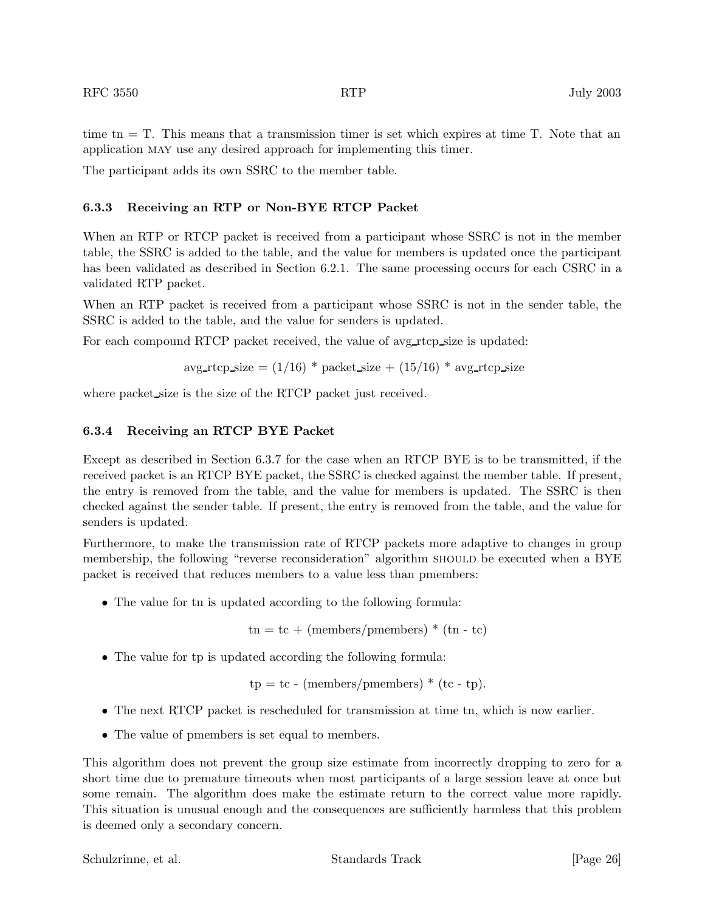time tn = T. This means that a transmission timer is set which expires at time T. Note that an application MAY use any desired approach for implementing this timer.

The participant adds its own SSRC to the member table.

### 6.3.3 Receiving an RTP or Non-BYE RTCP Packet

When an RTP or RTCP packet is received from a participant whose SSRC is not in the member table, the SSRC is added to the table, and the value for members is updated once the participant has been validated as described in Section 6.2.1. The same processing occurs for each CSRC in a validated RTP packet.

When an RTP packet is received from a participant whose SSRC is not in the sender table, the SSRC is added to the table, and the value for senders is updated.

For each compound RTCP packet received, the value of avg_rtcp_size is updated:

avg_rtcp_size = (1/16) * packet_size + (15/16) * avg_rtcp_size

where packet_size is the size of the RTCP packet just received.

### 6.3.4 Receiving an RTCP BYE Packet

Except as described in Section 6.3.7 for the case when an RTCP BYE is to be transmitted, if the received packet is an RTCP BYE packet, the SSRC is checked against the member table. If present, the entry is removed from the table, and the value for members is updated. The SSRC is then checked against the sender table. If present, the entry is removed from the table, and the value for senders is updated.

Furthermore, to make the transmission rate of RTCP packets more adaptive to changes in group membership, the following "reverse reconsideration" algorithm SHOULD be executed when a BYE packet is received that reduces members to a value less than pmembers:

- The value for tn is updated according to the following formula:

  tn = tc + (members/pmembers) * (tn - tc)

- The value for tp is updated according the following formula:

  tp = tc - (members/pmembers) * (tc - tp).

- The next RTCP packet is rescheduled for transmission at time tn, which is now earlier.
- The value of pmembers is set equal to members.

This algorithm does not prevent the group size estimate from incorrectly dropping to zero for a short time due to premature timeouts when most participants of a large session leave at once but some remain. The algorithm does make the estimate return to the correct value more rapidly. This situation is unusual enough and the consequences are sufficiently harmless that this problem is deemed only a secondary concern.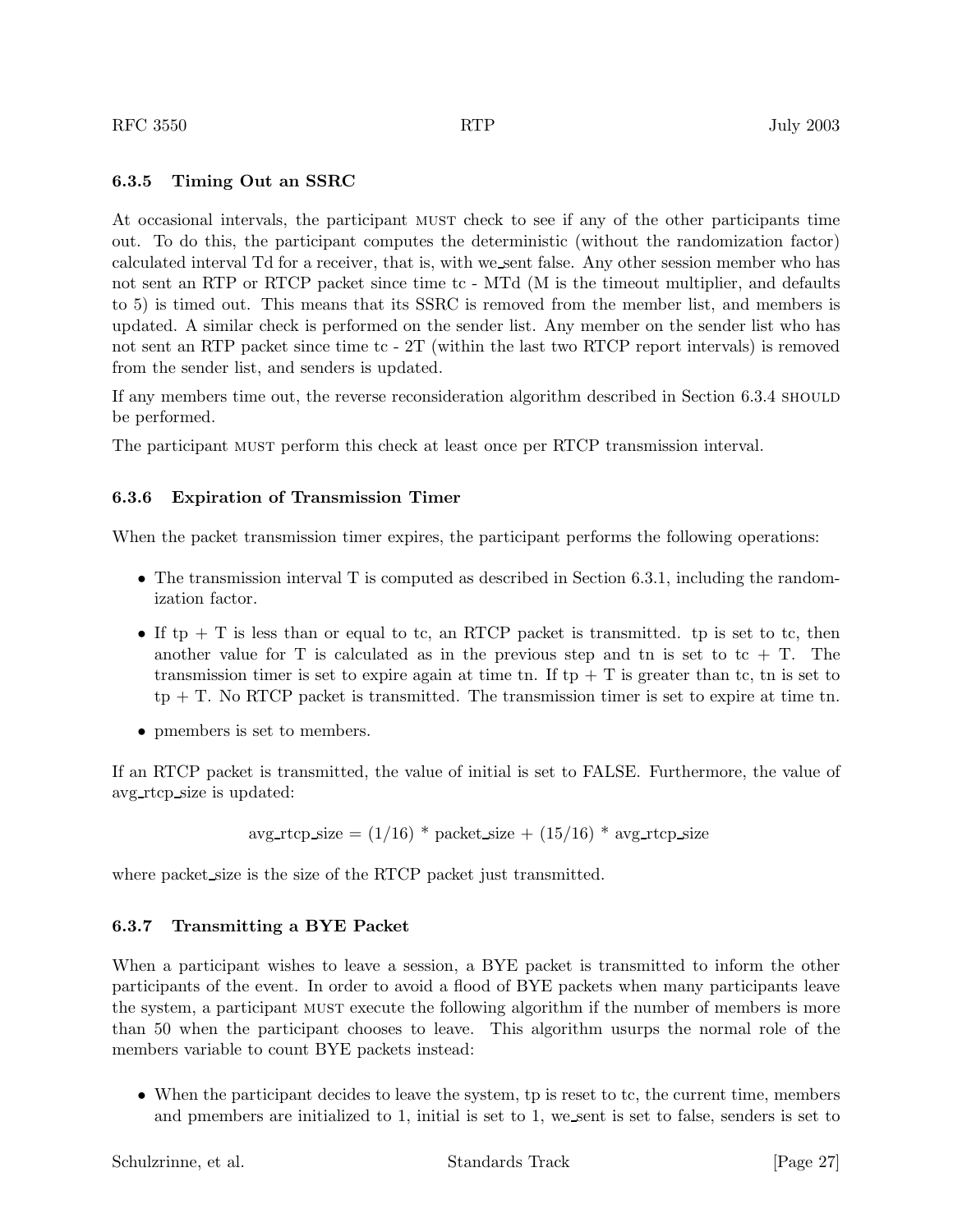### 6.3.5 Timing Out an SSRC

At occasional intervals, the participant MUST check to see if any of the other participants time out. To do this, the participant computes the deterministic (without the randomization factor) calculated interval Td for a receiver, that is, with we_sent false. Any other session member who has not sent an RTP or RTCP packet since time tc - MTd (M is the timeout multiplier, and defaults to 5) is timed out. This means that its SSRC is removed from the member list, and members is updated. A similar check is performed on the sender list. Any member on the sender list who has not sent an RTP packet since time tc - 2T (within the last two RTCP report intervals) is removed from the sender list, and senders is updated.

If any members time out, the reverse reconsideration algorithm described in Section 6.3.4 SHOULD be performed.

The participant MUST perform this check at least once per RTCP transmission interval.

### 6.3.6 Expiration of Transmission Timer

When the packet transmission timer expires, the participant performs the following operations:

- The transmission interval T is computed as described in Section 6.3.1, including the randomization factor.
- If tp + T is less than or equal to tc, an RTCP packet is transmitted. tp is set to tc, then another value for T is calculated as in the previous step and tn is set to tc + T. The transmission timer is set to expire again at time tn. If tp + T is greater than tc, tn is set to tp + T. No RTCP packet is transmitted. The transmission timer is set to expire at time tn.
- pmembers is set to members.

If an RTCP packet is transmitted, the value of initial is set to FALSE. Furthermore, the value of avg_rtcp_size is updated:

$$avg\_rtcp\_size = (1/16) * packet\_size + (15/16) * avg\_rtcp\_size$$

where packet_size is the size of the RTCP packet just transmitted.

### 6.3.7 Transmitting a BYE Packet

When a participant wishes to leave a session, a BYE packet is transmitted to inform the other participants of the event. In order to avoid a flood of BYE packets when many participants leave the system, a participant MUST execute the following algorithm if the number of members is more than 50 when the participant chooses to leave. This algorithm usurps the normal role of the members variable to count BYE packets instead:

- When the participant decides to leave the system, tp is reset to tc, the current time, members and pmembers are initialized to 1, initial is set to 1, we_sent is set to false, senders is set to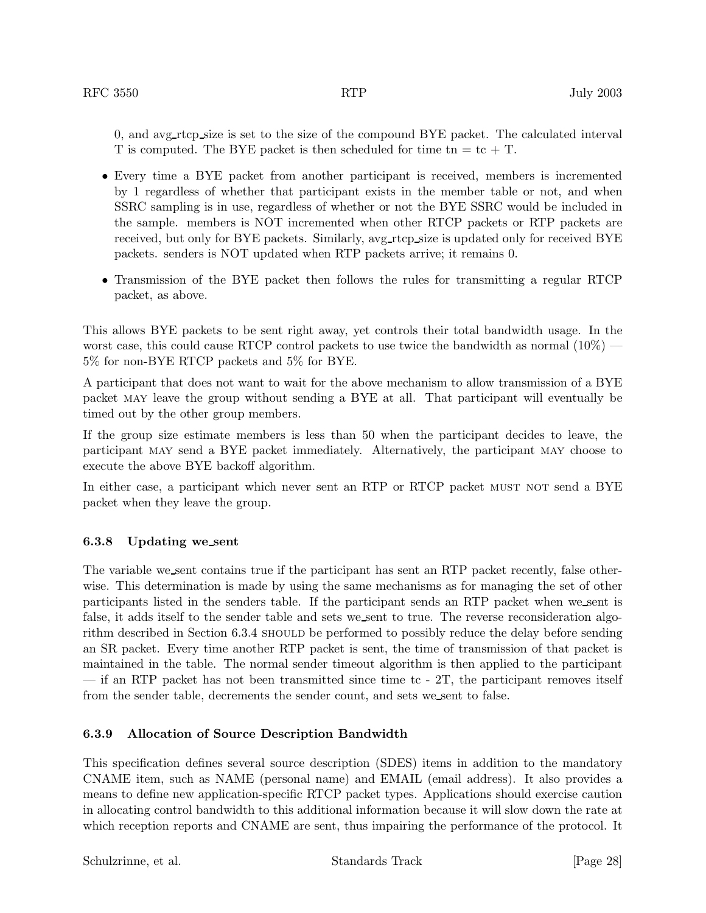0, and avg_rtcp_size is set to the size of the compound BYE packet. The calculated interval T is computed. The BYE packet is then scheduled for time tn = tc + T.

- Every time a BYE packet from another participant is received, members is incremented by 1 regardless of whether that participant exists in the member table or not, and when SSRC sampling is in use, regardless of whether or not the BYE SSRC would be included in the sample. members is NOT incremented when other RTCP packets or RTP packets are received, but only for BYE packets. Similarly, avg_rtcp_size is updated only for received BYE packets. senders is NOT updated when RTP packets arrive; it remains 0.

- Transmission of the BYE packet then follows the rules for transmitting a regular RTCP packet, as above.

This allows BYE packets to be sent right away, yet controls their total bandwidth usage. In the worst case, this could cause RTCP control packets to use twice the bandwidth as normal (10%) — 5% for non-BYE RTCP packets and 5% for BYE.

A participant that does not want to wait for the above mechanism to allow transmission of a BYE packet MAY leave the group without sending a BYE at all. That participant will eventually be timed out by the other group members.

If the group size estimate members is less than 50 when the participant decides to leave, the participant MAY send a BYE packet immediately. Alternatively, the participant MAY choose to execute the above BYE backoff algorithm.

In either case, a participant which never sent an RTP or RTCP packet MUST NOT send a BYE packet when they leave the group.

#### 6.3.8 Updating we_sent

The variable we_sent contains true if the participant has sent an RTP packet recently, false otherwise. This determination is made by using the same mechanisms as for managing the set of other participants listed in the senders table. If the participant sends an RTP packet when we_sent is false, it adds itself to the sender table and sets we_sent to true. The reverse reconsideration algorithm described in Section 6.3.4 SHOULD be performed to possibly reduce the delay before sending an SR packet. Every time another RTP packet is sent, the time of transmission of that packet is maintained in the table. The normal sender timeout algorithm is then applied to the participant — if an RTP packet has not been transmitted since time tc - 2T, the participant removes itself from the sender table, decrements the sender count, and sets we_sent to false.

#### 6.3.9 Allocation of Source Description Bandwidth

This specification defines several source description (SDES) items in addition to the mandatory CNAME item, such as NAME (personal name) and EMAIL (email address). It also provides a means to define new application-specific RTCP packet types. Applications should exercise caution in allocating control bandwidth to this additional information because it will slow down the rate at which reception reports and CNAME are sent, thus impairing the performance of the protocol. It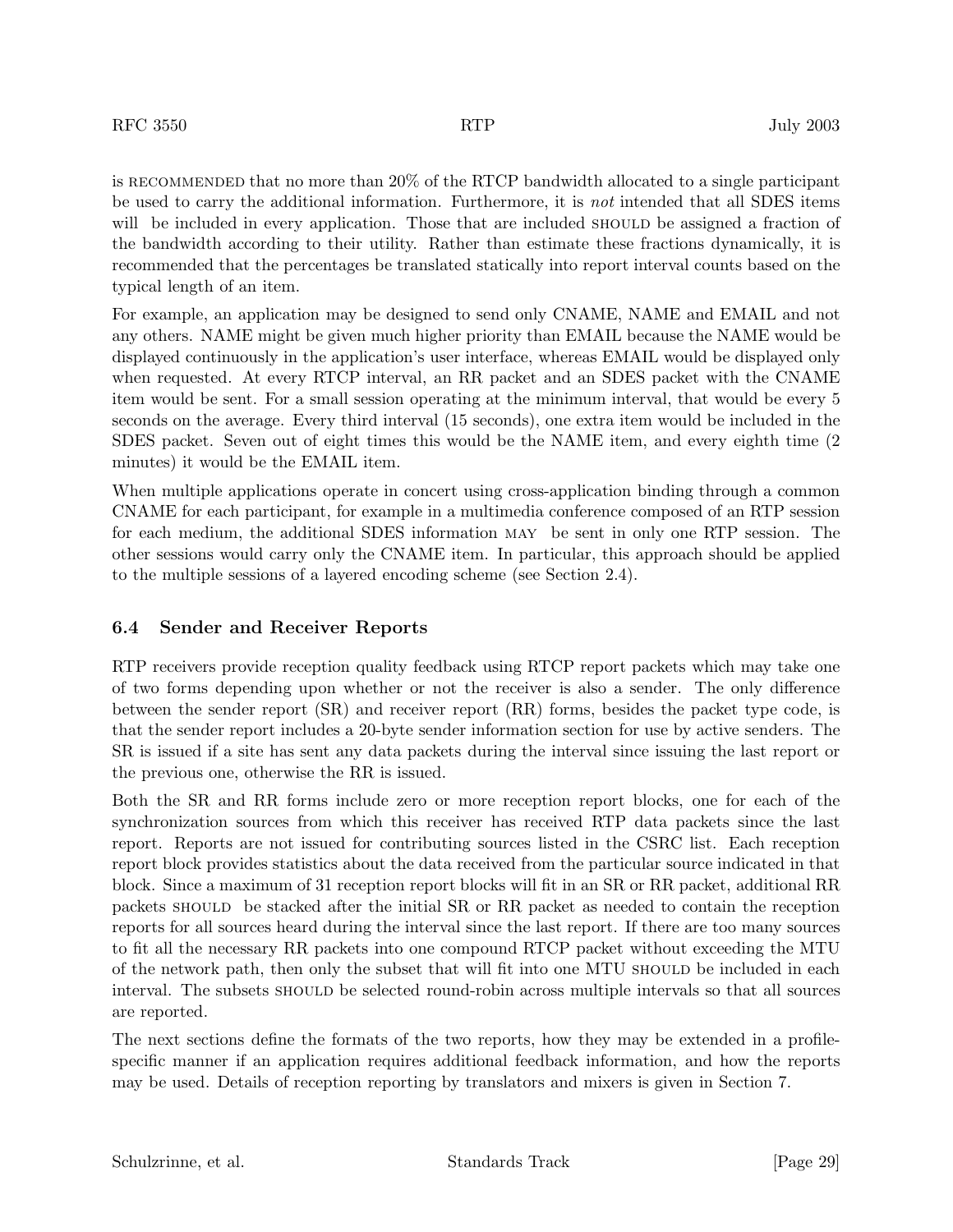is RECOMMENDED that no more than 20% of the RTCP bandwidth allocated to a single participant be used to carry the additional information. Furthermore, it is *not* intended that all SDES items will be included in every application. Those that are included SHOULD be assigned a fraction of the bandwidth according to their utility. Rather than estimate these fractions dynamically, it is recommended that the percentages be translated statically into report interval counts based on the typical length of an item.

For example, an application may be designed to send only CNAME, NAME and EMAIL and not any others. NAME might be given much higher priority than EMAIL because the NAME would be displayed continuously in the application's user interface, whereas EMAIL would be displayed only when requested. At every RTCP interval, an RR packet and an SDES packet with the CNAME item would be sent. For a small session operating at the minimum interval, that would be every 5 seconds on the average. Every third interval (15 seconds), one extra item would be included in the SDES packet. Seven out of eight times this would be the NAME item, and every eighth time (2 minutes) it would be the EMAIL item.

When multiple applications operate in concert using cross-application binding through a common CNAME for each participant, for example in a multimedia conference composed of an RTP session for each medium, the additional SDES information MAY be sent in only one RTP session. The other sessions would carry only the CNAME item. In particular, this approach should be applied to the multiple sessions of a layered encoding scheme (see Section 2.4).

### 6.4 Sender and Receiver Reports

RTP receivers provide reception quality feedback using RTCP report packets which may take one of two forms depending upon whether or not the receiver is also a sender. The only difference between the sender report (SR) and receiver report (RR) forms, besides the packet type code, is that the sender report includes a 20-byte sender information section for use by active senders. The SR is issued if a site has sent any data packets during the interval since issuing the last report or the previous one, otherwise the RR is issued.

Both the SR and RR forms include zero or more reception report blocks, one for each of the synchronization sources from which this receiver has received RTP data packets since the last report. Reports are not issued for contributing sources listed in the CSRC list. Each reception report block provides statistics about the data received from the particular source indicated in that block. Since a maximum of 31 reception report blocks will fit in an SR or RR packet, additional RR packets SHOULD be stacked after the initial SR or RR packet as needed to contain the reception reports for all sources heard during the interval since the last report. If there are too many sources to fit all the necessary RR packets into one compound RTCP packet without exceeding the MTU of the network path, then only the subset that will fit into one MTU SHOULD be included in each interval. The subsets SHOULD be selected round-robin across multiple intervals so that all sources are reported.

The next sections define the formats of the two reports, how they may be extended in a profile-specific manner if an application requires additional feedback information, and how the reports may be used. Details of reception reporting by translators and mixers is given in Section 7.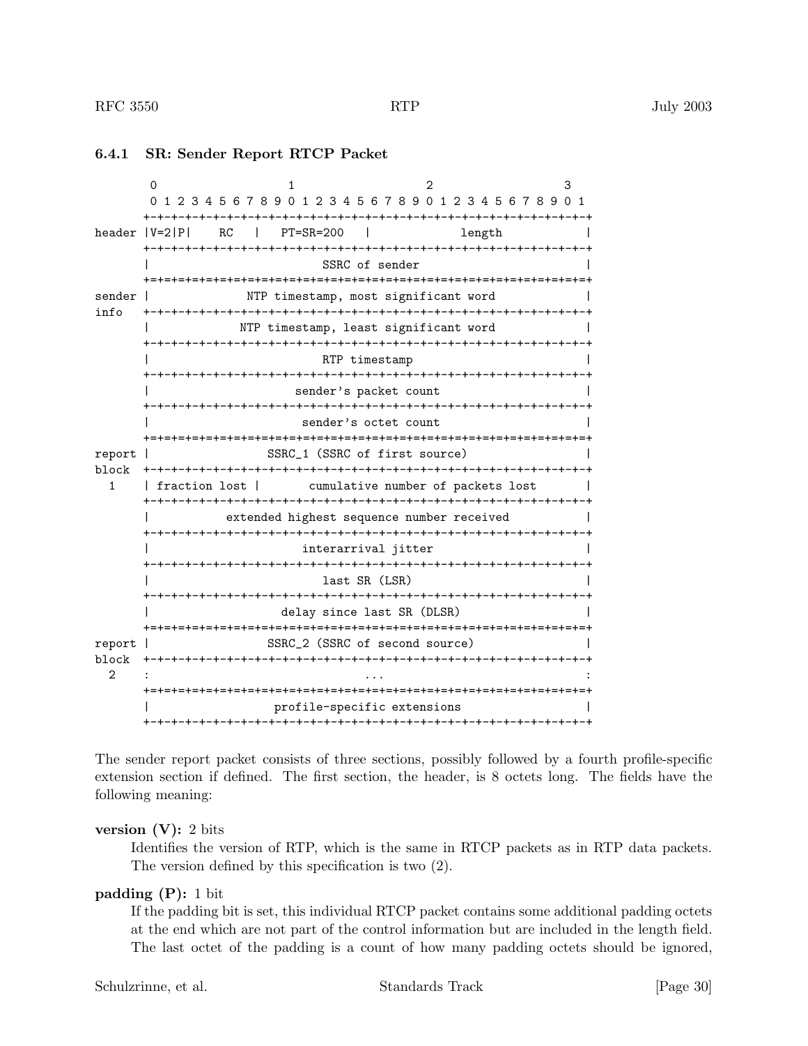### 6.4.1 SR: Sender Report RTCP Packet

```
        0                   1                   2                   3
        0 1 2 3 4 5 6 7 8 9 0 1 2 3 4 5 6 7 8 9 0 1 2 3 4 5 6 7 8 9 0 1
       +-+-+-+-+-+-+-+-+-+-+-+-+-+-+-+-+-+-+-+-+-+-+-+-+-+-+-+-+-+-+-+-+
header |V=2|P|    RC   |   PT=SR=200   |             length            |
       +-+-+-+-+-+-+-+-+-+-+-+-+-+-+-+-+-+-+-+-+-+-+-+-+-+-+-+-+-+-+-+-+
       |                         SSRC of sender                        |
       +=+=+=+=+=+=+=+=+=+=+=+=+=+=+=+=+=+=+=+=+=+=+=+=+=+=+=+=+=+=+=+=+
sender |              NTP timestamp, most significant word             |
info   +-+-+-+-+-+-+-+-+-+-+-+-+-+-+-+-+-+-+-+-+-+-+-+-+-+-+-+-+-+-+-+-+
       |             NTP timestamp, least significant word             |
       +-+-+-+-+-+-+-+-+-+-+-+-+-+-+-+-+-+-+-+-+-+-+-+-+-+-+-+-+-+-+-+-+
       |                         RTP timestamp                         |
       +-+-+-+-+-+-+-+-+-+-+-+-+-+-+-+-+-+-+-+-+-+-+-+-+-+-+-+-+-+-+-+-+
       |                     sender's packet count                     |
       +-+-+-+-+-+-+-+-+-+-+-+-+-+-+-+-+-+-+-+-+-+-+-+-+-+-+-+-+-+-+-+-+
       |                      sender's octet count                     |
       +=+=+=+=+=+=+=+=+=+=+=+=+=+=+=+=+=+=+=+=+=+=+=+=+=+=+=+=+=+=+=+=+
report |                 SSRC_1 (SSRC of first source)                 |
block  +-+-+-+-+-+-+-+-+-+-+-+-+-+-+-+-+-+-+-+-+-+-+-+-+-+-+-+-+-+-+-+-+
  1    | fraction lost |       cumulative number of packets lost       |
       +-+-+-+-+-+-+-+-+-+-+-+-+-+-+-+-+-+-+-+-+-+-+-+-+-+-+-+-+-+-+-+-+
       |           extended highest sequence number received           |
       +-+-+-+-+-+-+-+-+-+-+-+-+-+-+-+-+-+-+-+-+-+-+-+-+-+-+-+-+-+-+-+-+
       |                      interarrival jitter                      |
       +-+-+-+-+-+-+-+-+-+-+-+-+-+-+-+-+-+-+-+-+-+-+-+-+-+-+-+-+-+-+-+-+
       |                         last SR (LSR)                         |
       +-+-+-+-+-+-+-+-+-+-+-+-+-+-+-+-+-+-+-+-+-+-+-+-+-+-+-+-+-+-+-+-+
       |                   delay since last SR (DLSR)                  |
       +=+=+=+=+=+=+=+=+=+=+=+=+=+=+=+=+=+=+=+=+=+=+=+=+=+=+=+=+=+=+=+=+
report |                 SSRC_2 (SSRC of second source)                |
block  +-+-+-+-+-+-+-+-+-+-+-+-+-+-+-+-+-+-+-+-+-+-+-+-+-+-+-+-+-+-+-+-+
  2    :                               ...                             :
       +=+=+=+=+=+=+=+=+=+=+=+=+=+=+=+=+=+=+=+=+=+=+=+=+=+=+=+=+=+=+=+=+
       |                  profile-specific extensions                  |
       +-+-+-+-+-+-+-+-+-+-+-+-+-+-+-+-+-+-+-+-+-+-+-+-+-+-+-+-+-+-+-+-+
```

The sender report packet consists of three sections, possibly followed by a fourth profile-specific extension section if defined. The first section, the header, is 8 octets long. The fields have the following meaning:

**version (V):** 2 bits
: Identifies the version of RTP, which is the same in RTCP packets as in RTP data packets. The version defined by this specification is two (2).

**padding (P):** 1 bit
: If the padding bit is set, this individual RTCP packet contains some additional padding octets at the end which are not part of the control information but are included in the length field. The last octet of the padding is a count of how many padding octets should be ignored,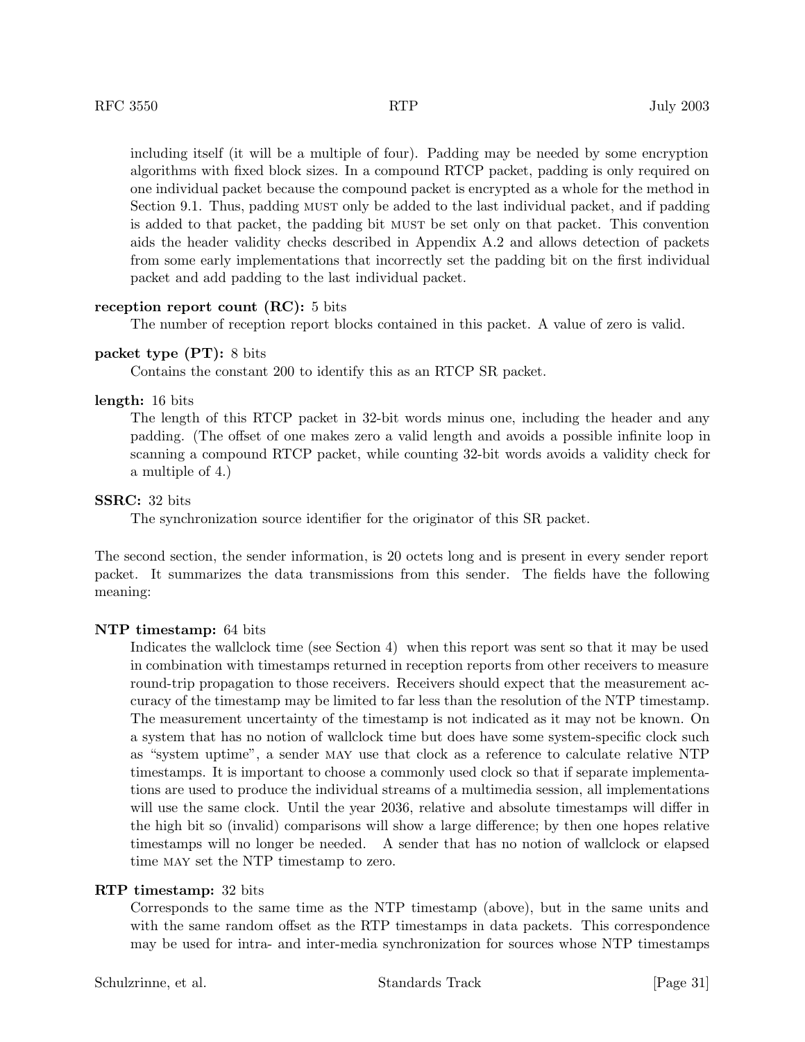including itself (it will be a multiple of four). Padding may be needed by some encryption algorithms with fixed block sizes. In a compound RTCP packet, padding is only required on one individual packet because the compound packet is encrypted as a whole for the method in Section 9.1. Thus, padding MUST only be added to the last individual packet, and if padding is added to that packet, the padding bit MUST be set only on that packet. This convention aids the header validity checks described in Appendix A.2 and allows detection of packets from some early implementations that incorrectly set the padding bit on the first individual packet and add padding to the last individual packet.

**reception report count (RC):** 5 bits
The number of reception report blocks contained in this packet. A value of zero is valid.

**packet type (PT):** 8 bits
Contains the constant 200 to identify this as an RTCP SR packet.

**length:** 16 bits
The length of this RTCP packet in 32-bit words minus one, including the header and any padding. (The offset of one makes zero a valid length and avoids a possible infinite loop in scanning a compound RTCP packet, while counting 32-bit words avoids a validity check for a multiple of 4.)

**SSRC:** 32 bits
The synchronization source identifier for the originator of this SR packet.

The second section, the sender information, is 20 octets long and is present in every sender report packet. It summarizes the data transmissions from this sender. The fields have the following meaning:

**NTP timestamp:** 64 bits
Indicates the wallclock time (see Section 4) when this report was sent so that it may be used in combination with timestamps returned in reception reports from other receivers to measure round-trip propagation to those receivers. Receivers should expect that the measurement accuracy of the timestamp may be limited to far less than the resolution of the NTP timestamp. The measurement uncertainty of the timestamp is not indicated as it may not be known. On a system that has no notion of wallclock time but does have some system-specific clock such as "system uptime", a sender MAY use that clock as a reference to calculate relative NTP timestamps. It is important to choose a commonly used clock so that if separate implementations are used to produce the individual streams of a multimedia session, all implementations will use the same clock. Until the year 2036, relative and absolute timestamps will differ in the high bit so (invalid) comparisons will show a large difference; by then one hopes relative timestamps will no longer be needed. A sender that has no notion of wallclock or elapsed time MAY set the NTP timestamp to zero.

**RTP timestamp:** 32 bits
Corresponds to the same time as the NTP timestamp (above), but in the same units and with the same random offset as the RTP timestamps in data packets. This correspondence may be used for intra- and inter-media synchronization for sources whose NTP timestamps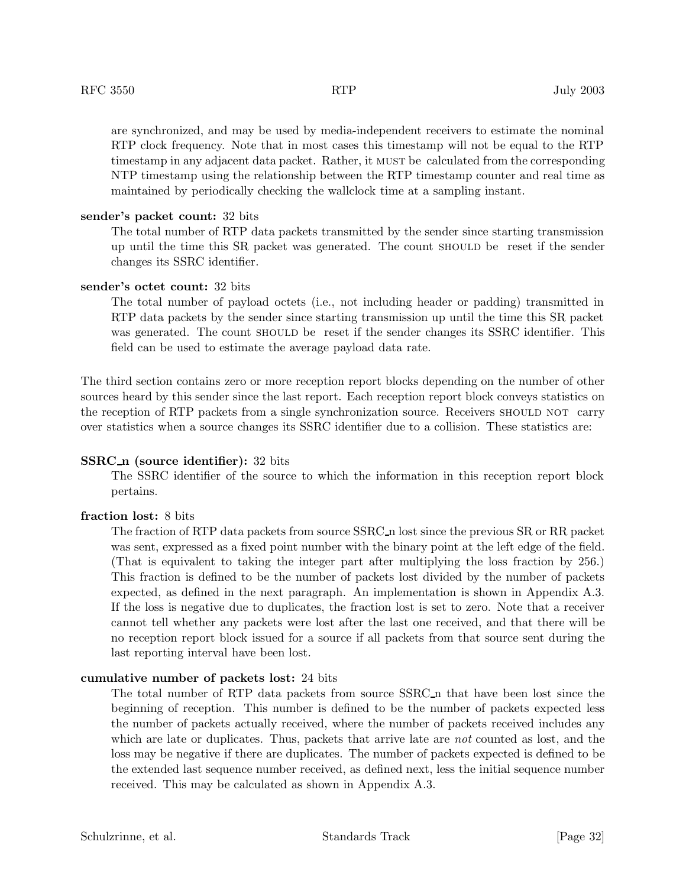are synchronized, and may be used by media-independent receivers to estimate the nominal RTP clock frequency. Note that in most cases this timestamp will not be equal to the RTP timestamp in any adjacent data packet. Rather, it MUST be calculated from the corresponding NTP timestamp using the relationship between the RTP timestamp counter and real time as maintained by periodically checking the wallclock time at a sampling instant.

**sender's packet count:** 32 bits
The total number of RTP data packets transmitted by the sender since starting transmission up until the time this SR packet was generated. The count SHOULD be reset if the sender changes its SSRC identifier.

**sender's octet count:** 32 bits
The total number of payload octets (i.e., not including header or padding) transmitted in RTP data packets by the sender since starting transmission up until the time this SR packet was generated. The count SHOULD be reset if the sender changes its SSRC identifier. This field can be used to estimate the average payload data rate.

The third section contains zero or more reception report blocks depending on the number of other sources heard by this sender since the last report. Each reception report block conveys statistics on the reception of RTP packets from a single synchronization source. Receivers SHOULD NOT carry over statistics when a source changes its SSRC identifier due to a collision. These statistics are:

**SSRC_n (source identifier):** 32 bits
The SSRC identifier of the source to which the information in this reception report block pertains.

**fraction lost:** 8 bits
The fraction of RTP data packets from source SSRC_n lost since the previous SR or RR packet was sent, expressed as a fixed point number with the binary point at the left edge of the field. (That is equivalent to taking the integer part after multiplying the loss fraction by 256.) This fraction is defined to be the number of packets lost divided by the number of packets expected, as defined in the next paragraph. An implementation is shown in Appendix A.3. If the loss is negative due to duplicates, the fraction lost is set to zero. Note that a receiver cannot tell whether any packets were lost after the last one received, and that there will be no reception report block issued for a source if all packets from that source sent during the last reporting interval have been lost.

**cumulative number of packets lost:** 24 bits
The total number of RTP data packets from source SSRC_n that have been lost since the beginning of reception. This number is defined to be the number of packets expected less the number of packets actually received, where the number of packets received includes any which are late or duplicates. Thus, packets that arrive late are *not* counted as lost, and the loss may be negative if there are duplicates. The number of packets expected is defined to be the extended last sequence number received, as defined next, less the initial sequence number received. This may be calculated as shown in Appendix A.3.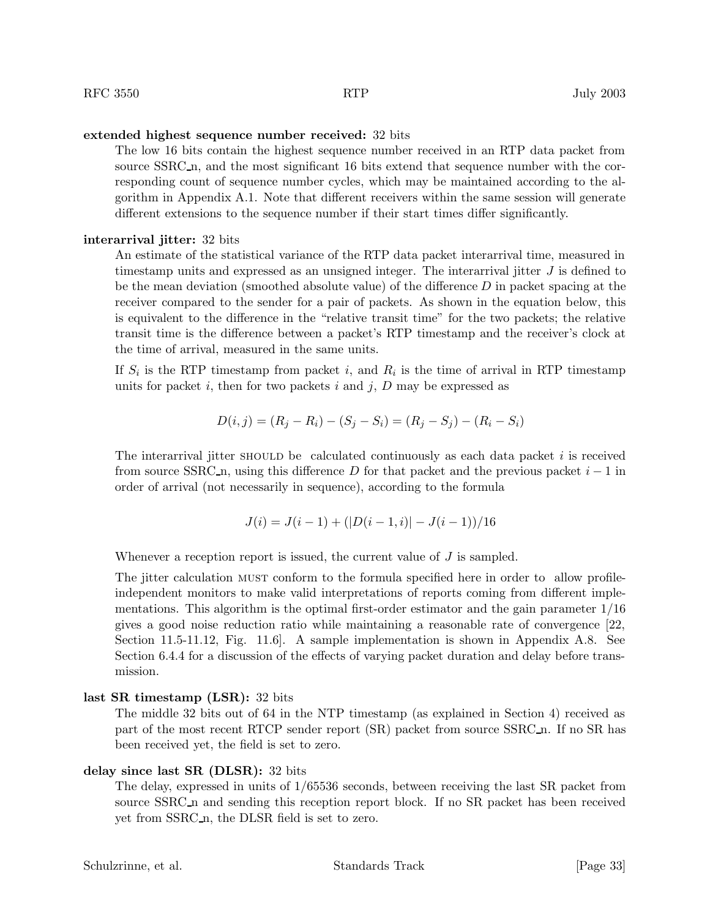**extended highest sequence number received:** 32 bits
The low 16 bits contain the highest sequence number received in an RTP data packet from source SSRC_n, and the most significant 16 bits extend that sequence number with the corresponding count of sequence number cycles, which may be maintained according to the algorithm in Appendix A.1. Note that different receivers within the same session will generate different extensions to the sequence number if their start times differ significantly.

**interarrival jitter:** 32 bits
An estimate of the statistical variance of the RTP data packet interarrival time, measured in timestamp units and expressed as an unsigned integer. The interarrival jitter $J$ is defined to be the mean deviation (smoothed absolute value) of the difference $D$ in packet spacing at the receiver compared to the sender for a pair of packets. As shown in the equation below, this is equivalent to the difference in the "relative transit time" for the two packets; the relative transit time is the difference between a packet's RTP timestamp and the receiver's clock at the time of arrival, measured in the same units.

If $S_i$ is the RTP timestamp from packet $i$, and $R_i$ is the time of arrival in RTP timestamp units for packet $i$, then for two packets $i$ and $j$, $D$ may be expressed as

$$D(i,j) = (R_j - R_i) - (S_j - S_i) = (R_j - S_j) - (R_i - S_i)$$

The interarrival jitter SHOULD be calculated continuously as each data packet $i$ is received from source SSRC_n, using this difference $D$ for that packet and the previous packet $i-1$ in order of arrival (not necessarily in sequence), according to the formula

$$J(i) = J(i-1) + (|D(i-1,i)| - J(i-1))/16$$

Whenever a reception report is issued, the current value of $J$ is sampled.

The jitter calculation MUST conform to the formula specified here in order to allow profile-independent monitors to make valid interpretations of reports coming from different implementations. This algorithm is the optimal first-order estimator and the gain parameter 1/16 gives a good noise reduction ratio while maintaining a reasonable rate of convergence [22, Section 11.5-11.12, Fig. 11.6]. A sample implementation is shown in Appendix A.8. See Section 6.4.4 for a discussion of the effects of varying packet duration and delay before transmission.

**last SR timestamp (LSR):** 32 bits
The middle 32 bits out of 64 in the NTP timestamp (as explained in Section 4) received as part of the most recent RTCP sender report (SR) packet from source SSRC_n. If no SR has been received yet, the field is set to zero.

**delay since last SR (DLSR):** 32 bits
The delay, expressed in units of 1/65536 seconds, between receiving the last SR packet from source SSRC_n and sending this reception report block. If no SR packet has been received yet from SSRC_n, the DLSR field is set to zero.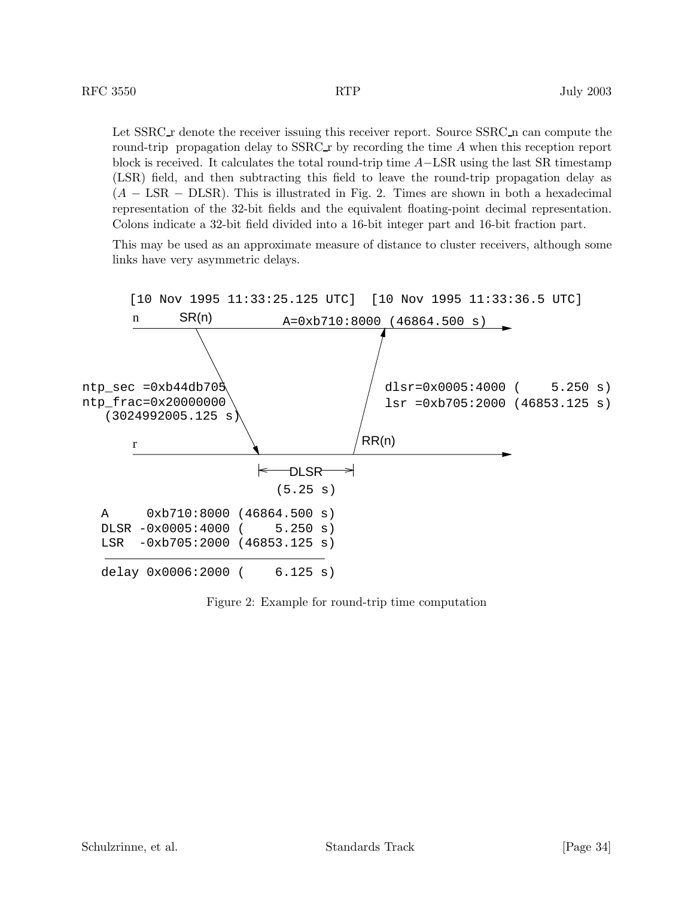Let SSRC_r denote the receiver issuing this receiver report. Source SSRC_n can compute the round-trip propagation delay to SSRC_r by recording the time $A$ when this reception report block is received. It calculates the total round-trip time $A-\mathrm{LSR}$ using the last SR timestamp (LSR) field, and then subtracting this field to leave the round-trip propagation delay as $(A - \mathrm{LSR} - \mathrm{DLSR})$. This is illustrated in Fig. 2. Times are shown in both a hexadecimal representation of the 32-bit fields and the equivalent floating-point decimal representation. Colons indicate a 32-bit field divided into a 16-bit integer part and 16-bit fraction part.

This may be used as an approximate measure of distance to cluster receivers, although some links have very asymmetric delays.

```
     [10 Nov 1995 11:33:25.125 UTC]  [10 Nov 1995 11:33:36.5 UTC]
     n       SR(n)          A=0xb710:8000 (46864.500 s)
     ---------------------------------------------------------------->
                 v                  ^
ntp_sec =0xb44db705                 dlsr=0x0005:4000 (    5.250 s)
ntp_frac=0x20000000                 lsr =0xb705:2000 (46853.125 s)
   (3024992005.125 s)
     r           v                  ^ RR(n)
     ---------------------------------------------------------------->
                 |<-DLSR->|
                  (5.25 s)

     A     0xb710:8000 (46864.500 s)
     DLSR -0x0005:4000 (    5.250 s)
     LSR  -0xb705:2000 (46853.125 s)
     -------------------------------
     delay 0x0006:2000 (    6.125 s)
```

Figure 2: Example for round-trip time computation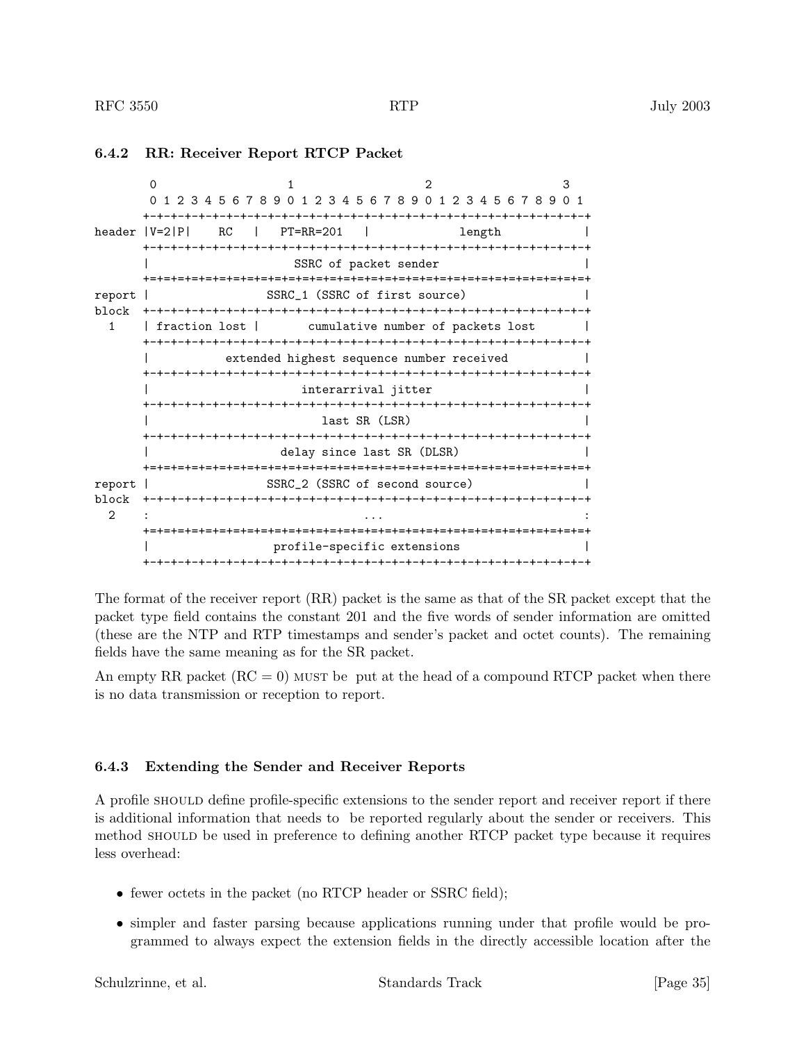### 6.4.2 RR: Receiver Report RTCP Packet

```
        0                   1                   2                   3
        0 1 2 3 4 5 6 7 8 9 0 1 2 3 4 5 6 7 8 9 0 1 2 3 4 5 6 7 8 9 0 1
       +-+-+-+-+-+-+-+-+-+-+-+-+-+-+-+-+-+-+-+-+-+-+-+-+-+-+-+-+-+-+-+-+
header |V=2|P|    RC   |   PT=RR=201   |             length            |
       +-+-+-+-+-+-+-+-+-+-+-+-+-+-+-+-+-+-+-+-+-+-+-+-+-+-+-+-+-+-+-+-+
       |                     SSRC of packet sender                     |
       +=+=+=+=+=+=+=+=+=+=+=+=+=+=+=+=+=+=+=+=+=+=+=+=+=+=+=+=+=+=+=+=+
report |                 SSRC_1 (SSRC of first source)                 |
block  +-+-+-+-+-+-+-+-+-+-+-+-+-+-+-+-+-+-+-+-+-+-+-+-+-+-+-+-+-+-+-+-+
  1    | fraction lost |       cumulative number of packets lost       |
       +-+-+-+-+-+-+-+-+-+-+-+-+-+-+-+-+-+-+-+-+-+-+-+-+-+-+-+-+-+-+-+-+
       |           extended highest sequence number received           |
       +-+-+-+-+-+-+-+-+-+-+-+-+-+-+-+-+-+-+-+-+-+-+-+-+-+-+-+-+-+-+-+-+
       |                      interarrival jitter                      |
       +-+-+-+-+-+-+-+-+-+-+-+-+-+-+-+-+-+-+-+-+-+-+-+-+-+-+-+-+-+-+-+-+
       |                         last SR (LSR)                         |
       +-+-+-+-+-+-+-+-+-+-+-+-+-+-+-+-+-+-+-+-+-+-+-+-+-+-+-+-+-+-+-+-+
       |                   delay since last SR (DLSR)                  |
       +=+=+=+=+=+=+=+=+=+=+=+=+=+=+=+=+=+=+=+=+=+=+=+=+=+=+=+=+=+=+=+=+
report |                 SSRC_2 (SSRC of second source)                |
block  +-+-+-+-+-+-+-+-+-+-+-+-+-+-+-+-+-+-+-+-+-+-+-+-+-+-+-+-+-+-+-+-+
  2    :                               ...                             :
       +=+=+=+=+=+=+=+=+=+=+=+=+=+=+=+=+=+=+=+=+=+=+=+=+=+=+=+=+=+=+=+=+
       |                  profile-specific extensions                  |
       +-+-+-+-+-+-+-+-+-+-+-+-+-+-+-+-+-+-+-+-+-+-+-+-+-+-+-+-+-+-+-+-+
```

The format of the receiver report (RR) packet is the same as that of the SR packet except that the packet type field contains the constant 201 and the five words of sender information are omitted (these are the NTP and RTP timestamps and sender's packet and octet counts). The remaining fields have the same meaning as for the SR packet.

An empty RR packet (RC = 0) MUST be put at the head of a compound RTCP packet when there is no data transmission or reception to report.

### 6.4.3 Extending the Sender and Receiver Reports

A profile SHOULD define profile-specific extensions to the sender report and receiver report if there is additional information that needs to be reported regularly about the sender or receivers. This method SHOULD be used in preference to defining another RTCP packet type because it requires less overhead:

- fewer octets in the packet (no RTCP header or SSRC field);
- simpler and faster parsing because applications running under that profile would be programmed to always expect the extension fields in the directly accessible location after the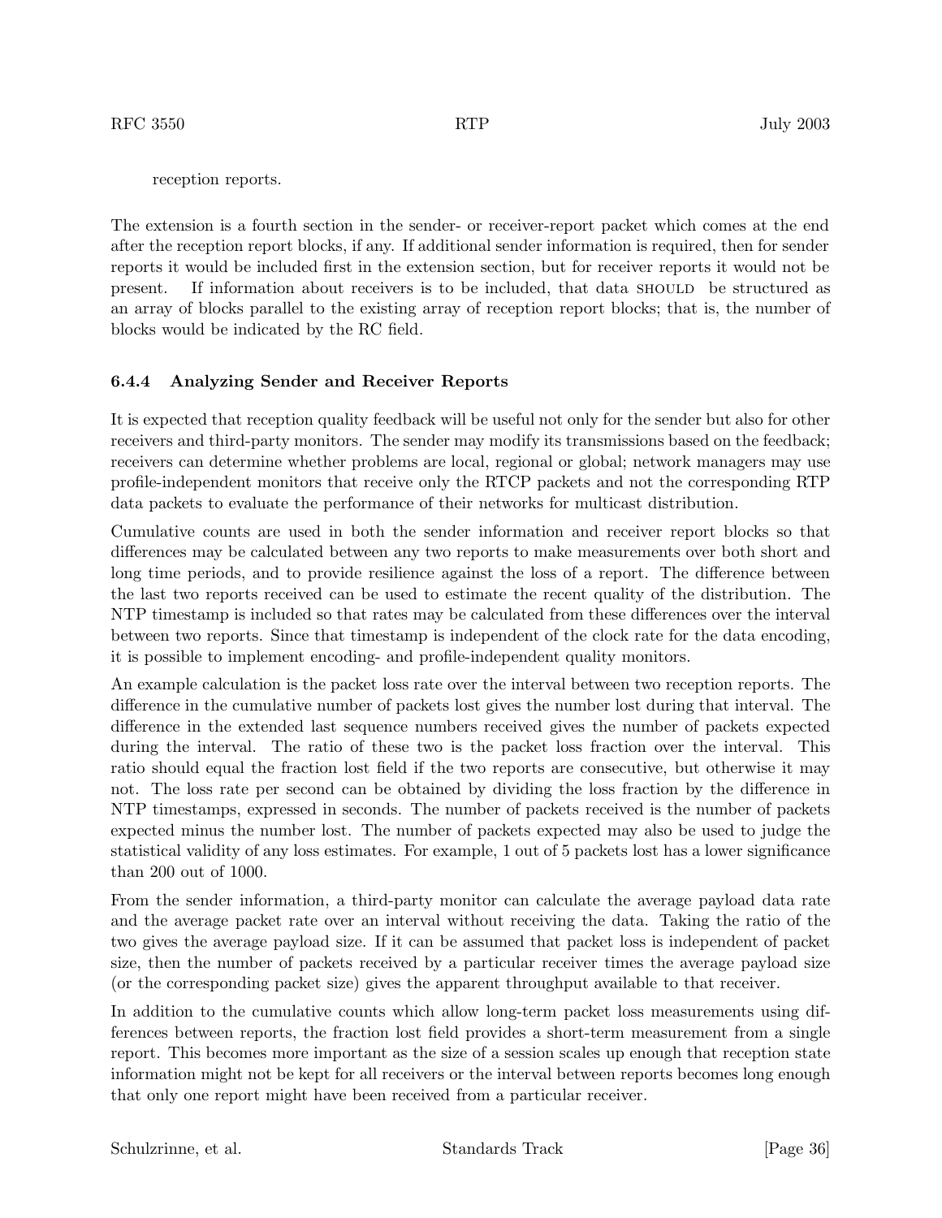reception reports.

The extension is a fourth section in the sender- or receiver-report packet which comes at the end after the reception report blocks, if any. If additional sender information is required, then for sender reports it would be included first in the extension section, but for receiver reports it would not be present. If information about receivers is to be included, that data SHOULD be structured as an array of blocks parallel to the existing array of reception report blocks; that is, the number of blocks would be indicated by the RC field.

### 6.4.4 Analyzing Sender and Receiver Reports

It is expected that reception quality feedback will be useful not only for the sender but also for other receivers and third-party monitors. The sender may modify its transmissions based on the feedback; receivers can determine whether problems are local, regional or global; network managers may use profile-independent monitors that receive only the RTCP packets and not the corresponding RTP data packets to evaluate the performance of their networks for multicast distribution.

Cumulative counts are used in both the sender information and receiver report blocks so that differences may be calculated between any two reports to make measurements over both short and long time periods, and to provide resilience against the loss of a report. The difference between the last two reports received can be used to estimate the recent quality of the distribution. The NTP timestamp is included so that rates may be calculated from these differences over the interval between two reports. Since that timestamp is independent of the clock rate for the data encoding, it is possible to implement encoding- and profile-independent quality monitors.

An example calculation is the packet loss rate over the interval between two reception reports. The difference in the cumulative number of packets lost gives the number lost during that interval. The difference in the extended last sequence numbers received gives the number of packets expected during the interval. The ratio of these two is the packet loss fraction over the interval. This ratio should equal the fraction lost field if the two reports are consecutive, but otherwise it may not. The loss rate per second can be obtained by dividing the loss fraction by the difference in NTP timestamps, expressed in seconds. The number of packets received is the number of packets expected minus the number lost. The number of packets expected may also be used to judge the statistical validity of any loss estimates. For example, 1 out of 5 packets lost has a lower significance than 200 out of 1000.

From the sender information, a third-party monitor can calculate the average payload data rate and the average packet rate over an interval without receiving the data. Taking the ratio of the two gives the average payload size. If it can be assumed that packet loss is independent of packet size, then the number of packets received by a particular receiver times the average payload size (or the corresponding packet size) gives the apparent throughput available to that receiver.

In addition to the cumulative counts which allow long-term packet loss measurements using differences between reports, the fraction lost field provides a short-term measurement from a single report. This becomes more important as the size of a session scales up enough that reception state information might not be kept for all receivers or the interval between reports becomes long enough that only one report might have been received from a particular receiver.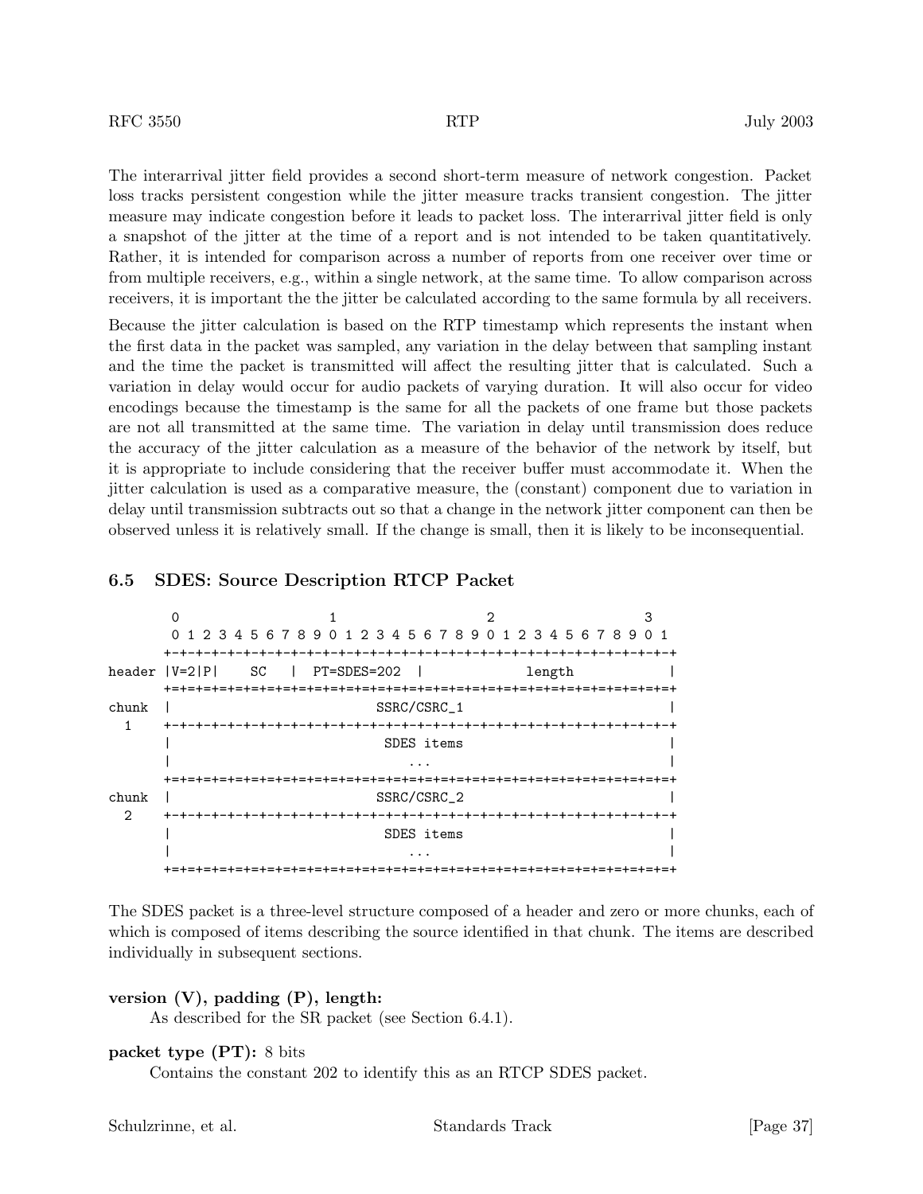The interarrival jitter field provides a second short-term measure of network congestion. Packet loss tracks persistent congestion while the jitter measure tracks transient congestion. The jitter measure may indicate congestion before it leads to packet loss. The interarrival jitter field is only a snapshot of the jitter at the time of a report and is not intended to be taken quantitatively. Rather, it is intended for comparison across a number of reports from one receiver over time or from multiple receivers, e.g., within a single network, at the same time. To allow comparison across receivers, it is important the the jitter be calculated according to the same formula by all receivers.

Because the jitter calculation is based on the RTP timestamp which represents the instant when the first data in the packet was sampled, any variation in the delay between that sampling instant and the time the packet is transmitted will affect the resulting jitter that is calculated. Such a variation in delay would occur for audio packets of varying duration. It will also occur for video encodings because the timestamp is the same for all the packets of one frame but those packets are not all transmitted at the same time. The variation in delay until transmission does reduce the accuracy of the jitter calculation as a measure of the behavior of the network by itself, but it is appropriate to include considering that the receiver buffer must accommodate it. When the jitter calculation is used as a comparative measure, the (constant) component due to variation in delay until transmission subtracts out so that a change in the network jitter component can then be observed unless it is relatively small. If the change is small, then it is likely to be inconsequential.

### 6.5 SDES: Source Description RTCP Packet

```
        0                   1                   2                   3
        0 1 2 3 4 5 6 7 8 9 0 1 2 3 4 5 6 7 8 9 0 1 2 3 4 5 6 7 8 9 0 1
       +-+-+-+-+-+-+-+-+-+-+-+-+-+-+-+-+-+-+-+-+-+-+-+-+-+-+-+-+-+-+-+-+
header |V=2|P|    SC   |  PT=SDES=202  |             length            |
       +=+=+=+=+=+=+=+=+=+=+=+=+=+=+=+=+=+=+=+=+=+=+=+=+=+=+=+=+=+=+=+=+
chunk  |                          SSRC/CSRC_1                          |
  1    +-+-+-+-+-+-+-+-+-+-+-+-+-+-+-+-+-+-+-+-+-+-+-+-+-+-+-+-+-+-+-+-+
       |                           SDES items                          |
       |                              ...                              |
       +=+=+=+=+=+=+=+=+=+=+=+=+=+=+=+=+=+=+=+=+=+=+=+=+=+=+=+=+=+=+=+=+
chunk  |                          SSRC/CSRC_2                          |
  2    +-+-+-+-+-+-+-+-+-+-+-+-+-+-+-+-+-+-+-+-+-+-+-+-+-+-+-+-+-+-+-+-+
       |                           SDES items                          |
       |                              ...                              |
       +=+=+=+=+=+=+=+=+=+=+=+=+=+=+=+=+=+=+=+=+=+=+=+=+=+=+=+=+=+=+=+=+
```

The SDES packet is a three-level structure composed of a header and zero or more chunks, each of which is composed of items describing the source identified in that chunk. The items are described individually in subsequent sections.

**version (V), padding (P), length:**
As described for the SR packet (see Section 6.4.1).

**packet type (PT):** 8 bits
Contains the constant 202 to identify this as an RTCP SDES packet.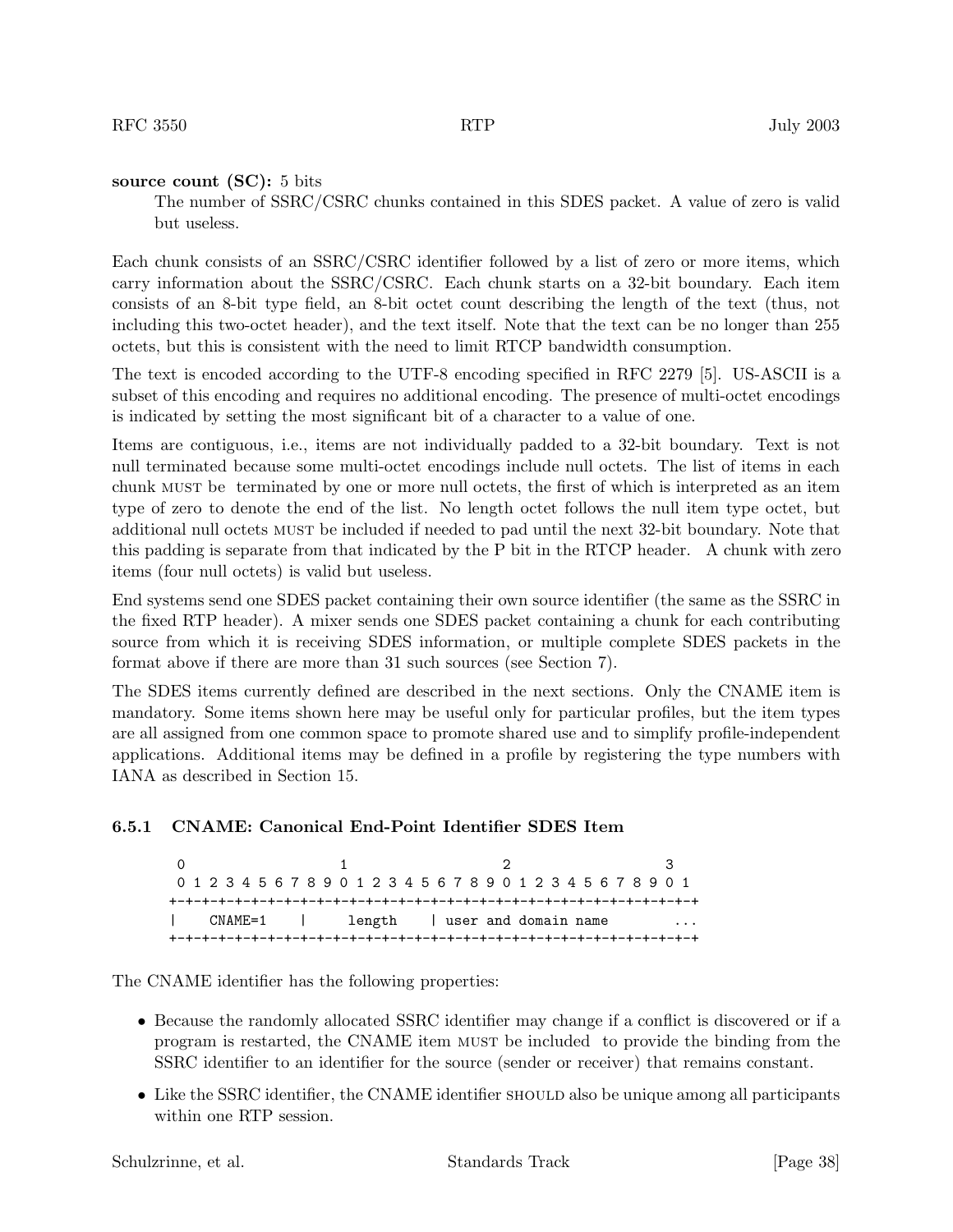**source count (SC):** 5 bits
The number of SSRC/CSRC chunks contained in this SDES packet. A value of zero is valid but useless.

Each chunk consists of an SSRC/CSRC identifier followed by a list of zero or more items, which carry information about the SSRC/CSRC. Each chunk starts on a 32-bit boundary. Each item consists of an 8-bit type field, an 8-bit octet count describing the length of the text (thus, not including this two-octet header), and the text itself. Note that the text can be no longer than 255 octets, but this is consistent with the need to limit RTCP bandwidth consumption.

The text is encoded according to the UTF-8 encoding specified in RFC 2279 [5]. US-ASCII is a subset of this encoding and requires no additional encoding. The presence of multi-octet encodings is indicated by setting the most significant bit of a character to a value of one.

Items are contiguous, i.e., items are not individually padded to a 32-bit boundary. Text is not null terminated because some multi-octet encodings include null octets. The list of items in each chunk MUST be terminated by one or more null octets, the first of which is interpreted as an item type of zero to denote the end of the list. No length octet follows the null item type octet, but additional null octets MUST be included if needed to pad until the next 32-bit boundary. Note that this padding is separate from that indicated by the P bit in the RTCP header. A chunk with zero items (four null octets) is valid but useless.

End systems send one SDES packet containing their own source identifier (the same as the SSRC in the fixed RTP header). A mixer sends one SDES packet containing a chunk for each contributing source from which it is receiving SDES information, or multiple complete SDES packets in the format above if there are more than 31 such sources (see Section 7).

The SDES items currently defined are described in the next sections. Only the CNAME item is mandatory. Some items shown here may be useful only for particular profiles, but the item types are all assigned from one common space to promote shared use and to simplify profile-independent applications. Additional items may be defined in a profile by registering the type numbers with IANA as described in Section 15.

### 6.5.1 CNAME: Canonical End-Point Identifier SDES Item

```
 0                   1                   2                   3
 0 1 2 3 4 5 6 7 8 9 0 1 2 3 4 5 6 7 8 9 0 1 2 3 4 5 6 7 8 9 0 1
+-+-+-+-+-+-+-+-+-+-+-+-+-+-+-+-+-+-+-+-+-+-+-+-+-+-+-+-+-+-+-+-+
|    CNAME=1    |     length    | user and domain name        ...
+-+-+-+-+-+-+-+-+-+-+-+-+-+-+-+-+-+-+-+-+-+-+-+-+-+-+-+-+-+-+-+-+
```

The CNAME identifier has the following properties:

- Because the randomly allocated SSRC identifier may change if a conflict is discovered or if a program is restarted, the CNAME item MUST be included to provide the binding from the SSRC identifier to an identifier for the source (sender or receiver) that remains constant.
- Like the SSRC identifier, the CNAME identifier SHOULD also be unique among all participants within one RTP session.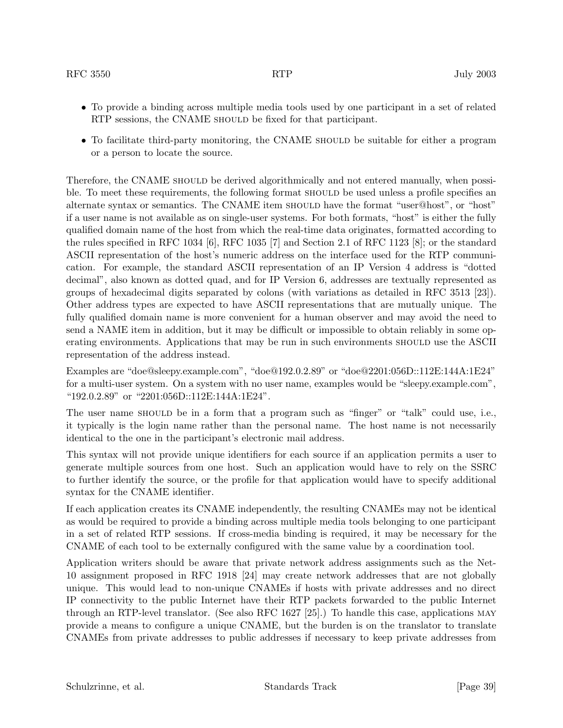- To provide a binding across multiple media tools used by one participant in a set of related RTP sessions, the CNAME SHOULD be fixed for that participant.
- To facilitate third-party monitoring, the CNAME SHOULD be suitable for either a program or a person to locate the source.

Therefore, the CNAME SHOULD be derived algorithmically and not entered manually, when possible. To meet these requirements, the following format SHOULD be used unless a profile specifies an alternate syntax or semantics. The CNAME item SHOULD have the format "user@host", or "host" if a user name is not available as on single-user systems. For both formats, "host" is either the fully qualified domain name of the host from which the real-time data originates, formatted according to the rules specified in RFC 1034 [6], RFC 1035 [7] and Section 2.1 of RFC 1123 [8]; or the standard ASCII representation of the host's numeric address on the interface used for the RTP communication. For example, the standard ASCII representation of an IP Version 4 address is "dotted decimal", also known as dotted quad, and for IP Version 6, addresses are textually represented as groups of hexadecimal digits separated by colons (with variations as detailed in RFC 3513 [23]). Other address types are expected to have ASCII representations that are mutually unique. The fully qualified domain name is more convenient for a human observer and may avoid the need to send a NAME item in addition, but it may be difficult or impossible to obtain reliably in some operating environments. Applications that may be run in such environments SHOULD use the ASCII representation of the address instead.

Examples are "doe@sleepy.example.com", "doe@192.0.2.89" or "doe@2201:056D::112E:144A:1E24" for a multi-user system. On a system with no user name, examples would be "sleepy.example.com", "192.0.2.89" or "2201:056D::112E:144A:1E24".

The user name SHOULD be in a form that a program such as "finger" or "talk" could use, i.e., it typically is the login name rather than the personal name. The host name is not necessarily identical to the one in the participant's electronic mail address.

This syntax will not provide unique identifiers for each source if an application permits a user to generate multiple sources from one host. Such an application would have to rely on the SSRC to further identify the source, or the profile for that application would have to specify additional syntax for the CNAME identifier.

If each application creates its CNAME independently, the resulting CNAMEs may not be identical as would be required to provide a binding across multiple media tools belonging to one participant in a set of related RTP sessions. If cross-media binding is required, it may be necessary for the CNAME of each tool to be externally configured with the same value by a coordination tool.

Application writers should be aware that private network address assignments such as the Net-10 assignment proposed in RFC 1918 [24] may create network addresses that are not globally unique. This would lead to non-unique CNAMEs if hosts with private addresses and no direct IP connectivity to the public Internet have their RTP packets forwarded to the public Internet through an RTP-level translator. (See also RFC 1627 [25].) To handle this case, applications MAY provide a means to configure a unique CNAME, but the burden is on the translator to translate CNAMEs from private addresses to public addresses if necessary to keep private addresses from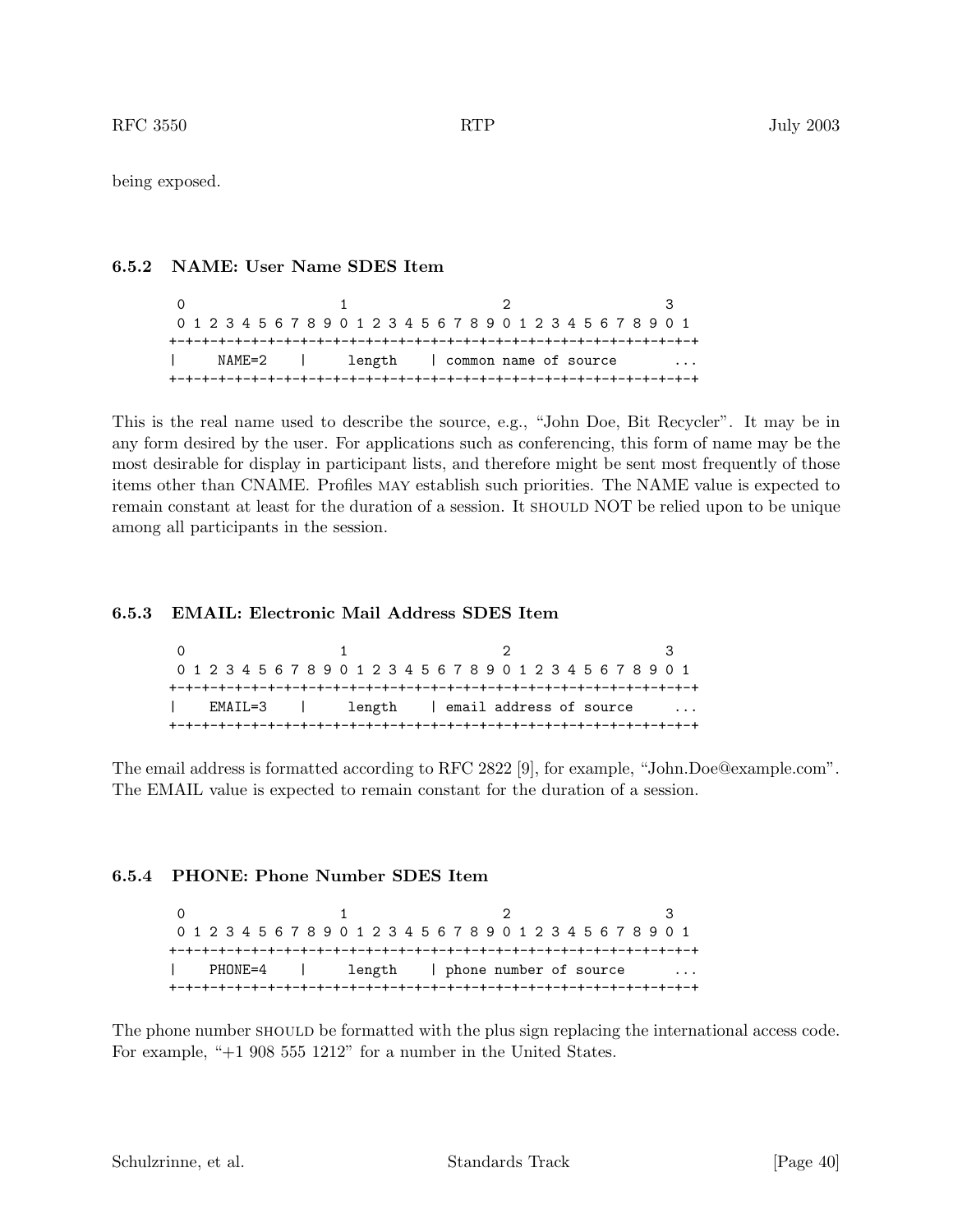being exposed.

### 6.5.2 NAME: User Name SDES Item

```
 0                   1                   2                   3
 0 1 2 3 4 5 6 7 8 9 0 1 2 3 4 5 6 7 8 9 0 1 2 3 4 5 6 7 8 9 0 1
+-+-+-+-+-+-+-+-+-+-+-+-+-+-+-+-+-+-+-+-+-+-+-+-+-+-+-+-+-+-+-+-+
|     NAME=2    |     length    | common name of source       ...
+-+-+-+-+-+-+-+-+-+-+-+-+-+-+-+-+-+-+-+-+-+-+-+-+-+-+-+-+-+-+-+-+
```

This is the real name used to describe the source, e.g., "John Doe, Bit Recycler". It may be in any form desired by the user. For applications such as conferencing, this form of name may be the most desirable for display in participant lists, and therefore might be sent most frequently of those items other than CNAME. Profiles MAY establish such priorities. The NAME value is expected to remain constant at least for the duration of a session. It SHOULD NOT be relied upon to be unique among all participants in the session.

### 6.5.3 EMAIL: Electronic Mail Address SDES Item

```
 0                   1                   2                   3
 0 1 2 3 4 5 6 7 8 9 0 1 2 3 4 5 6 7 8 9 0 1 2 3 4 5 6 7 8 9 0 1
+-+-+-+-+-+-+-+-+-+-+-+-+-+-+-+-+-+-+-+-+-+-+-+-+-+-+-+-+-+-+-+-+
|    EMAIL=3    |     length    | email address of source     ...
+-+-+-+-+-+-+-+-+-+-+-+-+-+-+-+-+-+-+-+-+-+-+-+-+-+-+-+-+-+-+-+-+
```

The email address is formatted according to RFC 2822 [9], for example, "John.Doe@example.com". The EMAIL value is expected to remain constant for the duration of a session.

### 6.5.4 PHONE: Phone Number SDES Item

```
 0                   1                   2                   3
 0 1 2 3 4 5 6 7 8 9 0 1 2 3 4 5 6 7 8 9 0 1 2 3 4 5 6 7 8 9 0 1
+-+-+-+-+-+-+-+-+-+-+-+-+-+-+-+-+-+-+-+-+-+-+-+-+-+-+-+-+-+-+-+-+
|    PHONE=4    |     length    | phone number of source      ...
+-+-+-+-+-+-+-+-+-+-+-+-+-+-+-+-+-+-+-+-+-+-+-+-+-+-+-+-+-+-+-+-+
```

The phone number SHOULD be formatted with the plus sign replacing the international access code. For example, "+1 908 555 1212" for a number in the United States.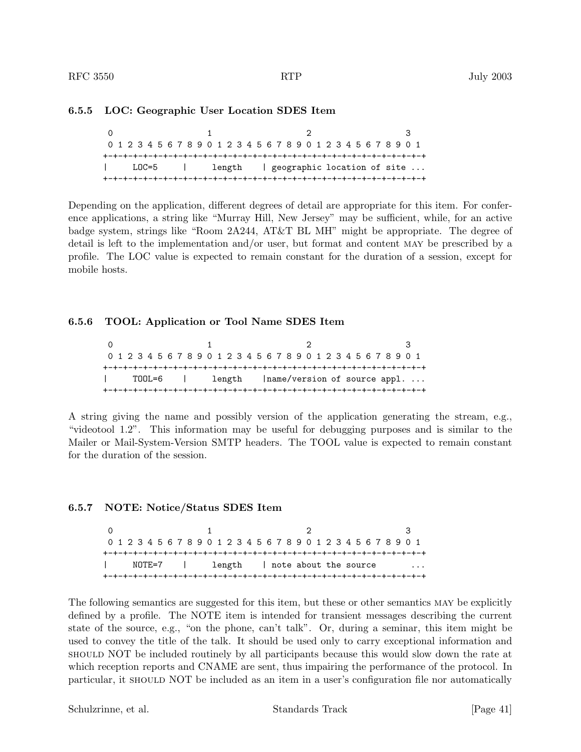### 6.5.5 LOC: Geographic User Location SDES Item

```
 0                   1                   2                   3
 0 1 2 3 4 5 6 7 8 9 0 1 2 3 4 5 6 7 8 9 0 1 2 3 4 5 6 7 8 9 0 1
+-+-+-+-+-+-+-+-+-+-+-+-+-+-+-+-+-+-+-+-+-+-+-+-+-+-+-+-+-+-+-+-+
|     LOC=5     |     length    | geographic location of site ...
+-+-+-+-+-+-+-+-+-+-+-+-+-+-+-+-+-+-+-+-+-+-+-+-+-+-+-+-+-+-+-+-+
```

Depending on the application, different degrees of detail are appropriate for this item. For conference applications, a string like "Murray Hill, New Jersey" may be sufficient, while, for an active badge system, strings like "Room 2A244, AT&T BL MH" might be appropriate. The degree of detail is left to the implementation and/or user, but format and content MAY be prescribed by a profile. The LOC value is expected to remain constant for the duration of a session, except for mobile hosts.

### 6.5.6 TOOL: Application or Tool Name SDES Item

```
 0                   1                   2                   3
 0 1 2 3 4 5 6 7 8 9 0 1 2 3 4 5 6 7 8 9 0 1 2 3 4 5 6 7 8 9 0 1
+-+-+-+-+-+-+-+-+-+-+-+-+-+-+-+-+-+-+-+-+-+-+-+-+-+-+-+-+-+-+-+-+
|     TOOL=6    |     length    |name/version of source appl. ...
+-+-+-+-+-+-+-+-+-+-+-+-+-+-+-+-+-+-+-+-+-+-+-+-+-+-+-+-+-+-+-+-+
```

A string giving the name and possibly version of the application generating the stream, e.g., "videotool 1.2". This information may be useful for debugging purposes and is similar to the Mailer or Mail-System-Version SMTP headers. The TOOL value is expected to remain constant for the duration of the session.

### 6.5.7 NOTE: Notice/Status SDES Item

```
 0                   1                   2                   3
 0 1 2 3 4 5 6 7 8 9 0 1 2 3 4 5 6 7 8 9 0 1 2 3 4 5 6 7 8 9 0 1
+-+-+-+-+-+-+-+-+-+-+-+-+-+-+-+-+-+-+-+-+-+-+-+-+-+-+-+-+-+-+-+-+
|     NOTE=7    |     length    | note about the source        ...
+-+-+-+-+-+-+-+-+-+-+-+-+-+-+-+-+-+-+-+-+-+-+-+-+-+-+-+-+-+-+-+-+
```

The following semantics are suggested for this item, but these or other semantics MAY be explicitly defined by a profile. The NOTE item is intended for transient messages describing the current state of the source, e.g., "on the phone, can't talk". Or, during a seminar, this item might be used to convey the title of the talk. It should be used only to carry exceptional information and SHOULD NOT be included routinely by all participants because this would slow down the rate at which reception reports and CNAME are sent, thus impairing the performance of the protocol. In particular, it SHOULD NOT be included as an item in a user's configuration file nor automatically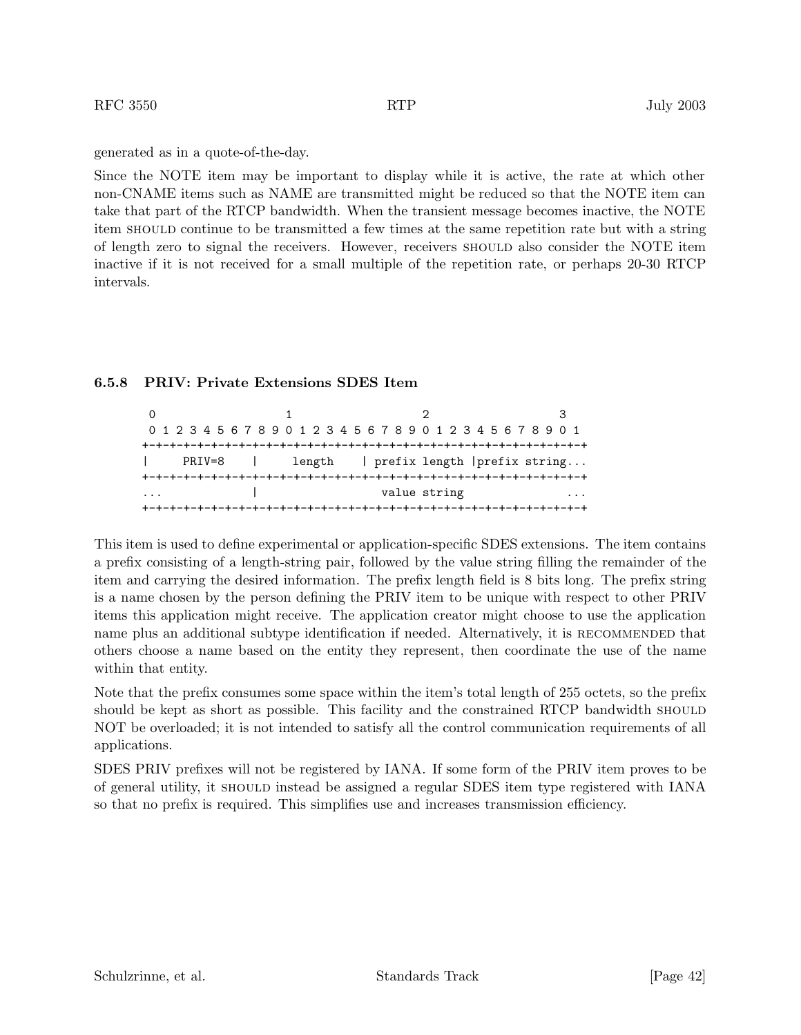generated as in a quote-of-the-day.

Since the NOTE item may be important to display while it is active, the rate at which other non-CNAME items such as NAME are transmitted might be reduced so that the NOTE item can take that part of the RTCP bandwidth. When the transient message becomes inactive, the NOTE item SHOULD continue to be transmitted a few times at the same repetition rate but with a string of length zero to signal the receivers. However, receivers SHOULD also consider the NOTE item inactive if it is not received for a small multiple of the repetition rate, or perhaps 20-30 RTCP intervals.

### 6.5.8 PRIV: Private Extensions SDES Item

```
 0                   1                   2                   3
 0 1 2 3 4 5 6 7 8 9 0 1 2 3 4 5 6 7 8 9 0 1 2 3 4 5 6 7 8 9 0 1
+-+-+-+-+-+-+-+-+-+-+-+-+-+-+-+-+-+-+-+-+-+-+-+-+-+-+-+-+-+-+-+-+
|     PRIV=8    |     length    | prefix length |prefix string...
+-+-+-+-+-+-+-+-+-+-+-+-+-+-+-+-+-+-+-+-+-+-+-+-+-+-+-+-+-+-+-+-+
...             |                  value string               ...
+-+-+-+-+-+-+-+-+-+-+-+-+-+-+-+-+-+-+-+-+-+-+-+-+-+-+-+-+-+-+-+-+
```

This item is used to define experimental or application-specific SDES extensions. The item contains a prefix consisting of a length-string pair, followed by the value string filling the remainder of the item and carrying the desired information. The prefix length field is 8 bits long. The prefix string is a name chosen by the person defining the PRIV item to be unique with respect to other PRIV items this application might receive. The application creator might choose to use the application name plus an additional subtype identification if needed. Alternatively, it is RECOMMENDED that others choose a name based on the entity they represent, then coordinate the use of the name within that entity.

Note that the prefix consumes some space within the item's total length of 255 octets, so the prefix should be kept as short as possible. This facility and the constrained RTCP bandwidth SHOULD NOT be overloaded; it is not intended to satisfy all the control communication requirements of all applications.

SDES PRIV prefixes will not be registered by IANA. If some form of the PRIV item proves to be of general utility, it SHOULD instead be assigned a regular SDES item type registered with IANA so that no prefix is required. This simplifies use and increases transmission efficiency.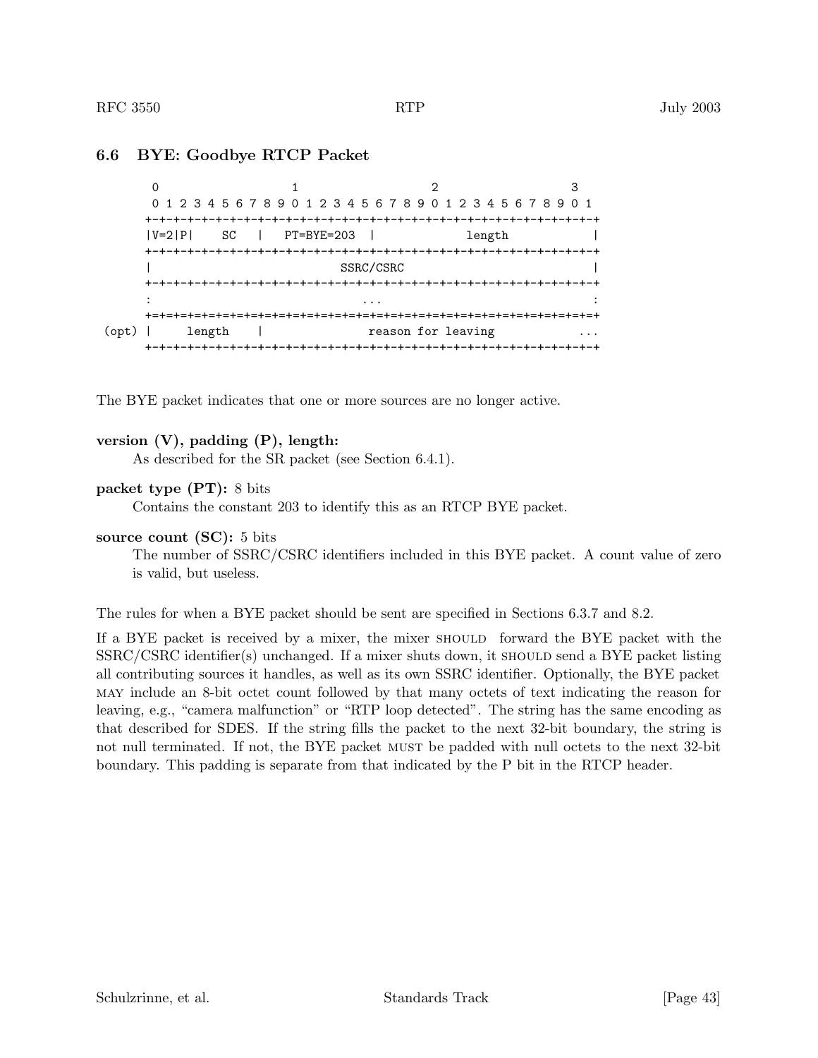### 6.6 BYE: Goodbye RTCP Packet

```
        0                   1                   2                   3
        0 1 2 3 4 5 6 7 8 9 0 1 2 3 4 5 6 7 8 9 0 1 2 3 4 5 6 7 8 9 0 1
       +-+-+-+-+-+-+-+-+-+-+-+-+-+-+-+-+-+-+-+-+-+-+-+-+-+-+-+-+-+-+-+-+
       |V=2|P|    SC   |   PT=BYE=203  |             length            |
       +-+-+-+-+-+-+-+-+-+-+-+-+-+-+-+-+-+-+-+-+-+-+-+-+-+-+-+-+-+-+-+-+
       |                           SSRC/CSRC                           |
       +-+-+-+-+-+-+-+-+-+-+-+-+-+-+-+-+-+-+-+-+-+-+-+-+-+-+-+-+-+-+-+-+
       :                              ...                              :
       +=+=+=+=+=+=+=+=+=+=+=+=+=+=+=+=+=+=+=+=+=+=+=+=+=+=+=+=+=+=+=+=+
 (opt) |     length    |               reason for leaving            ...
       +-+-+-+-+-+-+-+-+-+-+-+-+-+-+-+-+-+-+-+-+-+-+-+-+-+-+-+-+-+-+-+-+
```

The BYE packet indicates that one or more sources are no longer active.

**version (V), padding (P), length:**
As described for the SR packet (see Section 6.4.1).

**packet type (PT):** 8 bits
Contains the constant 203 to identify this as an RTCP BYE packet.

**source count (SC):** 5 bits
The number of SSRC/CSRC identifiers included in this BYE packet. A count value of zero is valid, but useless.

The rules for when a BYE packet should be sent are specified in Sections 6.3.7 and 8.2.

If a BYE packet is received by a mixer, the mixer SHOULD forward the BYE packet with the SSRC/CSRC identifier(s) unchanged. If a mixer shuts down, it SHOULD send a BYE packet listing all contributing sources it handles, as well as its own SSRC identifier. Optionally, the BYE packet MAY include an 8-bit octet count followed by that many octets of text indicating the reason for leaving, e.g., "camera malfunction" or "RTP loop detected". The string has the same encoding as that described for SDES. If the string fills the packet to the next 32-bit boundary, the string is not null terminated. If not, the BYE packet MUST be padded with null octets to the next 32-bit boundary. This padding is separate from that indicated by the P bit in the RTCP header.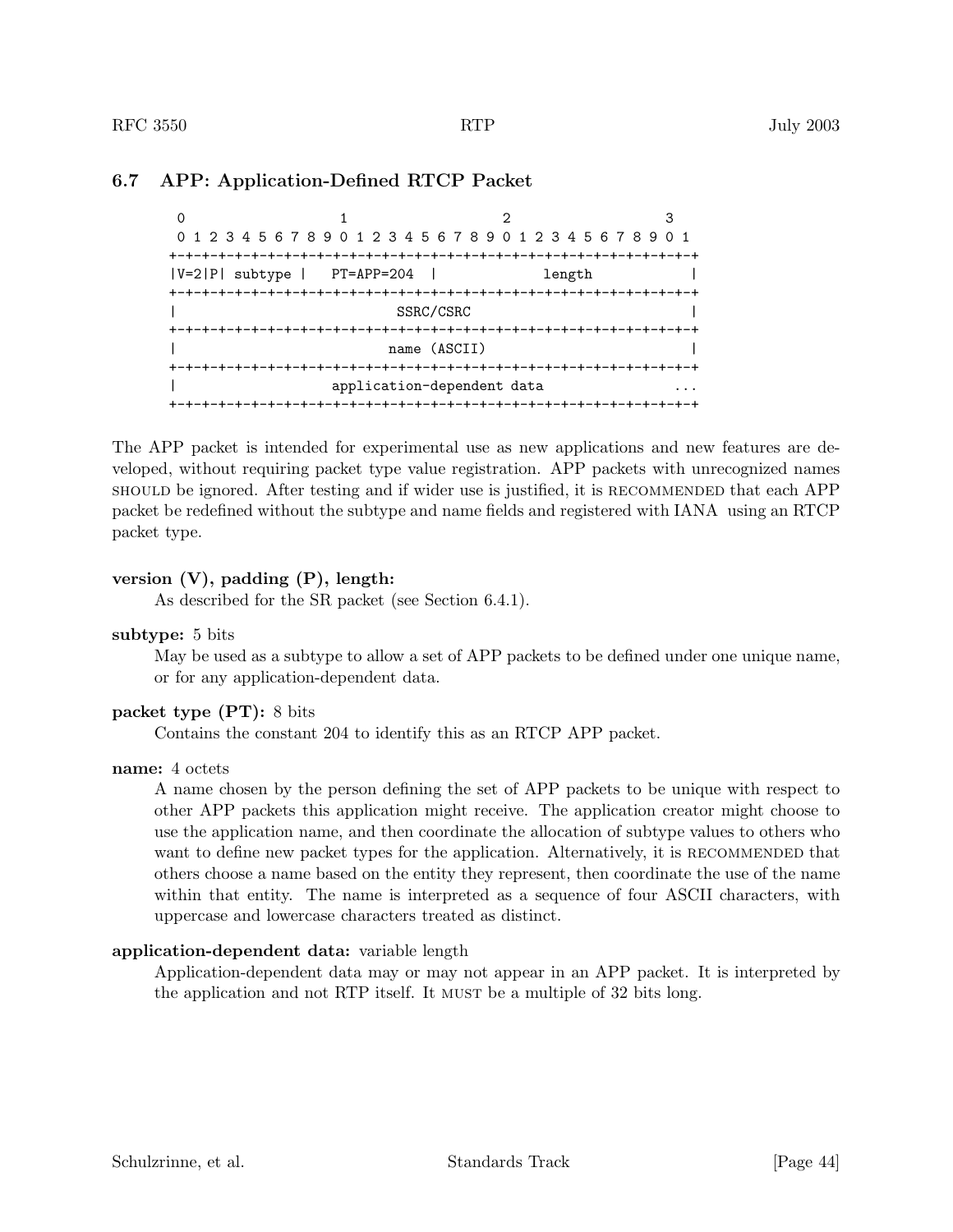### 6.7 APP: Application-Defined RTCP Packet

```
 0                   1                   2                   3
 0 1 2 3 4 5 6 7 8 9 0 1 2 3 4 5 6 7 8 9 0 1 2 3 4 5 6 7 8 9 0 1
+-+-+-+-+-+-+-+-+-+-+-+-+-+-+-+-+-+-+-+-+-+-+-+-+-+-+-+-+-+-+-+-+
|V=2|P| subtype |   PT=APP=204  |             length            |
+-+-+-+-+-+-+-+-+-+-+-+-+-+-+-+-+-+-+-+-+-+-+-+-+-+-+-+-+-+-+-+-+
|                           SSRC/CSRC                           |
+-+-+-+-+-+-+-+-+-+-+-+-+-+-+-+-+-+-+-+-+-+-+-+-+-+-+-+-+-+-+-+-+
|                          name (ASCII)                         |
+-+-+-+-+-+-+-+-+-+-+-+-+-+-+-+-+-+-+-+-+-+-+-+-+-+-+-+-+-+-+-+-+
|                   application-dependent data                ...
+-+-+-+-+-+-+-+-+-+-+-+-+-+-+-+-+-+-+-+-+-+-+-+-+-+-+-+-+-+-+-+-+
```

The APP packet is intended for experimental use as new applications and new features are developed, without requiring packet type value registration. APP packets with unrecognized names SHOULD be ignored. After testing and if wider use is justified, it is RECOMMENDED that each APP packet be redefined without the subtype and name fields and registered with IANA using an RTCP packet type.

**version (V), padding (P), length:**
As described for the SR packet (see Section 6.4.1).

**subtype:** 5 bits
May be used as a subtype to allow a set of APP packets to be defined under one unique name, or for any application-dependent data.

**packet type (PT):** 8 bits
Contains the constant 204 to identify this as an RTCP APP packet.

**name:** 4 octets
A name chosen by the person defining the set of APP packets to be unique with respect to other APP packets this application might receive. The application creator might choose to use the application name, and then coordinate the allocation of subtype values to others who want to define new packet types for the application. Alternatively, it is RECOMMENDED that others choose a name based on the entity they represent, then coordinate the use of the name within that entity. The name is interpreted as a sequence of four ASCII characters, with uppercase and lowercase characters treated as distinct.

**application-dependent data:** variable length
Application-dependent data may or may not appear in an APP packet. It is interpreted by the application and not RTP itself. It MUST be a multiple of 32 bits long.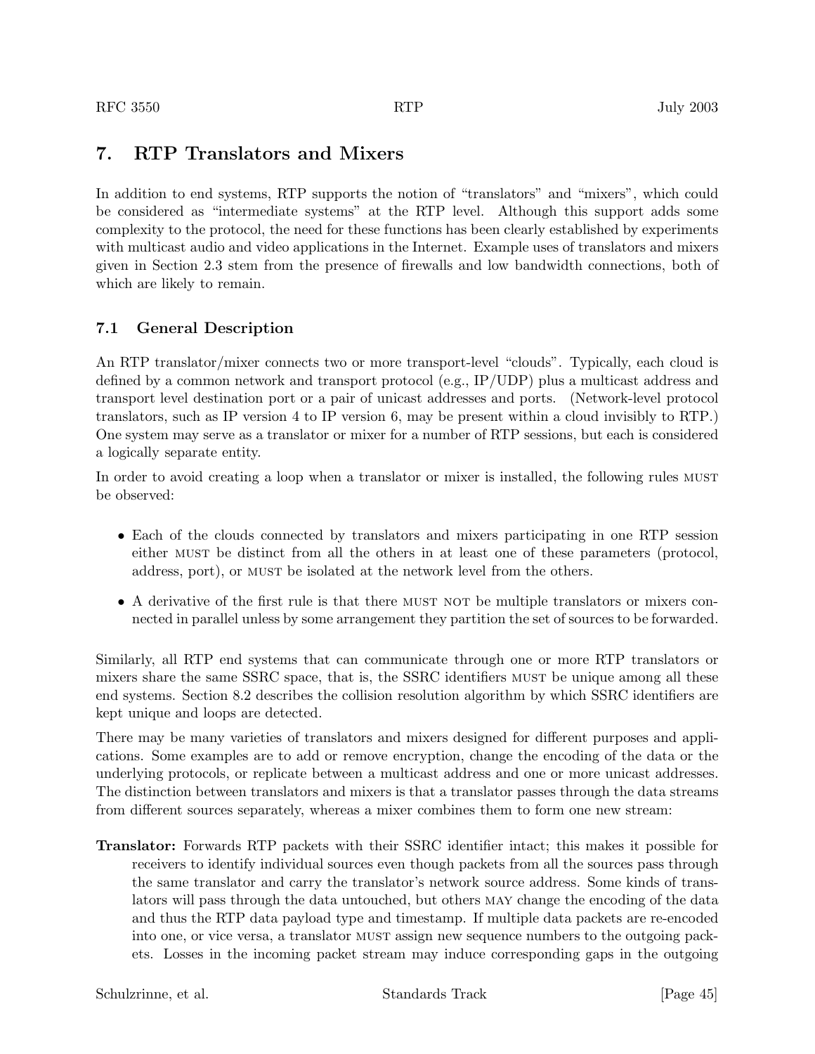## 7. RTP Translators and Mixers

In addition to end systems, RTP supports the notion of "translators" and "mixers", which could be considered as "intermediate systems" at the RTP level. Although this support adds some complexity to the protocol, the need for these functions has been clearly established by experiments with multicast audio and video applications in the Internet. Example uses of translators and mixers given in Section 2.3 stem from the presence of firewalls and low bandwidth connections, both of which are likely to remain.

### 7.1 General Description

An RTP translator/mixer connects two or more transport-level "clouds". Typically, each cloud is defined by a common network and transport protocol (e.g., IP/UDP) plus a multicast address and transport level destination port or a pair of unicast addresses and ports. (Network-level protocol translators, such as IP version 4 to IP version 6, may be present within a cloud invisibly to RTP.) One system may serve as a translator or mixer for a number of RTP sessions, but each is considered a logically separate entity.

In order to avoid creating a loop when a translator or mixer is installed, the following rules MUST be observed:

- Each of the clouds connected by translators and mixers participating in one RTP session either MUST be distinct from all the others in at least one of these parameters (protocol, address, port), or MUST be isolated at the network level from the others.
- A derivative of the first rule is that there MUST NOT be multiple translators or mixers connected in parallel unless by some arrangement they partition the set of sources to be forwarded.

Similarly, all RTP end systems that can communicate through one or more RTP translators or mixers share the same SSRC space, that is, the SSRC identifiers MUST be unique among all these end systems. Section 8.2 describes the collision resolution algorithm by which SSRC identifiers are kept unique and loops are detected.

There may be many varieties of translators and mixers designed for different purposes and applications. Some examples are to add or remove encryption, change the encoding of the data or the underlying protocols, or replicate between a multicast address and one or more unicast addresses. The distinction between translators and mixers is that a translator passes through the data streams from different sources separately, whereas a mixer combines them to form one new stream:

**Translator:** Forwards RTP packets with their SSRC identifier intact; this makes it possible for receivers to identify individual sources even though packets from all the sources pass through the same translator and carry the translator's network source address. Some kinds of translators will pass through the data untouched, but others MAY change the encoding of the data and thus the RTP data payload type and timestamp. If multiple data packets are re-encoded into one, or vice versa, a translator MUST assign new sequence numbers to the outgoing packets. Losses in the incoming packet stream may induce corresponding gaps in the outgoing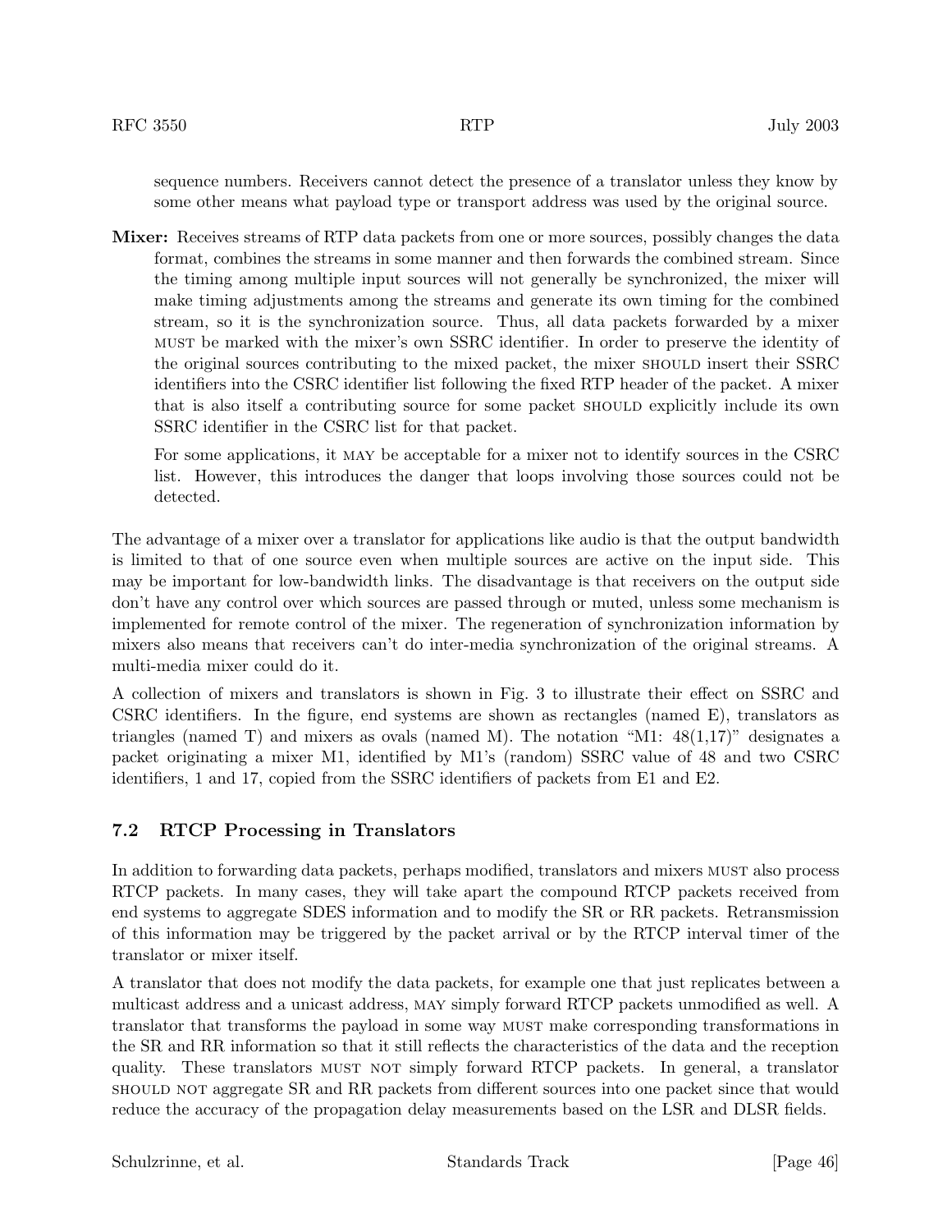sequence numbers. Receivers cannot detect the presence of a translator unless they know by some other means what payload type or transport address was used by the original source.

**Mixer:** Receives streams of RTP data packets from one or more sources, possibly changes the data format, combines the streams in some manner and then forwards the combined stream. Since the timing among multiple input sources will not generally be synchronized, the mixer will make timing adjustments among the streams and generate its own timing for the combined stream, so it is the synchronization source. Thus, all data packets forwarded by a mixer MUST be marked with the mixer's own SSRC identifier. In order to preserve the identity of the original sources contributing to the mixed packet, the mixer SHOULD insert their SSRC identifiers into the CSRC identifier list following the fixed RTP header of the packet. A mixer that is also itself a contributing source for some packet SHOULD explicitly include its own SSRC identifier in the CSRC list for that packet.

For some applications, it MAY be acceptable for a mixer not to identify sources in the CSRC list. However, this introduces the danger that loops involving those sources could not be detected.

The advantage of a mixer over a translator for applications like audio is that the output bandwidth is limited to that of one source even when multiple sources are active on the input side. This may be important for low-bandwidth links. The disadvantage is that receivers on the output side don't have any control over which sources are passed through or muted, unless some mechanism is implemented for remote control of the mixer. The regeneration of synchronization information by mixers also means that receivers can't do inter-media synchronization of the original streams. A multi-media mixer could do it.

A collection of mixers and translators is shown in Fig. 3 to illustrate their effect on SSRC and CSRC identifiers. In the figure, end systems are shown as rectangles (named E), translators as triangles (named T) and mixers as ovals (named M). The notation "M1: 48(1,17)" designates a packet originating a mixer M1, identified by M1's (random) SSRC value of 48 and two CSRC identifiers, 1 and 17, copied from the SSRC identifiers of packets from E1 and E2.

## 7.2 RTCP Processing in Translators

In addition to forwarding data packets, perhaps modified, translators and mixers MUST also process RTCP packets. In many cases, they will take apart the compound RTCP packets received from end systems to aggregate SDES information and to modify the SR or RR packets. Retransmission of this information may be triggered by the packet arrival or by the RTCP interval timer of the translator or mixer itself.

A translator that does not modify the data packets, for example one that just replicates between a multicast address and a unicast address, MAY simply forward RTCP packets unmodified as well. A translator that transforms the payload in some way MUST make corresponding transformations in the SR and RR information so that it still reflects the characteristics of the data and the reception quality. These translators MUST NOT simply forward RTCP packets. In general, a translator SHOULD NOT aggregate SR and RR packets from different sources into one packet since that would reduce the accuracy of the propagation delay measurements based on the LSR and DLSR fields.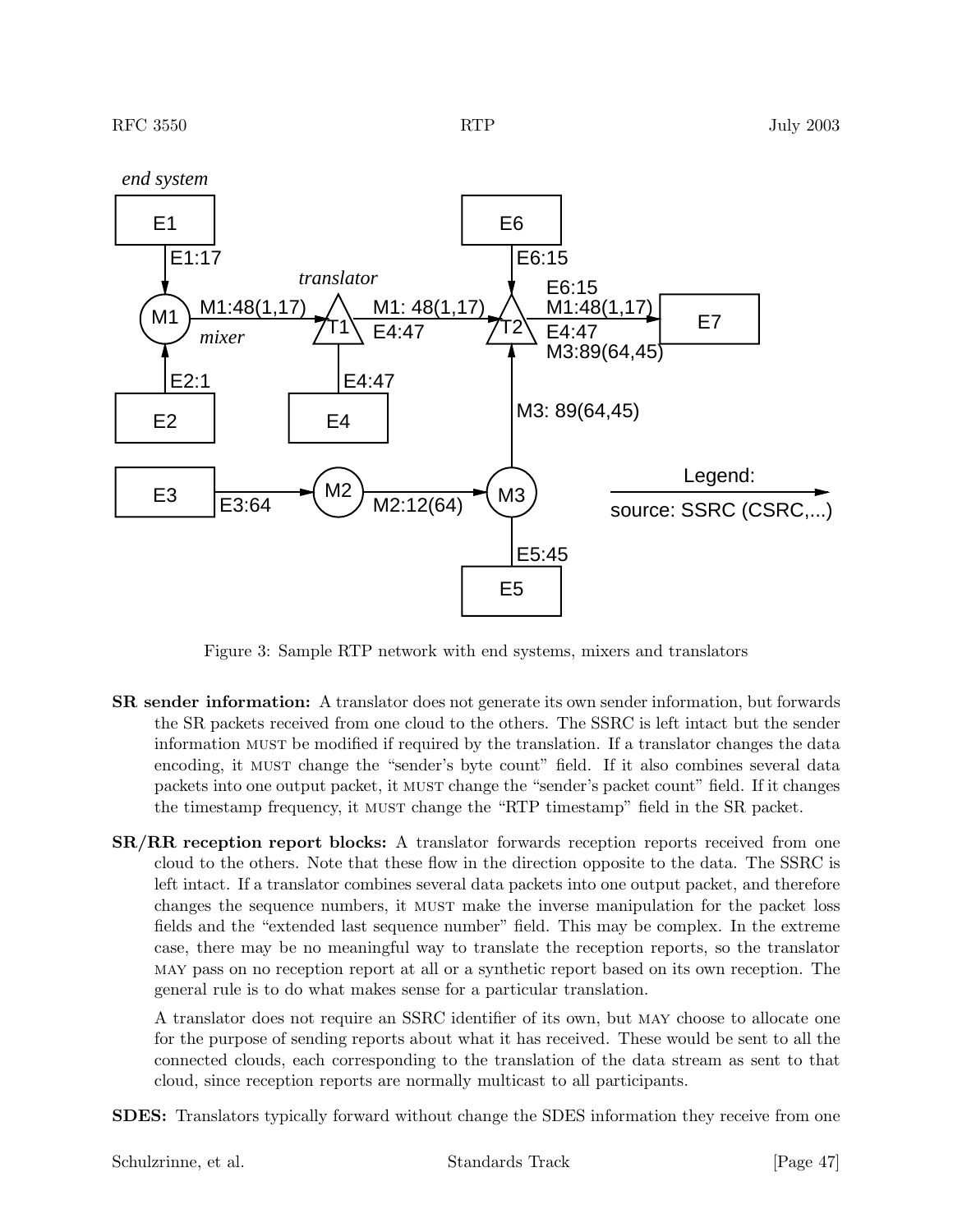Figure 3: Sample RTP network with end systems, mixers and translators

**SR sender information:** A translator does not generate its own sender information, but forwards the SR packets received from one cloud to the others. The SSRC is left intact but the sender information MUST be modified if required by the translation. If a translator changes the data encoding, it MUST change the "sender's byte count" field. If it also combines several data packets into one output packet, it MUST change the "sender's packet count" field. If it changes the timestamp frequency, it MUST change the "RTP timestamp" field in the SR packet.

**SR/RR reception report blocks:** A translator forwards reception reports received from one cloud to the others. Note that these flow in the direction opposite to the data. The SSRC is left intact. If a translator combines several data packets into one output packet, and therefore changes the sequence numbers, it MUST make the inverse manipulation for the packet loss fields and the "extended last sequence number" field. This may be complex. In the extreme case, there may be no meaningful way to translate the reception reports, so the translator MAY pass on no reception report at all or a synthetic report based on its own reception. The general rule is to do what makes sense for a particular translation.

A translator does not require an SSRC identifier of its own, but MAY choose to allocate one for the purpose of sending reports about what it has received. These would be sent to all the connected clouds, each corresponding to the translation of the data stream as sent to that cloud, since reception reports are normally multicast to all participants.

**SDES:** Translators typically forward without change the SDES information they receive from one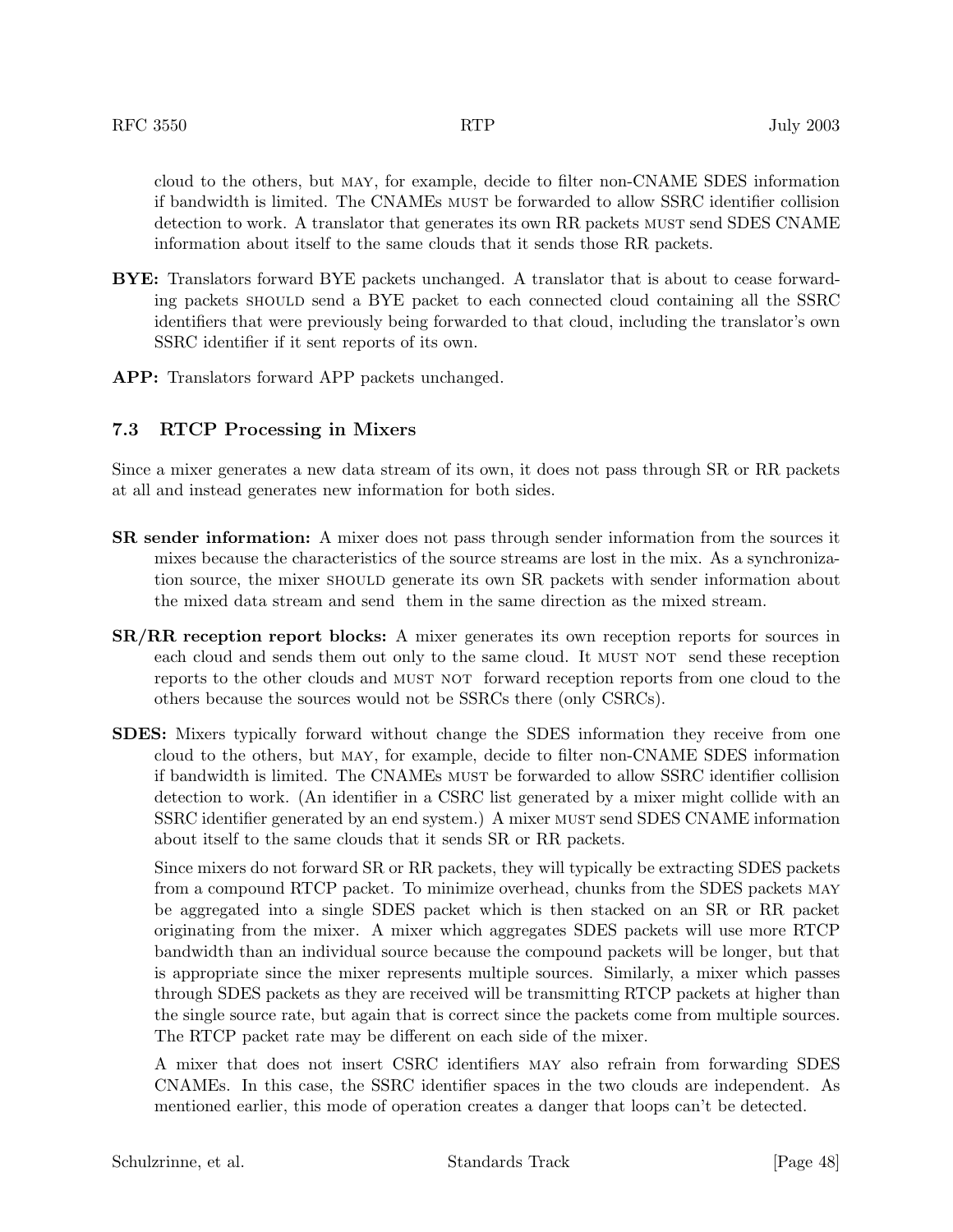cloud to the others, but MAY, for example, decide to filter non-CNAME SDES information if bandwidth is limited. The CNAMEs MUST be forwarded to allow SSRC identifier collision detection to work. A translator that generates its own RR packets MUST send SDES CNAME information about itself to the same clouds that it sends those RR packets.

**BYE:** Translators forward BYE packets unchanged. A translator that is about to cease forwarding packets SHOULD send a BYE packet to each connected cloud containing all the SSRC identifiers that were previously being forwarded to that cloud, including the translator's own SSRC identifier if it sent reports of its own.

**APP:** Translators forward APP packets unchanged.

### 7.3 RTCP Processing in Mixers

Since a mixer generates a new data stream of its own, it does not pass through SR or RR packets at all and instead generates new information for both sides.

**SR sender information:** A mixer does not pass through sender information from the sources it mixes because the characteristics of the source streams are lost in the mix. As a synchronization source, the mixer SHOULD generate its own SR packets with sender information about the mixed data stream and send them in the same direction as the mixed stream.

**SR/RR reception report blocks:** A mixer generates its own reception reports for sources in each cloud and sends them out only to the same cloud. It MUST NOT send these reception reports to the other clouds and MUST NOT forward reception reports from one cloud to the others because the sources would not be SSRCs there (only CSRCs).

**SDES:** Mixers typically forward without change the SDES information they receive from one cloud to the others, but MAY, for example, decide to filter non-CNAME SDES information if bandwidth is limited. The CNAMEs MUST be forwarded to allow SSRC identifier collision detection to work. (An identifier in a CSRC list generated by a mixer might collide with an SSRC identifier generated by an end system.) A mixer MUST send SDES CNAME information about itself to the same clouds that it sends SR or RR packets.

Since mixers do not forward SR or RR packets, they will typically be extracting SDES packets from a compound RTCP packet. To minimize overhead, chunks from the SDES packets MAY be aggregated into a single SDES packet which is then stacked on an SR or RR packet originating from the mixer. A mixer which aggregates SDES packets will use more RTCP bandwidth than an individual source because the compound packets will be longer, but that is appropriate since the mixer represents multiple sources. Similarly, a mixer which passes through SDES packets as they are received will be transmitting RTCP packets at higher than the single source rate, but again that is correct since the packets come from multiple sources. The RTCP packet rate may be different on each side of the mixer.

A mixer that does not insert CSRC identifiers MAY also refrain from forwarding SDES CNAMEs. In this case, the SSRC identifier spaces in the two clouds are independent. As mentioned earlier, this mode of operation creates a danger that loops can't be detected.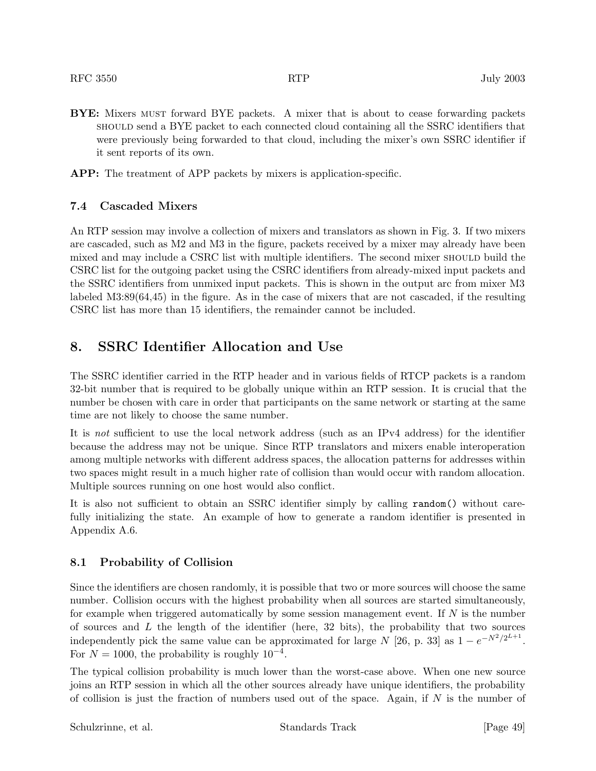**BYE:** Mixers MUST forward BYE packets. A mixer that is about to cease forwarding packets SHOULD send a BYE packet to each connected cloud containing all the SSRC identifiers that were previously being forwarded to that cloud, including the mixer's own SSRC identifier if it sent reports of its own.

**APP:** The treatment of APP packets by mixers is application-specific.

### 7.4 Cascaded Mixers

An RTP session may involve a collection of mixers and translators as shown in Fig. 3. If two mixers are cascaded, such as M2 and M3 in the figure, packets received by a mixer may already have been mixed and may include a CSRC list with multiple identifiers. The second mixer SHOULD build the CSRC list for the outgoing packet using the CSRC identifiers from already-mixed input packets and the SSRC identifiers from unmixed input packets. This is shown in the output arc from mixer M3 labeled M3:89(64,45) in the figure. As in the case of mixers that are not cascaded, if the resulting CSRC list has more than 15 identifiers, the remainder cannot be included.

## 8. SSRC Identifier Allocation and Use

The SSRC identifier carried in the RTP header and in various fields of RTCP packets is a random 32-bit number that is required to be globally unique within an RTP session. It is crucial that the number be chosen with care in order that participants on the same network or starting at the same time are not likely to choose the same number.

It is *not* sufficient to use the local network address (such as an IPv4 address) for the identifier because the address may not be unique. Since RTP translators and mixers enable interoperation among multiple networks with different address spaces, the allocation patterns for addresses within two spaces might result in a much higher rate of collision than would occur with random allocation. Multiple sources running on one host would also conflict.

It is also not sufficient to obtain an SSRC identifier simply by calling `random()` without carefully initializing the state. An example of how to generate a random identifier is presented in Appendix A.6.

### 8.1 Probability of Collision

Since the identifiers are chosen randomly, it is possible that two or more sources will choose the same number. Collision occurs with the highest probability when all sources are started simultaneously, for example when triggered automatically by some session management event. If $N$ is the number of sources and $L$ the length of the identifier (here, 32 bits), the probability that two sources independently pick the same value can be approximated for large $N$ [26, p. 33] as $1 - e^{-N^2/2^{L+1}}$. For $N = 1000$, the probability is roughly $10^{-4}$.

The typical collision probability is much lower than the worst-case above. When one new source joins an RTP session in which all the other sources already have unique identifiers, the probability of collision is just the fraction of numbers used out of the space. Again, if $N$ is the number of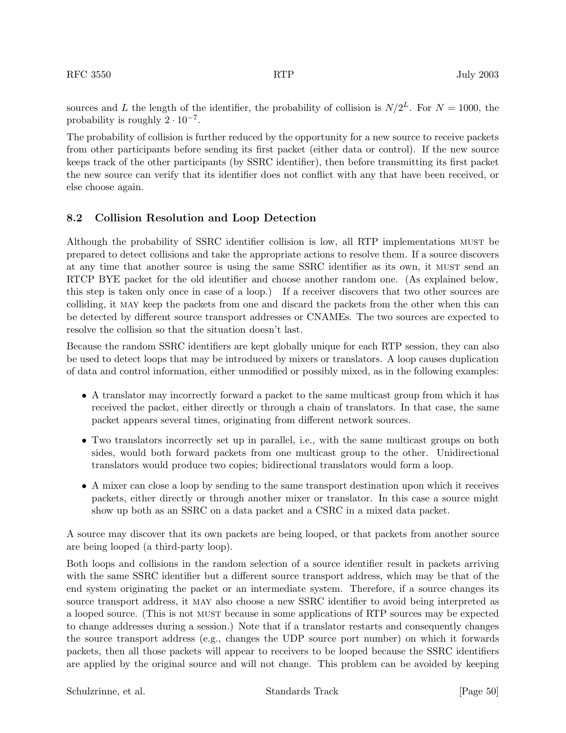sources and $L$ the length of the identifier, the probability of collision is $N/2^L$. For $N = 1000$, the probability is roughly $2 \cdot 10^{-7}$.

The probability of collision is further reduced by the opportunity for a new source to receive packets from other participants before sending its first packet (either data or control). If the new source keeps track of the other participants (by SSRC identifier), then before transmitting its first packet the new source can verify that its identifier does not conflict with any that have been received, or else choose again.

## 8.2 Collision Resolution and Loop Detection

Although the probability of SSRC identifier collision is low, all RTP implementations MUST be prepared to detect collisions and take the appropriate actions to resolve them. If a source discovers at any time that another source is using the same SSRC identifier as its own, it MUST send an RTCP BYE packet for the old identifier and choose another random one. (As explained below, this step is taken only once in case of a loop.) If a receiver discovers that two other sources are colliding, it MAY keep the packets from one and discard the packets from the other when this can be detected by different source transport addresses or CNAMEs. The two sources are expected to resolve the collision so that the situation doesn't last.

Because the random SSRC identifiers are kept globally unique for each RTP session, they can also be used to detect loops that may be introduced by mixers or translators. A loop causes duplication of data and control information, either unmodified or possibly mixed, as in the following examples:

- A translator may incorrectly forward a packet to the same multicast group from which it has received the packet, either directly or through a chain of translators. In that case, the same packet appears several times, originating from different network sources.
- Two translators incorrectly set up in parallel, i.e., with the same multicast groups on both sides, would both forward packets from one multicast group to the other. Unidirectional translators would produce two copies; bidirectional translators would form a loop.
- A mixer can close a loop by sending to the same transport destination upon which it receives packets, either directly or through another mixer or translator. In this case a source might show up both as an SSRC on a data packet and a CSRC in a mixed data packet.

A source may discover that its own packets are being looped, or that packets from another source are being looped (a third-party loop).

Both loops and collisions in the random selection of a source identifier result in packets arriving with the same SSRC identifier but a different source transport address, which may be that of the end system originating the packet or an intermediate system. Therefore, if a source changes its source transport address, it MAY also choose a new SSRC identifier to avoid being interpreted as a looped source. (This is not MUST because in some applications of RTP sources may be expected to change addresses during a session.) Note that if a translator restarts and consequently changes the source transport address (e.g., changes the UDP source port number) on which it forwards packets, then all those packets will appear to receivers to be looped because the SSRC identifiers are applied by the original source and will not change. This problem can be avoided by keeping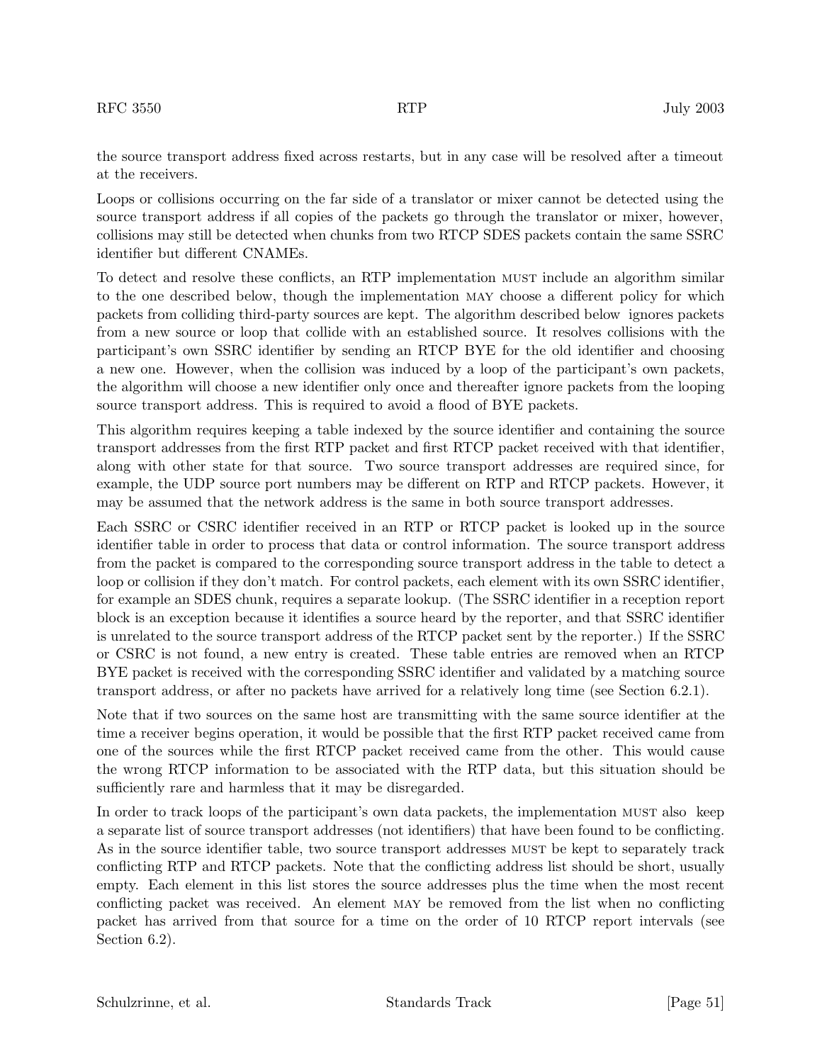the source transport address fixed across restarts, but in any case will be resolved after a timeout at the receivers.

Loops or collisions occurring on the far side of a translator or mixer cannot be detected using the source transport address if all copies of the packets go through the translator or mixer, however, collisions may still be detected when chunks from two RTCP SDES packets contain the same SSRC identifier but different CNAMEs.

To detect and resolve these conflicts, an RTP implementation MUST include an algorithm similar to the one described below, though the implementation MAY choose a different policy for which packets from colliding third-party sources are kept. The algorithm described below ignores packets from a new source or loop that collide with an established source. It resolves collisions with the participant's own SSRC identifier by sending an RTCP BYE for the old identifier and choosing a new one. However, when the collision was induced by a loop of the participant's own packets, the algorithm will choose a new identifier only once and thereafter ignore packets from the looping source transport address. This is required to avoid a flood of BYE packets.

This algorithm requires keeping a table indexed by the source identifier and containing the source transport addresses from the first RTP packet and first RTCP packet received with that identifier, along with other state for that source. Two source transport addresses are required since, for example, the UDP source port numbers may be different on RTP and RTCP packets. However, it may be assumed that the network address is the same in both source transport addresses.

Each SSRC or CSRC identifier received in an RTP or RTCP packet is looked up in the source identifier table in order to process that data or control information. The source transport address from the packet is compared to the corresponding source transport address in the table to detect a loop or collision if they don't match. For control packets, each element with its own SSRC identifier, for example an SDES chunk, requires a separate lookup. (The SSRC identifier in a reception report block is an exception because it identifies a source heard by the reporter, and that SSRC identifier is unrelated to the source transport address of the RTCP packet sent by the reporter.) If the SSRC or CSRC is not found, a new entry is created. These table entries are removed when an RTCP BYE packet is received with the corresponding SSRC identifier and validated by a matching source transport address, or after no packets have arrived for a relatively long time (see Section 6.2.1).

Note that if two sources on the same host are transmitting with the same source identifier at the time a receiver begins operation, it would be possible that the first RTP packet received came from one of the sources while the first RTCP packet received came from the other. This would cause the wrong RTCP information to be associated with the RTP data, but this situation should be sufficiently rare and harmless that it may be disregarded.

In order to track loops of the participant's own data packets, the implementation MUST also keep a separate list of source transport addresses (not identifiers) that have been found to be conflicting. As in the source identifier table, two source transport addresses MUST be kept to separately track conflicting RTP and RTCP packets. Note that the conflicting address list should be short, usually empty. Each element in this list stores the source addresses plus the time when the most recent conflicting packet was received. An element MAY be removed from the list when no conflicting packet has arrived from that source for a time on the order of 10 RTCP report intervals (see Section 6.2).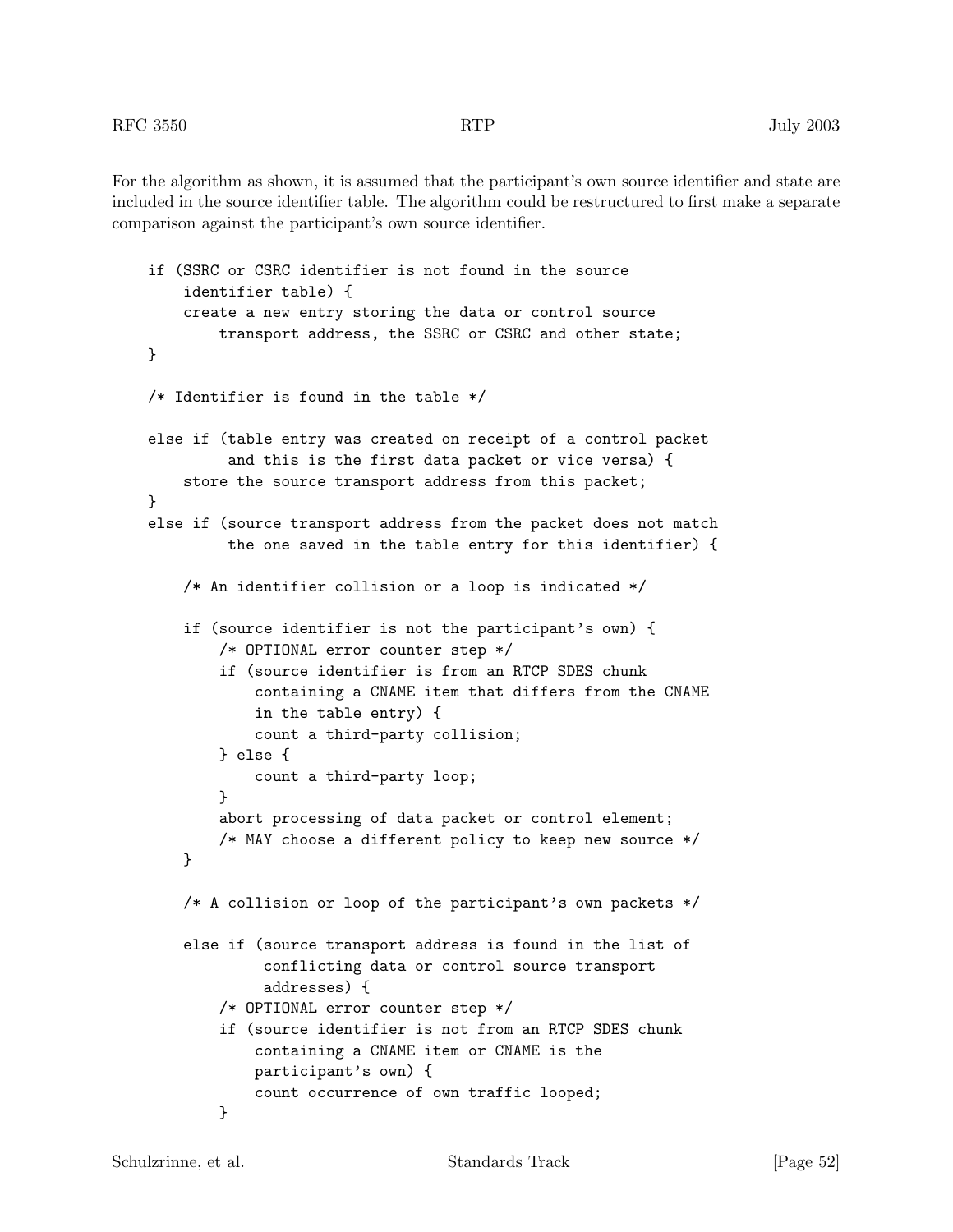For the algorithm as shown, it is assumed that the participant's own source identifier and state are included in the source identifier table. The algorithm could be restructured to first make a separate comparison against the participant's own source identifier.

```
if (SSRC or CSRC identifier is not found in the source
    identifier table) {
    create a new entry storing the data or control source
        transport address, the SSRC or CSRC and other state;
}

/* Identifier is found in the table */

else if (table entry was created on receipt of a control packet
         and this is the first data packet or vice versa) {
    store the source transport address from this packet;
}
else if (source transport address from the packet does not match
         the one saved in the table entry for this identifier) {

    /* An identifier collision or a loop is indicated */

    if (source identifier is not the participant's own) {
        /* OPTIONAL error counter step */
        if (source identifier is from an RTCP SDES chunk
            containing a CNAME item that differs from the CNAME
            in the table entry) {
            count a third-party collision;
        } else {
            count a third-party loop;
        }
        abort processing of data packet or control element;
        /* MAY choose a different policy to keep new source */
    }

    /* A collision or loop of the participant's own packets */

    else if (source transport address is found in the list of
             conflicting data or control source transport
             addresses) {
        /* OPTIONAL error counter step */
        if (source identifier is not from an RTCP SDES chunk
            containing a CNAME item or CNAME is the
            participant's own) {
            count occurrence of own traffic looped;
        }
```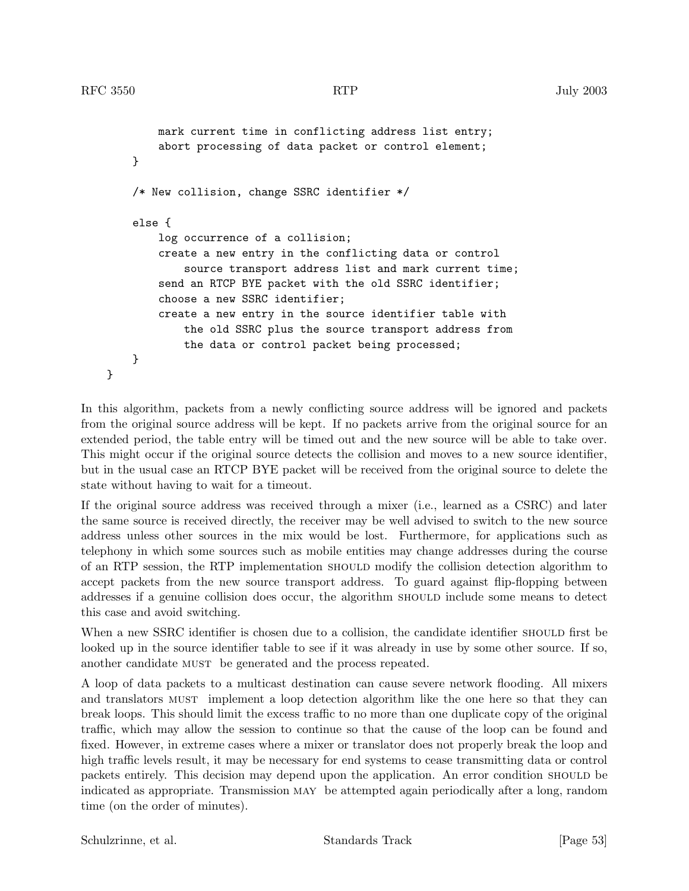```
            mark current time in conflicting address list entry;
            abort processing of data packet or control element;
        }

        /* New collision, change SSRC identifier */

        else {
            log occurrence of a collision;
            create a new entry in the conflicting data or control
                source transport address list and mark current time;
            send an RTCP BYE packet with the old SSRC identifier;
            choose a new SSRC identifier;
            create a new entry in the source identifier table with
                the old SSRC plus the source transport address from
                the data or control packet being processed;
        }
    }
```

In this algorithm, packets from a newly conflicting source address will be ignored and packets from the original source address will be kept. If no packets arrive from the original source for an extended period, the table entry will be timed out and the new source will be able to take over. This might occur if the original source detects the collision and moves to a new source identifier, but in the usual case an RTCP BYE packet will be received from the original source to delete the state without having to wait for a timeout.

If the original source address was received through a mixer (i.e., learned as a CSRC) and later the same source is received directly, the receiver may be well advised to switch to the new source address unless other sources in the mix would be lost. Furthermore, for applications such as telephony in which some sources such as mobile entities may change addresses during the course of an RTP session, the RTP implementation SHOULD modify the collision detection algorithm to accept packets from the new source transport address. To guard against flip-flopping between addresses if a genuine collision does occur, the algorithm SHOULD include some means to detect this case and avoid switching.

When a new SSRC identifier is chosen due to a collision, the candidate identifier SHOULD first be looked up in the source identifier table to see if it was already in use by some other source. If so, another candidate MUST be generated and the process repeated.

A loop of data packets to a multicast destination can cause severe network flooding. All mixers and translators MUST implement a loop detection algorithm like the one here so that they can break loops. This should limit the excess traffic to no more than one duplicate copy of the original traffic, which may allow the session to continue so that the cause of the loop can be found and fixed. However, in extreme cases where a mixer or translator does not properly break the loop and high traffic levels result, it may be necessary for end systems to cease transmitting data or control packets entirely. This decision may depend upon the application. An error condition SHOULD be indicated as appropriate. Transmission MAY be attempted again periodically after a long, random time (on the order of minutes).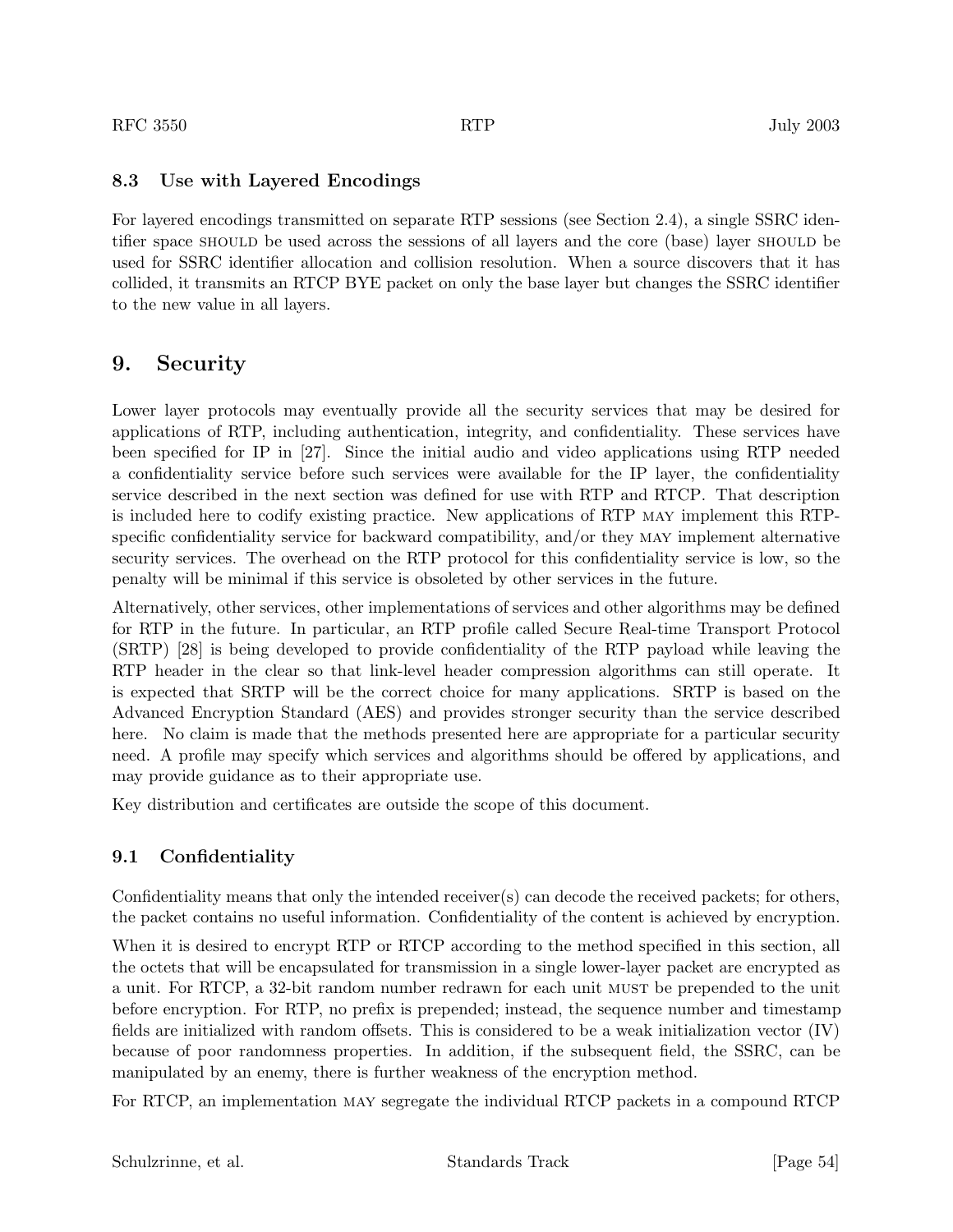### 8.3 Use with Layered Encodings

For layered encodings transmitted on separate RTP sessions (see Section 2.4), a single SSRC identifier space SHOULD be used across the sessions of all layers and the core (base) layer SHOULD be used for SSRC identifier allocation and collision resolution. When a source discovers that it has collided, it transmits an RTCP BYE packet on only the base layer but changes the SSRC identifier to the new value in all layers.

## 9. Security

Lower layer protocols may eventually provide all the security services that may be desired for applications of RTP, including authentication, integrity, and confidentiality. These services have been specified for IP in [27]. Since the initial audio and video applications using RTP needed a confidentiality service before such services were available for the IP layer, the confidentiality service described in the next section was defined for use with RTP and RTCP. That description is included here to codify existing practice. New applications of RTP MAY implement this RTP-specific confidentiality service for backward compatibility, and/or they MAY implement alternative security services. The overhead on the RTP protocol for this confidentiality service is low, so the penalty will be minimal if this service is obsoleted by other services in the future.

Alternatively, other services, other implementations of services and other algorithms may be defined for RTP in the future. In particular, an RTP profile called Secure Real-time Transport Protocol (SRTP) [28] is being developed to provide confidentiality of the RTP payload while leaving the RTP header in the clear so that link-level header compression algorithms can still operate. It is expected that SRTP will be the correct choice for many applications. SRTP is based on the Advanced Encryption Standard (AES) and provides stronger security than the service described here. No claim is made that the methods presented here are appropriate for a particular security need. A profile may specify which services and algorithms should be offered by applications, and may provide guidance as to their appropriate use.

Key distribution and certificates are outside the scope of this document.

### 9.1 Confidentiality

Confidentiality means that only the intended receiver(s) can decode the received packets; for others, the packet contains no useful information. Confidentiality of the content is achieved by encryption.

When it is desired to encrypt RTP or RTCP according to the method specified in this section, all the octets that will be encapsulated for transmission in a single lower-layer packet are encrypted as a unit. For RTCP, a 32-bit random number redrawn for each unit MUST be prepended to the unit before encryption. For RTP, no prefix is prepended; instead, the sequence number and timestamp fields are initialized with random offsets. This is considered to be a weak initialization vector (IV) because of poor randomness properties. In addition, if the subsequent field, the SSRC, can be manipulated by an enemy, there is further weakness of the encryption method.

For RTCP, an implementation MAY segregate the individual RTCP packets in a compound RTCP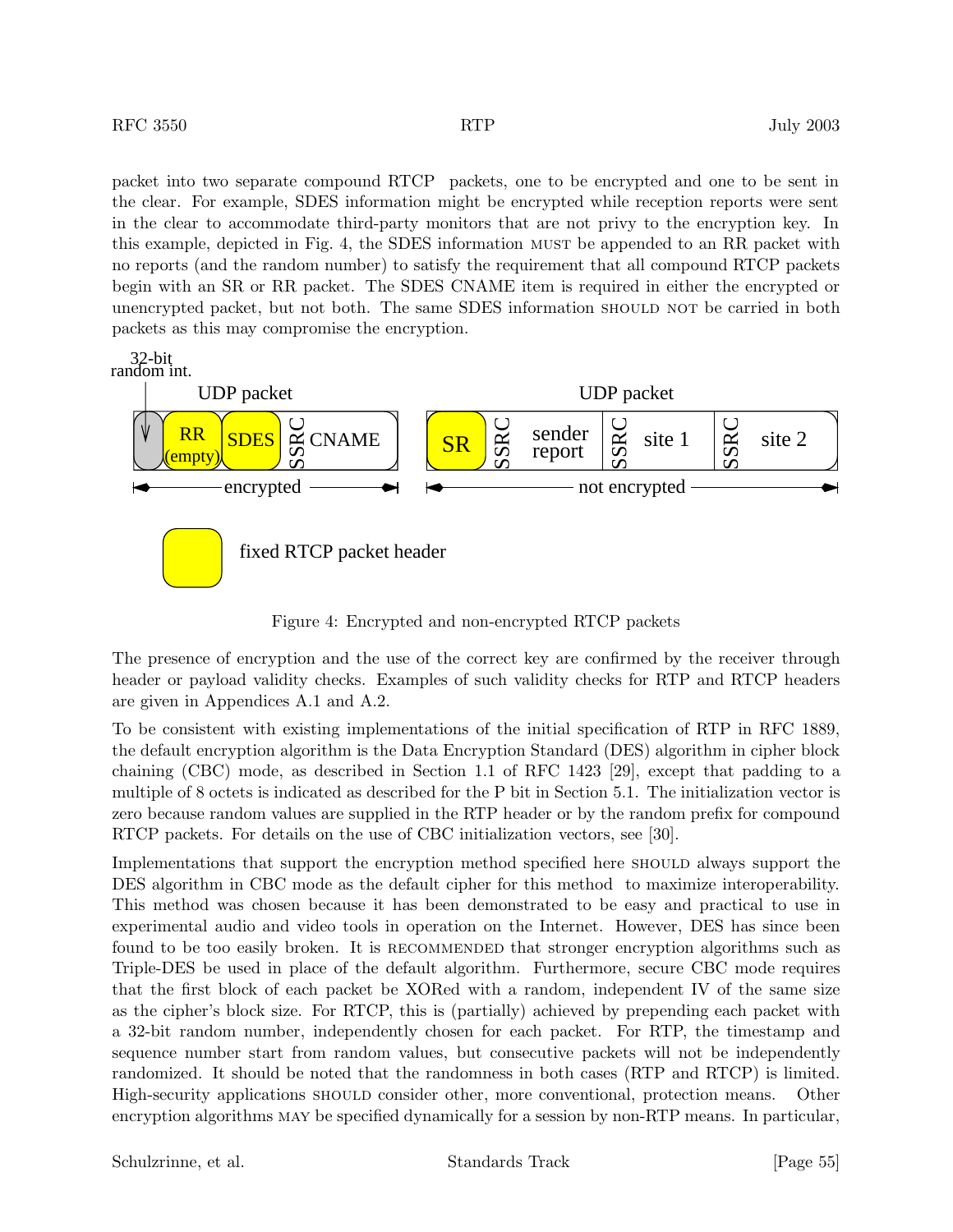packet into two separate compound RTCP packets, one to be encrypted and one to be sent in the clear. For example, SDES information might be encrypted while reception reports were sent in the clear to accommodate third-party monitors that are not privy to the encryption key. In this example, depicted in Fig. 4, the SDES information MUST be appended to an RR packet with no reports (and the random number) to satisfy the requirement that all compound RTCP packets begin with an SR or RR packet. The SDES CNAME item is required in either the encrypted or unencrypted packet, but not both. The same SDES information SHOULD NOT be carried in both packets as this may compromise the encryption.

Figure 4: Encrypted and non-encrypted RTCP packets

The presence of encryption and the use of the correct key are confirmed by the receiver through header or payload validity checks. Examples of such validity checks for RTP and RTCP headers are given in Appendices A.1 and A.2.

To be consistent with existing implementations of the initial specification of RTP in RFC 1889, the default encryption algorithm is the Data Encryption Standard (DES) algorithm in cipher block chaining (CBC) mode, as described in Section 1.1 of RFC 1423 [29], except that padding to a multiple of 8 octets is indicated as described for the P bit in Section 5.1. The initialization vector is zero because random values are supplied in the RTP header or by the random prefix for compound RTCP packets. For details on the use of CBC initialization vectors, see [30].

Implementations that support the encryption method specified here SHOULD always support the DES algorithm in CBC mode as the default cipher for this method to maximize interoperability. This method was chosen because it has been demonstrated to be easy and practical to use in experimental audio and video tools in operation on the Internet. However, DES has since been found to be too easily broken. It is RECOMMENDED that stronger encryption algorithms such as Triple-DES be used in place of the default algorithm. Furthermore, secure CBC mode requires that the first block of each packet be XORed with a random, independent IV of the same size as the cipher's block size. For RTCP, this is (partially) achieved by prepending each packet with a 32-bit random number, independently chosen for each packet. For RTP, the timestamp and sequence number start from random values, but consecutive packets will not be independently randomized. It should be noted that the randomness in both cases (RTP and RTCP) is limited. High-security applications SHOULD consider other, more conventional, protection means. Other encryption algorithms MAY be specified dynamically for a session by non-RTP means. In particular,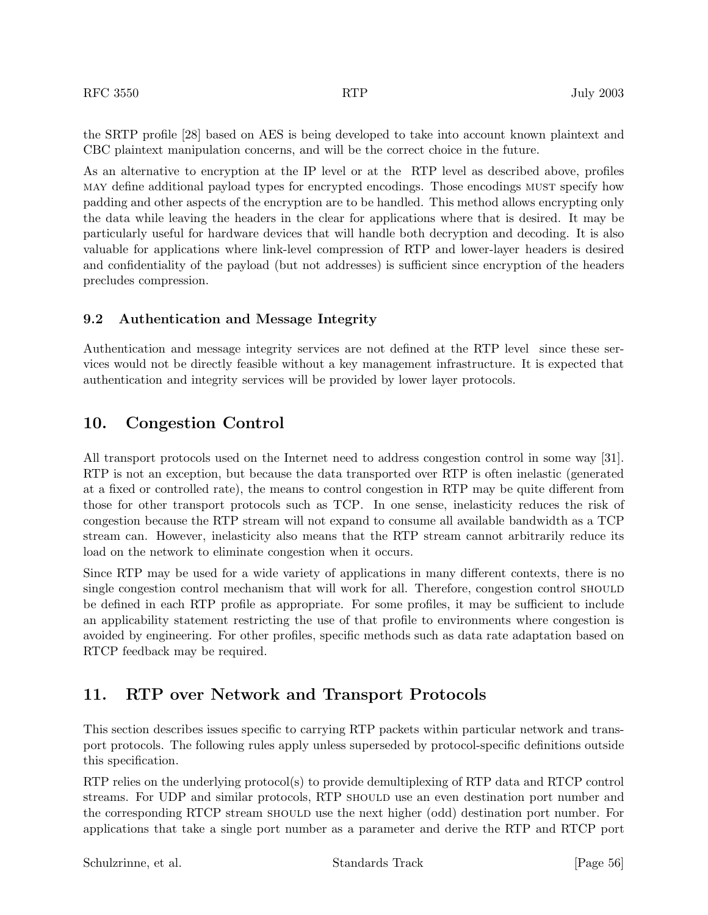the SRTP profile [28] based on AES is being developed to take into account known plaintext and CBC plaintext manipulation concerns, and will be the correct choice in the future.

As an alternative to encryption at the IP level or at the RTP level as described above, profiles MAY define additional payload types for encrypted encodings. Those encodings MUST specify how padding and other aspects of the encryption are to be handled. This method allows encrypting only the data while leaving the headers in the clear for applications where that is desired. It may be particularly useful for hardware devices that will handle both decryption and decoding. It is also valuable for applications where link-level compression of RTP and lower-layer headers is desired and confidentiality of the payload (but not addresses) is sufficient since encryption of the headers precludes compression.

### 9.2 Authentication and Message Integrity

Authentication and message integrity services are not defined at the RTP level since these services would not be directly feasible without a key management infrastructure. It is expected that authentication and integrity services will be provided by lower layer protocols.

## 10. Congestion Control

All transport protocols used on the Internet need to address congestion control in some way [31]. RTP is not an exception, but because the data transported over RTP is often inelastic (generated at a fixed or controlled rate), the means to control congestion in RTP may be quite different from those for other transport protocols such as TCP. In one sense, inelasticity reduces the risk of congestion because the RTP stream will not expand to consume all available bandwidth as a TCP stream can. However, inelasticity also means that the RTP stream cannot arbitrarily reduce its load on the network to eliminate congestion when it occurs.

Since RTP may be used for a wide variety of applications in many different contexts, there is no single congestion control mechanism that will work for all. Therefore, congestion control SHOULD be defined in each RTP profile as appropriate. For some profiles, it may be sufficient to include an applicability statement restricting the use of that profile to environments where congestion is avoided by engineering. For other profiles, specific methods such as data rate adaptation based on RTCP feedback may be required.

## 11. RTP over Network and Transport Protocols

This section describes issues specific to carrying RTP packets within particular network and transport protocols. The following rules apply unless superseded by protocol-specific definitions outside this specification.

RTP relies on the underlying protocol(s) to provide demultiplexing of RTP data and RTCP control streams. For UDP and similar protocols, RTP SHOULD use an even destination port number and the corresponding RTCP stream SHOULD use the next higher (odd) destination port number. For applications that take a single port number as a parameter and derive the RTP and RTCP port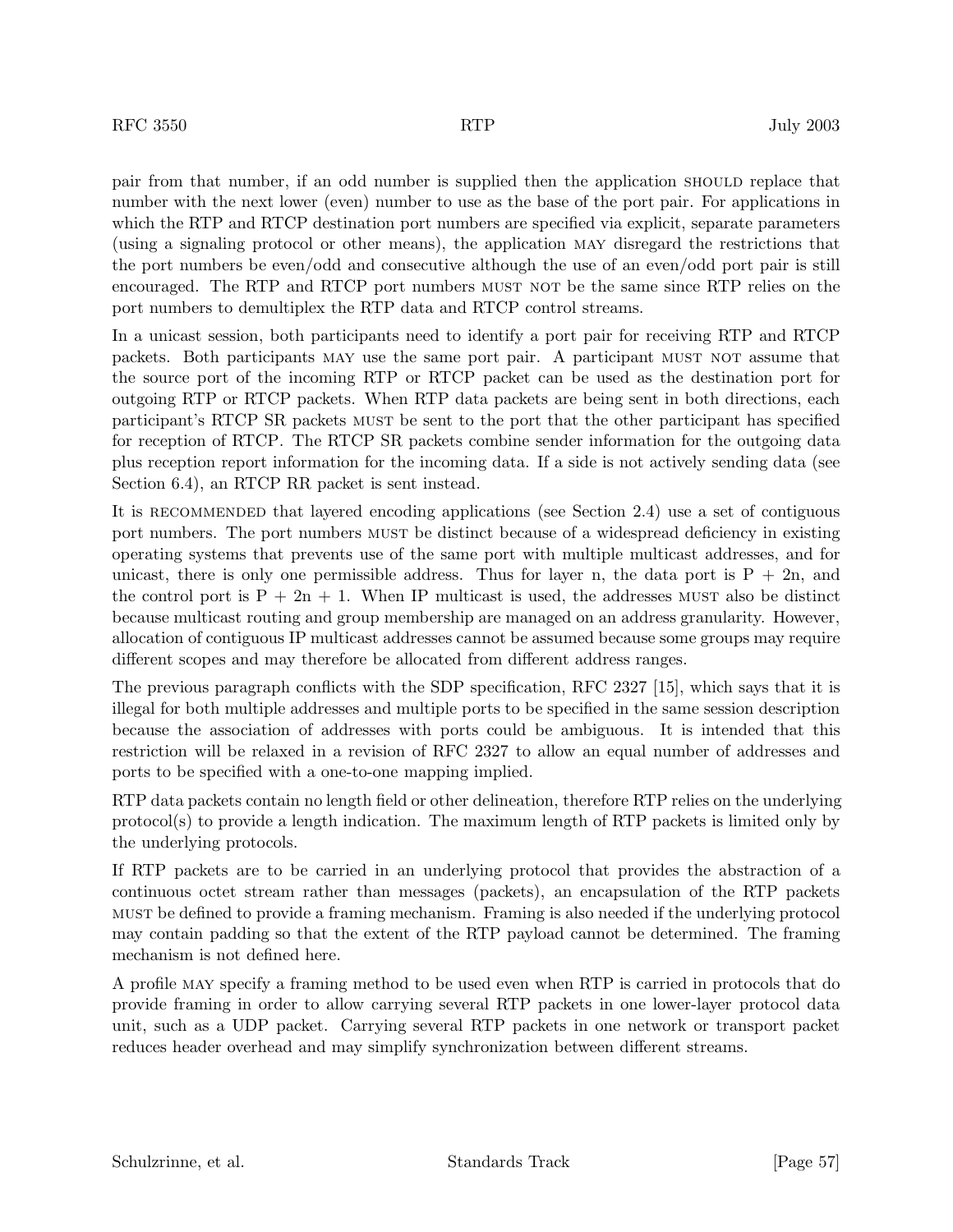pair from that number, if an odd number is supplied then the application SHOULD replace that number with the next lower (even) number to use as the base of the port pair. For applications in which the RTP and RTCP destination port numbers are specified via explicit, separate parameters (using a signaling protocol or other means), the application MAY disregard the restrictions that the port numbers be even/odd and consecutive although the use of an even/odd port pair is still encouraged. The RTP and RTCP port numbers MUST NOT be the same since RTP relies on the port numbers to demultiplex the RTP data and RTCP control streams.

In a unicast session, both participants need to identify a port pair for receiving RTP and RTCP packets. Both participants MAY use the same port pair. A participant MUST NOT assume that the source port of the incoming RTP or RTCP packet can be used as the destination port for outgoing RTP or RTCP packets. When RTP data packets are being sent in both directions, each participant's RTCP SR packets MUST be sent to the port that the other participant has specified for reception of RTCP. The RTCP SR packets combine sender information for the outgoing data plus reception report information for the incoming data. If a side is not actively sending data (see Section 6.4), an RTCP RR packet is sent instead.

It is RECOMMENDED that layered encoding applications (see Section 2.4) use a set of contiguous port numbers. The port numbers MUST be distinct because of a widespread deficiency in existing operating systems that prevents use of the same port with multiple multicast addresses, and for unicast, there is only one permissible address. Thus for layer n, the data port is $P + 2n$, and the control port is $P + 2n + 1$. When IP multicast is used, the addresses MUST also be distinct because multicast routing and group membership are managed on an address granularity. However, allocation of contiguous IP multicast addresses cannot be assumed because some groups may require different scopes and may therefore be allocated from different address ranges.

The previous paragraph conflicts with the SDP specification, RFC 2327 [15], which says that it is illegal for both multiple addresses and multiple ports to be specified in the same session description because the association of addresses with ports could be ambiguous. It is intended that this restriction will be relaxed in a revision of RFC 2327 to allow an equal number of addresses and ports to be specified with a one-to-one mapping implied.

RTP data packets contain no length field or other delineation, therefore RTP relies on the underlying protocol(s) to provide a length indication. The maximum length of RTP packets is limited only by the underlying protocols.

If RTP packets are to be carried in an underlying protocol that provides the abstraction of a continuous octet stream rather than messages (packets), an encapsulation of the RTP packets MUST be defined to provide a framing mechanism. Framing is also needed if the underlying protocol may contain padding so that the extent of the RTP payload cannot be determined. The framing mechanism is not defined here.

A profile MAY specify a framing method to be used even when RTP is carried in protocols that do provide framing in order to allow carrying several RTP packets in one lower-layer protocol data unit, such as a UDP packet. Carrying several RTP packets in one network or transport packet reduces header overhead and may simplify synchronization between different streams.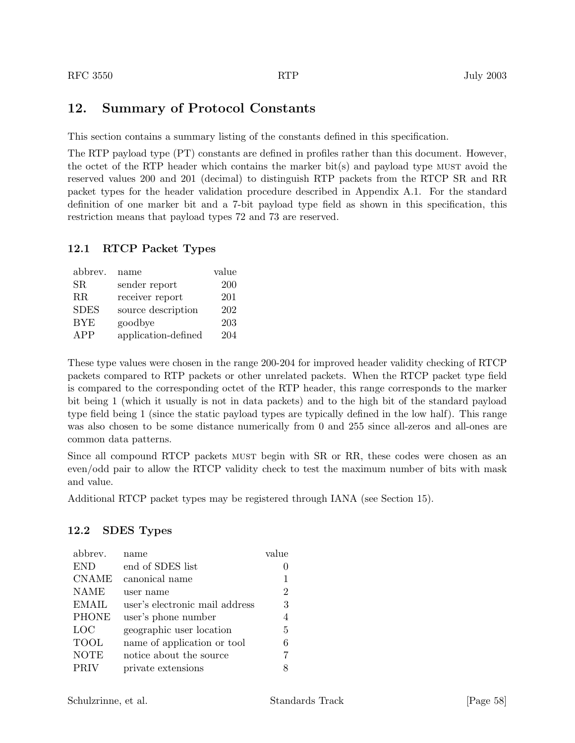## 12. Summary of Protocol Constants

This section contains a summary listing of the constants defined in this specification.

The RTP payload type (PT) constants are defined in profiles rather than this document. However, the octet of the RTP header which contains the marker bit(s) and payload type MUST avoid the reserved values 200 and 201 (decimal) to distinguish RTP packets from the RTCP SR and RR packet types for the header validation procedure described in Appendix A.1. For the standard definition of one marker bit and a 7-bit payload type field as shown in this specification, this restriction means that payload types 72 and 73 are reserved.

### 12.1 RTCP Packet Types

| abbrev. | name | value |
|---|---|---|
| SR | sender report | 200 |
| RR | receiver report | 201 |
| SDES | source description | 202 |
| BYE | goodbye | 203 |
| APP | application-defined | 204 |

These type values were chosen in the range 200-204 for improved header validity checking of RTCP packets compared to RTP packets or other unrelated packets. When the RTCP packet type field is compared to the corresponding octet of the RTP header, this range corresponds to the marker bit being 1 (which it usually is not in data packets) and to the high bit of the standard payload type field being 1 (since the static payload types are typically defined in the low half). This range was also chosen to be some distance numerically from 0 and 255 since all-zeros and all-ones are common data patterns.

Since all compound RTCP packets MUST begin with SR or RR, these codes were chosen as an even/odd pair to allow the RTCP validity check to test the maximum number of bits with mask and value.

Additional RTCP packet types may be registered through IANA (see Section 15).

### 12.2 SDES Types

| abbrev. | name | value |
|---|---|---|
| END | end of SDES list | 0 |
| CNAME | canonical name | 1 |
| NAME | user name | 2 |
| EMAIL | user's electronic mail address | 3 |
| PHONE | user's phone number | 4 |
| LOC | geographic user location | 5 |
| TOOL | name of application or tool | 6 |
| NOTE | notice about the source | 7 |
| PRIV | private extensions | 8 |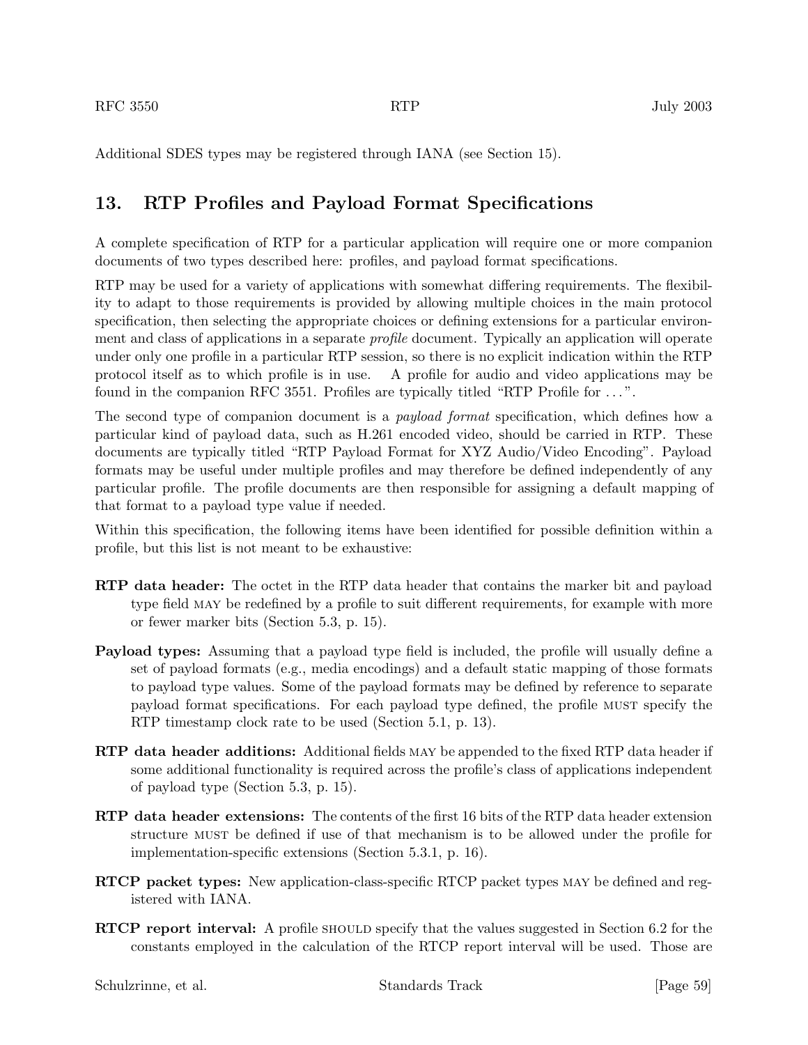Additional SDES types may be registered through IANA (see Section 15).

## 13. RTP Profiles and Payload Format Specifications

A complete specification of RTP for a particular application will require one or more companion documents of two types described here: profiles, and payload format specifications.

RTP may be used for a variety of applications with somewhat differing requirements. The flexibility to adapt to those requirements is provided by allowing multiple choices in the main protocol specification, then selecting the appropriate choices or defining extensions for a particular environment and class of applications in a separate *profile* document. Typically an application will operate under only one profile in a particular RTP session, so there is no explicit indication within the RTP protocol itself as to which profile is in use. A profile for audio and video applications may be found in the companion RFC 3551. Profiles are typically titled "RTP Profile for ...".

The second type of companion document is a *payload format* specification, which defines how a particular kind of payload data, such as H.261 encoded video, should be carried in RTP. These documents are typically titled "RTP Payload Format for XYZ Audio/Video Encoding". Payload formats may be useful under multiple profiles and may therefore be defined independently of any particular profile. The profile documents are then responsible for assigning a default mapping of that format to a payload type value if needed.

Within this specification, the following items have been identified for possible definition within a profile, but this list is not meant to be exhaustive:

**RTP data header:** The octet in the RTP data header that contains the marker bit and payload type field MAY be redefined by a profile to suit different requirements, for example with more or fewer marker bits (Section 5.3, p. 15).

**Payload types:** Assuming that a payload type field is included, the profile will usually define a set of payload formats (e.g., media encodings) and a default static mapping of those formats to payload type values. Some of the payload formats may be defined by reference to separate payload format specifications. For each payload type defined, the profile MUST specify the RTP timestamp clock rate to be used (Section 5.1, p. 13).

**RTP data header additions:** Additional fields MAY be appended to the fixed RTP data header if some additional functionality is required across the profile's class of applications independent of payload type (Section 5.3, p. 15).

**RTP data header extensions:** The contents of the first 16 bits of the RTP data header extension structure MUST be defined if use of that mechanism is to be allowed under the profile for implementation-specific extensions (Section 5.3.1, p. 16).

**RTCP packet types:** New application-class-specific RTCP packet types MAY be defined and registered with IANA.

**RTCP report interval:** A profile SHOULD specify that the values suggested in Section 6.2 for the constants employed in the calculation of the RTCP report interval will be used. Those are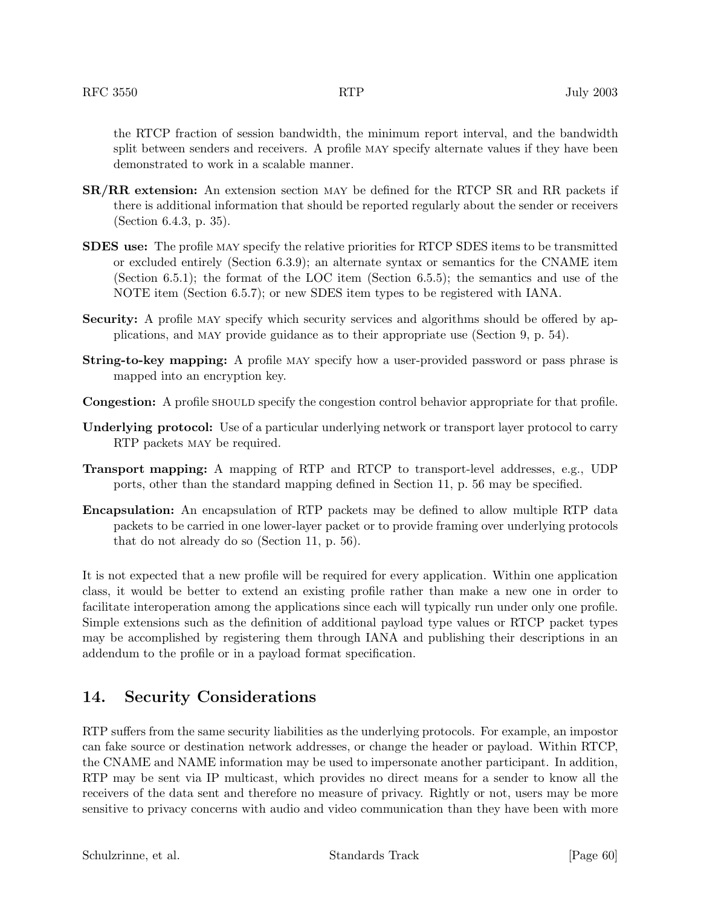the RTCP fraction of session bandwidth, the minimum report interval, and the bandwidth split between senders and receivers. A profile MAY specify alternate values if they have been demonstrated to work in a scalable manner.

**SR/RR extension:** An extension section MAY be defined for the RTCP SR and RR packets if there is additional information that should be reported regularly about the sender or receivers (Section 6.4.3, p. 35).

**SDES use:** The profile MAY specify the relative priorities for RTCP SDES items to be transmitted or excluded entirely (Section 6.3.9); an alternate syntax or semantics for the CNAME item (Section 6.5.1); the format of the LOC item (Section 6.5.5); the semantics and use of the NOTE item (Section 6.5.7); or new SDES item types to be registered with IANA.

**Security:** A profile MAY specify which security services and algorithms should be offered by applications, and MAY provide guidance as to their appropriate use (Section 9, p. 54).

**String-to-key mapping:** A profile MAY specify how a user-provided password or pass phrase is mapped into an encryption key.

**Congestion:** A profile SHOULD specify the congestion control behavior appropriate for that profile.

**Underlying protocol:** Use of a particular underlying network or transport layer protocol to carry RTP packets MAY be required.

**Transport mapping:** A mapping of RTP and RTCP to transport-level addresses, e.g., UDP ports, other than the standard mapping defined in Section 11, p. 56 may be specified.

**Encapsulation:** An encapsulation of RTP packets may be defined to allow multiple RTP data packets to be carried in one lower-layer packet or to provide framing over underlying protocols that do not already do so (Section 11, p. 56).

It is not expected that a new profile will be required for every application. Within one application class, it would be better to extend an existing profile rather than make a new one in order to facilitate interoperation among the applications since each will typically run under only one profile. Simple extensions such as the definition of additional payload type values or RTCP packet types may be accomplished by registering them through IANA and publishing their descriptions in an addendum to the profile or in a payload format specification.

## 14. Security Considerations

RTP suffers from the same security liabilities as the underlying protocols. For example, an impostor can fake source or destination network addresses, or change the header or payload. Within RTCP, the CNAME and NAME information may be used to impersonate another participant. In addition, RTP may be sent via IP multicast, which provides no direct means for a sender to know all the receivers of the data sent and therefore no measure of privacy. Rightly or not, users may be more sensitive to privacy concerns with audio and video communication than they have been with more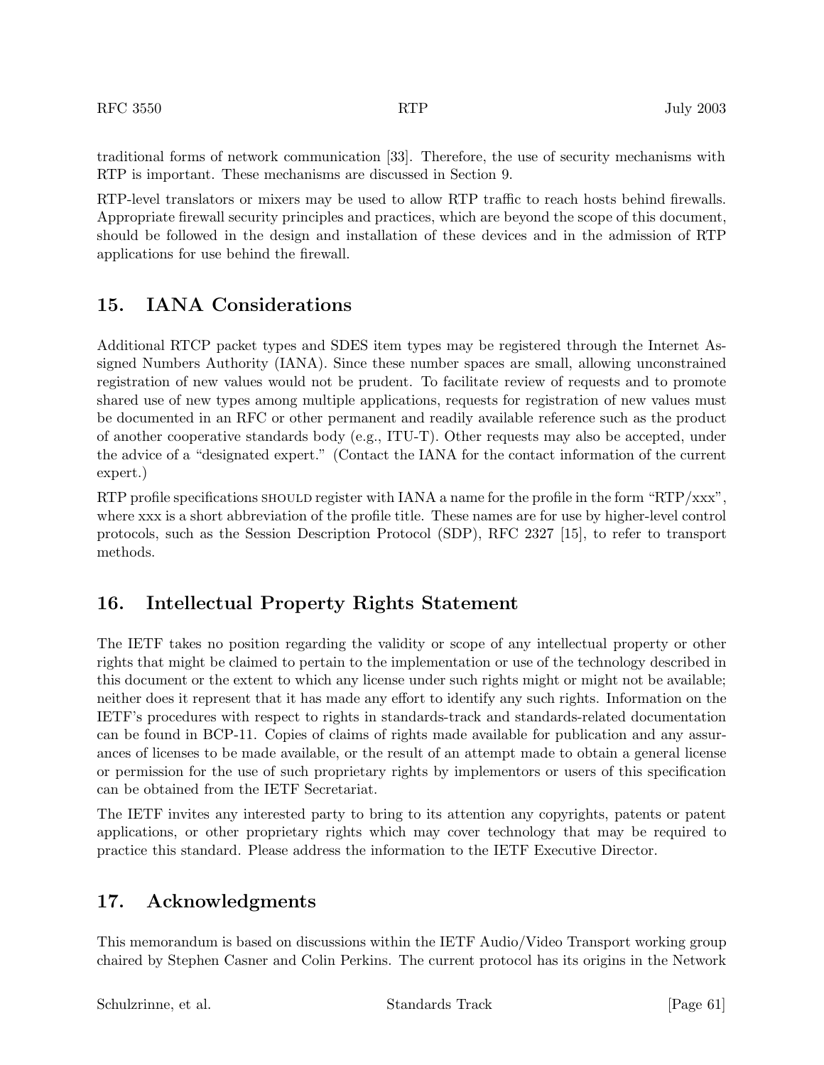traditional forms of network communication [33]. Therefore, the use of security mechanisms with RTP is important. These mechanisms are discussed in Section 9.

RTP-level translators or mixers may be used to allow RTP traffic to reach hosts behind firewalls. Appropriate firewall security principles and practices, which are beyond the scope of this document, should be followed in the design and installation of these devices and in the admission of RTP applications for use behind the firewall.

## 15. IANA Considerations

Additional RTCP packet types and SDES item types may be registered through the Internet Assigned Numbers Authority (IANA). Since these number spaces are small, allowing unconstrained registration of new values would not be prudent. To facilitate review of requests and to promote shared use of new types among multiple applications, requests for registration of new values must be documented in an RFC or other permanent and readily available reference such as the product of another cooperative standards body (e.g., ITU-T). Other requests may also be accepted, under the advice of a "designated expert." (Contact the IANA for the contact information of the current expert.)

RTP profile specifications SHOULD register with IANA a name for the profile in the form "RTP/xxx", where xxx is a short abbreviation of the profile title. These names are for use by higher-level control protocols, such as the Session Description Protocol (SDP), RFC 2327 [15], to refer to transport methods.

## 16. Intellectual Property Rights Statement

The IETF takes no position regarding the validity or scope of any intellectual property or other rights that might be claimed to pertain to the implementation or use of the technology described in this document or the extent to which any license under such rights might or might not be available; neither does it represent that it has made any effort to identify any such rights. Information on the IETF's procedures with respect to rights in standards-track and standards-related documentation can be found in BCP-11. Copies of claims of rights made available for publication and any assurances of licenses to be made available, or the result of an attempt made to obtain a general license or permission for the use of such proprietary rights by implementors or users of this specification can be obtained from the IETF Secretariat.

The IETF invites any interested party to bring to its attention any copyrights, patents or patent applications, or other proprietary rights which may cover technology that may be required to practice this standard. Please address the information to the IETF Executive Director.

## 17. Acknowledgments

This memorandum is based on discussions within the IETF Audio/Video Transport working group chaired by Stephen Casner and Colin Perkins. The current protocol has its origins in the Network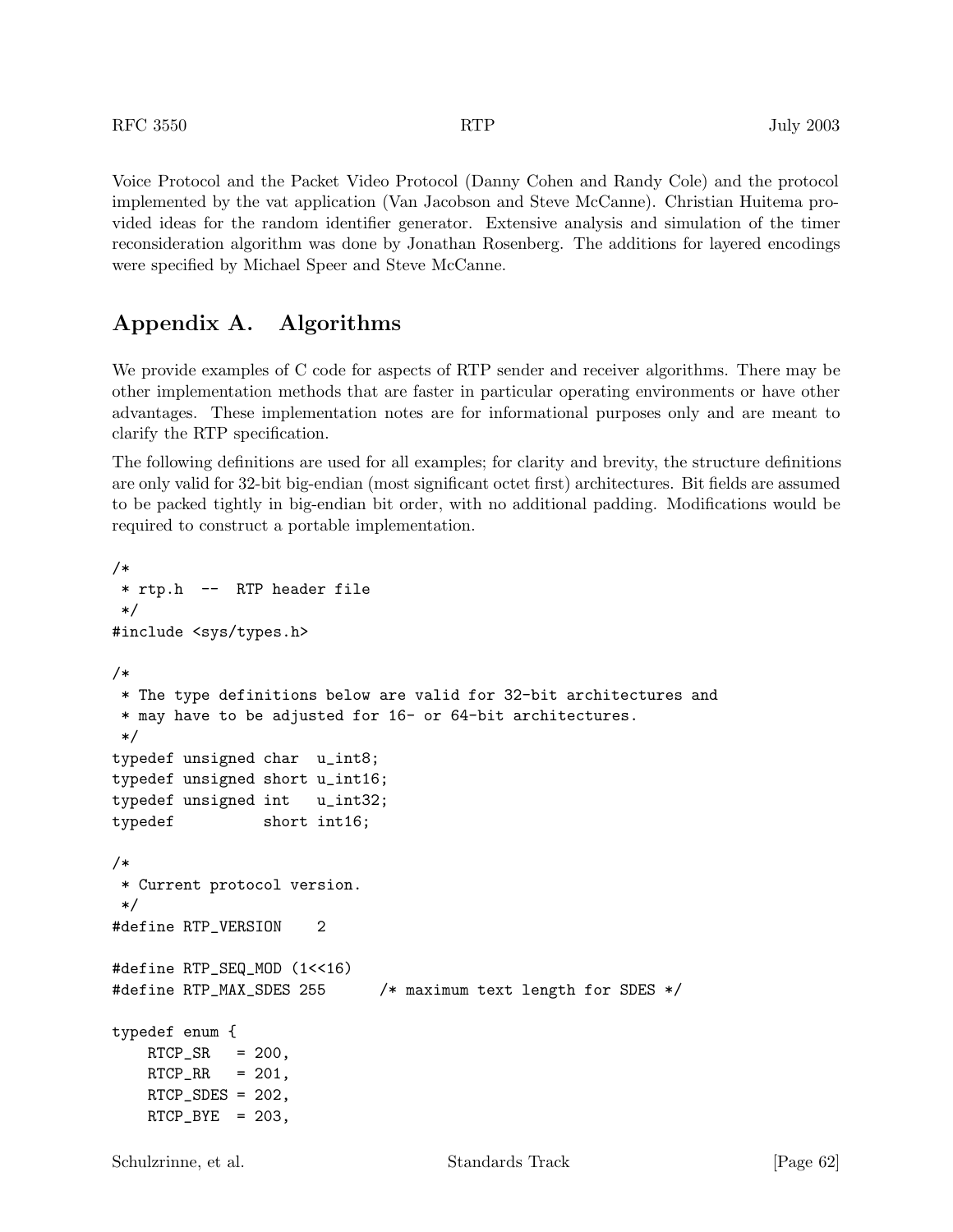Voice Protocol and the Packet Video Protocol (Danny Cohen and Randy Cole) and the protocol implemented by the vat application (Van Jacobson and Steve McCanne). Christian Huitema provided ideas for the random identifier generator. Extensive analysis and simulation of the timer reconsideration algorithm was done by Jonathan Rosenberg. The additions for layered encodings were specified by Michael Speer and Steve McCanne.

## Appendix A. Algorithms

We provide examples of C code for aspects of RTP sender and receiver algorithms. There may be other implementation methods that are faster in particular operating environments or have other advantages. These implementation notes are for informational purposes only and are meant to clarify the RTP specification.

The following definitions are used for all examples; for clarity and brevity, the structure definitions are only valid for 32-bit big-endian (most significant octet first) architectures. Bit fields are assumed to be packed tightly in big-endian bit order, with no additional padding. Modifications would be required to construct a portable implementation.

```
/*
 * rtp.h  --  RTP header file
 */
#include <sys/types.h>

/*
 * The type definitions below are valid for 32-bit architectures and
 * may have to be adjusted for 16- or 64-bit architectures.
 */
typedef unsigned char  u_int8;
typedef unsigned short u_int16;
typedef unsigned int   u_int32;
typedef          short int16;

/*
 * Current protocol version.
 */
#define RTP_VERSION    2

#define RTP_SEQ_MOD (1<<16)
#define RTP_MAX_SDES 255      /* maximum text length for SDES */

typedef enum {
    RTCP_SR   = 200,
    RTCP_RR   = 201,
    RTCP_SDES = 202,
    RTCP_BYE  = 203,
```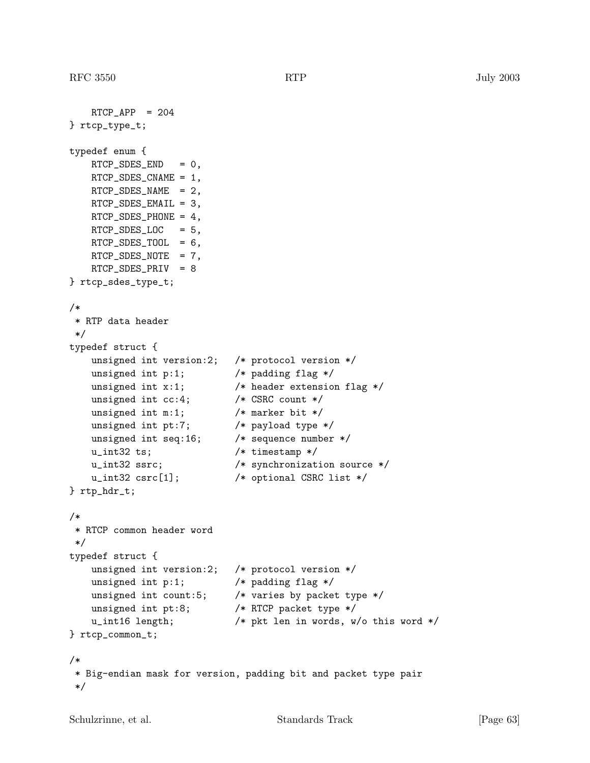```
    RTCP_APP  = 204
} rtcp_type_t;

typedef enum {
    RTCP_SDES_END   = 0,
    RTCP_SDES_CNAME = 1,
    RTCP_SDES_NAME  = 2,
    RTCP_SDES_EMAIL = 3,
    RTCP_SDES_PHONE = 4,
    RTCP_SDES_LOC   = 5,
    RTCP_SDES_TOOL  = 6,
    RTCP_SDES_NOTE  = 7,
    RTCP_SDES_PRIV  = 8
} rtcp_sdes_type_t;

/*
 * RTP data header
 */
typedef struct {
    unsigned int version:2;   /* protocol version */
    unsigned int p:1;         /* padding flag */
    unsigned int x:1;         /* header extension flag */
    unsigned int cc:4;        /* CSRC count */
    unsigned int m:1;         /* marker bit */
    unsigned int pt:7;        /* payload type */
    unsigned int seq:16;      /* sequence number */
    u_int32 ts;               /* timestamp */
    u_int32 ssrc;             /* synchronization source */
    u_int32 csrc[1];          /* optional CSRC list */
} rtp_hdr_t;

/*
 * RTCP common header word
 */
typedef struct {
    unsigned int version:2;   /* protocol version */
    unsigned int p:1;         /* padding flag */
    unsigned int count:5;     /* varies by packet type */
    unsigned int pt:8;        /* RTCP packet type */
    u_int16 length;           /* pkt len in words, w/o this word */
} rtcp_common_t;

/*
 * Big-endian mask for version, padding bit and packet type pair
 */
```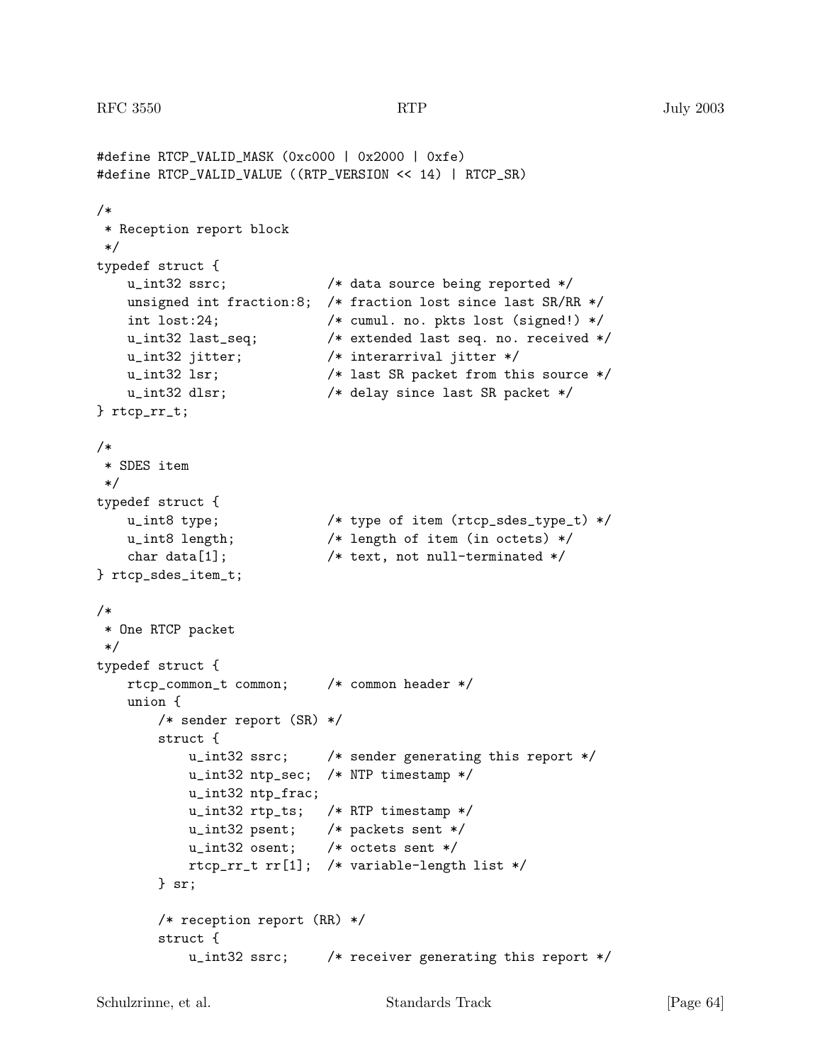```
#define RTCP_VALID_MASK (0xc000 | 0x2000 | 0xfe)
#define RTCP_VALID_VALUE ((RTP_VERSION << 14) | RTCP_SR)

/*
 * Reception report block
 */
typedef struct {
    u_int32 ssrc;             /* data source being reported */
    unsigned int fraction:8;  /* fraction lost since last SR/RR */
    int lost:24;              /* cumul. no. pkts lost (signed!) */
    u_int32 last_seq;         /* extended last seq. no. received */
    u_int32 jitter;           /* interarrival jitter */
    u_int32 lsr;              /* last SR packet from this source */
    u_int32 dlsr;             /* delay since last SR packet */
} rtcp_rr_t;

/*
 * SDES item
 */
typedef struct {
    u_int8 type;              /* type of item (rtcp_sdes_type_t) */
    u_int8 length;            /* length of item (in octets) */
    char data[1];             /* text, not null-terminated */
} rtcp_sdes_item_t;

/*
 * One RTCP packet
 */
typedef struct {
    rtcp_common_t common;     /* common header */
    union {
        /* sender report (SR) */
        struct {
            u_int32 ssrc;     /* sender generating this report */
            u_int32 ntp_sec;  /* NTP timestamp */
            u_int32 ntp_frac;
            u_int32 rtp_ts;   /* RTP timestamp */
            u_int32 psent;    /* packets sent */
            u_int32 osent;    /* octets sent */
            rtcp_rr_t rr[1];  /* variable-length list */
        } sr;

        /* reception report (RR) */
        struct {
            u_int32 ssrc;     /* receiver generating this report */
```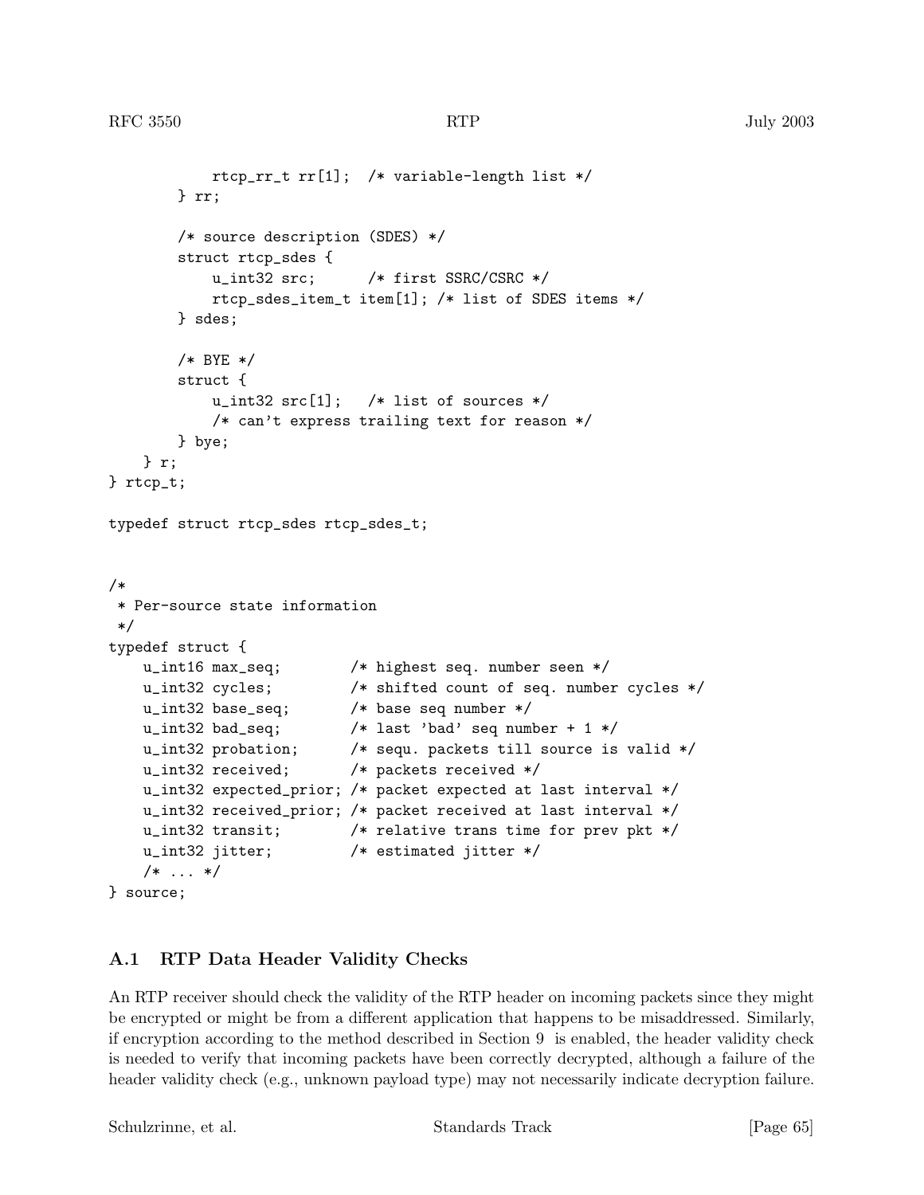```
            rtcp_rr_t rr[1];  /* variable-length list */
        } rr;

        /* source description (SDES) */
        struct rtcp_sdes {
            u_int32 src;      /* first SSRC/CSRC */
            rtcp_sdes_item_t item[1]; /* list of SDES items */
        } sdes;

        /* BYE */
        struct {
            u_int32 src[1];   /* list of sources */
            /* can't express trailing text for reason */
        } bye;
    } r;
} rtcp_t;

typedef struct rtcp_sdes rtcp_sdes_t;


/*
 * Per-source state information
 */
typedef struct {
    u_int16 max_seq;        /* highest seq. number seen */
    u_int32 cycles;         /* shifted count of seq. number cycles */
    u_int32 base_seq;       /* base seq number */
    u_int32 bad_seq;        /* last 'bad' seq number + 1 */
    u_int32 probation;      /* sequ. packets till source is valid */
    u_int32 received;       /* packets received */
    u_int32 expected_prior; /* packet expected at last interval */
    u_int32 received_prior; /* packet received at last interval */
    u_int32 transit;        /* relative trans time for prev pkt */
    u_int32 jitter;         /* estimated jitter */
    /* ... */
} source;
```

## A.1 RTP Data Header Validity Checks

An RTP receiver should check the validity of the RTP header on incoming packets since they might be encrypted or might be from a different application that happens to be misaddressed. Similarly, if encryption according to the method described in Section 9 is enabled, the header validity check is needed to verify that incoming packets have been correctly decrypted, although a failure of the header validity check (e.g., unknown payload type) may not necessarily indicate decryption failure.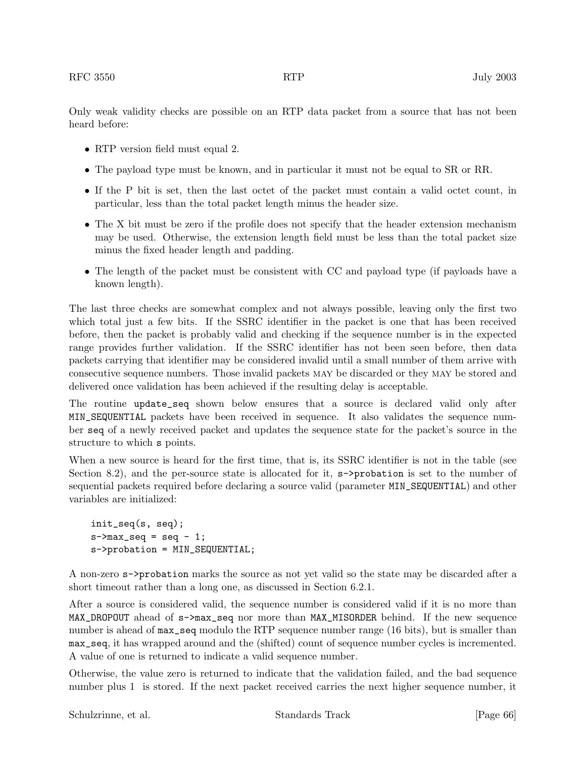Only weak validity checks are possible on an RTP data packet from a source that has not been heard before:

- RTP version field must equal 2.
- The payload type must be known, and in particular it must not be equal to SR or RR.
- If the P bit is set, then the last octet of the packet must contain a valid octet count, in particular, less than the total packet length minus the header size.
- The X bit must be zero if the profile does not specify that the header extension mechanism may be used. Otherwise, the extension length field must be less than the total packet size minus the fixed header length and padding.
- The length of the packet must be consistent with CC and payload type (if payloads have a known length).

The last three checks are somewhat complex and not always possible, leaving only the first two which total just a few bits. If the SSRC identifier in the packet is one that has been received before, then the packet is probably valid and checking if the sequence number is in the expected range provides further validation. If the SSRC identifier has not been seen before, then data packets carrying that identifier may be considered invalid until a small number of them arrive with consecutive sequence numbers. Those invalid packets MAY be discarded or they MAY be stored and delivered once validation has been achieved if the resulting delay is acceptable.

The routine `update_seq` shown below ensures that a source is declared valid only after `MIN_SEQUENTIAL` packets have been received in sequence. It also validates the sequence number `seq` of a newly received packet and updates the sequence state for the packet's source in the structure to which `s` points.

When a new source is heard for the first time, that is, its SSRC identifier is not in the table (see Section 8.2), and the per-source state is allocated for it, `s->probation` is set to the number of sequential packets required before declaring a source valid (parameter `MIN_SEQUENTIAL`) and other variables are initialized:

```
init_seq(s, seq);
s->max_seq = seq - 1;
s->probation = MIN_SEQUENTIAL;
```

A non-zero `s->probation` marks the source as not yet valid so the state may be discarded after a short timeout rather than a long one, as discussed in Section 6.2.1.

After a source is considered valid, the sequence number is considered valid if it is no more than `MAX_DROPOUT` ahead of `s->max_seq` nor more than `MAX_MISORDER` behind. If the new sequence number is ahead of `max_seq` modulo the RTP sequence number range (16 bits), but is smaller than `max_seq`, it has wrapped around and the (shifted) count of sequence number cycles is incremented. A value of one is returned to indicate a valid sequence number.

Otherwise, the value zero is returned to indicate that the validation failed, and the bad sequence number plus 1 is stored. If the next packet received carries the next higher sequence number, it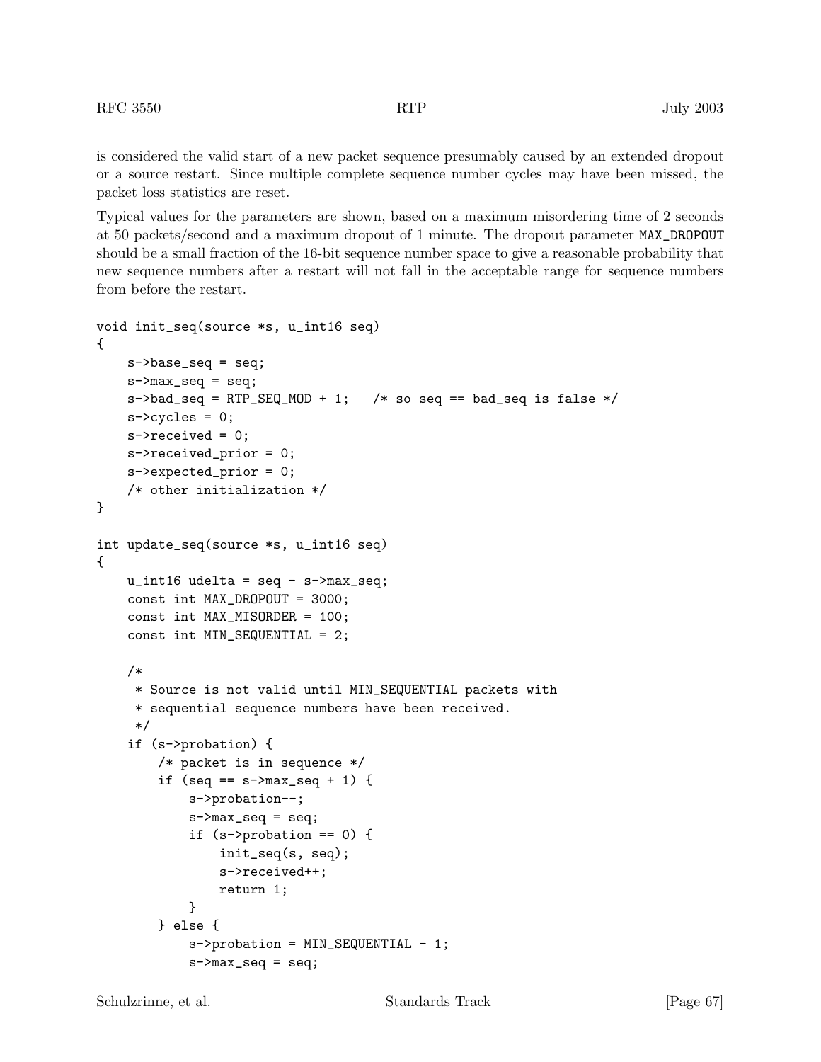is considered the valid start of a new packet sequence presumably caused by an extended dropout or a source restart. Since multiple complete sequence number cycles may have been missed, the packet loss statistics are reset.

Typical values for the parameters are shown, based on a maximum misordering time of 2 seconds at 50 packets/second and a maximum dropout of 1 minute. The dropout parameter MAX_DROPOUT should be a small fraction of the 16-bit sequence number space to give a reasonable probability that new sequence numbers after a restart will not fall in the acceptable range for sequence numbers from before the restart.

```
void init_seq(source *s, u_int16 seq)
{
    s->base_seq = seq;
    s->max_seq = seq;
    s->bad_seq = RTP_SEQ_MOD + 1;   /* so seq == bad_seq is false */
    s->cycles = 0;
    s->received = 0;
    s->received_prior = 0;
    s->expected_prior = 0;
    /* other initialization */
}

int update_seq(source *s, u_int16 seq)
{
    u_int16 udelta = seq - s->max_seq;
    const int MAX_DROPOUT = 3000;
    const int MAX_MISORDER = 100;
    const int MIN_SEQUENTIAL = 2;

    /*
     * Source is not valid until MIN_SEQUENTIAL packets with
     * sequential sequence numbers have been received.
     */
    if (s->probation) {
        /* packet is in sequence */
        if (seq == s->max_seq + 1) {
            s->probation--;
            s->max_seq = seq;
            if (s->probation == 0) {
                init_seq(s, seq);
                s->received++;
                return 1;
            }
        } else {
            s->probation = MIN_SEQUENTIAL - 1;
            s->max_seq = seq;
```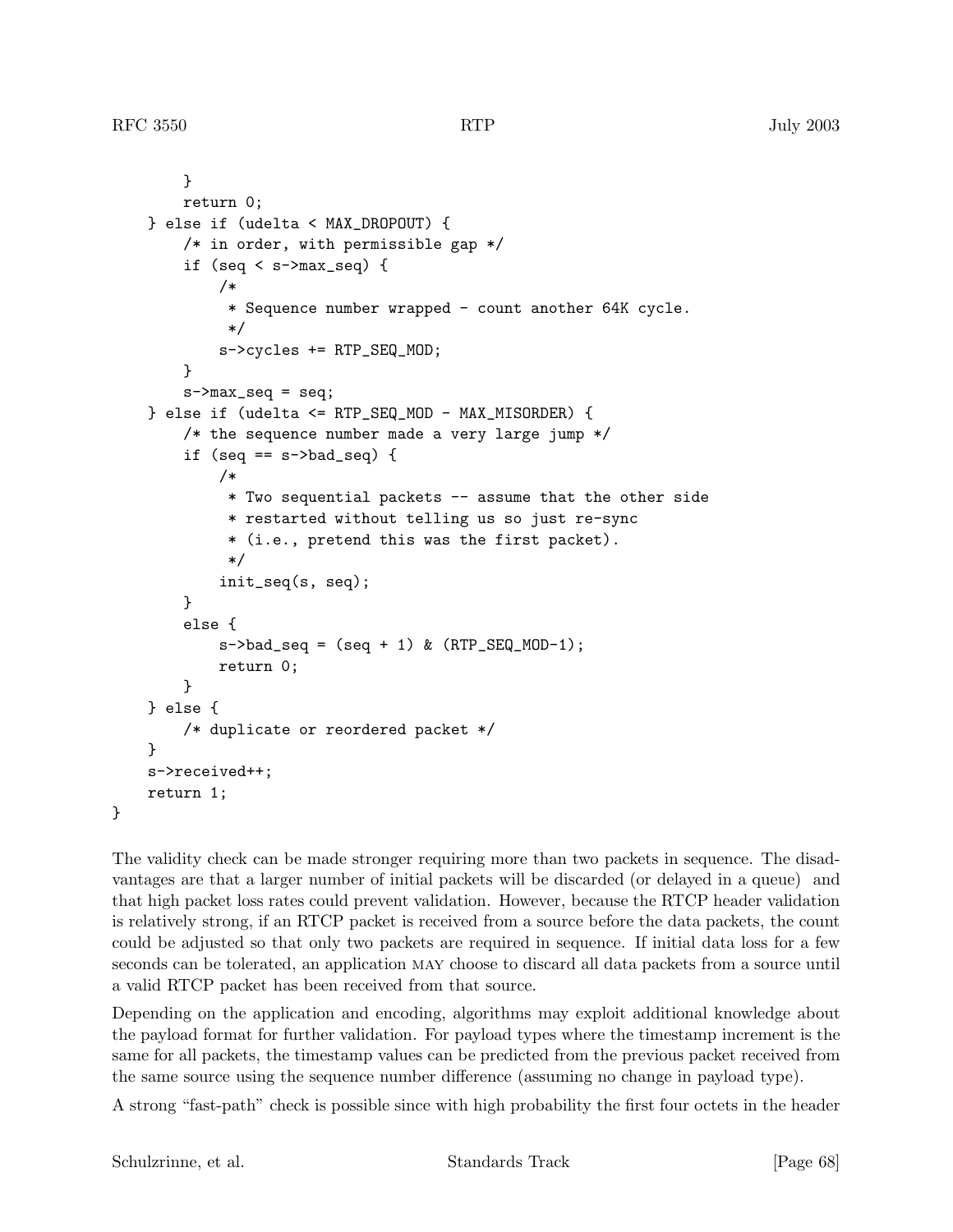```
        }
        return 0;
    } else if (udelta < MAX_DROPOUT) {
        /* in order, with permissible gap */
        if (seq < s->max_seq) {
            /*
             * Sequence number wrapped - count another 64K cycle.
             */
            s->cycles += RTP_SEQ_MOD;
        }
        s->max_seq = seq;
    } else if (udelta <= RTP_SEQ_MOD - MAX_MISORDER) {
        /* the sequence number made a very large jump */
        if (seq == s->bad_seq) {
            /*
             * Two sequential packets -- assume that the other side
             * restarted without telling us so just re-sync
             * (i.e., pretend this was the first packet).
             */
            init_seq(s, seq);
        }
        else {
            s->bad_seq = (seq + 1) & (RTP_SEQ_MOD-1);
            return 0;
        }
    } else {
        /* duplicate or reordered packet */
    }
    s->received++;
    return 1;
}
```

The validity check can be made stronger requiring more than two packets in sequence. The disadvantages are that a larger number of initial packets will be discarded (or delayed in a queue) and that high packet loss rates could prevent validation. However, because the RTCP header validation is relatively strong, if an RTCP packet is received from a source before the data packets, the count could be adjusted so that only two packets are required in sequence. If initial data loss for a few seconds can be tolerated, an application MAY choose to discard all data packets from a source until a valid RTCP packet has been received from that source.

Depending on the application and encoding, algorithms may exploit additional knowledge about the payload format for further validation. For payload types where the timestamp increment is the same for all packets, the timestamp values can be predicted from the previous packet received from the same source using the sequence number difference (assuming no change in payload type).

A strong "fast-path" check is possible since with high probability the first four octets in the header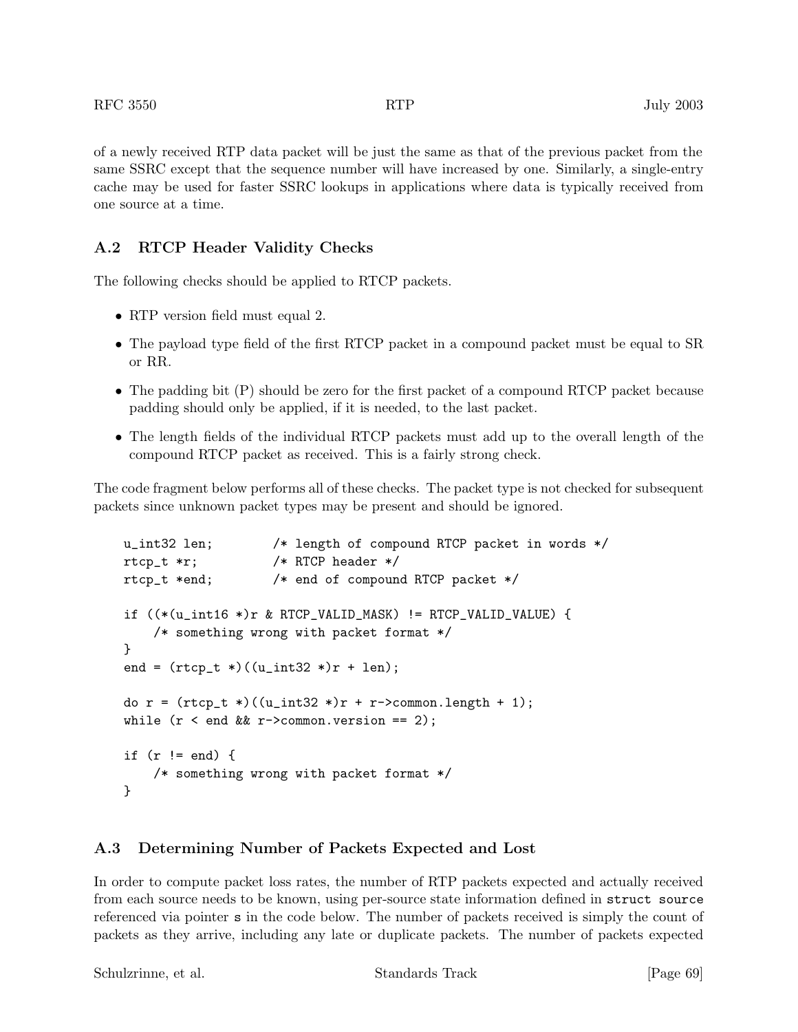of a newly received RTP data packet will be just the same as that of the previous packet from the same SSRC except that the sequence number will have increased by one. Similarly, a single-entry cache may be used for faster SSRC lookups in applications where data is typically received from one source at a time.

## A.2 RTCP Header Validity Checks

The following checks should be applied to RTCP packets.

- RTP version field must equal 2.
- The payload type field of the first RTCP packet in a compound packet must be equal to SR or RR.
- The padding bit (P) should be zero for the first packet of a compound RTCP packet because padding should only be applied, if it is needed, to the last packet.
- The length fields of the individual RTCP packets must add up to the overall length of the compound RTCP packet as received. This is a fairly strong check.

The code fragment below performs all of these checks. The packet type is not checked for subsequent packets since unknown packet types may be present and should be ignored.

```
u_int32 len;        /* length of compound RTCP packet in words */
rtcp_t *r;          /* RTCP header */
rtcp_t *end;        /* end of compound RTCP packet */

if ((*(u_int16 *)r & RTCP_VALID_MASK) != RTCP_VALID_VALUE) {
    /* something wrong with packet format */
}
end = (rtcp_t *)((u_int32 *)r + len);

do r = (rtcp_t *)((u_int32 *)r + r->common.length + 1);
while (r < end && r->common.version == 2);

if (r != end) {
    /* something wrong with packet format */
}
```

## A.3 Determining Number of Packets Expected and Lost

In order to compute packet loss rates, the number of RTP packets expected and actually received from each source needs to be known, using per-source state information defined in `struct source` referenced via pointer `s` in the code below. The number of packets received is simply the count of packets as they arrive, including any late or duplicate packets. The number of packets expected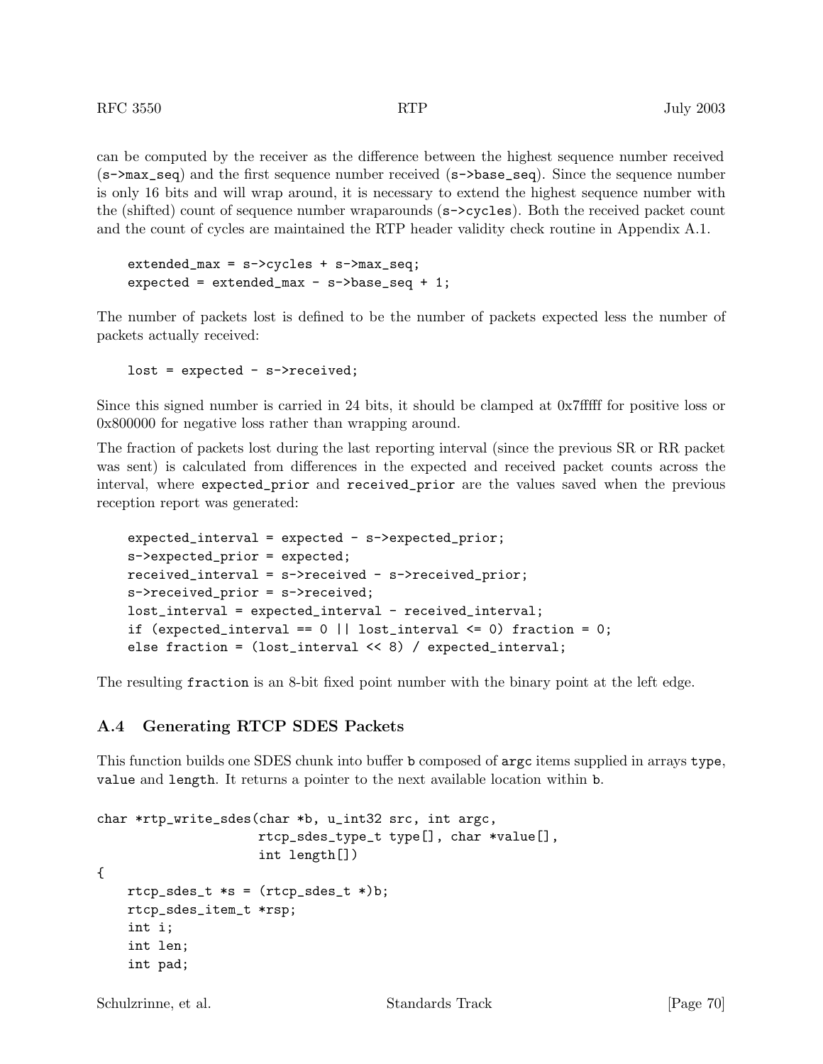can be computed by the receiver as the difference between the highest sequence number received (`s->max_seq`) and the first sequence number received (`s->base_seq`). Since the sequence number is only 16 bits and will wrap around, it is necessary to extend the highest sequence number with the (shifted) count of sequence number wraparounds (`s->cycles`). Both the received packet count and the count of cycles are maintained the RTP header validity check routine in Appendix A.1.

```
extended_max = s->cycles + s->max_seq;
expected = extended_max - s->base_seq + 1;
```

The number of packets lost is defined to be the number of packets expected less the number of packets actually received:

```
lost = expected - s->received;
```

Since this signed number is carried in 24 bits, it should be clamped at 0x7fffff for positive loss or 0x800000 for negative loss rather than wrapping around.

The fraction of packets lost during the last reporting interval (since the previous SR or RR packet was sent) is calculated from differences in the expected and received packet counts across the interval, where `expected_prior` and `received_prior` are the values saved when the previous reception report was generated:

```
expected_interval = expected - s->expected_prior;
s->expected_prior = expected;
received_interval = s->received - s->received_prior;
s->received_prior = s->received;
lost_interval = expected_interval - received_interval;
if (expected_interval == 0 || lost_interval <= 0) fraction = 0;
else fraction = (lost_interval << 8) / expected_interval;
```

The resulting `fraction` is an 8-bit fixed point number with the binary point at the left edge.

### A.4 Generating RTCP SDES Packets

This function builds one SDES chunk into buffer `b` composed of `argc` items supplied in arrays `type`, `value` and `length`. It returns a pointer to the next available location within `b`.

```
char *rtp_write_sdes(char *b, u_int32 src, int argc,
                     rtcp_sdes_type_t type[], char *value[],
                     int length[])
{
    rtcp_sdes_t *s = (rtcp_sdes_t *)b;
    rtcp_sdes_item_t *rsp;
    int i;
    int len;
    int pad;
```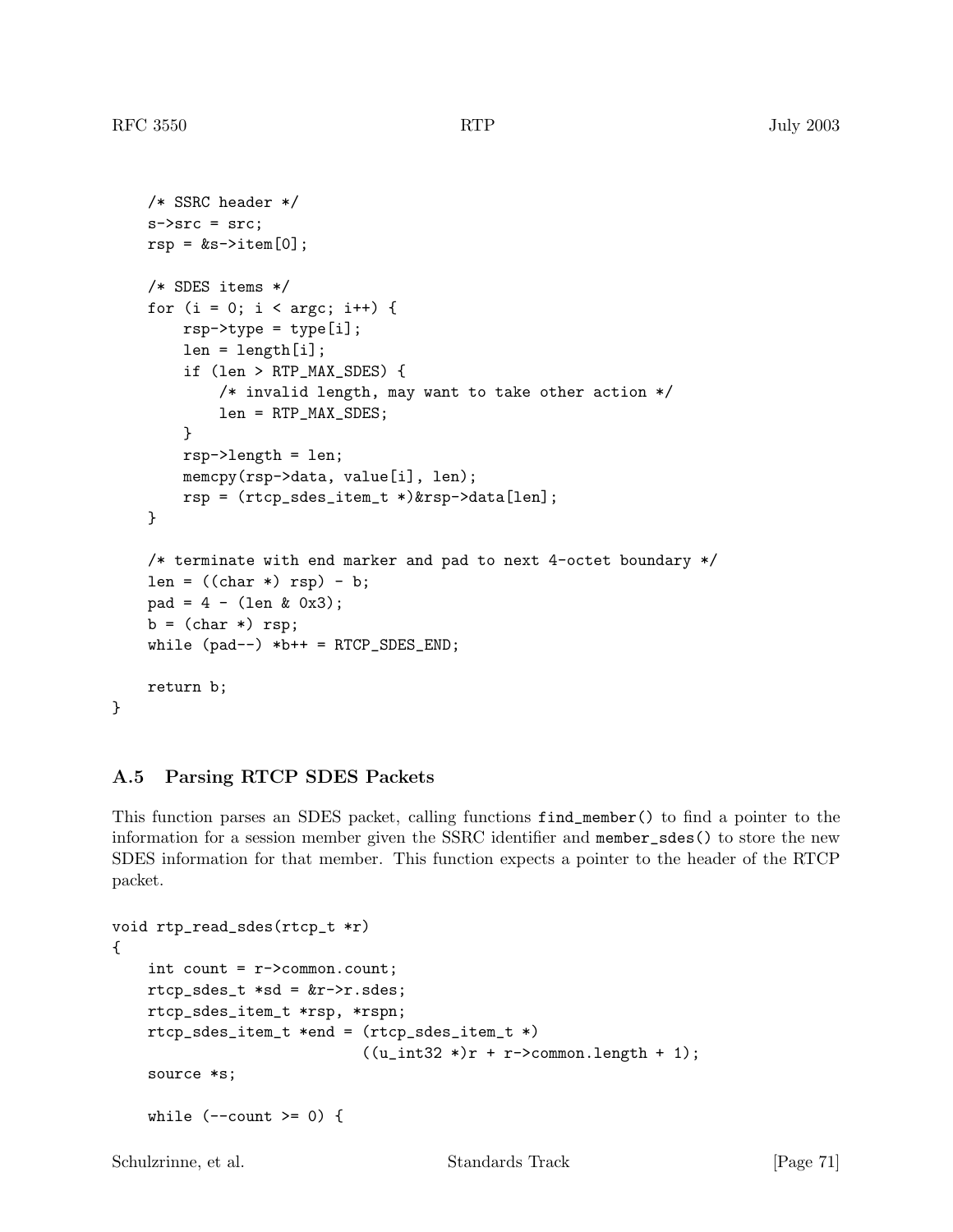```
    /* SSRC header */
    s->src = src;
    rsp = &s->item[0];

    /* SDES items */
    for (i = 0; i < argc; i++) {
        rsp->type = type[i];
        len = length[i];
        if (len > RTP_MAX_SDES) {
            /* invalid length, may want to take other action */
            len = RTP_MAX_SDES;
        }
        rsp->length = len;
        memcpy(rsp->data, value[i], len);
        rsp = (rtcp_sdes_item_t *)&rsp->data[len];
    }

    /* terminate with end marker and pad to next 4-octet boundary */
    len = ((char *) rsp) - b;
    pad = 4 - (len & 0x3);
    b = (char *) rsp;
    while (pad--) *b++ = RTCP_SDES_END;

    return b;
}
```

### A.5 Parsing RTCP SDES Packets

This function parses an SDES packet, calling functions `find_member()` to find a pointer to the information for a session member given the SSRC identifier and `member_sdes()` to store the new SDES information for that member. This function expects a pointer to the header of the RTCP packet.

```
void rtp_read_sdes(rtcp_t *r)
{
    int count = r->common.count;
    rtcp_sdes_t *sd = &r->r.sdes;
    rtcp_sdes_item_t *rsp, *rspn;
    rtcp_sdes_item_t *end = (rtcp_sdes_item_t *)
                            ((u_int32 *)r + r->common.length + 1);
    source *s;

    while (--count >= 0) {
```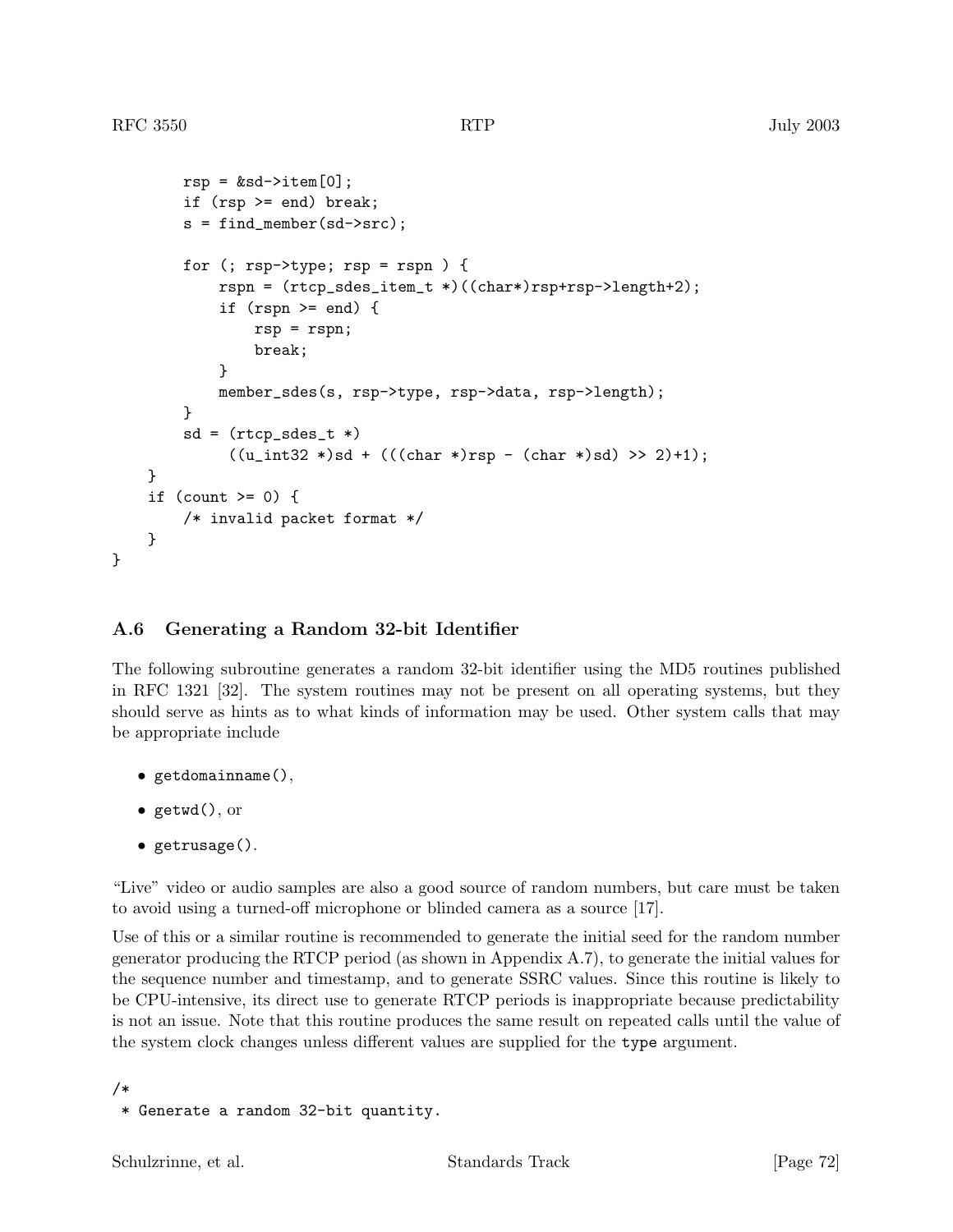```
        rsp = &sd->item[0];
        if (rsp >= end) break;
        s = find_member(sd->src);

        for (; rsp->type; rsp = rspn ) {
            rspn = (rtcp_sdes_item_t *)((char*)rsp+rsp->length+2);
            if (rspn >= end) {
                rsp = rspn;
                break;
            }
            member_sdes(s, rsp->type, rsp->data, rsp->length);
        }
        sd = (rtcp_sdes_t *)
             ((u_int32 *)sd + (((char *)rsp - (char *)sd) >> 2)+1);
    }
    if (count >= 0) {
        /* invalid packet format */
    }
}
```

### A.6 Generating a Random 32-bit Identifier

The following subroutine generates a random 32-bit identifier using the MD5 routines published in RFC 1321 [32]. The system routines may not be present on all operating systems, but they should serve as hints as to what kinds of information may be used. Other system calls that may be appropriate include

- `getdomainname()`,
- `getwd()`, or
- `getrusage()`.

"Live" video or audio samples are also a good source of random numbers, but care must be taken to avoid using a turned-off microphone or blinded camera as a source [17].

Use of this or a similar routine is recommended to generate the initial seed for the random number generator producing the RTCP period (as shown in Appendix A.7), to generate the initial values for the sequence number and timestamp, and to generate SSRC values. Since this routine is likely to be CPU-intensive, its direct use to generate RTCP periods is inappropriate because predictability is not an issue. Note that this routine produces the same result on repeated calls until the value of the system clock changes unless different values are supplied for the `type` argument.

```
/*
 * Generate a random 32-bit quantity.
```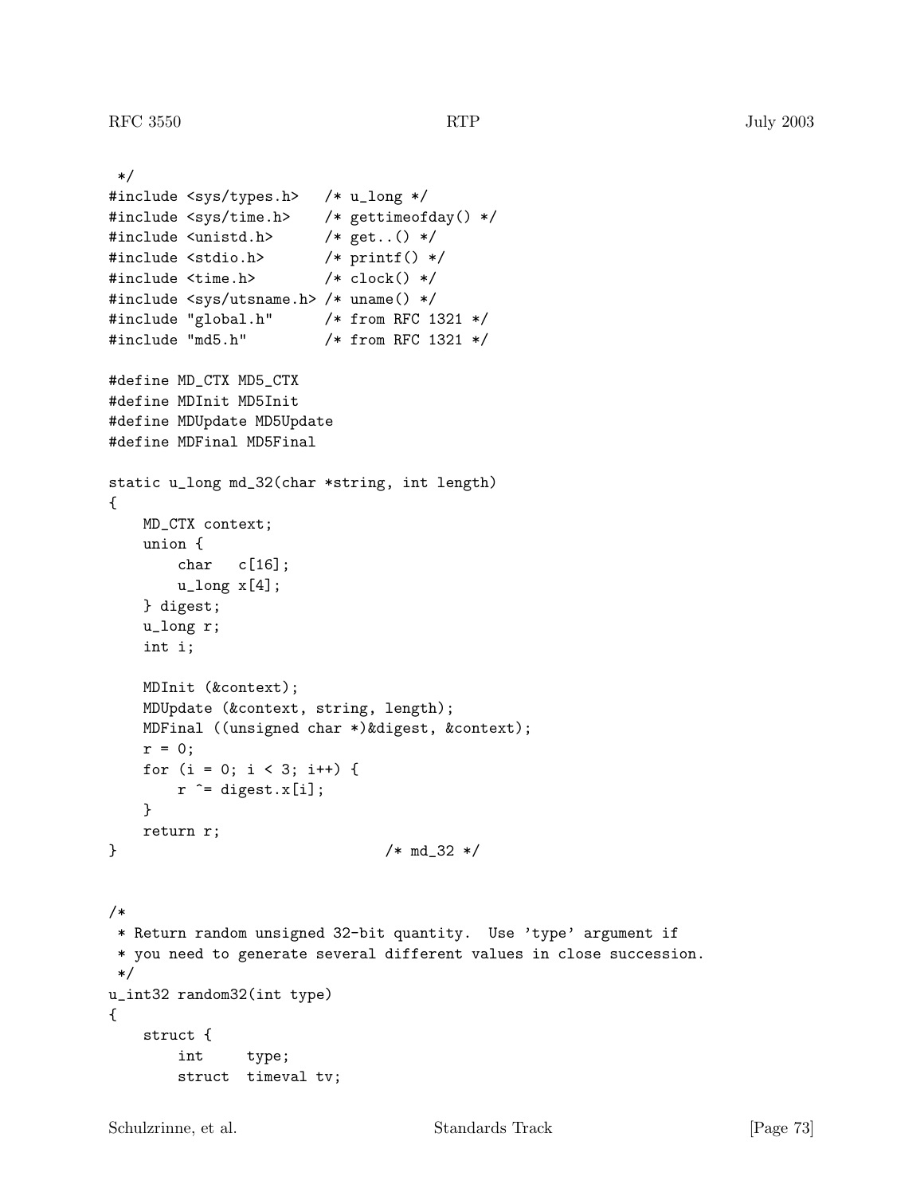```
 */
#include <sys/types.h>   /* u_long */
#include <sys/time.h>    /* gettimeofday() */
#include <unistd.h>      /* get..() */
#include <stdio.h>       /* printf() */
#include <time.h>        /* clock() */
#include <sys/utsname.h> /* uname() */
#include "global.h"      /* from RFC 1321 */
#include "md5.h"         /* from RFC 1321 */

#define MD_CTX MD5_CTX
#define MDInit MD5Init
#define MDUpdate MD5Update
#define MDFinal MD5Final

static u_long md_32(char *string, int length)
{
    MD_CTX context;
    union {
        char   c[16];
        u_long x[4];
    } digest;
    u_long r;
    int i;

    MDInit (&context);
    MDUpdate (&context, string, length);
    MDFinal ((unsigned char *)&digest, &context);
    r = 0;
    for (i = 0; i < 3; i++) {
        r ^= digest.x[i];
    }
    return r;
}                               /* md_32 */


/*
 * Return random unsigned 32-bit quantity.  Use 'type' argument if
 * you need to generate several different values in close succession.
 */
u_int32 random32(int type)
{
    struct {
        int     type;
        struct  timeval tv;
```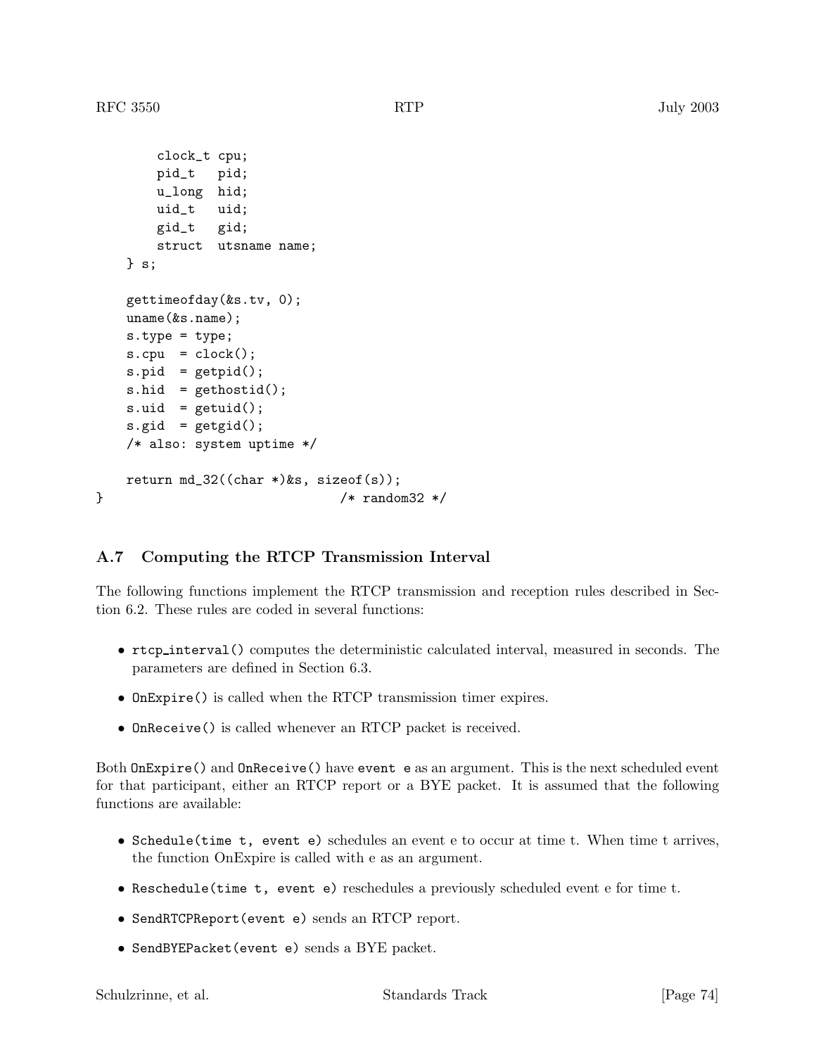```
        clock_t cpu;
        pid_t   pid;
        u_long  hid;
        uid_t   uid;
        gid_t   gid;
        struct  utsname name;
    } s;

    gettimeofday(&s.tv, 0);
    uname(&s.name);
    s.type = type;
    s.cpu  = clock();
    s.pid  = getpid();
    s.hid  = gethostid();
    s.uid  = getuid();
    s.gid  = getgid();
    /* also: system uptime */

    return md_32((char *)&s, sizeof(s));
}                               /* random32 */
```

## A.7 Computing the RTCP Transmission Interval

The following functions implement the RTCP transmission and reception rules described in Section 6.2. These rules are coded in several functions:

- `rtcp_interval()` computes the deterministic calculated interval, measured in seconds. The parameters are defined in Section 6.3.
- `OnExpire()` is called when the RTCP transmission timer expires.
- `OnReceive()` is called whenever an RTCP packet is received.

Both `OnExpire()` and `OnReceive()` have `event e` as an argument. This is the next scheduled event for that participant, either an RTCP report or a BYE packet. It is assumed that the following functions are available:

- `Schedule(time t, event e)` schedules an event e to occur at time t. When time t arrives, the function OnExpire is called with e as an argument.
- `Reschedule(time t, event e)` reschedules a previously scheduled event e for time t.
- `SendRTCPReport(event e)` sends an RTCP report.
- `SendBYEPacket(event e)` sends a BYE packet.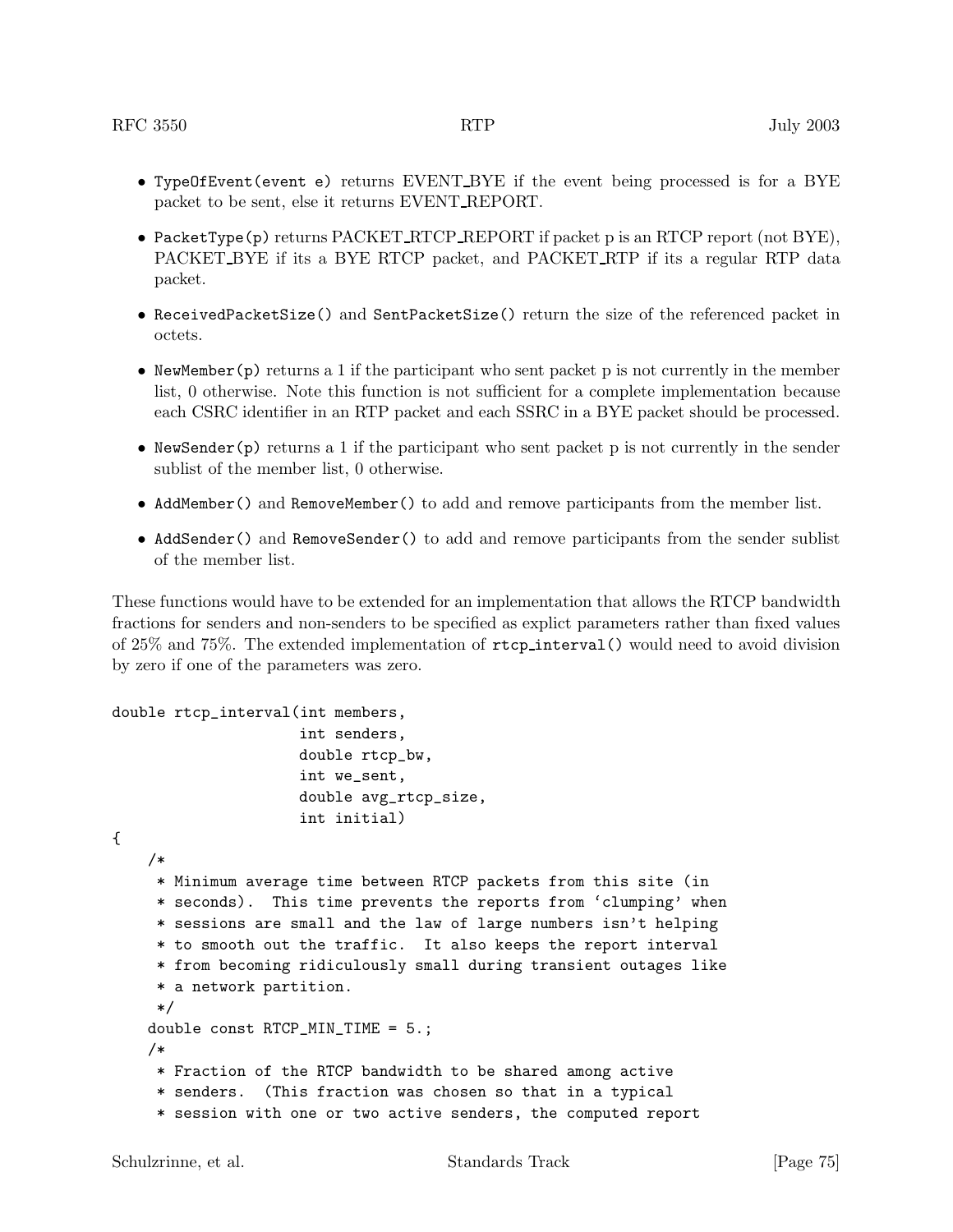- `TypeOfEvent(event e)` returns EVENT_BYE if the event being processed is for a BYE packet to be sent, else it returns EVENT_REPORT.
- `PacketType(p)` returns PACKET_RTCP_REPORT if packet p is an RTCP report (not BYE), PACKET_BYE if its a BYE RTCP packet, and PACKET_RTP if its a regular RTP data packet.
- `ReceivedPacketSize()` and `SentPacketSize()` return the size of the referenced packet in octets.
- `NewMember(p)` returns a 1 if the participant who sent packet p is not currently in the member list, 0 otherwise. Note this function is not sufficient for a complete implementation because each CSRC identifier in an RTP packet and each SSRC in a BYE packet should be processed.
- `NewSender(p)` returns a 1 if the participant who sent packet p is not currently in the sender sublist of the member list, 0 otherwise.
- `AddMember()` and `RemoveMember()` to add and remove participants from the member list.
- `AddSender()` and `RemoveSender()` to add and remove participants from the sender sublist of the member list.

These functions would have to be extended for an implementation that allows the RTCP bandwidth fractions for senders and non-senders to be specified as explict parameters rather than fixed values of 25% and 75%. The extended implementation of `rtcp_interval()` would need to avoid division by zero if one of the parameters was zero.

```
double rtcp_interval(int members,
                     int senders,
                     double rtcp_bw,
                     int we_sent,
                     double avg_rtcp_size,
                     int initial)
{
    /*
     * Minimum average time between RTCP packets from this site (in
     * seconds).  This time prevents the reports from `clumping' when
     * sessions are small and the law of large numbers isn't helping
     * to smooth out the traffic.  It also keeps the report interval
     * from becoming ridiculously small during transient outages like
     * a network partition.
     */
    double const RTCP_MIN_TIME = 5.;
    /*
     * Fraction of the RTCP bandwidth to be shared among active
     * senders.  (This fraction was chosen so that in a typical
     * session with one or two active senders, the computed report
```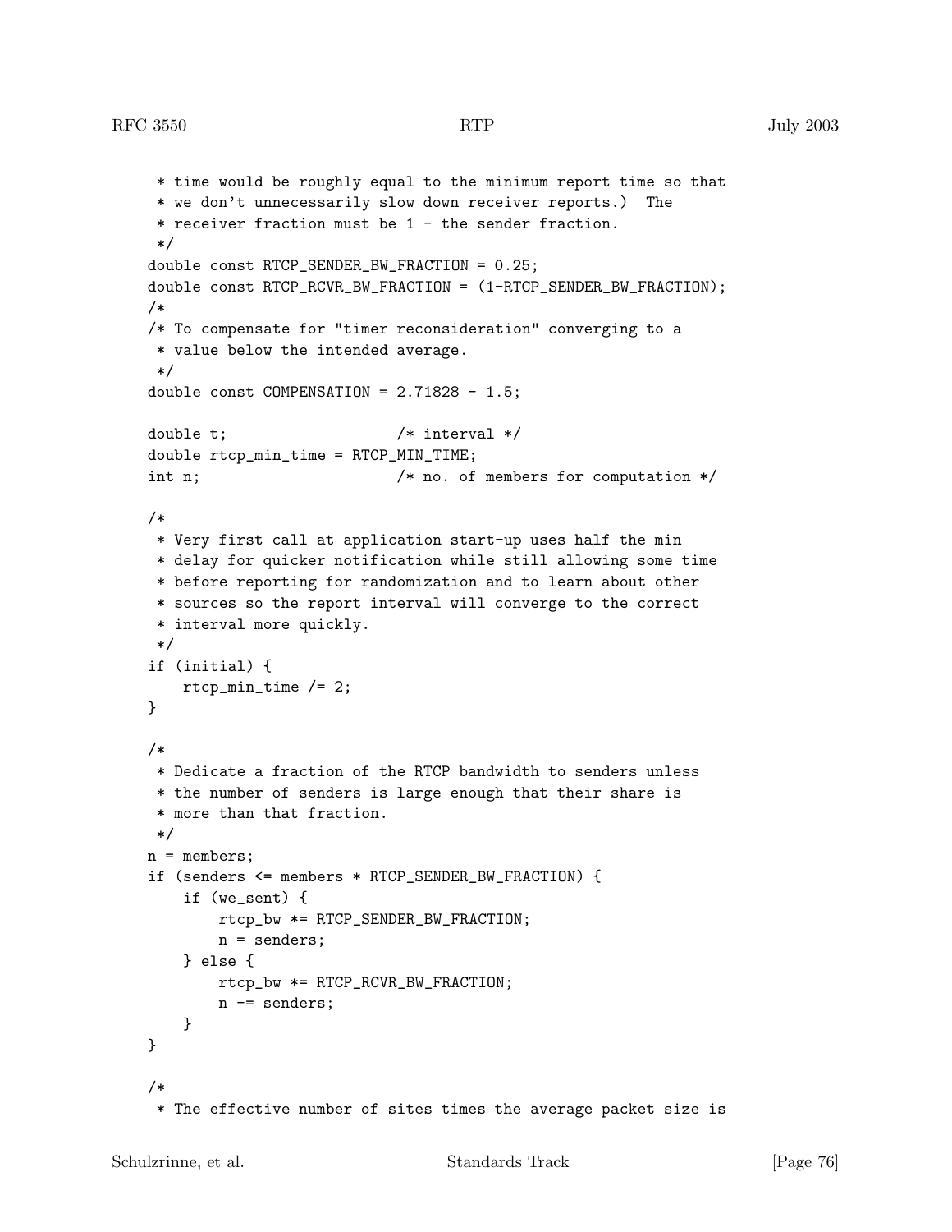```
     * time would be roughly equal to the minimum report time so that
     * we don't unnecessarily slow down receiver reports.)  The
     * receiver fraction must be 1 - the sender fraction.
     */
    double const RTCP_SENDER_BW_FRACTION = 0.25;
    double const RTCP_RCVR_BW_FRACTION = (1-RTCP_SENDER_BW_FRACTION);
    /*
    /* To compensate for "timer reconsideration" converging to a
     * value below the intended average.
     */
    double const COMPENSATION = 2.71828 - 1.5;

    double t;                   /* interval */
    double rtcp_min_time = RTCP_MIN_TIME;
    int n;                      /* no. of members for computation */

    /*
     * Very first call at application start-up uses half the min
     * delay for quicker notification while still allowing some time
     * before reporting for randomization and to learn about other
     * sources so the report interval will converge to the correct
     * interval more quickly.
     */
    if (initial) {
        rtcp_min_time /= 2;
    }

    /*
     * Dedicate a fraction of the RTCP bandwidth to senders unless
     * the number of senders is large enough that their share is
     * more than that fraction.
     */
    n = members;
    if (senders <= members * RTCP_SENDER_BW_FRACTION) {
        if (we_sent) {
            rtcp_bw *= RTCP_SENDER_BW_FRACTION;
            n = senders;
        } else {
            rtcp_bw *= RTCP_RCVR_BW_FRACTION;
            n -= senders;
        }
    }

    /*
     * The effective number of sites times the average packet size is
```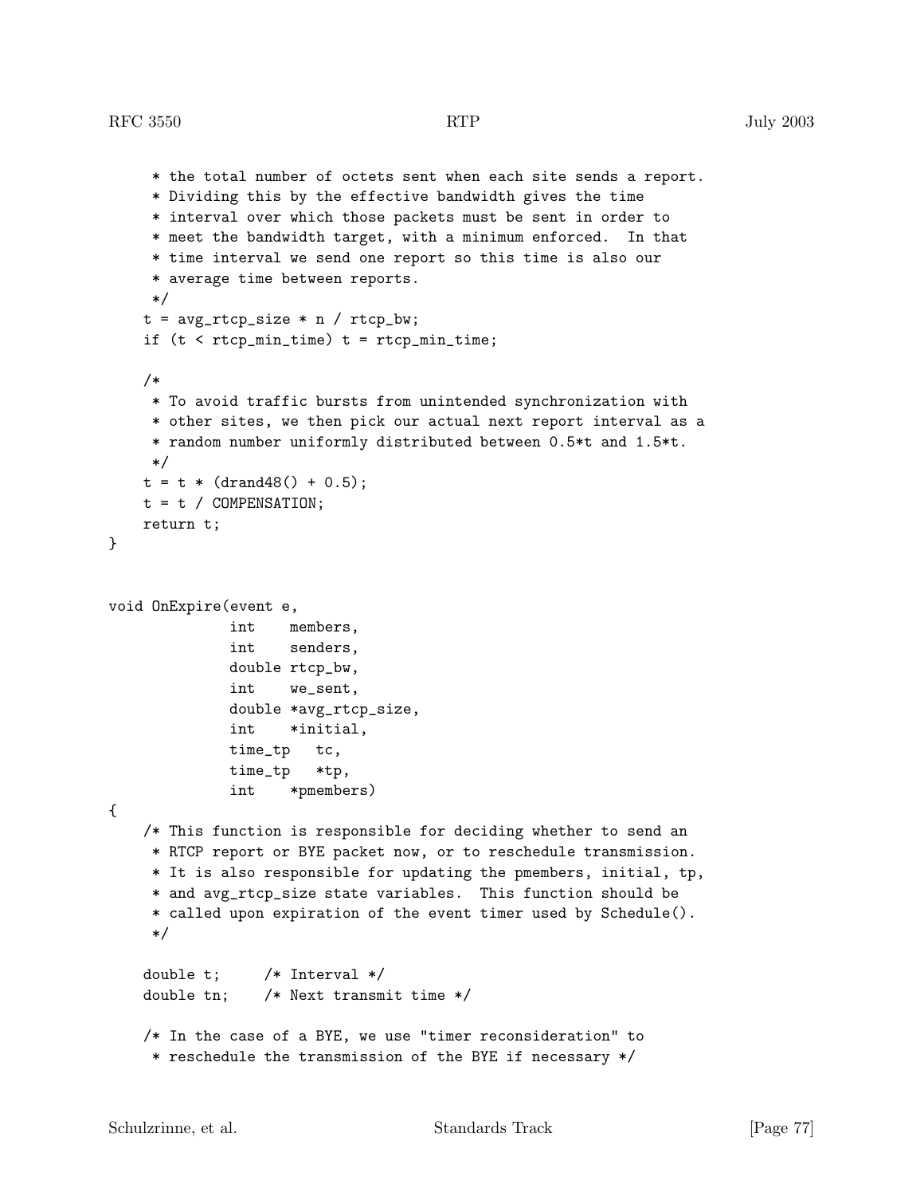```
     * the total number of octets sent when each site sends a report.
     * Dividing this by the effective bandwidth gives the time
     * interval over which those packets must be sent in order to
     * meet the bandwidth target, with a minimum enforced.  In that
     * time interval we send one report so this time is also our
     * average time between reports.
     */
    t = avg_rtcp_size * n / rtcp_bw;
    if (t < rtcp_min_time) t = rtcp_min_time;

    /*
     * To avoid traffic bursts from unintended synchronization with
     * other sites, we then pick our actual next report interval as a
     * random number uniformly distributed between 0.5*t and 1.5*t.
     */
    t = t * (drand48() + 0.5);
    t = t / COMPENSATION;
    return t;
}


void OnExpire(event e,
              int    members,
              int    senders,
              double rtcp_bw,
              int    we_sent,
              double *avg_rtcp_size,
              int    *initial,
              time_tp   tc,
              time_tp   *tp,
              int    *pmembers)
{
    /* This function is responsible for deciding whether to send an
     * RTCP report or BYE packet now, or to reschedule transmission.
     * It is also responsible for updating the pmembers, initial, tp,
     * and avg_rtcp_size state variables.  This function should be
     * called upon expiration of the event timer used by Schedule().
     */

    double t;     /* Interval */
    double tn;    /* Next transmit time */

    /* In the case of a BYE, we use "timer reconsideration" to
     * reschedule the transmission of the BYE if necessary */
```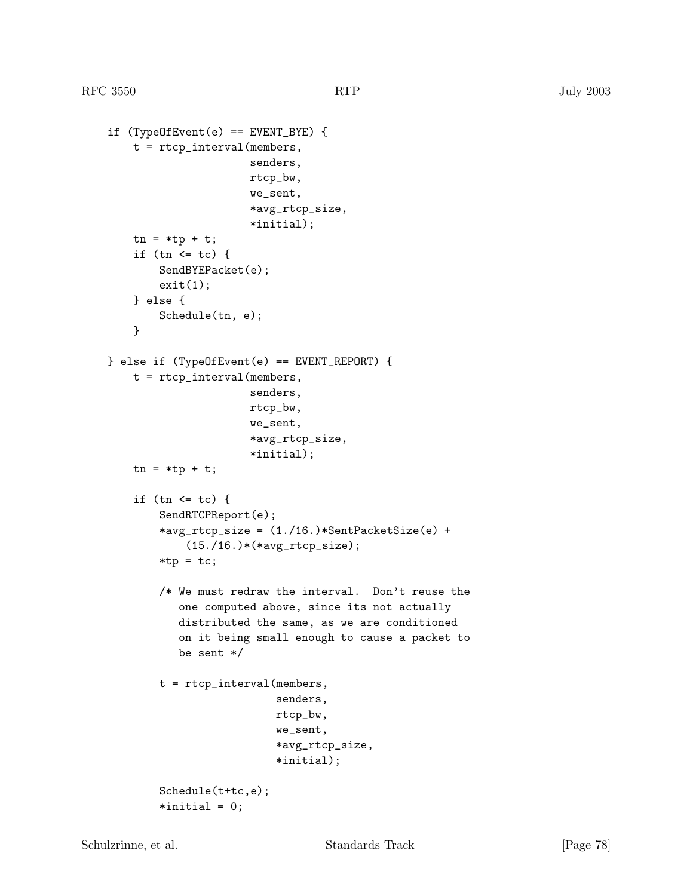```
    if (TypeOfEvent(e) == EVENT_BYE) {
        t = rtcp_interval(members,
                          senders,
                          rtcp_bw,
                          we_sent,
                          *avg_rtcp_size,
                          *initial);
        tn = *tp + t;
        if (tn <= tc) {
            SendBYEPacket(e);
            exit(1);
        } else {
            Schedule(tn, e);
        }

    } else if (TypeOfEvent(e) == EVENT_REPORT) {
        t = rtcp_interval(members,
                          senders,
                          rtcp_bw,
                          we_sent,
                          *avg_rtcp_size,
                          *initial);
        tn = *tp + t;

        if (tn <= tc) {
            SendRTCPReport(e);
            *avg_rtcp_size = (1./16.)*SentPacketSize(e) +
                (15./16.)*(*avg_rtcp_size);
            *tp = tc;

            /* We must redraw the interval.  Don't reuse the
               one computed above, since its not actually
               distributed the same, as we are conditioned
               on it being small enough to cause a packet to
               be sent */

            t = rtcp_interval(members,
                              senders,
                              rtcp_bw,
                              we_sent,
                              *avg_rtcp_size,
                              *initial);

            Schedule(t+tc,e);
            *initial = 0;
```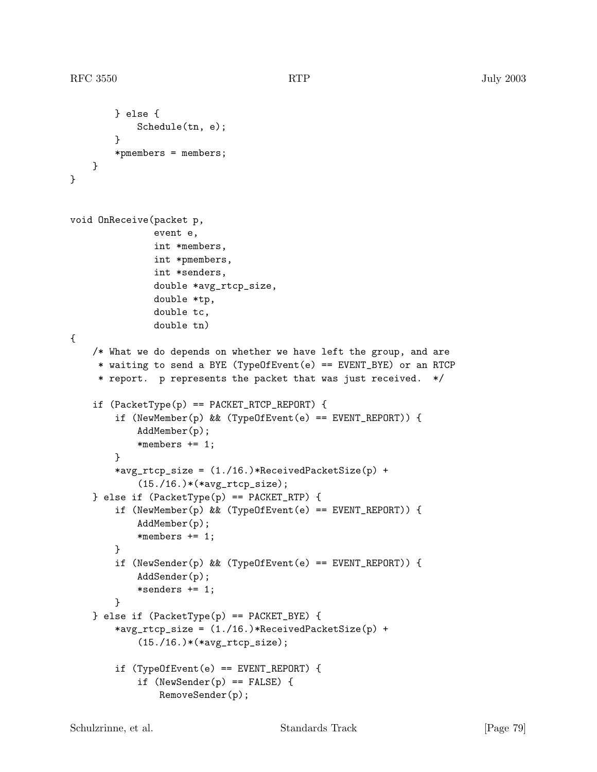```
        } else {
            Schedule(tn, e);
        }
        *pmembers = members;
    }
}


void OnReceive(packet p,
               event e,
               int *members,
               int *pmembers,
               int *senders,
               double *avg_rtcp_size,
               double *tp,
               double tc,
               double tn)
{
    /* What we do depends on whether we have left the group, and are
     * waiting to send a BYE (TypeOfEvent(e) == EVENT_BYE) or an RTCP
     * report.  p represents the packet that was just received.  */

    if (PacketType(p) == PACKET_RTCP_REPORT) {
        if (NewMember(p) && (TypeOfEvent(e) == EVENT_REPORT)) {
            AddMember(p);
            *members += 1;
        }
        *avg_rtcp_size = (1./16.)*ReceivedPacketSize(p) +
            (15./16.)*(*avg_rtcp_size);
    } else if (PacketType(p) == PACKET_RTP) {
        if (NewMember(p) && (TypeOfEvent(e) == EVENT_REPORT)) {
            AddMember(p);
            *members += 1;
        }
        if (NewSender(p) && (TypeOfEvent(e) == EVENT_REPORT)) {
            AddSender(p);
            *senders += 1;
        }
    } else if (PacketType(p) == PACKET_BYE) {
        *avg_rtcp_size = (1./16.)*ReceivedPacketSize(p) +
            (15./16.)*(*avg_rtcp_size);

        if (TypeOfEvent(e) == EVENT_REPORT) {
            if (NewSender(p) == FALSE) {
                RemoveSender(p);
```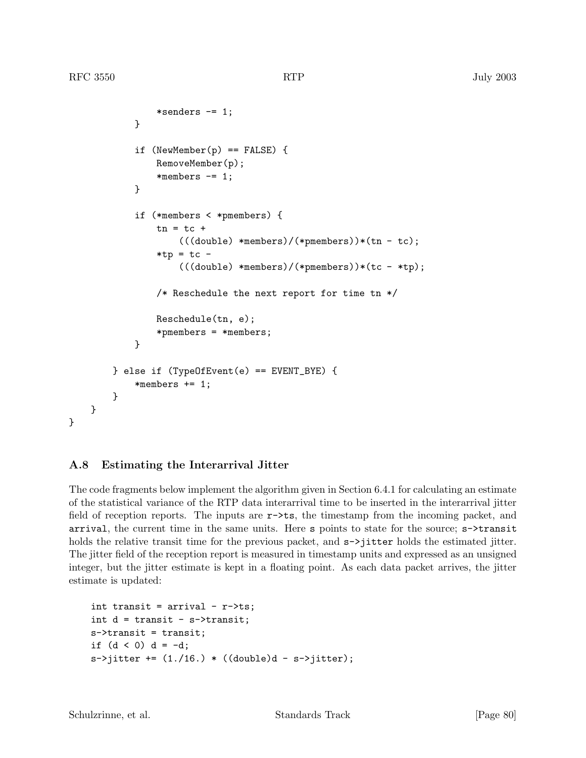```
                *senders -= 1;
            }

            if (NewMember(p) == FALSE) {
                RemoveMember(p);
                *members -= 1;
            }

            if (*members < *pmembers) {
                tn = tc +
                    (((double) *members)/(*pmembers))*(tn - tc);
                *tp = tc -
                    (((double) *members)/(*pmembers))*(tc - *tp);

                /* Reschedule the next report for time tn */

                Reschedule(tn, e);
                *pmembers = *members;
            }

        } else if (TypeOfEvent(e) == EVENT_BYE) {
            *members += 1;
        }
    }
}
```

### A.8 Estimating the Interarrival Jitter

The code fragments below implement the algorithm given in Section 6.4.1 for calculating an estimate of the statistical variance of the RTP data interarrival time to be inserted in the interarrival jitter field of reception reports. The inputs are `r->ts`, the timestamp from the incoming packet, and `arrival`, the current time in the same units. Here `s` points to state for the source; `s->transit` holds the relative transit time for the previous packet, and `s->jitter` holds the estimated jitter. The jitter field of the reception report is measured in timestamp units and expressed as an unsigned integer, but the jitter estimate is kept in a floating point. As each data packet arrives, the jitter estimate is updated:

```
int transit = arrival - r->ts;
int d = transit - s->transit;
s->transit = transit;
if (d < 0) d = -d;
s->jitter += (1./16.) * ((double)d - s->jitter);
```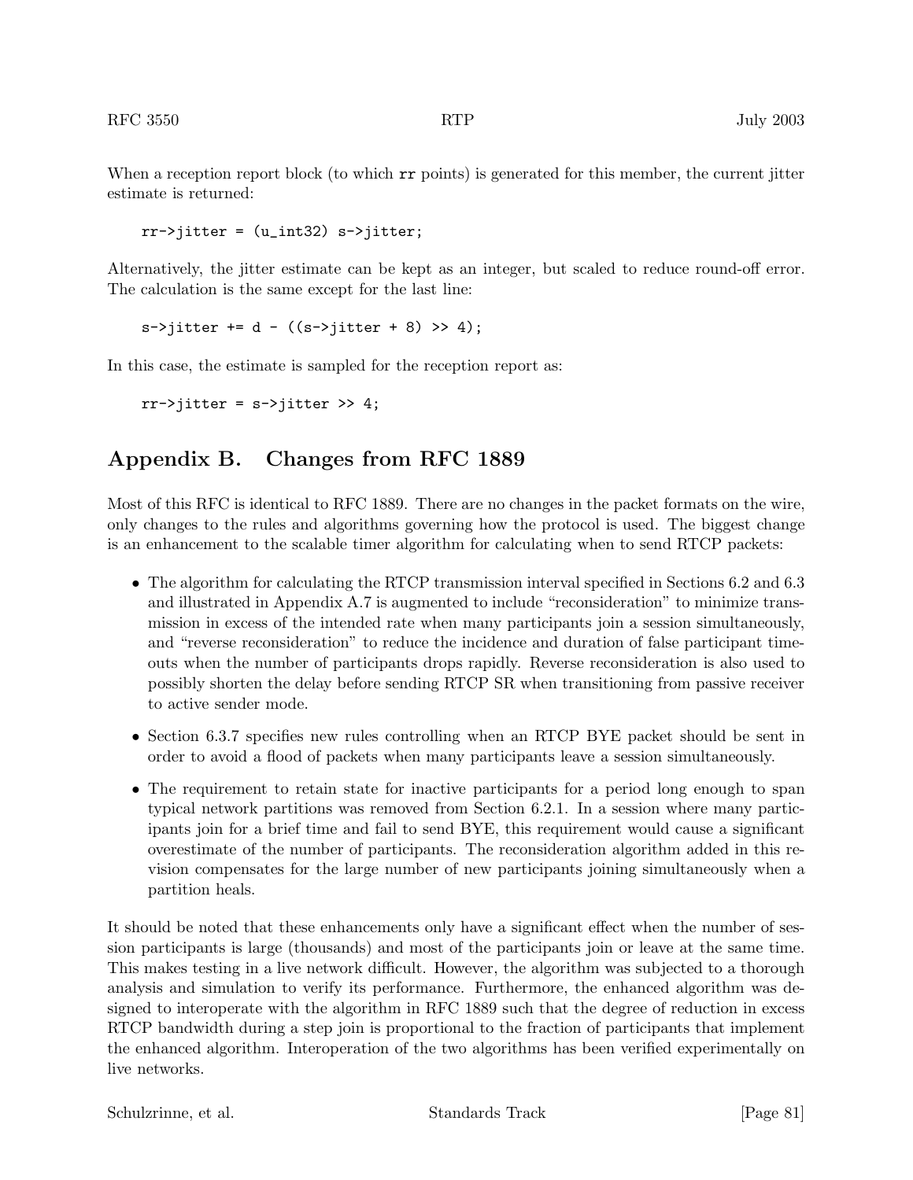When a reception report block (to which `rr` points) is generated for this member, the current jitter estimate is returned:

```
rr->jitter = (u_int32) s->jitter;
```

Alternatively, the jitter estimate can be kept as an integer, but scaled to reduce round-off error. The calculation is the same except for the last line:

```
s->jitter += d - ((s->jitter + 8) >> 4);
```

In this case, the estimate is sampled for the reception report as:

```
rr->jitter = s->jitter >> 4;
```

## Appendix B. Changes from RFC 1889

Most of this RFC is identical to RFC 1889. There are no changes in the packet formats on the wire, only changes to the rules and algorithms governing how the protocol is used. The biggest change is an enhancement to the scalable timer algorithm for calculating when to send RTCP packets:

- The algorithm for calculating the RTCP transmission interval specified in Sections 6.2 and 6.3 and illustrated in Appendix A.7 is augmented to include "reconsideration" to minimize transmission in excess of the intended rate when many participants join a session simultaneously, and "reverse reconsideration" to reduce the incidence and duration of false participant timeouts when the number of participants drops rapidly. Reverse reconsideration is also used to possibly shorten the delay before sending RTCP SR when transitioning from passive receiver to active sender mode.
- Section 6.3.7 specifies new rules controlling when an RTCP BYE packet should be sent in order to avoid a flood of packets when many participants leave a session simultaneously.
- The requirement to retain state for inactive participants for a period long enough to span typical network partitions was removed from Section 6.2.1. In a session where many participants join for a brief time and fail to send BYE, this requirement would cause a significant overestimate of the number of participants. The reconsideration algorithm added in this revision compensates for the large number of new participants joining simultaneously when a partition heals.

It should be noted that these enhancements only have a significant effect when the number of session participants is large (thousands) and most of the participants join or leave at the same time. This makes testing in a live network difficult. However, the algorithm was subjected to a thorough analysis and simulation to verify its performance. Furthermore, the enhanced algorithm was designed to interoperate with the algorithm in RFC 1889 such that the degree of reduction in excess RTCP bandwidth during a step join is proportional to the fraction of participants that implement the enhanced algorithm. Interoperation of the two algorithms has been verified experimentally on live networks.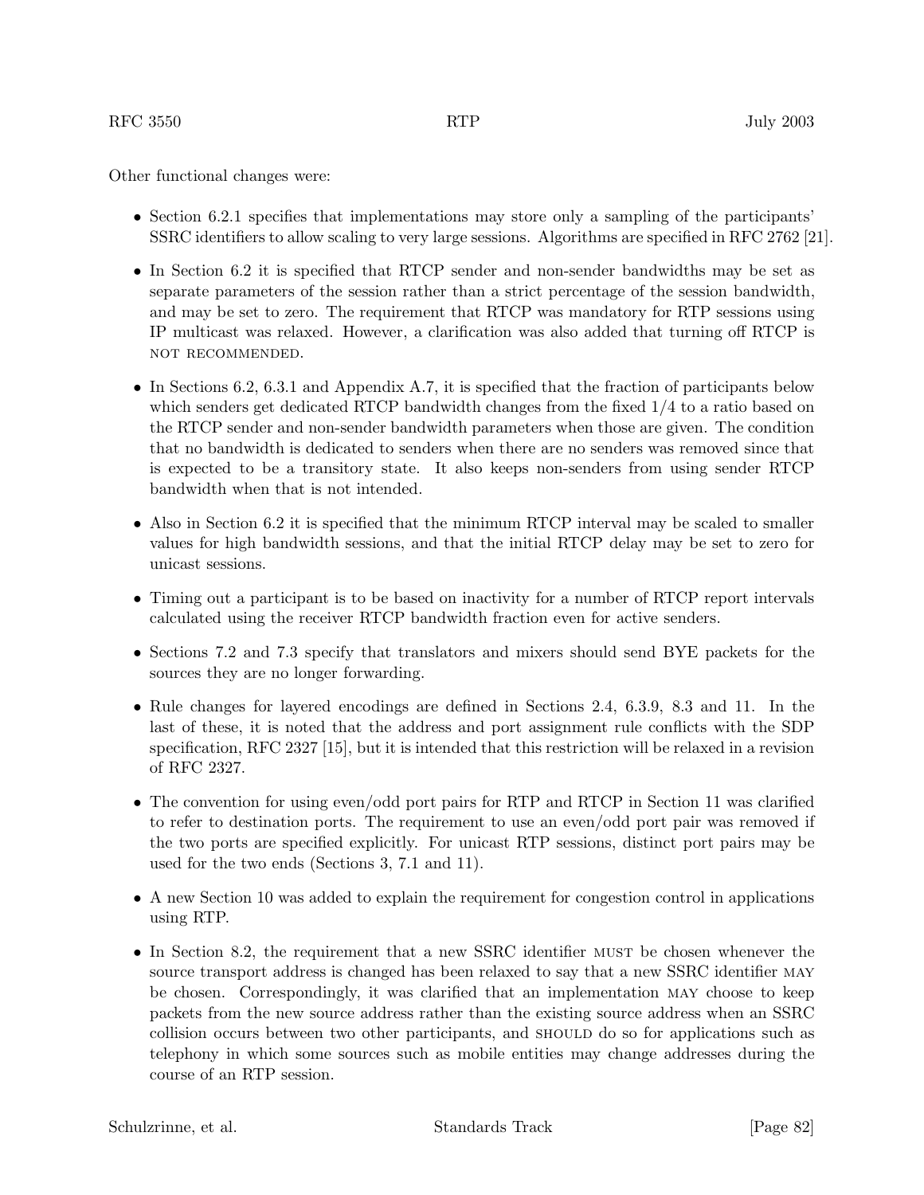Other functional changes were:

- Section 6.2.1 specifies that implementations may store only a sampling of the participants' SSRC identifiers to allow scaling to very large sessions. Algorithms are specified in RFC 2762 [21].
- In Section 6.2 it is specified that RTCP sender and non-sender bandwidths may be set as separate parameters of the session rather than a strict percentage of the session bandwidth, and may be set to zero. The requirement that RTCP was mandatory for RTP sessions using IP multicast was relaxed. However, a clarification was also added that turning off RTCP is NOT RECOMMENDED.
- In Sections 6.2, 6.3.1 and Appendix A.7, it is specified that the fraction of participants below which senders get dedicated RTCP bandwidth changes from the fixed 1/4 to a ratio based on the RTCP sender and non-sender bandwidth parameters when those are given. The condition that no bandwidth is dedicated to senders when there are no senders was removed since that is expected to be a transitory state. It also keeps non-senders from using sender RTCP bandwidth when that is not intended.
- Also in Section 6.2 it is specified that the minimum RTCP interval may be scaled to smaller values for high bandwidth sessions, and that the initial RTCP delay may be set to zero for unicast sessions.
- Timing out a participant is to be based on inactivity for a number of RTCP report intervals calculated using the receiver RTCP bandwidth fraction even for active senders.
- Sections 7.2 and 7.3 specify that translators and mixers should send BYE packets for the sources they are no longer forwarding.
- Rule changes for layered encodings are defined in Sections 2.4, 6.3.9, 8.3 and 11. In the last of these, it is noted that the address and port assignment rule conflicts with the SDP specification, RFC 2327 [15], but it is intended that this restriction will be relaxed in a revision of RFC 2327.
- The convention for using even/odd port pairs for RTP and RTCP in Section 11 was clarified to refer to destination ports. The requirement to use an even/odd port pair was removed if the two ports are specified explicitly. For unicast RTP sessions, distinct port pairs may be used for the two ends (Sections 3, 7.1 and 11).
- A new Section 10 was added to explain the requirement for congestion control in applications using RTP.
- In Section 8.2, the requirement that a new SSRC identifier MUST be chosen whenever the source transport address is changed has been relaxed to say that a new SSRC identifier MAY be chosen. Correspondingly, it was clarified that an implementation MAY choose to keep packets from the new source address rather than the existing source address when an SSRC collision occurs between two other participants, and SHOULD do so for applications such as telephony in which some sources such as mobile entities may change addresses during the course of an RTP session.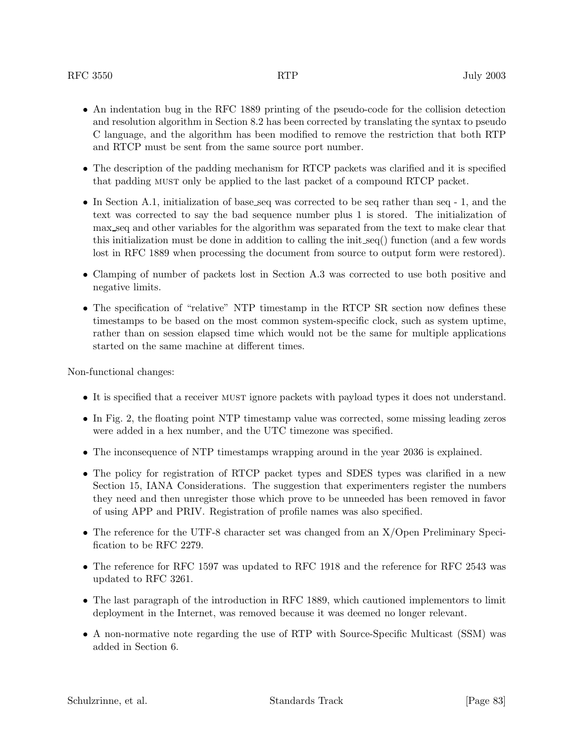- An indentation bug in the RFC 1889 printing of the pseudo-code for the collision detection and resolution algorithm in Section 8.2 has been corrected by translating the syntax to pseudo C language, and the algorithm has been modified to remove the restriction that both RTP and RTCP must be sent from the same source port number.

- The description of the padding mechanism for RTCP packets was clarified and it is specified that padding MUST only be applied to the last packet of a compound RTCP packet.

- In Section A.1, initialization of base_seq was corrected to be seq rather than seq - 1, and the text was corrected to say the bad sequence number plus 1 is stored. The initialization of max_seq and other variables for the algorithm was separated from the text to make clear that this initialization must be done in addition to calling the init_seq() function (and a few words lost in RFC 1889 when processing the document from source to output form were restored).

- Clamping of number of packets lost in Section A.3 was corrected to use both positive and negative limits.

- The specification of "relative" NTP timestamp in the RTCP SR section now defines these timestamps to be based on the most common system-specific clock, such as system uptime, rather than on session elapsed time which would not be the same for multiple applications started on the same machine at different times.

Non-functional changes:

- It is specified that a receiver MUST ignore packets with payload types it does not understand.

- In Fig. 2, the floating point NTP timestamp value was corrected, some missing leading zeros were added in a hex number, and the UTC timezone was specified.

- The inconsequence of NTP timestamps wrapping around in the year 2036 is explained.

- The policy for registration of RTCP packet types and SDES types was clarified in a new Section 15, IANA Considerations. The suggestion that experimenters register the numbers they need and then unregister those which prove to be unneeded has been removed in favor of using APP and PRIV. Registration of profile names was also specified.

- The reference for the UTF-8 character set was changed from an X/Open Preliminary Specification to be RFC 2279.

- The reference for RFC 1597 was updated to RFC 1918 and the reference for RFC 2543 was updated to RFC 3261.

- The last paragraph of the introduction in RFC 1889, which cautioned implementors to limit deployment in the Internet, was removed because it was deemed no longer relevant.

- A non-normative note regarding the use of RTP with Source-Specific Multicast (SSM) was added in Section 6.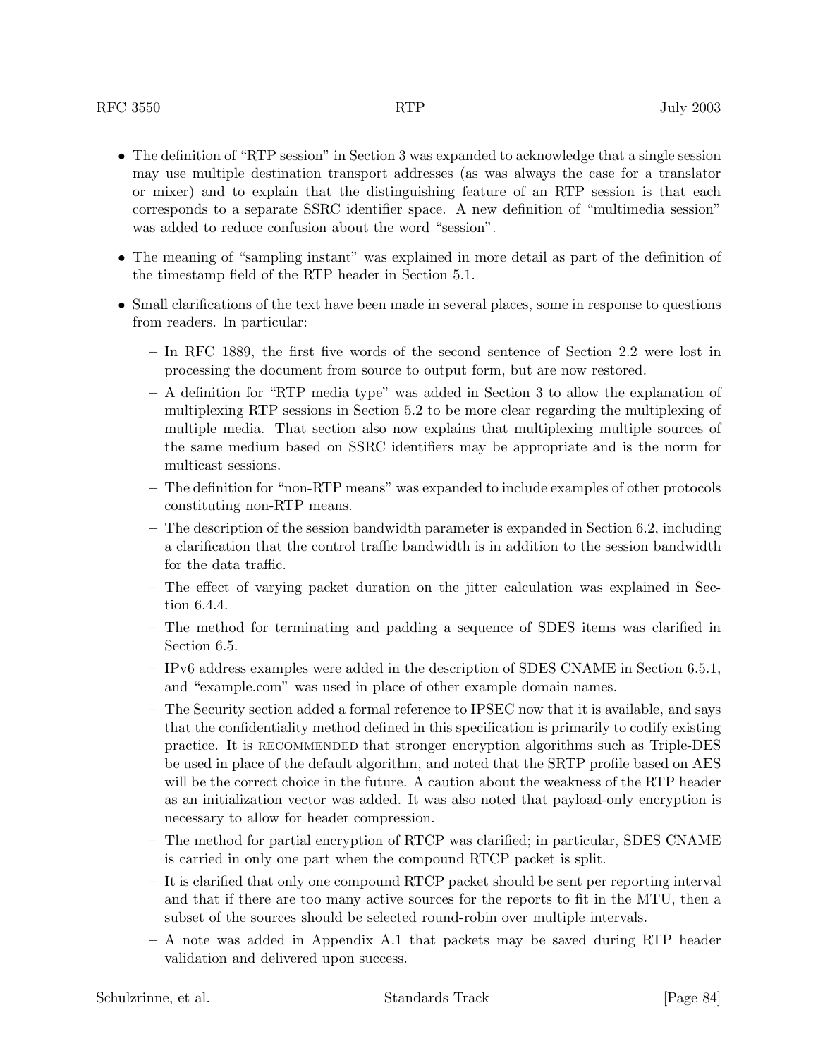- The definition of "RTP session" in Section 3 was expanded to acknowledge that a single session may use multiple destination transport addresses (as was always the case for a translator or mixer) and to explain that the distinguishing feature of an RTP session is that each corresponds to a separate SSRC identifier space. A new definition of "multimedia session" was added to reduce confusion about the word "session".
- The meaning of "sampling instant" was explained in more detail as part of the definition of the timestamp field of the RTP header in Section 5.1.
- Small clarifications of the text have been made in several places, some in response to questions from readers. In particular:
  - In RFC 1889, the first five words of the second sentence of Section 2.2 were lost in processing the document from source to output form, but are now restored.
  - A definition for "RTP media type" was added in Section 3 to allow the explanation of multiplexing RTP sessions in Section 5.2 to be more clear regarding the multiplexing of multiple media. That section also now explains that multiplexing multiple sources of the same medium based on SSRC identifiers may be appropriate and is the norm for multicast sessions.
  - The definition for "non-RTP means" was expanded to include examples of other protocols constituting non-RTP means.
  - The description of the session bandwidth parameter is expanded in Section 6.2, including a clarification that the control traffic bandwidth is in addition to the session bandwidth for the data traffic.
  - The effect of varying packet duration on the jitter calculation was explained in Section 6.4.4.
  - The method for terminating and padding a sequence of SDES items was clarified in Section 6.5.
  - IPv6 address examples were added in the description of SDES CNAME in Section 6.5.1, and "example.com" was used in place of other example domain names.
  - The Security section added a formal reference to IPSEC now that it is available, and says that the confidentiality method defined in this specification is primarily to codify existing practice. It is RECOMMENDED that stronger encryption algorithms such as Triple-DES be used in place of the default algorithm, and noted that the SRTP profile based on AES will be the correct choice in the future. A caution about the weakness of the RTP header as an initialization vector was added. It was also noted that payload-only encryption is necessary to allow for header compression.
  - The method for partial encryption of RTCP was clarified; in particular, SDES CNAME is carried in only one part when the compound RTCP packet is split.
  - It is clarified that only one compound RTCP packet should be sent per reporting interval and that if there are too many active sources for the reports to fit in the MTU, then a subset of the sources should be selected round-robin over multiple intervals.
  - A note was added in Appendix A.1 that packets may be saved during RTP header validation and delivered upon success.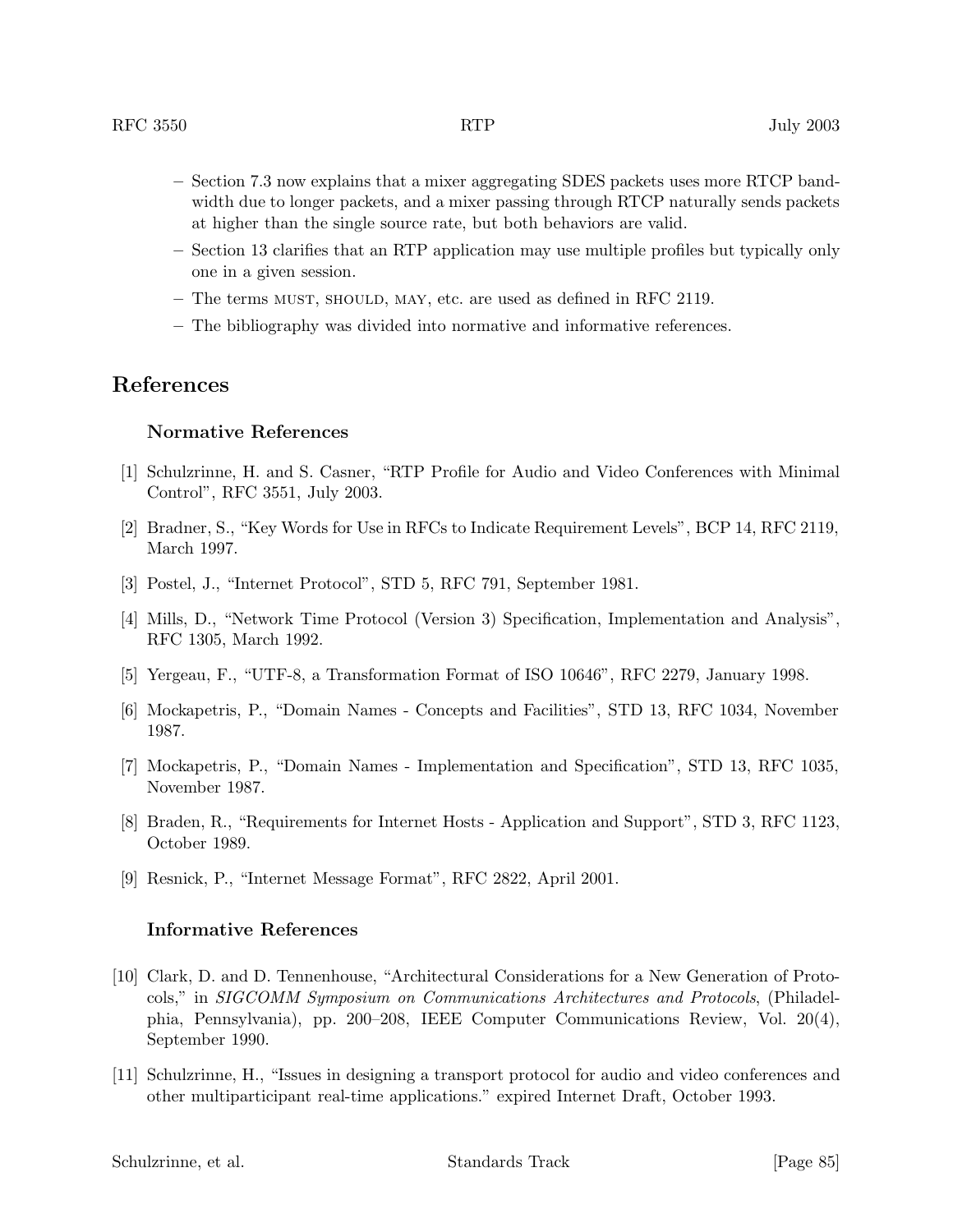- Section 7.3 now explains that a mixer aggregating SDES packets uses more RTCP bandwidth due to longer packets, and a mixer passing through RTCP naturally sends packets at higher than the single source rate, but both behaviors are valid.
- Section 13 clarifies that an RTP application may use multiple profiles but typically only one in a given session.
- The terms MUST, SHOULD, MAY, etc. are used as defined in RFC 2119.
- The bibliography was divided into normative and informative references.

# References

## Normative References

[1] Schulzrinne, H. and S. Casner, "RTP Profile for Audio and Video Conferences with Minimal Control", RFC 3551, July 2003.

[2] Bradner, S., "Key Words for Use in RFCs to Indicate Requirement Levels", BCP 14, RFC 2119, March 1997.

[3] Postel, J., "Internet Protocol", STD 5, RFC 791, September 1981.

[4] Mills, D., "Network Time Protocol (Version 3) Specification, Implementation and Analysis", RFC 1305, March 1992.

[5] Yergeau, F., "UTF-8, a Transformation Format of ISO 10646", RFC 2279, January 1998.

[6] Mockapetris, P., "Domain Names - Concepts and Facilities", STD 13, RFC 1034, November 1987.

[7] Mockapetris, P., "Domain Names - Implementation and Specification", STD 13, RFC 1035, November 1987.

[8] Braden, R., "Requirements for Internet Hosts - Application and Support", STD 3, RFC 1123, October 1989.

[9] Resnick, P., "Internet Message Format", RFC 2822, April 2001.

## Informative References

[10] Clark, D. and D. Tennenhouse, "Architectural Considerations for a New Generation of Protocols," in *SIGCOMM Symposium on Communications Architectures and Protocols*, (Philadelphia, Pennsylvania), pp. 200–208, IEEE Computer Communications Review, Vol. 20(4), September 1990.

[11] Schulzrinne, H., "Issues in designing a transport protocol for audio and video conferences and other multiparticipant real-time applications." expired Internet Draft, October 1993.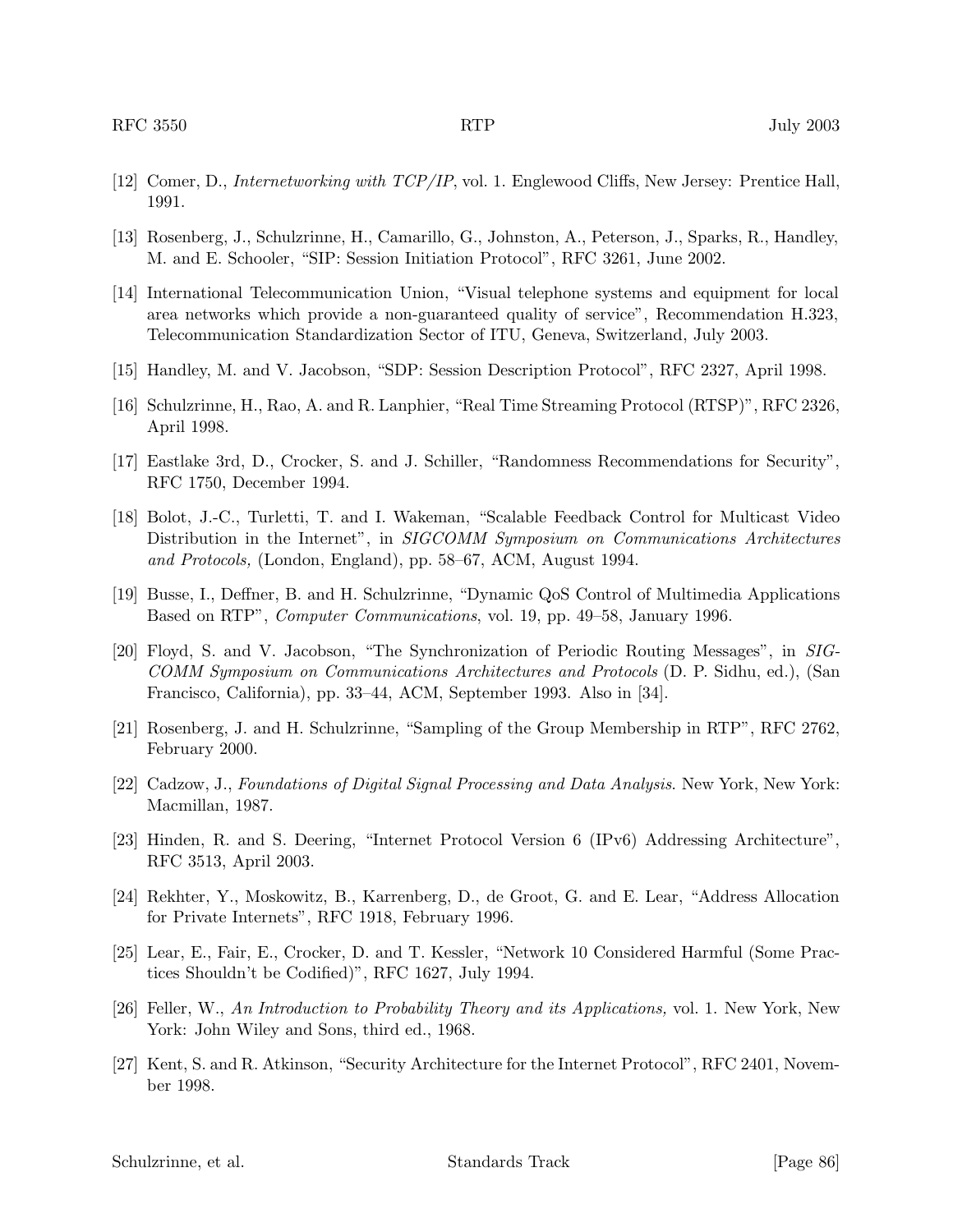[12] Comer, D., *Internetworking with TCP/IP*, vol. 1. Englewood Cliffs, New Jersey: Prentice Hall, 1991.

[13] Rosenberg, J., Schulzrinne, H., Camarillo, G., Johnston, A., Peterson, J., Sparks, R., Handley, M. and E. Schooler, "SIP: Session Initiation Protocol", RFC 3261, June 2002.

[14] International Telecommunication Union, "Visual telephone systems and equipment for local area networks which provide a non-guaranteed quality of service", Recommendation H.323, Telecommunication Standardization Sector of ITU, Geneva, Switzerland, July 2003.

[15] Handley, M. and V. Jacobson, "SDP: Session Description Protocol", RFC 2327, April 1998.

[16] Schulzrinne, H., Rao, A. and R. Lanphier, "Real Time Streaming Protocol (RTSP)", RFC 2326, April 1998.

[17] Eastlake 3rd, D., Crocker, S. and J. Schiller, "Randomness Recommendations for Security", RFC 1750, December 1994.

[18] Bolot, J.-C., Turletti, T. and I. Wakeman, "Scalable Feedback Control for Multicast Video Distribution in the Internet", in *SIGCOMM Symposium on Communications Architectures and Protocols,* (London, England), pp. 58–67, ACM, August 1994.

[19] Busse, I., Deffner, B. and H. Schulzrinne, "Dynamic QoS Control of Multimedia Applications Based on RTP", *Computer Communications*, vol. 19, pp. 49–58, January 1996.

[20] Floyd, S. and V. Jacobson, "The Synchronization of Periodic Routing Messages", in *SIGCOMM Symposium on Communications Architectures and Protocols* (D. P. Sidhu, ed.), (San Francisco, California), pp. 33–44, ACM, September 1993. Also in [34].

[21] Rosenberg, J. and H. Schulzrinne, "Sampling of the Group Membership in RTP", RFC 2762, February 2000.

[22] Cadzow, J., *Foundations of Digital Signal Processing and Data Analysis.* New York, New York: Macmillan, 1987.

[23] Hinden, R. and S. Deering, "Internet Protocol Version 6 (IPv6) Addressing Architecture", RFC 3513, April 2003.

[24] Rekhter, Y., Moskowitz, B., Karrenberg, D., de Groot, G. and E. Lear, "Address Allocation for Private Internets", RFC 1918, February 1996.

[25] Lear, E., Fair, E., Crocker, D. and T. Kessler, "Network 10 Considered Harmful (Some Practices Shouldn't be Codified)", RFC 1627, July 1994.

[26] Feller, W., *An Introduction to Probability Theory and its Applications,* vol. 1. New York, New York: John Wiley and Sons, third ed., 1968.

[27] Kent, S. and R. Atkinson, "Security Architecture for the Internet Protocol", RFC 2401, November 1998.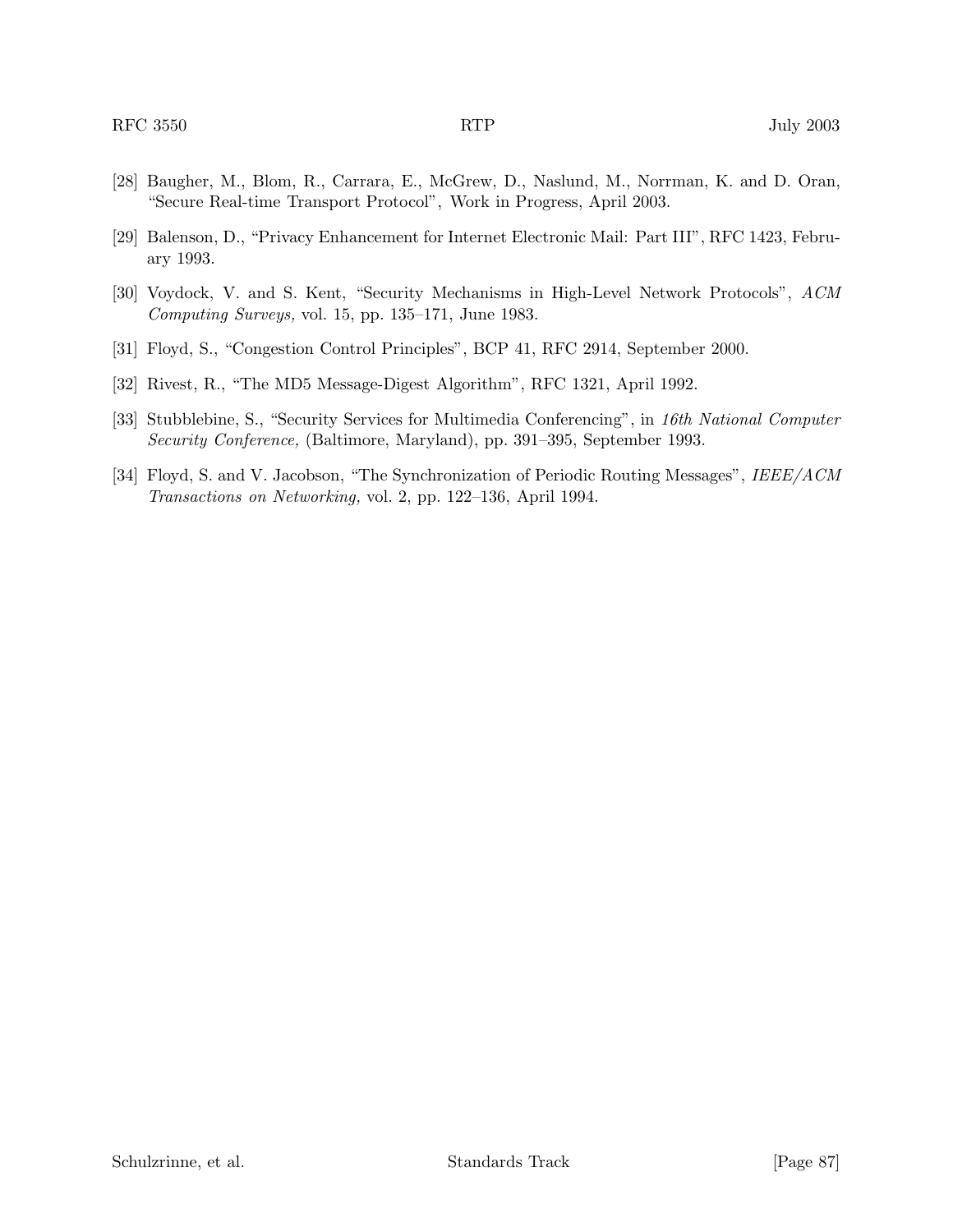[28] Baugher, M., Blom, R., Carrara, E., McGrew, D., Naslund, M., Norrman, K. and D. Oran, "Secure Real-time Transport Protocol", Work in Progress, April 2003.

[29] Balenson, D., "Privacy Enhancement for Internet Electronic Mail: Part III", RFC 1423, February 1993.

[30] Voydock, V. and S. Kent, "Security Mechanisms in High-Level Network Protocols", *ACM Computing Surveys,* vol. 15, pp. 135–171, June 1983.

[31] Floyd, S., "Congestion Control Principles", BCP 41, RFC 2914, September 2000.

[32] Rivest, R., "The MD5 Message-Digest Algorithm", RFC 1321, April 1992.

[33] Stubblebine, S., "Security Services for Multimedia Conferencing", in *16th National Computer Security Conference,* (Baltimore, Maryland), pp. 391–395, September 1993.

[34] Floyd, S. and V. Jacobson, "The Synchronization of Periodic Routing Messages", *IEEE/ACM Transactions on Networking,* vol. 2, pp. 122–136, April 1994.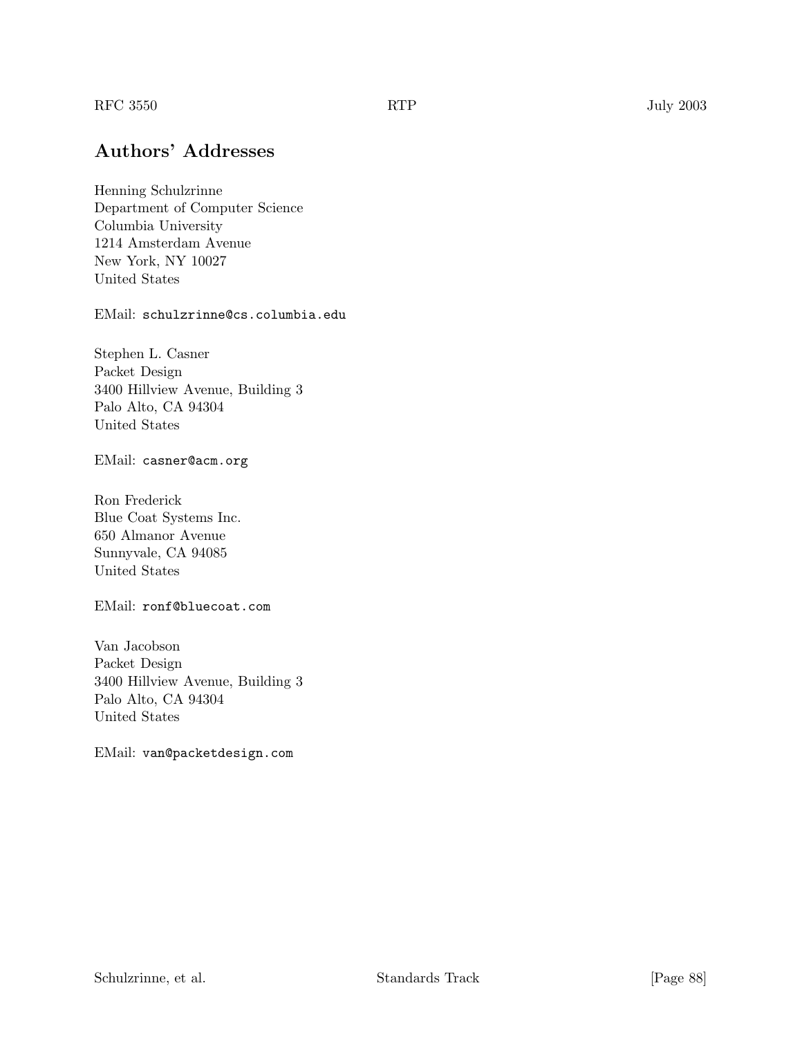## Authors' Addresses

Henning Schulzrinne
Department of Computer Science
Columbia University
1214 Amsterdam Avenue
New York, NY 10027
United States

EMail: `schulzrinne@cs.columbia.edu`

Stephen L. Casner
Packet Design
3400 Hillview Avenue, Building 3
Palo Alto, CA 94304
United States

EMail: `casner@acm.org`

Ron Frederick
Blue Coat Systems Inc.
650 Almanor Avenue
Sunnyvale, CA 94085
United States

EMail: `ronf@bluecoat.com`

Van Jacobson
Packet Design
3400 Hillview Avenue, Building 3
Palo Alto, CA 94304
United States

EMail: `van@packetdesign.com`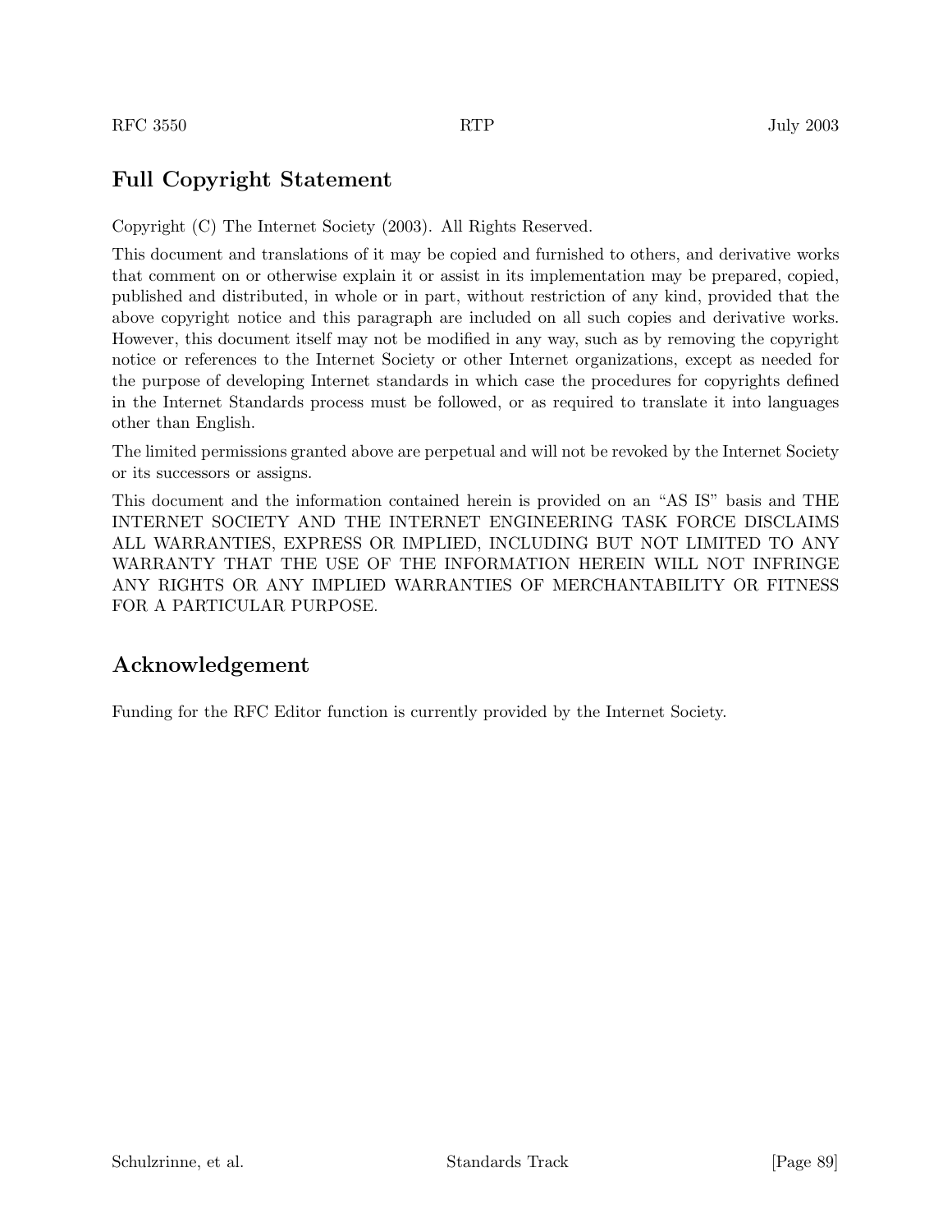## Full Copyright Statement

Copyright (C) The Internet Society (2003). All Rights Reserved.

This document and translations of it may be copied and furnished to others, and derivative works that comment on or otherwise explain it or assist in its implementation may be prepared, copied, published and distributed, in whole or in part, without restriction of any kind, provided that the above copyright notice and this paragraph are included on all such copies and derivative works. However, this document itself may not be modified in any way, such as by removing the copyright notice or references to the Internet Society or other Internet organizations, except as needed for the purpose of developing Internet standards in which case the procedures for copyrights defined in the Internet Standards process must be followed, or as required to translate it into languages other than English.

The limited permissions granted above are perpetual and will not be revoked by the Internet Society or its successors or assigns.

This document and the information contained herein is provided on an "AS IS" basis and THE INTERNET SOCIETY AND THE INTERNET ENGINEERING TASK FORCE DISCLAIMS ALL WARRANTIES, EXPRESS OR IMPLIED, INCLUDING BUT NOT LIMITED TO ANY WARRANTY THAT THE USE OF THE INFORMATION HEREIN WILL NOT INFRINGE ANY RIGHTS OR ANY IMPLIED WARRANTIES OF MERCHANTABILITY OR FITNESS FOR A PARTICULAR PURPOSE.

## Acknowledgement

Funding for the RFC Editor function is currently provided by the Internet Society.